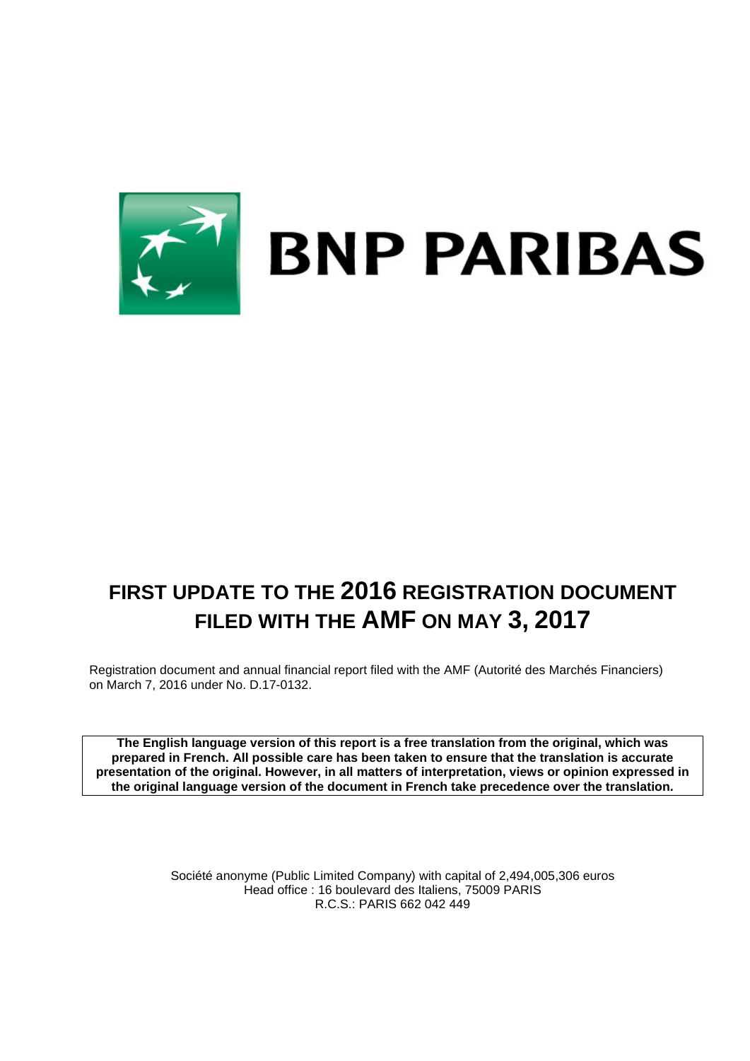BNP PARIBAS

# FIRST UPDATE TO THE 2016 REGISTRATION DOCUMENT FILED WITH THE AMF ON MAY 3, 2017

Registration document and annual financial report filed with the AMF (Autorité des Marchés Financiers) on March 7, 2016 under No. D.17-0132.

**The English language version of this report is a free translation from the original, which was prepared in French. All possible care has been taken to ensure that the translation is accurate presentation of the original. However, in all matters of interpretation, views or opinion expressed in the original language version of the document in French take precedence over the translation.**

Société anonyme (Public Limited Company) with capital of 2,494,005,306 euros
Head office : 16 boulevard des Italiens, 75009 PARIS
R.C.S.: PARIS 662 042 449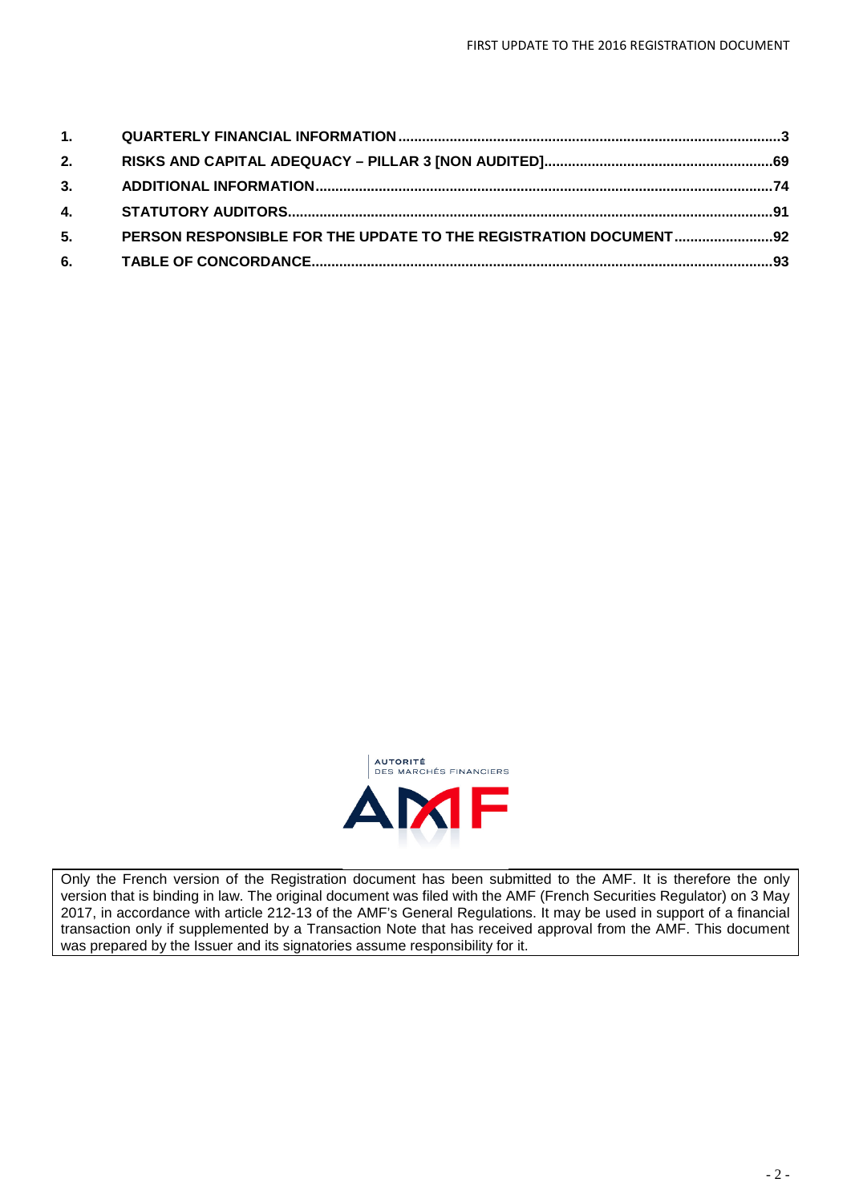| | | |
|---|---|---|
| 1. | QUARTERLY FINANCIAL INFORMATION | 3 |
| 2. | RISKS AND CAPITAL ADEQUACY – PILLAR 3 [NON AUDITED] | 69 |
| 3. | ADDITIONAL INFORMATION | 74 |
| 4. | STATUTORY AUDITORS | 91 |
| 5. | PERSON RESPONSIBLE FOR THE UPDATE TO THE REGISTRATION DOCUMENT | 92 |
| 6. | TABLE OF CONCORDANCE | 93 |

AUTORITÉ DES MARCHÉS FINANCIERS

AMF

Only the French version of the Registration document has been submitted to the AMF. It is therefore the only version that is binding in law. The original document was filed with the AMF (French Securities Regulator) on 3 May 2017, in accordance with article 212-13 of the AMF's General Regulations. It may be used in support of a financial transaction only if supplemented by a Transaction Note that has received approval from the AMF. This document was prepared by the Issuer and its signatories assume responsibility for it.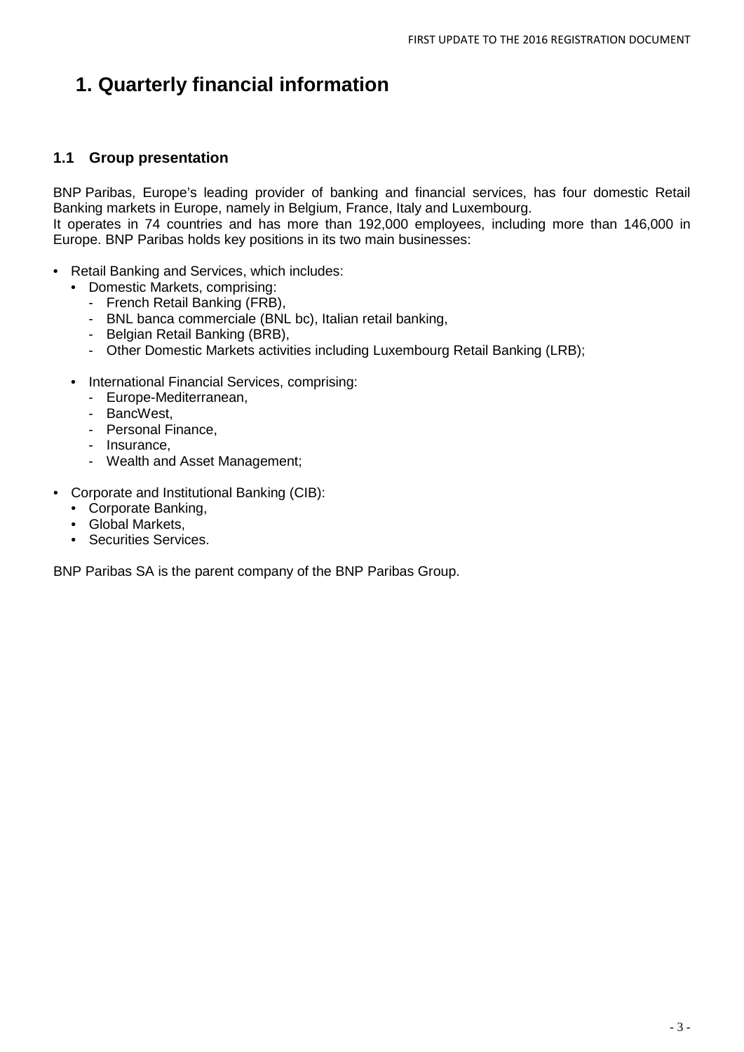# 1. Quarterly financial information

## 1.1 Group presentation

BNP Paribas, Europe's leading provider of banking and financial services, has four domestic Retail Banking markets in Europe, namely in Belgium, France, Italy and Luxembourg.
It operates in 74 countries and has more than 192,000 employees, including more than 146,000 in Europe. BNP Paribas holds key positions in its two main businesses:

- Retail Banking and Services, which includes:
  - Domestic Markets, comprising:
    - French Retail Banking (FRB),
    - BNL banca commerciale (BNL bc), Italian retail banking,
    - Belgian Retail Banking (BRB),
    - Other Domestic Markets activities including Luxembourg Retail Banking (LRB);
  - International Financial Services, comprising:
    - Europe-Mediterranean,
    - BancWest,
    - Personal Finance,
    - Insurance,
    - Wealth and Asset Management;
- Corporate and Institutional Banking (CIB):
  - Corporate Banking,
  - Global Markets,
  - Securities Services.

BNP Paribas SA is the parent company of the BNP Paribas Group.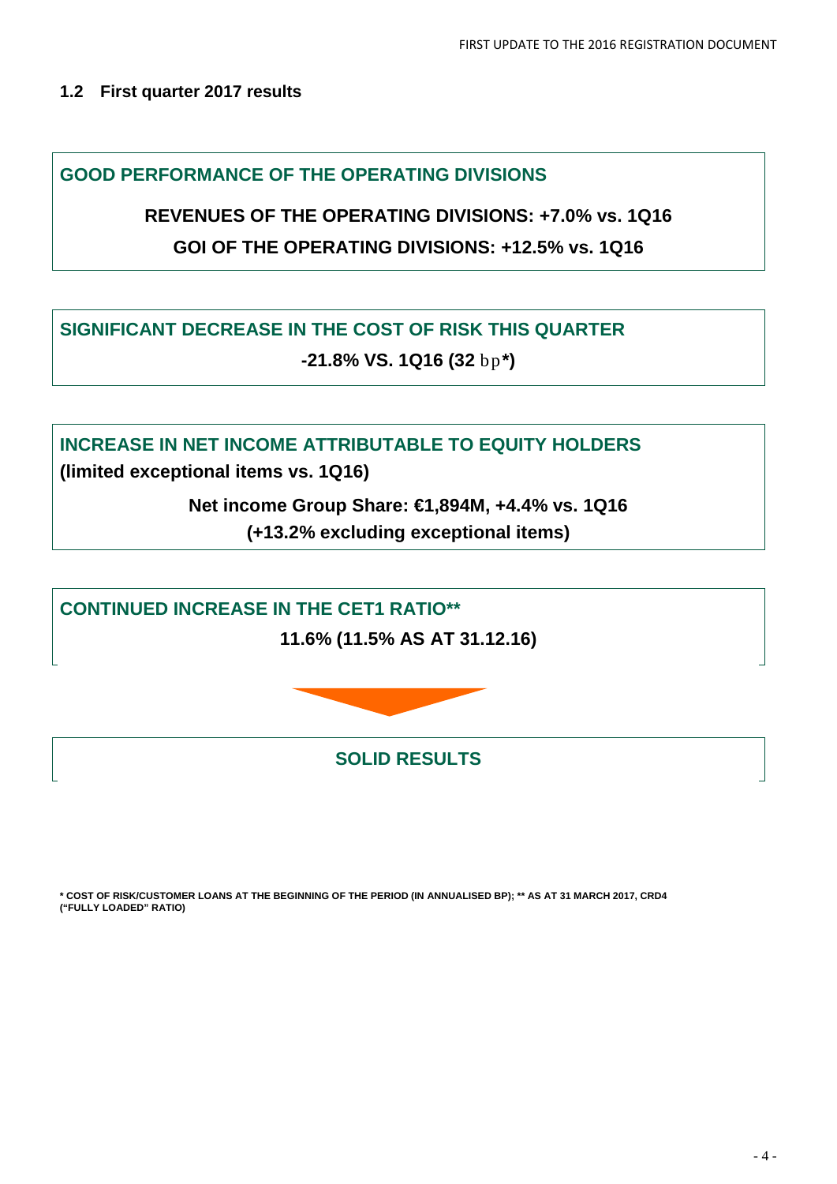## 1.2 First quarter 2017 results

**GOOD PERFORMANCE OF THE OPERATING DIVISIONS**

**REVENUES OF THE OPERATING DIVISIONS: +7.0% vs. 1Q16**

**GOI OF THE OPERATING DIVISIONS: +12.5% vs. 1Q16**

**SIGNIFICANT DECREASE IN THE COST OF RISK THIS QUARTER**

**-21.8% VS. 1Q16 (32 bp*)**

**INCREASE IN NET INCOME ATTRIBUTABLE TO EQUITY HOLDERS**
**(limited exceptional items vs. 1Q16)**

**Net income Group Share: €1,894M, +4.4% vs. 1Q16**
**(+13.2% excluding exceptional items)**

**CONTINUED INCREASE IN THE CET1 RATIO****

**11.6% (11.5% AS AT 31.12.16)**

**SOLID RESULTS**

**\* COST OF RISK/CUSTOMER LOANS AT THE BEGINNING OF THE PERIOD (IN ANNUALISED BP); ** AS AT 31 MARCH 2017, CRD4 ("FULLY LOADED" RATIO)**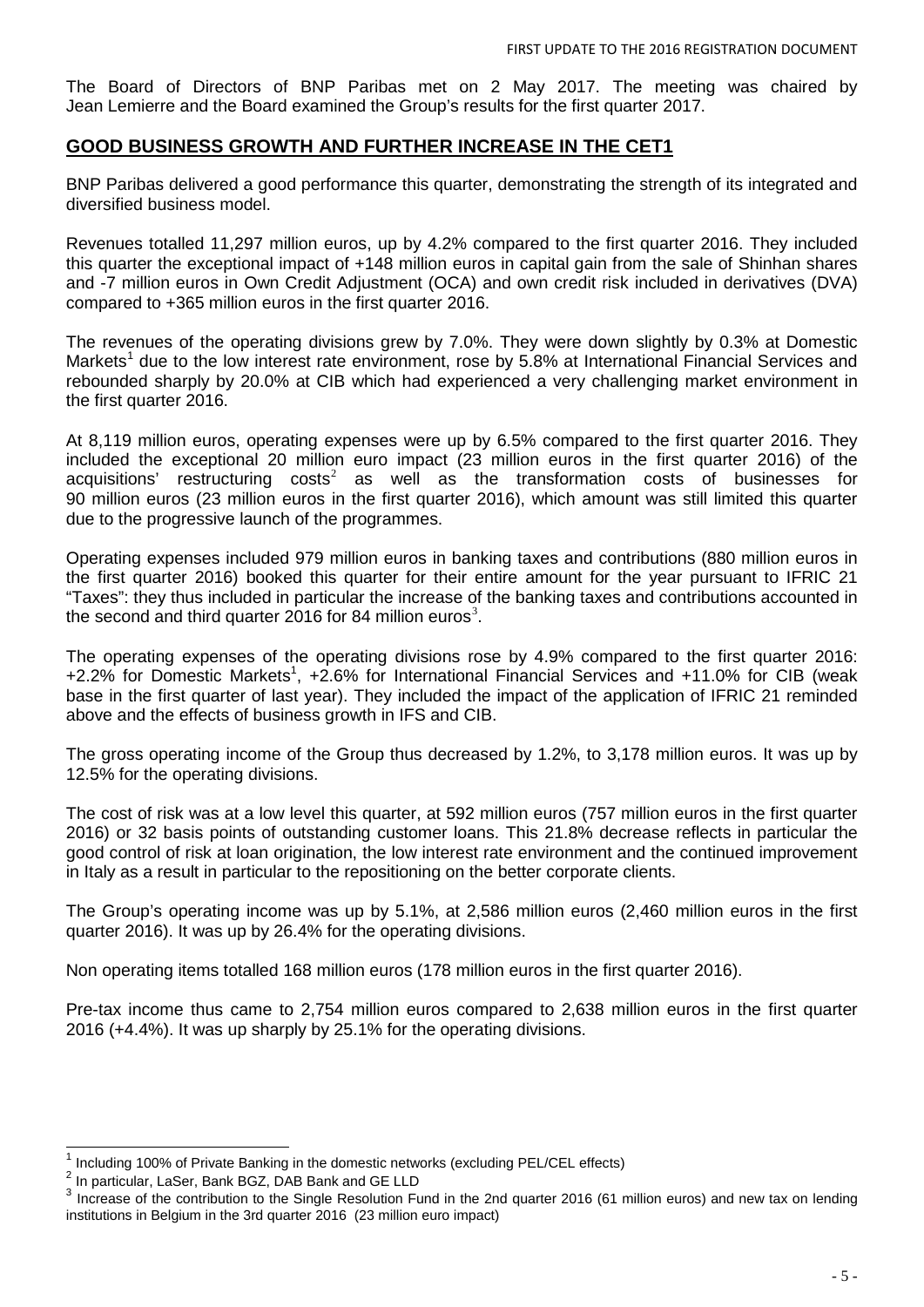The Board of Directors of BNP Paribas met on 2 May 2017. The meeting was chaired by Jean Lemierre and the Board examined the Group's results for the first quarter 2017.

## GOOD BUSINESS GROWTH AND FURTHER INCREASE IN THE CET1

BNP Paribas delivered a good performance this quarter, demonstrating the strength of its integrated and diversified business model.

Revenues totalled 11,297 million euros, up by 4.2% compared to the first quarter 2016. They included this quarter the exceptional impact of +148 million euros in capital gain from the sale of Shinhan shares and -7 million euros in Own Credit Adjustment (OCA) and own credit risk included in derivatives (DVA) compared to +365 million euros in the first quarter 2016.

The revenues of the operating divisions grew by 7.0%. They were down slightly by 0.3% at Domestic Markets[1] due to the low interest rate environment, rose by 5.8% at International Financial Services and rebounded sharply by 20.0% at CIB which had experienced a very challenging market environment in the first quarter 2016.

At 8,119 million euros, operating expenses were up by 6.5% compared to the first quarter 2016. They included the exceptional 20 million euro impact (23 million euros in the first quarter 2016) of the acquisitions' restructuring costs[2] as well as the transformation costs of businesses for 90 million euros (23 million euros in the first quarter 2016), which amount was still limited this quarter due to the progressive launch of the programmes.

Operating expenses included 979 million euros in banking taxes and contributions (880 million euros in the first quarter 2016) booked this quarter for their entire amount for the year pursuant to IFRIC 21 "Taxes": they thus included in particular the increase of the banking taxes and contributions accounted in the second and third quarter 2016 for 84 million euros[3].

The operating expenses of the operating divisions rose by 4.9% compared to the first quarter 2016: +2.2% for Domestic Markets[1], +2.6% for International Financial Services and +11.0% for CIB (weak base in the first quarter of last year). They included the impact of the application of IFRIC 21 reminded above and the effects of business growth in IFS and CIB.

The gross operating income of the Group thus decreased by 1.2%, to 3,178 million euros. It was up by 12.5% for the operating divisions.

The cost of risk was at a low level this quarter, at 592 million euros (757 million euros in the first quarter 2016) or 32 basis points of outstanding customer loans. This 21.8% decrease reflects in particular the good control of risk at loan origination, the low interest rate environment and the continued improvement in Italy as a result in particular to the repositioning on the better corporate clients.

The Group's operating income was up by 5.1%, at 2,586 million euros (2,460 million euros in the first quarter 2016). It was up by 26.4% for the operating divisions.

Non operating items totalled 168 million euros (178 million euros in the first quarter 2016).

Pre-tax income thus came to 2,754 million euros compared to 2,638 million euros in the first quarter 2016 (+4.4%). It was up sharply by 25.1% for the operating divisions.

---

[1] Including 100% of Private Banking in the domestic networks (excluding PEL/CEL effects)

[2] In particular, LaSer, Bank BGZ, DAB Bank and GE LLD

[3] Increase of the contribution to the Single Resolution Fund in the 2nd quarter 2016 (61 million euros) and new tax on lending institutions in Belgium in the 3rd quarter 2016 (23 million euro impact)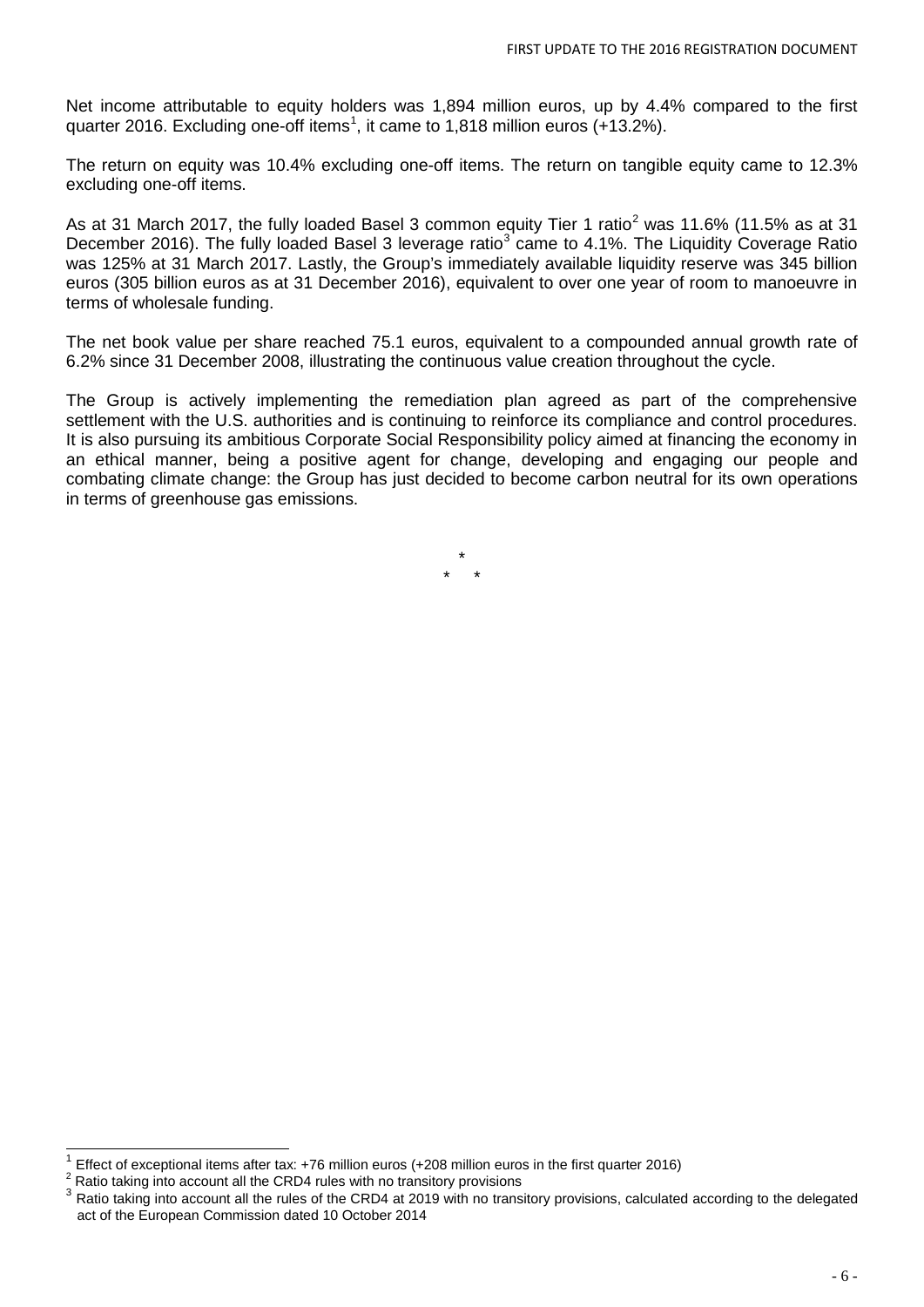Net income attributable to equity holders was 1,894 million euros, up by 4.4% compared to the first quarter 2016. Excluding one-off items[1], it came to 1,818 million euros (+13.2%).

The return on equity was 10.4% excluding one-off items. The return on tangible equity came to 12.3% excluding one-off items.

As at 31 March 2017, the fully loaded Basel 3 common equity Tier 1 ratio[2] was 11.6% (11.5% as at 31 December 2016). The fully loaded Basel 3 leverage ratio[3] came to 4.1%. The Liquidity Coverage Ratio was 125% at 31 March 2017. Lastly, the Group's immediately available liquidity reserve was 345 billion euros (305 billion euros as at 31 December 2016), equivalent to over one year of room to manoeuvre in terms of wholesale funding.

The net book value per share reached 75.1 euros, equivalent to a compounded annual growth rate of 6.2% since 31 December 2008, illustrating the continuous value creation throughout the cycle.

The Group is actively implementing the remediation plan agreed as part of the comprehensive settlement with the U.S. authorities and is continuing to reinforce its compliance and control procedures. It is also pursuing its ambitious Corporate Social Responsibility policy aimed at financing the economy in an ethical manner, being a positive agent for change, developing and engaging our people and combating climate change: the Group has just decided to become carbon neutral for its own operations in terms of greenhouse gas emissions.

\*
\* \*

[1] Effect of exceptional items after tax: +76 million euros (+208 million euros in the first quarter 2016)

[2] Ratio taking into account all the CRD4 rules with no transitory provisions

[3] Ratio taking into account all the rules of the CRD4 at 2019 with no transitory provisions, calculated according to the delegated act of the European Commission dated 10 October 2014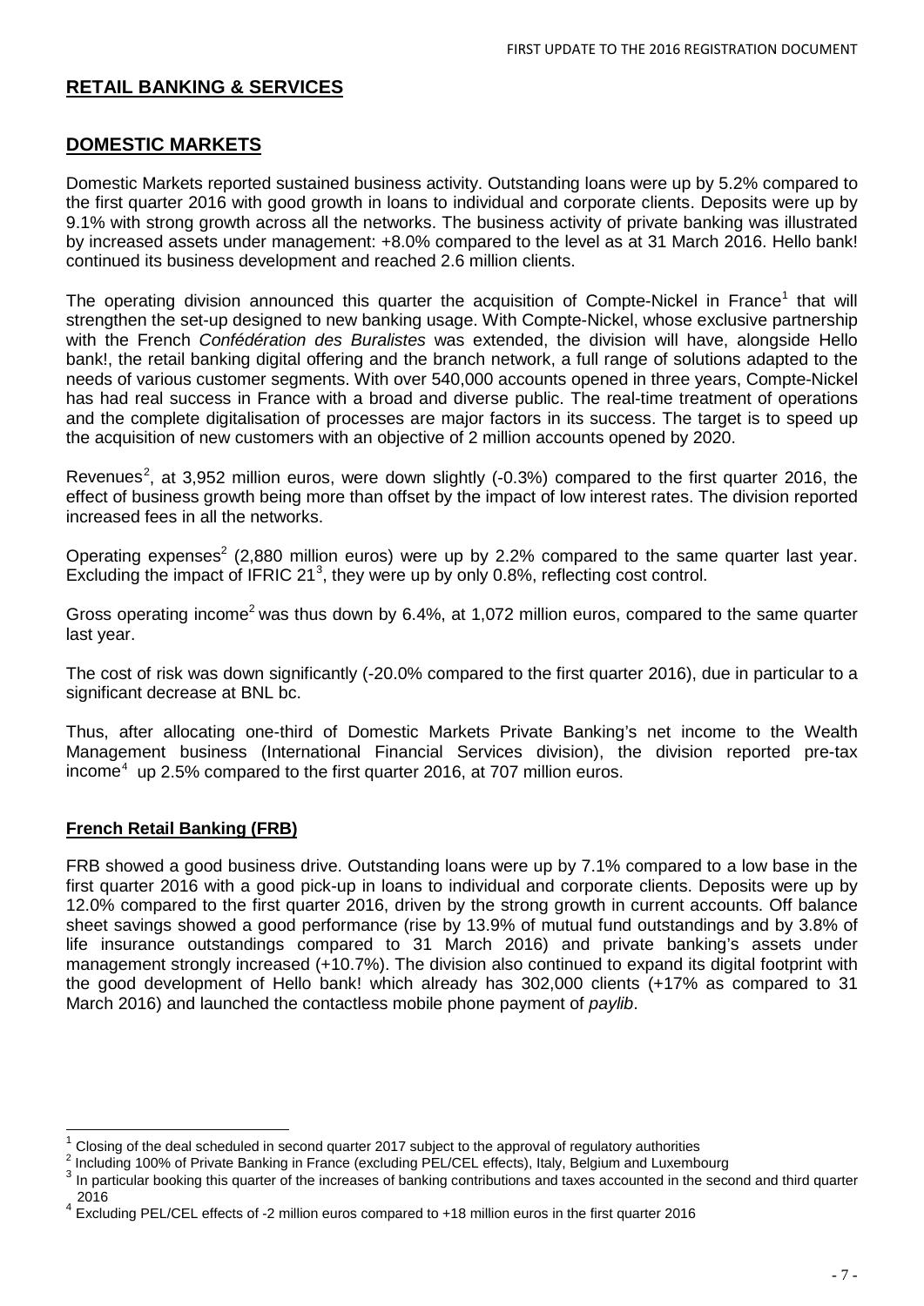## RETAIL BANKING & SERVICES

## DOMESTIC MARKETS

Domestic Markets reported sustained business activity. Outstanding loans were up by 5.2% compared to the first quarter 2016 with good growth in loans to individual and corporate clients. Deposits were up by 9.1% with strong growth across all the networks. The business activity of private banking was illustrated by increased assets under management: +8.0% compared to the level as at 31 March 2016. Hello bank! continued its business development and reached 2.6 million clients.

The operating division announced this quarter the acquisition of Compte-Nickel in France[1] that will strengthen the set-up designed to new banking usage. With Compte-Nickel, whose exclusive partnership with the French *Confédération des Buralistes* was extended, the division will have, alongside Hello bank!, the retail banking digital offering and the branch network, a full range of solutions adapted to the needs of various customer segments. With over 540,000 accounts opened in three years, Compte-Nickel has had real success in France with a broad and diverse public. The real-time treatment of operations and the complete digitalisation of processes are major factors in its success. The target is to speed up the acquisition of new customers with an objective of 2 million accounts opened by 2020.

Revenues[2], at 3,952 million euros, were down slightly (-0.3%) compared to the first quarter 2016, the effect of business growth being more than offset by the impact of low interest rates. The division reported increased fees in all the networks.

Operating expenses[2] (2,880 million euros) were up by 2.2% compared to the same quarter last year. Excluding the impact of IFRIC 21[3], they were up by only 0.8%, reflecting cost control.

Gross operating income[2] was thus down by 6.4%, at 1,072 million euros, compared to the same quarter last year.

The cost of risk was down significantly (-20.0% compared to the first quarter 2016), due in particular to a significant decrease at BNL bc.

Thus, after allocating one-third of Domestic Markets Private Banking's net income to the Wealth Management business (International Financial Services division), the division reported pre-tax income[4] up 2.5% compared to the first quarter 2016, at 707 million euros.

### French Retail Banking (FRB)

FRB showed a good business drive. Outstanding loans were up by 7.1% compared to a low base in the first quarter 2016 with a good pick-up in loans to individual and corporate clients. Deposits were up by 12.0% compared to the first quarter 2016, driven by the strong growth in current accounts. Off balance sheet savings showed a good performance (rise by 13.9% of mutual fund outstandings and by 3.8% of life insurance outstandings compared to 31 March 2016) and private banking's assets under management strongly increased (+10.7%). The division also continued to expand its digital footprint with the good development of Hello bank! which already has 302,000 clients (+17% as compared to 31 March 2016) and launched the contactless mobile phone payment of *paylib*.

---

[1] Closing of the deal scheduled in second quarter 2017 subject to the approval of regulatory authorities

[2] Including 100% of Private Banking in France (excluding PEL/CEL effects), Italy, Belgium and Luxembourg

[3] In particular booking this quarter of the increases of banking contributions and taxes accounted in the second and third quarter 2016

[4] Excluding PEL/CEL effects of -2 million euros compared to +18 million euros in the first quarter 2016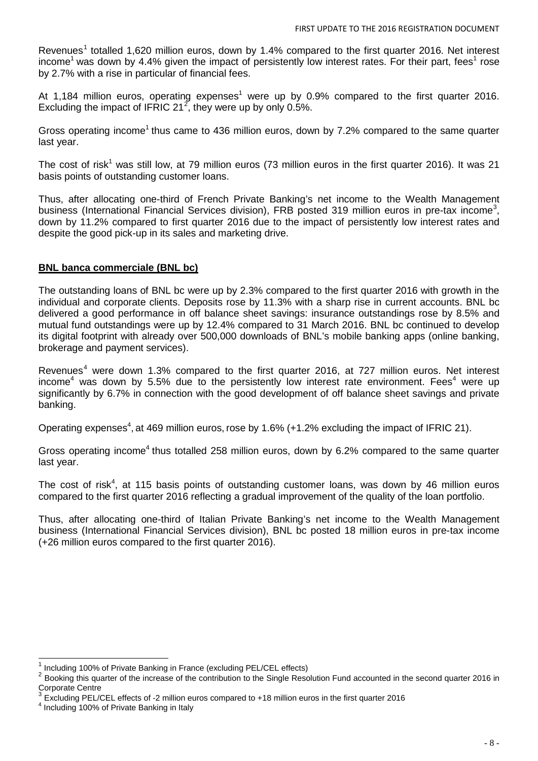Revenues[1] totalled 1,620 million euros, down by 1.4% compared to the first quarter 2016. Net interest income[1] was down by 4.4% given the impact of persistently low interest rates. For their part, fees[1] rose by 2.7% with a rise in particular of financial fees.

At 1,184 million euros, operating expenses[1] were up by 0.9% compared to the first quarter 2016. Excluding the impact of IFRIC 21[2], they were up by only 0.5%.

Gross operating income[1] thus came to 436 million euros, down by 7.2% compared to the same quarter last year.

The cost of risk[1] was still low, at 79 million euros (73 million euros in the first quarter 2016). It was 21 basis points of outstanding customer loans.

Thus, after allocating one-third of French Private Banking's net income to the Wealth Management business (International Financial Services division), FRB posted 319 million euros in pre-tax income[3], down by 11.2% compared to first quarter 2016 due to the impact of persistently low interest rates and despite the good pick-up in its sales and marketing drive.

**BNL banca commerciale (BNL bc)**

The outstanding loans of BNL bc were up by 2.3% compared to the first quarter 2016 with growth in the individual and corporate clients. Deposits rose by 11.3% with a sharp rise in current accounts. BNL bc delivered a good performance in off balance sheet savings: insurance outstandings rose by 8.5% and mutual fund outstandings were up by 12.4% compared to 31 March 2016. BNL bc continued to develop its digital footprint with already over 500,000 downloads of BNL's mobile banking apps (online banking, brokerage and payment services).

Revenues[4] were down 1.3% compared to the first quarter 2016, at 727 million euros. Net interest income[4] was down by 5.5% due to the persistently low interest rate environment. Fees[4] were up significantly by 6.7% in connection with the good development of off balance sheet savings and private banking.

Operating expenses[4], at 469 million euros, rose by 1.6% (+1.2% excluding the impact of IFRIC 21).

Gross operating income[4] thus totalled 258 million euros, down by 6.2% compared to the same quarter last year.

The cost of risk[4], at 115 basis points of outstanding customer loans, was down by 46 million euros compared to the first quarter 2016 reflecting a gradual improvement of the quality of the loan portfolio.

Thus, after allocating one-third of Italian Private Banking's net income to the Wealth Management business (International Financial Services division), BNL bc posted 18 million euros in pre-tax income (+26 million euros compared to the first quarter 2016).

---

[1] Including 100% of Private Banking in France (excluding PEL/CEL effects)

[2] Booking this quarter of the increase of the contribution to the Single Resolution Fund accounted in the second quarter 2016 in Corporate Centre

[3] Excluding PEL/CEL effects of -2 million euros compared to +18 million euros in the first quarter 2016

[4] Including 100% of Private Banking in Italy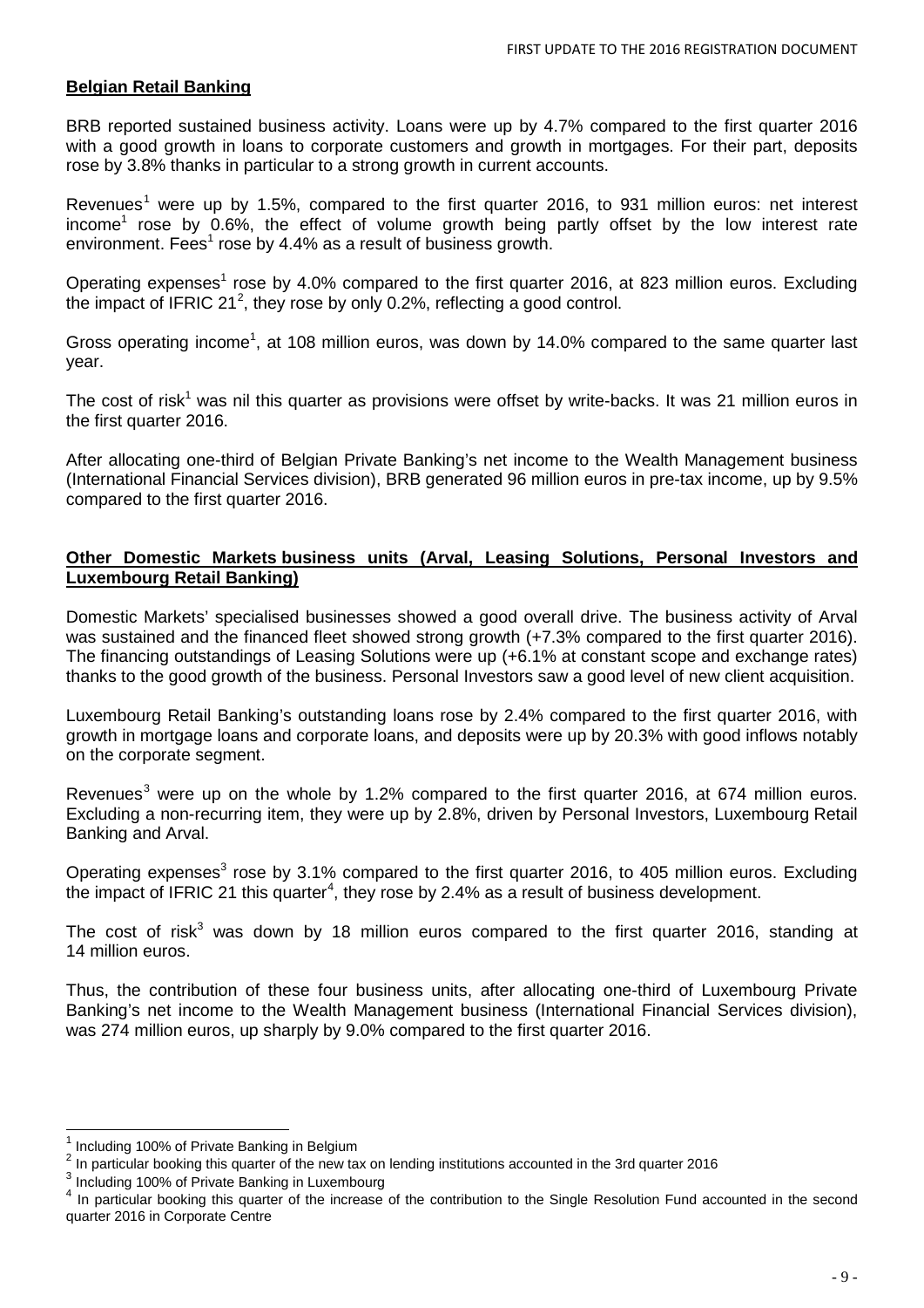**Belgian Retail Banking**

BRB reported sustained business activity. Loans were up by 4.7% compared to the first quarter 2016 with a good growth in loans to corporate customers and growth in mortgages. For their part, deposits rose by 3.8% thanks in particular to a strong growth in current accounts.

Revenues[1] were up by 1.5%, compared to the first quarter 2016, to 931 million euros: net interest income[1] rose by 0.6%, the effect of volume growth being partly offset by the low interest rate environment. Fees[1] rose by 4.4% as a result of business growth.

Operating expenses[1] rose by 4.0% compared to the first quarter 2016, at 823 million euros. Excluding the impact of IFRIC 21[2], they rose by only 0.2%, reflecting a good control.

Gross operating income[1], at 108 million euros, was down by 14.0% compared to the same quarter last year.

The cost of risk[1] was nil this quarter as provisions were offset by write-backs. It was 21 million euros in the first quarter 2016.

After allocating one-third of Belgian Private Banking's net income to the Wealth Management business (International Financial Services division), BRB generated 96 million euros in pre-tax income, up by 9.5% compared to the first quarter 2016.

**Other Domestic Markets business units (Arval, Leasing Solutions, Personal Investors and Luxembourg Retail Banking)**

Domestic Markets' specialised businesses showed a good overall drive. The business activity of Arval was sustained and the financed fleet showed strong growth (+7.3% compared to the first quarter 2016). The financing outstandings of Leasing Solutions were up (+6.1% at constant scope and exchange rates) thanks to the good growth of the business. Personal Investors saw a good level of new client acquisition.

Luxembourg Retail Banking's outstanding loans rose by 2.4% compared to the first quarter 2016, with growth in mortgage loans and corporate loans, and deposits were up by 20.3% with good inflows notably on the corporate segment.

Revenues[3] were up on the whole by 1.2% compared to the first quarter 2016, at 674 million euros. Excluding a non-recurring item, they were up by 2.8%, driven by Personal Investors, Luxembourg Retail Banking and Arval.

Operating expenses[3] rose by 3.1% compared to the first quarter 2016, to 405 million euros. Excluding the impact of IFRIC 21 this quarter[4], they rose by 2.4% as a result of business development.

The cost of risk[3] was down by 18 million euros compared to the first quarter 2016, standing at 14 million euros.

Thus, the contribution of these four business units, after allocating one-third of Luxembourg Private Banking's net income to the Wealth Management business (International Financial Services division), was 274 million euros, up sharply by 9.0% compared to the first quarter 2016.

---

[1] Including 100% of Private Banking in Belgium

[2] In particular booking this quarter of the new tax on lending institutions accounted in the 3rd quarter 2016

[3] Including 100% of Private Banking in Luxembourg

[4] In particular booking this quarter of the increase of the contribution to the Single Resolution Fund accounted in the second quarter 2016 in Corporate Centre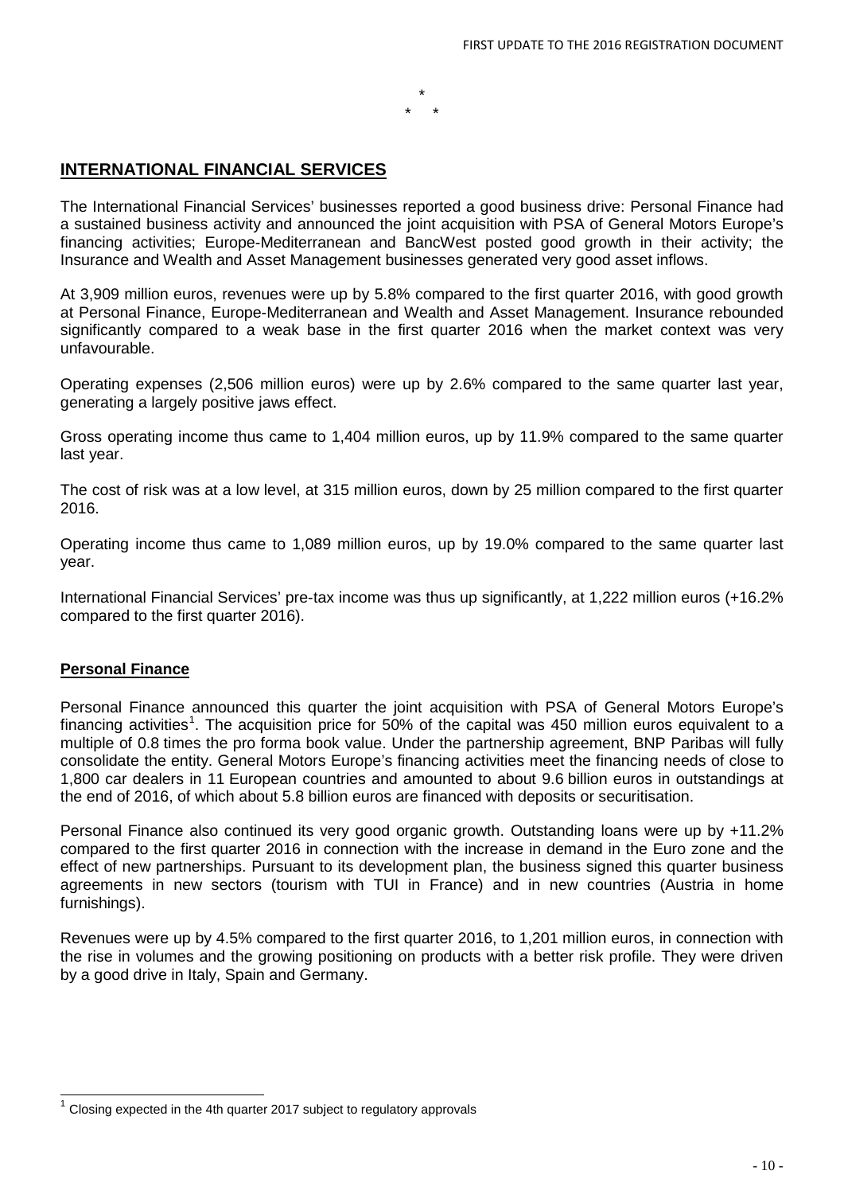\*
\*   \*

## INTERNATIONAL FINANCIAL SERVICES

The International Financial Services' businesses reported a good business drive: Personal Finance had a sustained business activity and announced the joint acquisition with PSA of General Motors Europe's financing activities; Europe-Mediterranean and BancWest posted good growth in their activity; the Insurance and Wealth and Asset Management businesses generated very good asset inflows.

At 3,909 million euros, revenues were up by 5.8% compared to the first quarter 2016, with good growth at Personal Finance, Europe-Mediterranean and Wealth and Asset Management. Insurance rebounded significantly compared to a weak base in the first quarter 2016 when the market context was very unfavourable.

Operating expenses (2,506 million euros) were up by 2.6% compared to the same quarter last year, generating a largely positive jaws effect.

Gross operating income thus came to 1,404 million euros, up by 11.9% compared to the same quarter last year.

The cost of risk was at a low level, at 315 million euros, down by 25 million compared to the first quarter 2016.

Operating income thus came to 1,089 million euros, up by 19.0% compared to the same quarter last year.

International Financial Services' pre-tax income was thus up significantly, at 1,222 million euros (+16.2% compared to the first quarter 2016).

### Personal Finance

Personal Finance announced this quarter the joint acquisition with PSA of General Motors Europe's financing activities[1]. The acquisition price for 50% of the capital was 450 million euros equivalent to a multiple of 0.8 times the pro forma book value. Under the partnership agreement, BNP Paribas will fully consolidate the entity. General Motors Europe's financing activities meet the financing needs of close to 1,800 car dealers in 11 European countries and amounted to about 9.6 billion euros in outstandings at the end of 2016, of which about 5.8 billion euros are financed with deposits or securitisation.

Personal Finance also continued its very good organic growth. Outstanding loans were up by +11.2% compared to the first quarter 2016 in connection with the increase in demand in the Euro zone and the effect of new partnerships. Pursuant to its development plan, the business signed this quarter business agreements in new sectors (tourism with TUI in France) and in new countries (Austria in home furnishings).

Revenues were up by 4.5% compared to the first quarter 2016, to 1,201 million euros, in connection with the rise in volumes and the growing positioning on products with a better risk profile. They were driven by a good drive in Italy, Spain and Germany.

---

[1] Closing expected in the 4th quarter 2017 subject to regulatory approvals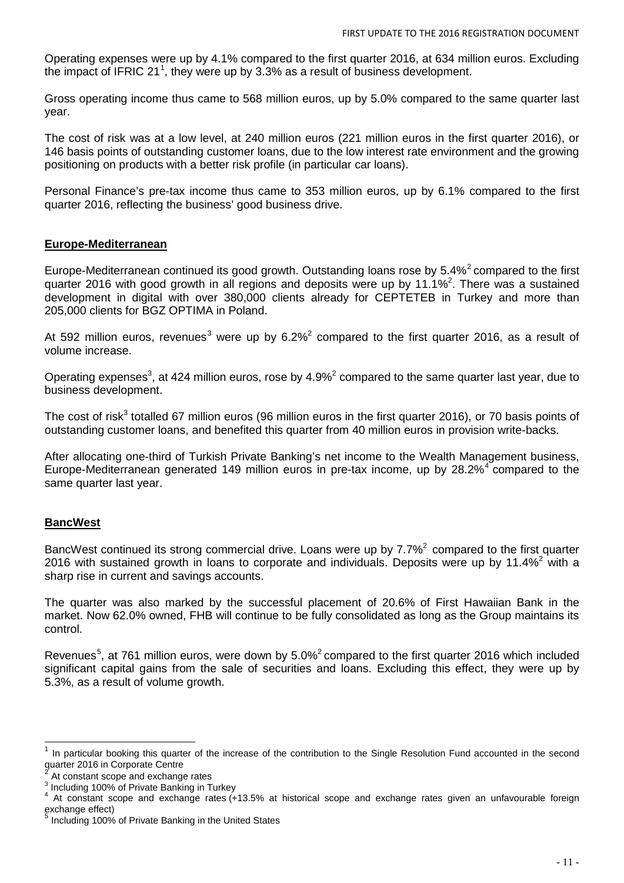Operating expenses were up by 4.1% compared to the first quarter 2016, at 634 million euros. Excluding the impact of IFRIC 21[1], they were up by 3.3% as a result of business development.

Gross operating income thus came to 568 million euros, up by 5.0% compared to the same quarter last year.

The cost of risk was at a low level, at 240 million euros (221 million euros in the first quarter 2016), or 146 basis points of outstanding customer loans, due to the low interest rate environment and the growing positioning on products with a better risk profile (in particular car loans).

Personal Finance's pre-tax income thus came to 353 million euros, up by 6.1% compared to the first quarter 2016, reflecting the business' good business drive.

## Europe-Mediterranean

Europe-Mediterranean continued its good growth. Outstanding loans rose by 5.4%[2] compared to the first quarter 2016 with good growth in all regions and deposits were up by 11.1%[2]. There was a sustained development in digital with over 380,000 clients already for CEPTETEB in Turkey and more than 205,000 clients for BGZ OPTIMA in Poland.

At 592 million euros, revenues[3] were up by 6.2%[2] compared to the first quarter 2016, as a result of volume increase.

Operating expenses[3], at 424 million euros, rose by 4.9%[2] compared to the same quarter last year, due to business development.

The cost of risk[3] totalled 67 million euros (96 million euros in the first quarter 2016), or 70 basis points of outstanding customer loans, and benefited this quarter from 40 million euros in provision write-backs.

After allocating one-third of Turkish Private Banking's net income to the Wealth Management business, Europe-Mediterranean generated 149 million euros in pre-tax income, up by 28.2%[4] compared to the same quarter last year.

## BancWest

BancWest continued its strong commercial drive. Loans were up by 7.7%[2] compared to the first quarter 2016 with sustained growth in loans to corporate and individuals. Deposits were up by 11.4%[2] with a sharp rise in current and savings accounts.

The quarter was also marked by the successful placement of 20.6% of First Hawaiian Bank in the market. Now 62.0% owned, FHB will continue to be fully consolidated as long as the Group maintains its control.

Revenues[5], at 761 million euros, were down by 5.0%[2] compared to the first quarter 2016 which included significant capital gains from the sale of securities and loans. Excluding this effect, they were up by 5.3%, as a result of volume growth.

---

[1] In particular booking this quarter of the increase of the contribution to the Single Resolution Fund accounted in the second quarter 2016 in Corporate Centre

[2] At constant scope and exchange rates

[3] Including 100% of Private Banking in Turkey

[4] At constant scope and exchange rates (+13.5% at historical scope and exchange rates given an unfavourable foreign exchange effect)

[5] Including 100% of Private Banking in the United States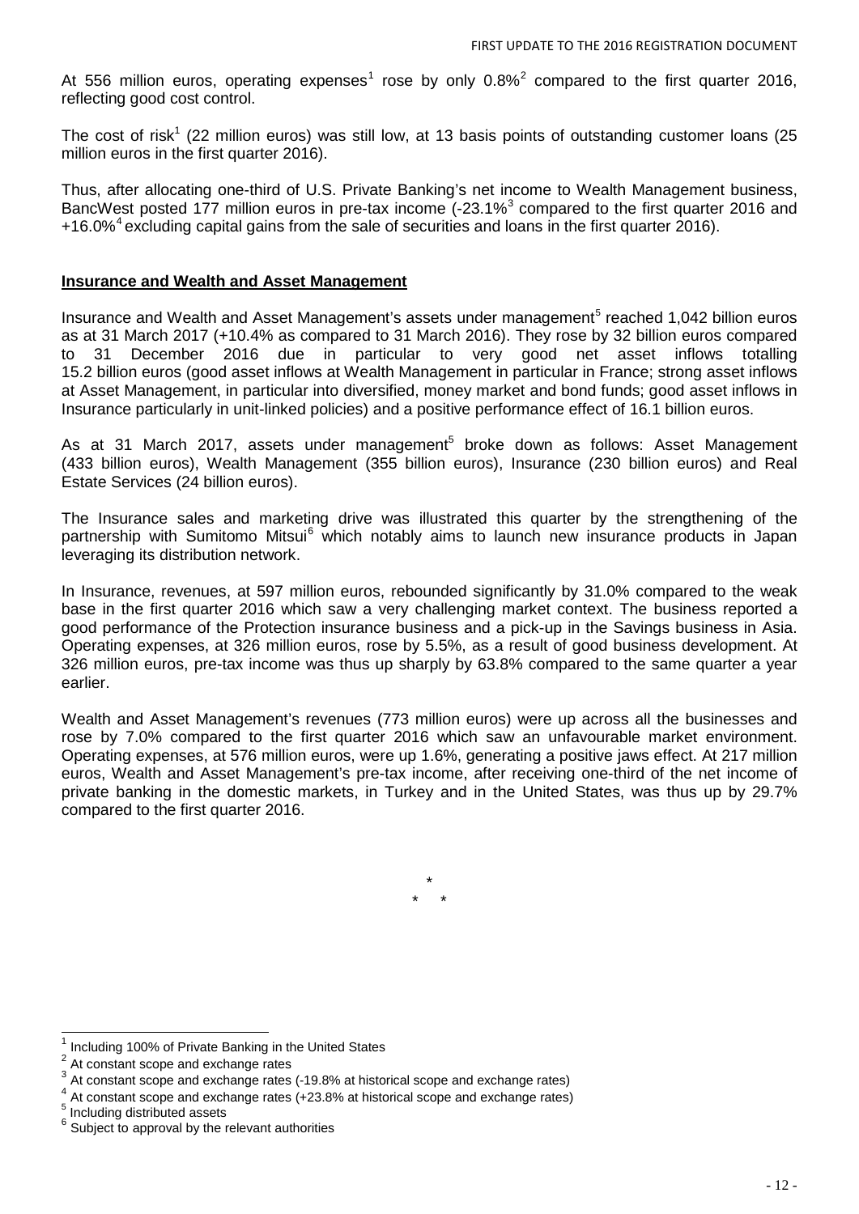At 556 million euros, operating expenses[1] rose by only 0.8%[2] compared to the first quarter 2016, reflecting good cost control.

The cost of risk[1] (22 million euros) was still low, at 13 basis points of outstanding customer loans (25 million euros in the first quarter 2016).

Thus, after allocating one-third of U.S. Private Banking's net income to Wealth Management business, BancWest posted 177 million euros in pre-tax income (-23.1%[3] compared to the first quarter 2016 and +16.0%[4] excluding capital gains from the sale of securities and loans in the first quarter 2016).

**Insurance and Wealth and Asset Management**

Insurance and Wealth and Asset Management's assets under management[5] reached 1,042 billion euros as at 31 March 2017 (+10.4% as compared to 31 March 2016). They rose by 32 billion euros compared to 31 December 2016 due in particular to very good net asset inflows totalling 15.2 billion euros (good asset inflows at Wealth Management in particular in France; strong asset inflows at Asset Management, in particular into diversified, money market and bond funds; good asset inflows in Insurance particularly in unit-linked policies) and a positive performance effect of 16.1 billion euros.

As at 31 March 2017, assets under management[5] broke down as follows: Asset Management (433 billion euros), Wealth Management (355 billion euros), Insurance (230 billion euros) and Real Estate Services (24 billion euros).

The Insurance sales and marketing drive was illustrated this quarter by the strengthening of the partnership with Sumitomo Mitsui[6] which notably aims to launch new insurance products in Japan leveraging its distribution network.

In Insurance, revenues, at 597 million euros, rebounded significantly by 31.0% compared to the weak base in the first quarter 2016 which saw a very challenging market context. The business reported a good performance of the Protection insurance business and a pick-up in the Savings business in Asia. Operating expenses, at 326 million euros, rose by 5.5%, as a result of good business development. At 326 million euros, pre-tax income was thus up sharply by 63.8% compared to the same quarter a year earlier.

Wealth and Asset Management's revenues (773 million euros) were up across all the businesses and rose by 7.0% compared to the first quarter 2016 which saw an unfavourable market environment. Operating expenses, at 576 million euros, were up 1.6%, generating a positive jaws effect. At 217 million euros, Wealth and Asset Management's pre-tax income, after receiving one-third of the net income of private banking in the domestic markets, in Turkey and in the United States, was thus up by 29.7% compared to the first quarter 2016.

\*
\* \*

---

[1] Including 100% of Private Banking in the United States

[2] At constant scope and exchange rates

[3] At constant scope and exchange rates (-19.8% at historical scope and exchange rates)

[4] At constant scope and exchange rates (+23.8% at historical scope and exchange rates)

[5] Including distributed assets

[6] Subject to approval by the relevant authorities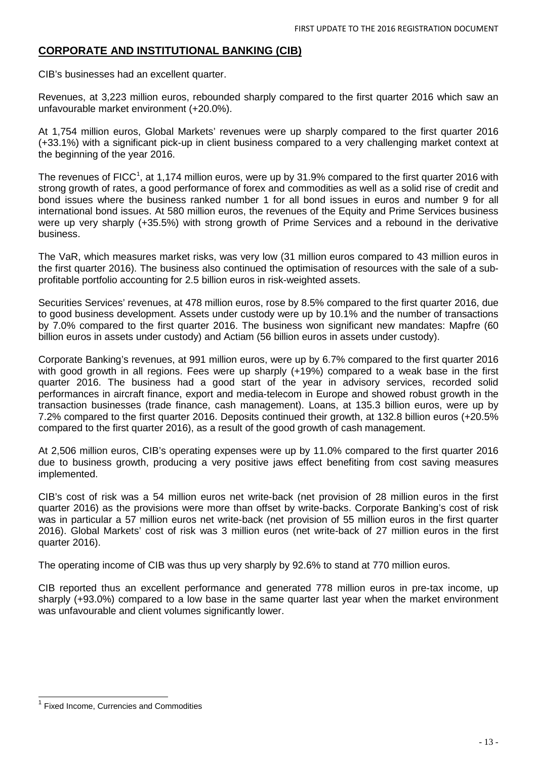## CORPORATE AND INSTITUTIONAL BANKING (CIB)

CIB's businesses had an excellent quarter.

Revenues, at 3,223 million euros, rebounded sharply compared to the first quarter 2016 which saw an unfavourable market environment (+20.0%).

At 1,754 million euros, Global Markets' revenues were up sharply compared to the first quarter 2016 (+33.1%) with a significant pick-up in client business compared to a very challenging market context at the beginning of the year 2016.

The revenues of FICC[1], at 1,174 million euros, were up by 31.9% compared to the first quarter 2016 with strong growth of rates, a good performance of forex and commodities as well as a solid rise of credit and bond issues where the business ranked number 1 for all bond issues in euros and number 9 for all international bond issues. At 580 million euros, the revenues of the Equity and Prime Services business were up very sharply (+35.5%) with strong growth of Prime Services and a rebound in the derivative business.

The VaR, which measures market risks, was very low (31 million euros compared to 43 million euros in the first quarter 2016). The business also continued the optimisation of resources with the sale of a sub-profitable portfolio accounting for 2.5 billion euros in risk-weighted assets.

Securities Services' revenues, at 478 million euros, rose by 8.5% compared to the first quarter 2016, due to good business development. Assets under custody were up by 10.1% and the number of transactions by 7.0% compared to the first quarter 2016. The business won significant new mandates: Mapfre (60 billion euros in assets under custody) and Actiam (56 billion euros in assets under custody).

Corporate Banking's revenues, at 991 million euros, were up by 6.7% compared to the first quarter 2016 with good growth in all regions. Fees were up sharply (+19%) compared to a weak base in the first quarter 2016. The business had a good start of the year in advisory services, recorded solid performances in aircraft finance, export and media-telecom in Europe and showed robust growth in the transaction businesses (trade finance, cash management). Loans, at 135.3 billion euros, were up by 7.2% compared to the first quarter 2016. Deposits continued their growth, at 132.8 billion euros (+20.5% compared to the first quarter 2016), as a result of the good growth of cash management.

At 2,506 million euros, CIB's operating expenses were up by 11.0% compared to the first quarter 2016 due to business growth, producing a very positive jaws effect benefiting from cost saving measures implemented.

CIB's cost of risk was a 54 million euros net write-back (net provision of 28 million euros in the first quarter 2016) as the provisions were more than offset by write-backs. Corporate Banking's cost of risk was in particular a 57 million euros net write-back (net provision of 55 million euros in the first quarter 2016). Global Markets' cost of risk was 3 million euros (net write-back of 27 million euros in the first quarter 2016).

The operating income of CIB was thus up very sharply by 92.6% to stand at 770 million euros.

CIB reported thus an excellent performance and generated 778 million euros in pre-tax income, up sharply (+93.0%) compared to a low base in the same quarter last year when the market environment was unfavourable and client volumes significantly lower.

---

[1] Fixed Income, Currencies and Commodities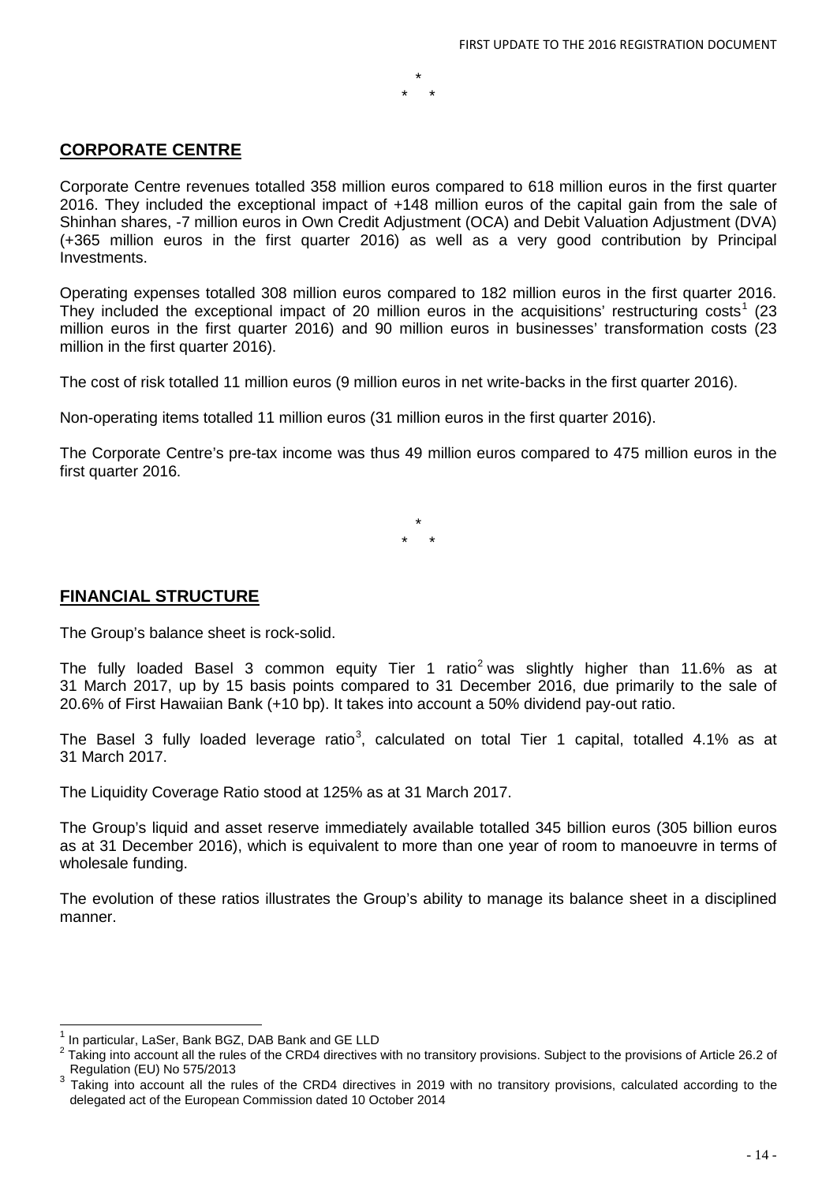\*

\* \*

## CORPORATE CENTRE

Corporate Centre revenues totalled 358 million euros compared to 618 million euros in the first quarter 2016. They included the exceptional impact of +148 million euros of the capital gain from the sale of Shinhan shares, -7 million euros in Own Credit Adjustment (OCA) and Debit Valuation Adjustment (DVA) (+365 million euros in the first quarter 2016) as well as a very good contribution by Principal Investments.

Operating expenses totalled 308 million euros compared to 182 million euros in the first quarter 2016. They included the exceptional impact of 20 million euros in the acquisitions' restructuring costs[1] (23 million euros in the first quarter 2016) and 90 million euros in businesses' transformation costs (23 million in the first quarter 2016).

The cost of risk totalled 11 million euros (9 million euros in net write-backs in the first quarter 2016).

Non-operating items totalled 11 million euros (31 million euros in the first quarter 2016).

The Corporate Centre's pre-tax income was thus 49 million euros compared to 475 million euros in the first quarter 2016.

\*

\* \*

## FINANCIAL STRUCTURE

The Group's balance sheet is rock-solid.

The fully loaded Basel 3 common equity Tier 1 ratio[2] was slightly higher than 11.6% as at 31 March 2017, up by 15 basis points compared to 31 December 2016, due primarily to the sale of 20.6% of First Hawaiian Bank (+10 bp). It takes into account a 50% dividend pay-out ratio.

The Basel 3 fully loaded leverage ratio[3], calculated on total Tier 1 capital, totalled 4.1% as at 31 March 2017.

The Liquidity Coverage Ratio stood at 125% as at 31 March 2017.

The Group's liquid and asset reserve immediately available totalled 345 billion euros (305 billion euros as at 31 December 2016), which is equivalent to more than one year of room to manoeuvre in terms of wholesale funding.

The evolution of these ratios illustrates the Group's ability to manage its balance sheet in a disciplined manner.

---

[1] In particular, LaSer, Bank BGZ, DAB Bank and GE LLD

[2] Taking into account all the rules of the CRD4 directives with no transitory provisions. Subject to the provisions of Article 26.2 of Regulation (EU) No 575/2013

[3] Taking into account all the rules of the CRD4 directives in 2019 with no transitory provisions, calculated according to the delegated act of the European Commission dated 10 October 2014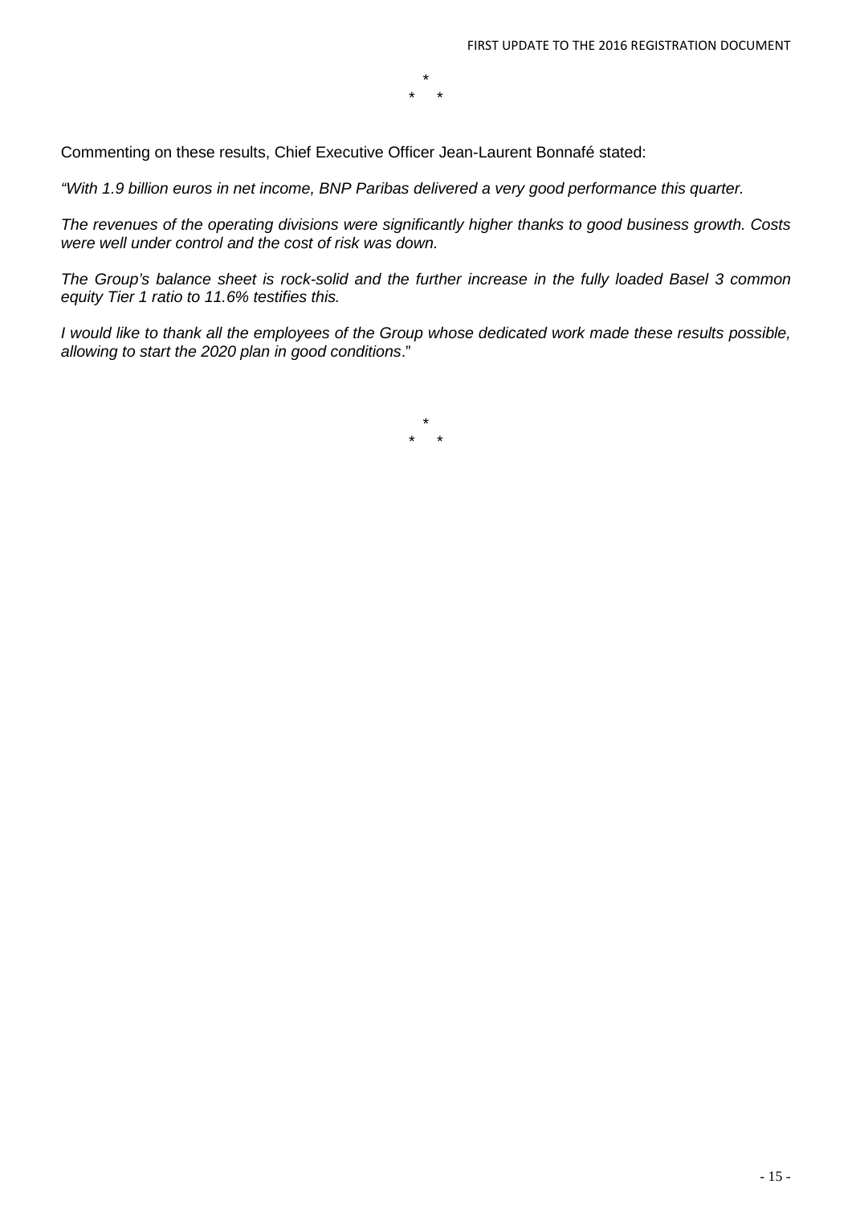\*

\* \*

Commenting on these results, Chief Executive Officer Jean-Laurent Bonnafé stated:

*"With 1.9 billion euros in net income, BNP Paribas delivered a very good performance this quarter.*

*The revenues of the operating divisions were significantly higher thanks to good business growth. Costs were well under control and the cost of risk was down.*

*The Group's balance sheet is rock-solid and the further increase in the fully loaded Basel 3 common equity Tier 1 ratio to 11.6% testifies this.*

*I would like to thank all the employees of the Group whose dedicated work made these results possible, allowing to start the 2020 plan in good conditions*."

\*

\* \*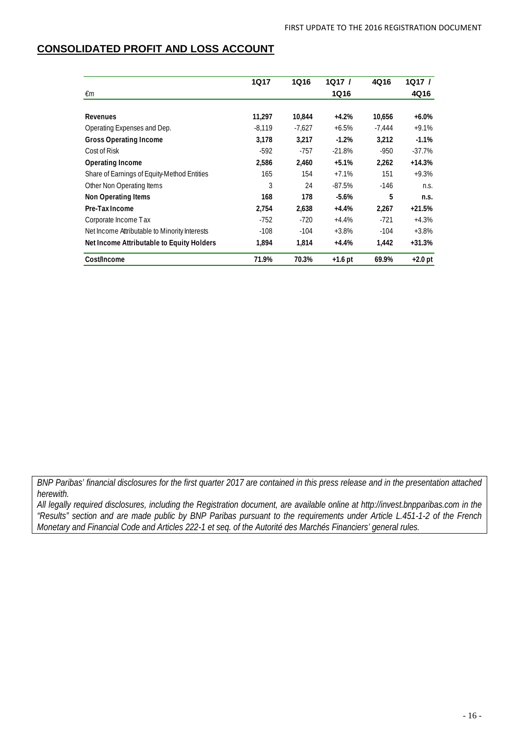## CONSOLIDATED PROFIT AND LOSS ACCOUNT

| €m | 1Q17 | 1Q16 | 1Q17 / 1Q16 | 4Q16 | 1Q17 / 4Q16 |
|---|---|---|---|---|---|
| **Revenues** | **11,297** | **10,844** | **+4.2%** | **10,656** | **+6.0%** |
| Operating Expenses and Dep. | -8,119 | -7,627 | +6.5% | -7,444 | +9.1% |
| **Gross Operating Income** | **3,178** | **3,217** | **-1.2%** | **3,212** | **-1.1%** |
| Cost of Risk | -592 | -757 | -21.8% | -950 | -37.7% |
| **Operating Income** | **2,586** | **2,460** | **+5.1%** | **2,262** | **+14.3%** |
| Share of Earnings of Equity-Method Entities | 165 | 154 | +7.1% | 151 | +9.3% |
| Other Non Operating Items | 3 | 24 | -87.5% | -146 | n.s. |
| **Non Operating Items** | **168** | **178** | **-5.6%** | **5** | **n.s.** |
| **Pre-Tax Income** | **2,754** | **2,638** | **+4.4%** | **2,267** | **+21.5%** |
| Corporate Income Tax | -752 | -720 | +4.4% | -721 | +4.3% |
| Net Income Attributable to Minority Interests | -108 | -104 | +3.8% | -104 | +3.8% |
| **Net Income Attributable to Equity Holders** | **1,894** | **1,814** | **+4.4%** | **1,442** | **+31.3%** |
| **Cost/Income** | **71.9%** | **70.3%** | **+1.6 pt** | **69.9%** | **+2.0 pt** |

*BNP Paribas' financial disclosures for the first quarter 2017 are contained in this press release and in the presentation attached herewith.*

*All legally required disclosures, including the Registration document, are available online at http://invest.bnpparibas.com in the "Results" section and are made public by BNP Paribas pursuant to the requirements under Article L.451-1-2 of the French Monetary and Financial Code and Articles 222-1 et seq. of the Autorité des Marchés Financiers' general rules.*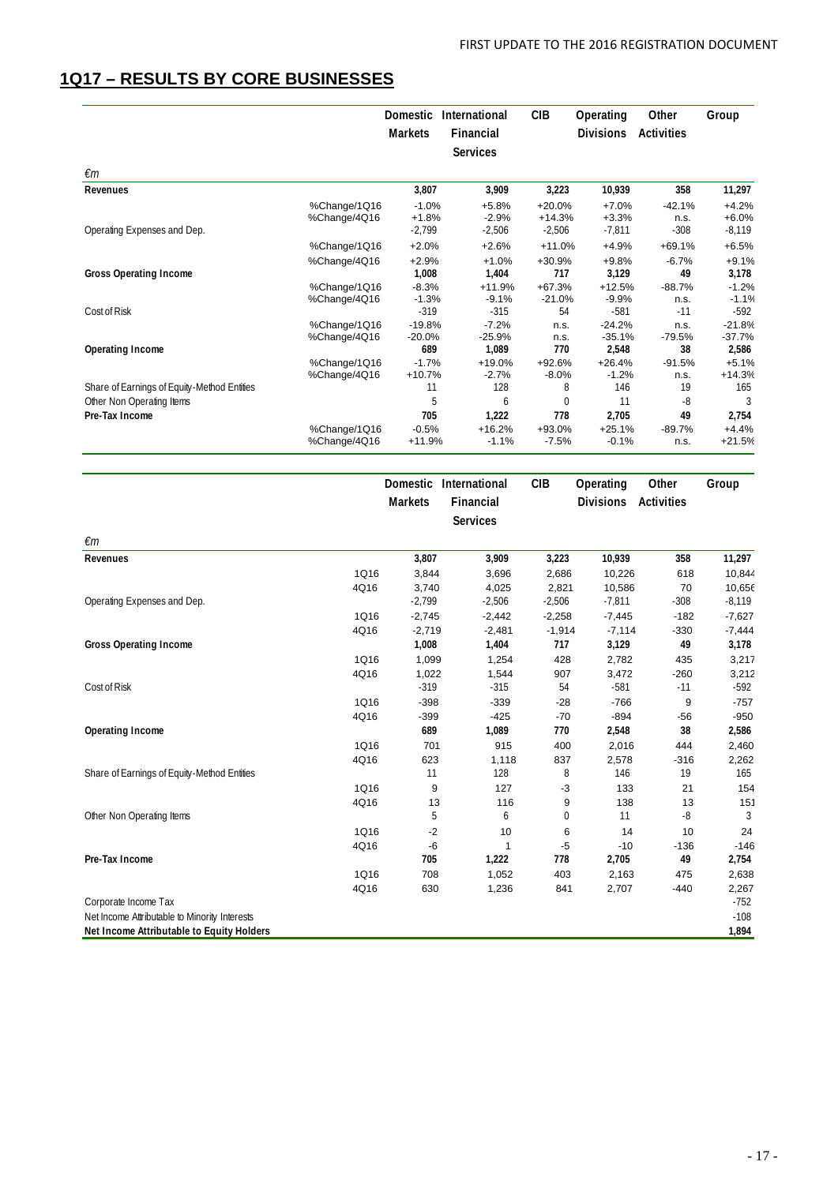## 1Q17 – RESULTS BY CORE BUSINESSES

| €m | | Domestic Markets | International Financial Services | CIB | Operating Divisions | Other Activities | Group |
|---|---|---|---|---|---|---|---|
| **Revenues** | | **3,807** | **3,909** | **3,223** | **10,939** | **358** | **11,297** |
| | %Change/1Q16 | -1.0% | +5.8% | +20.0% | +7.0% | -42.1% | +4.2% |
| | %Change/4Q16 | +1.8% | -2.9% | +14.3% | +3.3% | n.s. | +6.0% |
| Operating Expenses and Dep. | | -2,799 | -2,506 | -2,506 | -7,811 | -308 | -8,119 |
| | %Change/1Q16 | +2.0% | +2.6% | +11.0% | +4.9% | +69.1% | +6.5% |
| | %Change/4Q16 | +2.9% | +1.0% | +30.9% | +9.8% | -6.7% | +9.1% |
| **Gross Operating Income** | | **1,008** | **1,404** | **717** | **3,129** | **49** | **3,178** |
| | %Change/1Q16 | -8.3% | +11.9% | +67.3% | +12.5% | -88.7% | -1.2% |
| | %Change/4Q16 | -1.3% | -9.1% | -21.0% | -9.9% | n.s. | -1.1% |
| Cost of Risk | | -319 | -315 | 54 | -581 | -11 | -592 |
| | %Change/1Q16 | -19.8% | -7.2% | n.s. | -24.2% | n.s. | -21.8% |
| | %Change/4Q16 | -20.0% | -25.9% | n.s. | -35.1% | -79.5% | -37.7% |
| **Operating Income** | | **689** | **1,089** | **770** | **2,548** | **38** | **2,586** |
| | %Change/1Q16 | -1.7% | +19.0% | +92.6% | +26.4% | -91.5% | +5.1% |
| | %Change/4Q16 | +10.7% | -2.7% | -8.0% | -1.2% | n.s. | +14.3% |
| Share of Earnings of Equity-Method Entities | | 11 | 128 | 8 | 146 | 19 | 165 |
| Other Non Operating Items | | 5 | 6 | 0 | 11 | -8 | 3 |
| **Pre-Tax Income** | | **705** | **1,222** | **778** | **2,705** | **49** | **2,754** |
| | %Change/1Q16 | -0.5% | +16.2% | +93.0% | +25.1% | -89.7% | +4.4% |
| | %Change/4Q16 | +11.9% | -1.1% | -7.5% | -0.1% | n.s. | +21.5% |

| €m | | Domestic Markets | International Financial Services | CIB | Operating Divisions | Other Activities | Group |
|---|---|---|---|---|---|---|---|
| **Revenues** | | **3,807** | **3,909** | **3,223** | **10,939** | **358** | **11,297** |
| | 1Q16 | 3,844 | 3,696 | 2,686 | 10,226 | 618 | 10,844 |
| | 4Q16 | 3,740 | 4,025 | 2,821 | 10,586 | 70 | 10,656 |
| Operating Expenses and Dep. | | -2,799 | -2,506 | -2,506 | -7,811 | -308 | -8,119 |
| | 1Q16 | -2,745 | -2,442 | -2,258 | -7,445 | -182 | -7,627 |
| | 4Q16 | -2,719 | -2,481 | -1,914 | -7,114 | -330 | -7,444 |
| **Gross Operating Income** | | **1,008** | **1,404** | **717** | **3,129** | **49** | **3,178** |
| | 1Q16 | 1,099 | 1,254 | 428 | 2,782 | 435 | 3,217 |
| | 4Q16 | 1,022 | 1,544 | 907 | 3,472 | -260 | 3,212 |
| Cost of Risk | | -319 | -315 | 54 | -581 | -11 | -592 |
| | 1Q16 | -398 | -339 | -28 | -766 | 9 | -757 |
| | 4Q16 | -399 | -425 | -70 | -894 | -56 | -950 |
| **Operating Income** | | **689** | **1,089** | **770** | **2,548** | **38** | **2,586** |
| | 1Q16 | 701 | 915 | 400 | 2,016 | 444 | 2,460 |
| | 4Q16 | 623 | 1,118 | 837 | 2,578 | -316 | 2,262 |
| Share of Earnings of Equity-Method Entities | | 11 | 128 | 8 | 146 | 19 | 165 |
| | 1Q16 | 9 | 127 | -3 | 133 | 21 | 154 |
| | 4Q16 | 13 | 116 | 9 | 138 | 13 | 151 |
| Other Non Operating Items | | 5 | 6 | 0 | 11 | -8 | 3 |
| | 1Q16 | -2 | 10 | 6 | 14 | 10 | 24 |
| | 4Q16 | -6 | 1 | -5 | -10 | -136 | -146 |
| **Pre-Tax Income** | | **705** | **1,222** | **778** | **2,705** | **49** | **2,754** |
| | 1Q16 | 708 | 1,052 | 403 | 2,163 | 475 | 2,638 |
| | 4Q16 | 630 | 1,236 | 841 | 2,707 | -440 | 2,267 |
| Corporate Income Tax | | | | | | | -752 |
| Net Income Attributable to Minority Interests | | | | | | | -108 |
| **Net Income Attributable to Equity Holders** | | | | | | | **1,894** |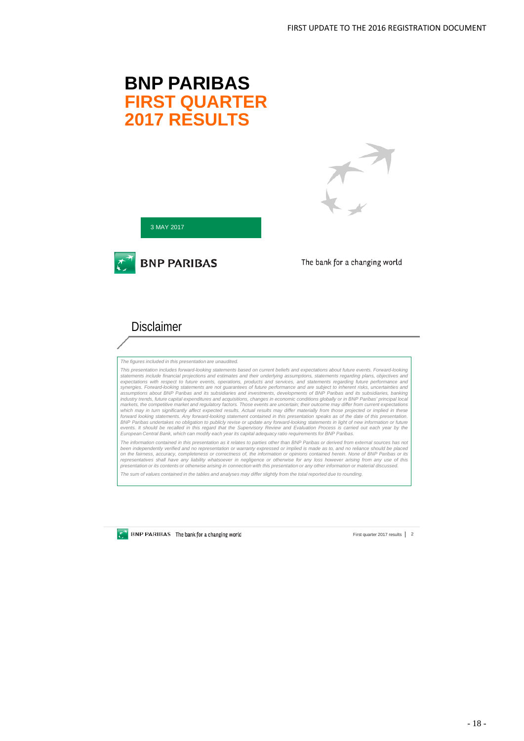# BNP PARIBAS
# FIRST QUARTER 2017 RESULTS

3 MAY 2017

BNP PARIBAS The bank for a changing world

## Disclaimer

*The figures included in this presentation are unaudited.*

*This presentation includes forward-looking statements based on current beliefs and expectations about future events. Forward-looking statements include financial projections and estimates and their underlying assumptions, statements regarding plans, objectives and expectations with respect to future events, operations, products and services, and statements regarding future performance and synergies. Forward-looking statements are not guarantees of future performance and are subject to inherent risks, uncertainties and assumptions about BNP Paribas and its subsidiaries and investments, developments of BNP Paribas and its subsidiaries, banking industry trends, future capital expenditures and acquisitions, changes in economic conditions globally or in BNP Paribas' principal local markets, the competitive market and regulatory factors. Those events are uncertain; their outcome may differ from current expectations which may in turn significantly affect expected results. Actual results may differ materially from those projected or implied in these forward looking statements. Any forward-looking statement contained in this presentation speaks as of the date of this presentation. BNP Paribas undertakes no obligation to publicly revise or update any forward-looking statements in light of new information or future events. It should be recalled in this regard that the Supervisory Review and Evaluation Process is carried out each year by the European Central Bank, which can modify each year its capital adequacy ratio requirements for BNP Paribas.*

*The information contained in this presentation as it relates to parties other than BNP Paribas or derived from external sources has not been independently verified and no representation or warranty expressed or implied is made as to, and no reliance should be placed on the fairness, accuracy, completeness or correctness of, the information or opinions contained herein. None of BNP Paribas or its representatives shall have any liability whatsoever in negligence or otherwise for any loss however arising from any use of this presentation or its contents or otherwise arising in connection with this presentation or any other information or material discussed.*

*The sum of values contained in the tables and analyses may differ slightly from the total reported due to rounding.*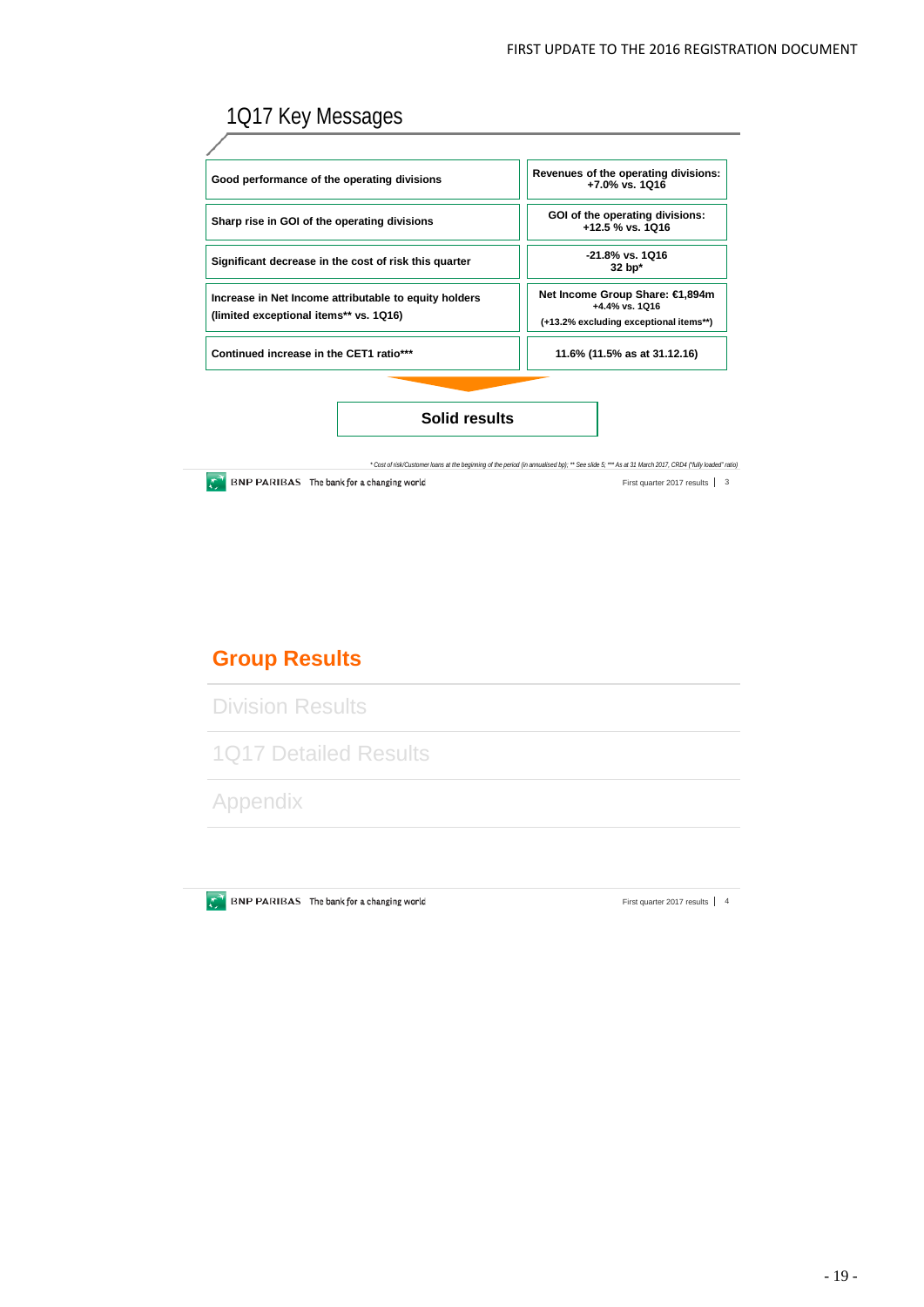# 1Q17 Key Messages

| | |
|---|---|
| Good performance of the operating divisions | Revenues of the operating divisions: +7.0% vs. 1Q16 |
| Sharp rise in GOI of the operating divisions | GOI of the operating divisions: +12.5 % vs. 1Q16 |
| Significant decrease in the cost of risk this quarter | -21.8% vs. 1Q16<br>32 bp* |
| Increase in Net Income attributable to equity holders (limited exceptional items** vs. 1Q16) | Net Income Group Share: €1,894m<br>+4.4% vs. 1Q16<br>(+13.2% excluding exceptional items**) |
| Continued increase in the CET1 ratio*** | 11.6% (11.5% as at 31.12.16) |

**Solid results**

*\* Cost of risk/Customer loans at the beginning of the period (in annualised bp); \*\* See slide 5; \*\*\* As at 31 March 2017, CRD4 ("fully loaded" ratio)*

## Group Results

Division Results

1Q17 Detailed Results

Appendix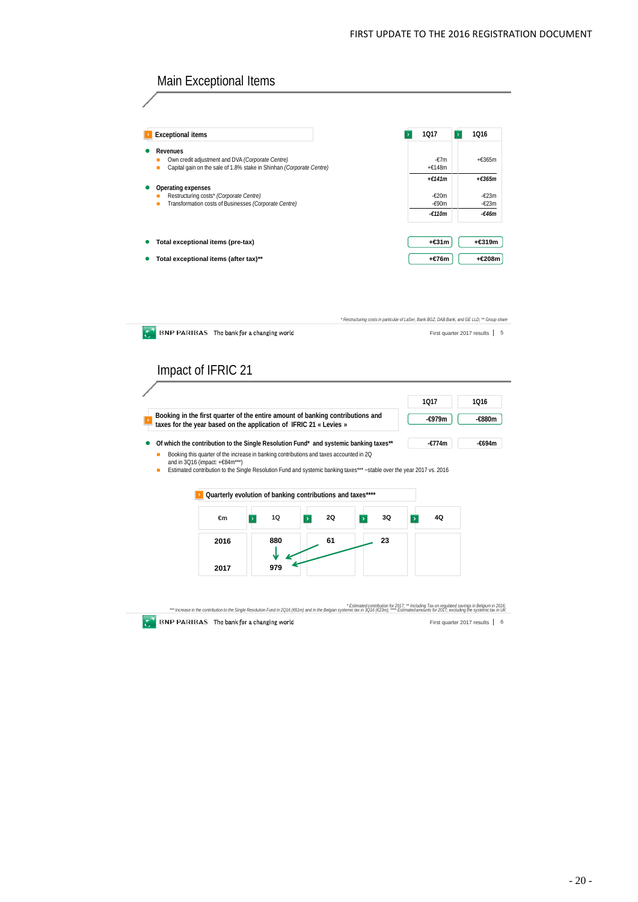## Main Exceptional Items

| Exceptional items | 1Q17 | 1Q16 |
|---|---|---|
| **Revenues** | | |
| Own credit adjustment and DVA *(Corporate Centre)* | -€7m | +€365m |
| Capital gain on the sale of 1.8% stake in Shinhan *(Corporate Centre)* | +€148m | |
| | ***+€141m*** | ***+€365m*** |
| **Operating expenses** | | |
| Restructuring costs* *(Corporate Centre)* | -€20m | -€23m |
| Transformation costs of Businesses *(Corporate Centre)* | -€90m | -€23m |
| | ***-€110m*** | ***-€46m*** |
| **Total exceptional items (pre-tax)** | **+€31m** | **+€319m** |
| **Total exceptional items (after tax)\*\*** | **+€76m** | **+€208m** |

*\* Restructuring costs in particular of LaSer, Bank BGZ, DAB Bank, and GE LLD; \*\* Group share*

## Impact of IFRIC 21

| | 1Q17 | 1Q16 |
|---|---|---|
| **Booking in the first quarter of the entire amount of banking contributions and taxes for the year based on the application of IFRIC 21 « Levies »** | **-€979m** | **-€880m** |
| **Of which the contribution to the Single Resolution Fund\* and systemic banking taxes\*\*** | **-€774m** | **-€694m** |

- Booking this quarter of the increase in banking contributions and taxes accounted in 2Q and in 3Q16 (impact: +€84m\*\*\*)
- Estimated contribution to the Single Resolution Fund and systemic banking taxes\*\*\* ~stable over the year 2017 vs. 2016

**Quarterly evolution of banking contributions and taxes\*\*\*\***

| €m | 1Q | 2Q | 3Q | 4Q |
|---|---|---|---|---|
| **2016** | **880** | **61** | **23** | |
| **2017** | **979** | | | |

*\* Estimated contribution for 2017; \*\* Including Tax on regulated savings in Belgium in 2016; \*\*\* Increase in the contribution to the Single Resolution Fund in 2Q16 (€61m) and in the Belgian systemic tax in 3Q16 (€23m); \*\*\*\* Estimated amounts for 2017, excluding the systemic tax in UK*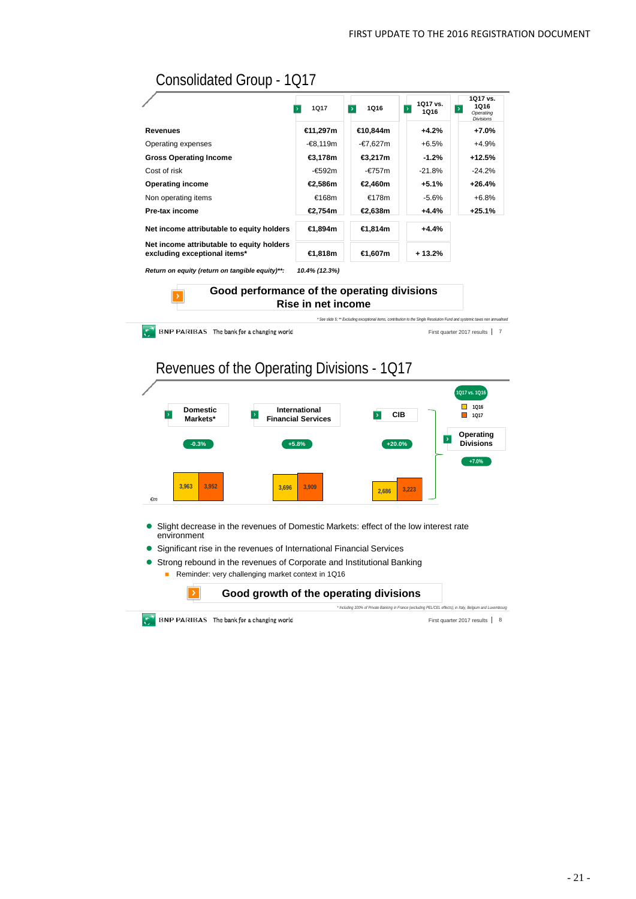## Consolidated Group - 1Q17

| | 1Q17 | 1Q16 | 1Q17 vs. 1Q16 | 1Q17 vs. 1Q16 *Operating Divisions* |
|---|---|---|---|---|
| **Revenues** | **€11,297m** | **€10,844m** | **+4.2%** | **+7.0%** |
| Operating expenses | -€8,119m | -€7,627m | +6.5% | +4.9% |
| **Gross Operating Income** | **€3,178m** | **€3,217m** | **-1.2%** | **+12.5%** |
| Cost of risk | -€592m | -€757m | -21.8% | -24.2% |
| **Operating income** | **€2,586m** | **€2,460m** | **+5.1%** | **+26.4%** |
| Non operating items | €168m | €178m | -5.6% | +6.8% |
| **Pre-tax income** | **€2,754m** | **€2,638m** | **+4.4%** | **+25.1%** |
| **Net income attributable to equity holders** | **€1,894m** | **€1,814m** | **+4.4%** | |
| **Net income attributable to equity holders excluding exceptional items*** | **€1,818m** | **€1,607m** | **+ 13.2%** | |

***Return on equity (return on tangible equity)**:*** ***10.4% (12.3%)***

**Good performance of the operating divisions**
**Rise in net income**

*\* See slide 5; \*\* Excluding exceptional items, contribution to the Single Resolution Fund and systemic taxes non annualised*

## Revenues of the Operating Divisions - 1Q17

| €m | Domestic Markets* | International Financial Services | CIB |
|---|---|---|---|
| 1Q16 | 3,963 | 3,696 | 2,686 |
| 1Q17 | 3,952 | 3,909 | 3,223 |
| 1Q17 vs. 1Q16 | -0.3% | +5.8% | +20.0% |

Operating Divisions: +7.0%

- Slight decrease in the revenues of Domestic Markets: effect of the low interest rate environment
- Significant rise in the revenues of International Financial Services
- Strong rebound in the revenues of Corporate and Institutional Banking
  - Reminder: very challenging market context in 1Q16

**Good growth of the operating divisions**

*\* Including 100% of Private Banking in France (excluding PEL/CEL effects), in Italy, Belgium and Luxembourg*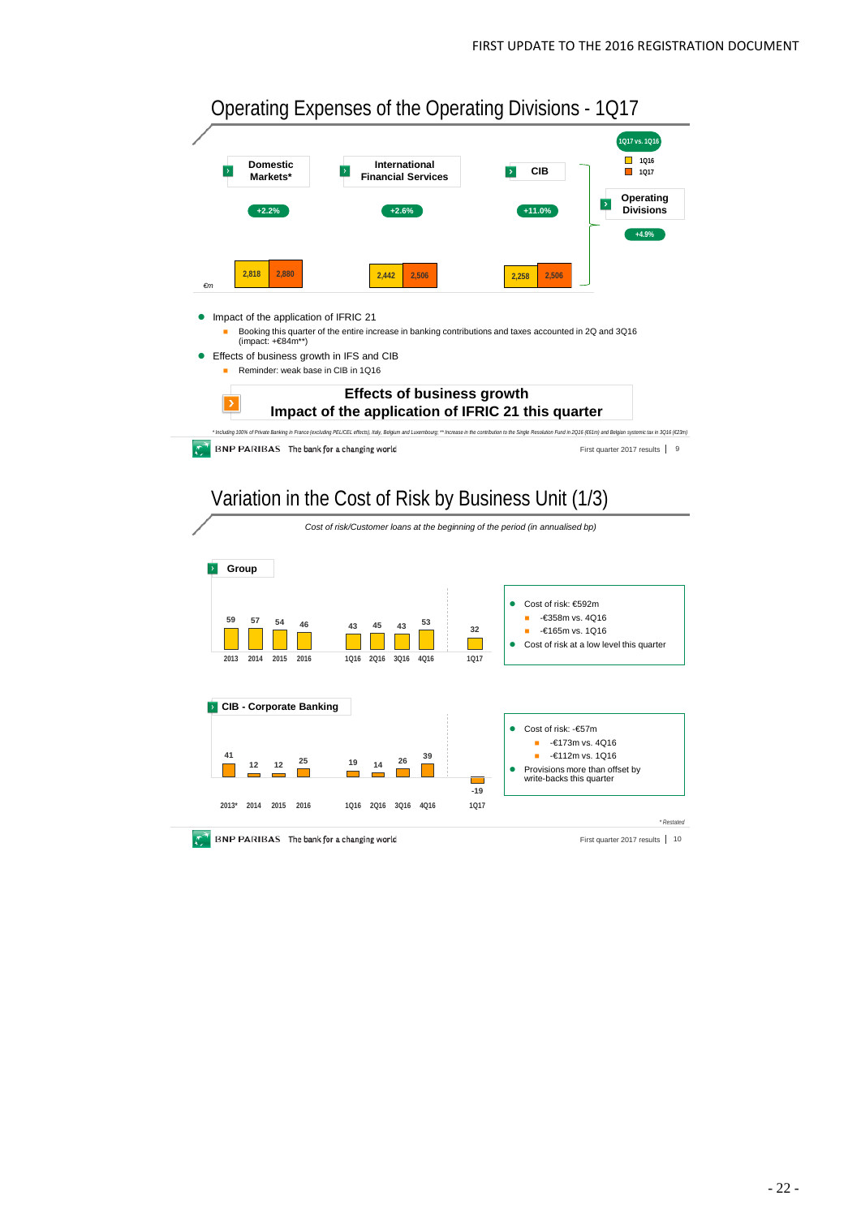# Operating Expenses of the Operating Divisions - 1Q17

1Q17 vs. 1Q16

| €m | 1Q16 | 1Q17 | 1Q17 vs. 1Q16 |
|---|---|---|---|
| Domestic Markets* | 2,818 | 2,880 | +2.2% |
| International Financial Services | 2,442 | 2,506 | +2.6% |
| CIB | 2,258 | 2,506 | +11.0% |
| Operating Divisions | | | +4.9% |

- Impact of the application of IFRIC 21
  - Booking this quarter of the entire increase in banking contributions and taxes accounted in 2Q and 3Q16 (impact: +€84m**)
- Effects of business growth in IFS and CIB
  - Reminder: weak base in CIB in 1Q16

**Effects of business growth**
**Impact of the application of IFRIC 21 this quarter**

*\* Including 100% of Private Banking in France (excluding PEL/CEL effects), Italy, Belgium and Luxembourg; \*\* Increase in the contribution to the Single Resolution Fund in 2Q16 (€61m) and Belgian systemic tax in 3Q16 (€23m)*

# Variation in the Cost of Risk by Business Unit (1/3)

*Cost of risk/Customer loans at the beginning of the period (in annualised bp)*

## Group

| 2013 | 2014 | 2015 | 2016 | 1Q16 | 2Q16 | 3Q16 | 4Q16 | 1Q17 |
|---|---|---|---|---|---|---|---|---|
| 59 | 57 | 54 | 46 | 43 | 45 | 43 | 53 | 32 |

- Cost of risk: €592m
  - -€358m vs. 4Q16
  - -€165m vs. 1Q16
- Cost of risk at a low level this quarter

## CIB - Corporate Banking

| 2013* | 2014 | 2015 | 2016 | 1Q16 | 2Q16 | 3Q16 | 4Q16 | 1Q17 |
|---|---|---|---|---|---|---|---|---|
| 41 | 12 | 12 | 25 | 19 | 14 | 26 | 39 | -19 |

- Cost of risk: -€57m
  - -€173m vs. 4Q16
  - -€112m vs. 1Q16
- Provisions more than offset by write-backs this quarter

*\* Restated*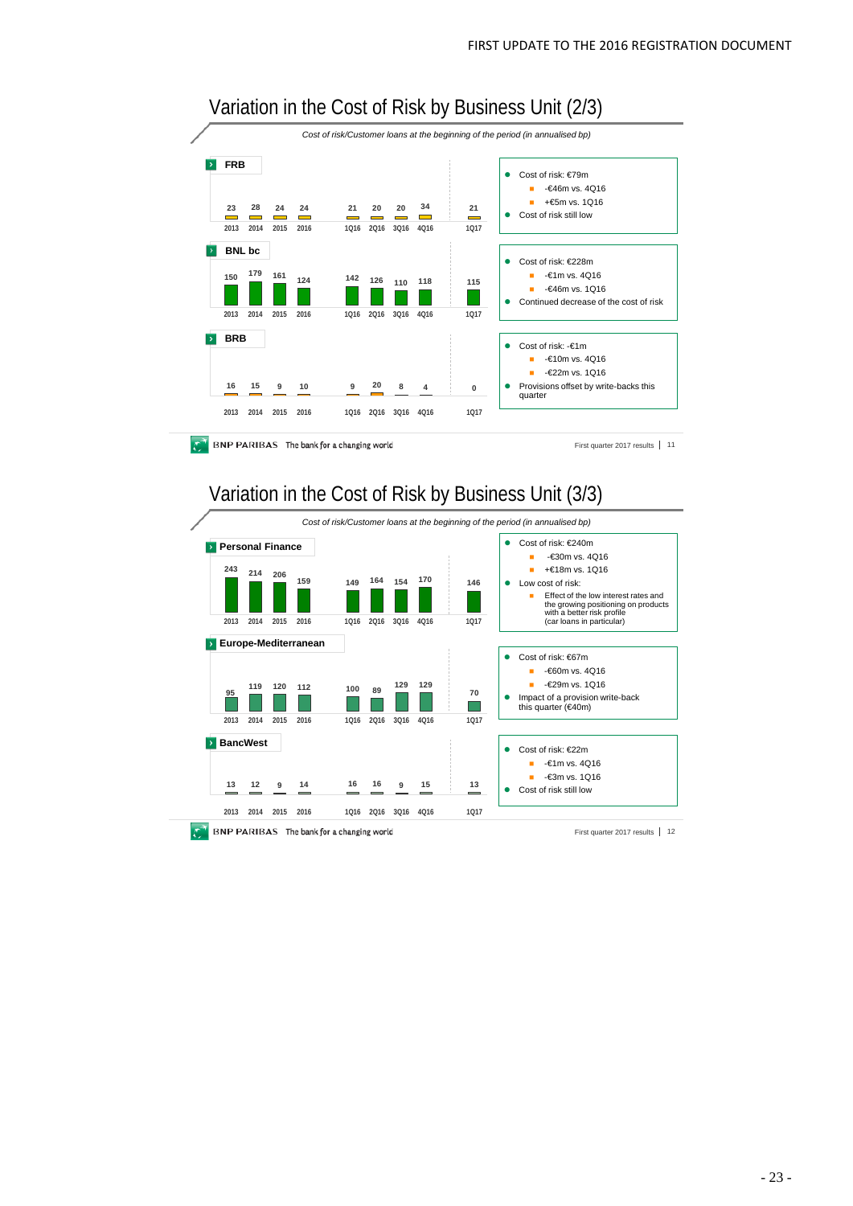## Variation in the Cost of Risk by Business Unit (2/3)

*Cost of risk/Customer loans at the beginning of the period (in annualised bp)*

**FRB**

| 2013 | 2014 | 2015 | 2016 | 1Q16 | 2Q16 | 3Q16 | 4Q16 | 1Q17 |
|---|---|---|---|---|---|---|---|---|
| 23 | 28 | 24 | 24 | 21 | 20 | 20 | 34 | 21 |

- Cost of risk: €79m
  - -€46m vs. 4Q16
  - +€5m vs. 1Q16
- Cost of risk still low

**BNL bc**

| 2013 | 2014 | 2015 | 2016 | 1Q16 | 2Q16 | 3Q16 | 4Q16 | 1Q17 |
|---|---|---|---|---|---|---|---|---|
| 150 | 179 | 161 | 124 | 142 | 126 | 110 | 118 | 115 |

- Cost of risk: €228m
  - -€1m vs. 4Q16
  - -€46m vs. 1Q16
- Continued decrease of the cost of risk

**BRB**

| 2013 | 2014 | 2015 | 2016 | 1Q16 | 2Q16 | 3Q16 | 4Q16 | 1Q17 |
|---|---|---|---|---|---|---|---|---|
| 16 | 15 | 9 | 10 | 9 | 20 | 8 | 4 | 0 |

- Cost of risk: -€1m
  - -€10m vs. 4Q16
  - -€22m vs. 1Q16
- Provisions offset by write-backs this quarter

## Variation in the Cost of Risk by Business Unit (3/3)

*Cost of risk/Customer loans at the beginning of the period (in annualised bp)*

**Personal Finance**

| 2013 | 2014 | 2015 | 2016 | 1Q16 | 2Q16 | 3Q16 | 4Q16 | 1Q17 |
|---|---|---|---|---|---|---|---|---|
| 243 | 214 | 206 | 159 | 149 | 164 | 154 | 170 | 146 |

- Cost of risk: €240m
  - -€30m vs. 4Q16
  - +€18m vs. 1Q16
- Low cost of risk:
  - Effect of the low interest rates and the growing positioning on products with a better risk profile (car loans in particular)

**Europe-Mediterranean**

| 2013 | 2014 | 2015 | 2016 | 1Q16 | 2Q16 | 3Q16 | 4Q16 | 1Q17 |
|---|---|---|---|---|---|---|---|---|
| 95 | 119 | 120 | 112 | 100 | 89 | 129 | 129 | 70 |

- Cost of risk: €67m
  - -€60m vs. 4Q16
  - -€29m vs. 1Q16
- Impact of a provision write-back this quarter (€40m)

**BancWest**

| 2013 | 2014 | 2015 | 2016 | 1Q16 | 2Q16 | 3Q16 | 4Q16 | 1Q17 |
|---|---|---|---|---|---|---|---|---|
| 13 | 12 | 9 | 14 | 16 | 16 | 9 | 15 | 13 |

- Cost of risk: €22m
  - -€1m vs. 4Q16
  - -€3m vs. 1Q16
- Cost of risk still low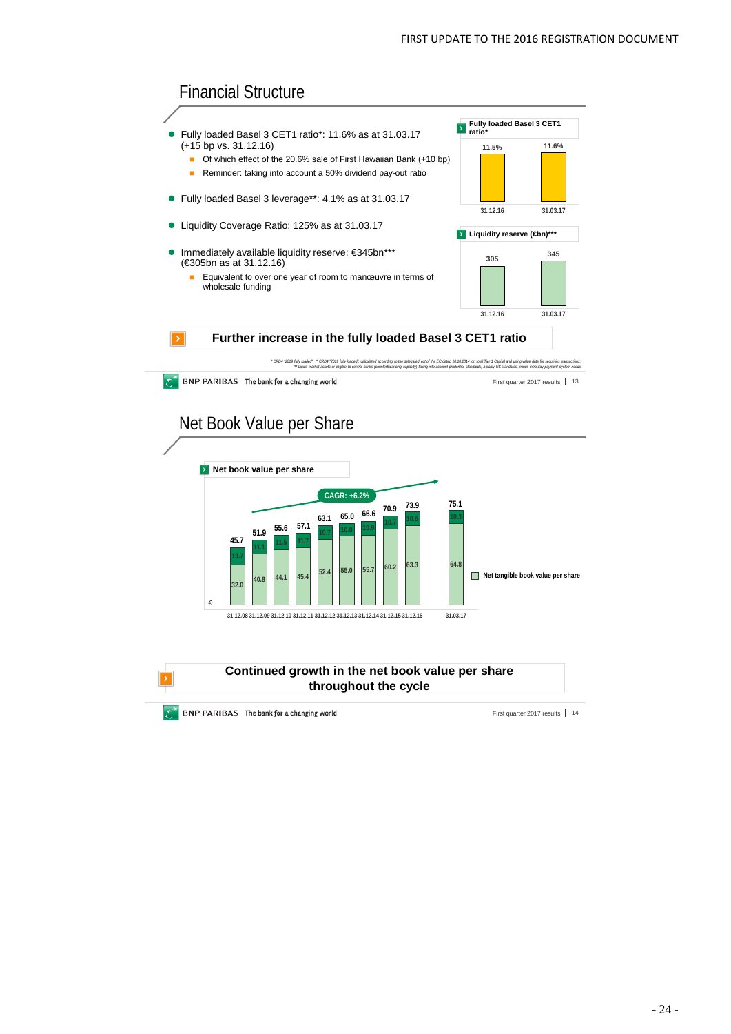## Financial Structure

- Fully loaded Basel 3 CET1 ratio*: 11.6% as at 31.03.17 (+15 bp vs. 31.12.16)
  - Of which effect of the 20.6% sale of First Hawaiian Bank (+10 bp)
  - Reminder: taking into account a 50% dividend pay-out ratio
- Fully loaded Basel 3 leverage**: 4.1% as at 31.03.17
- Liquidity Coverage Ratio: 125% as at 31.03.17
- Immediately available liquidity reserve: €345bn*** (€305bn as at 31.12.16)
  - Equivalent to over one year of room to manœuvre in terms of wholesale funding

**Fully loaded Basel 3 CET1 ratio***

| 31.12.16 | 31.03.17 |
|---|---|
| 11.5% | 11.6% |

**Liquidity reserve (€bn)*****

| 31.12.16 | 31.03.17 |
|---|---|
| 305 | 345 |

**Further increase in the fully loaded Basel 3 CET1 ratio**

* CRD4 "2019 fully loaded"; ** CRD4 "2019 fully loaded", calculated according to the delegated act of the EC dated 10.10.2014 on total Tier 1 Capital and using value date for securities transactions; *** Liquid market assets or eligible to central banks (counterbalancing capacity) taking into account prudential standards, notably US standards, minus intra-day payment system needs

## Net Book Value per Share

**Net book value per share**

CAGR: +6.2%

| € | 31.12.08 | 31.12.09 | 31.12.10 | 31.12.11 | 31.12.12 | 31.12.13 | 31.12.14 | 31.12.15 | 31.12.16 | 31.03.17 |
|---|---|---|---|---|---|---|---|---|---|---|
| Net book value per share | 45.7 | 51.9 | 55.6 | 57.1 | 63.1 | 65.0 | 66.6 | 70.9 | 73.9 | 75.1 |
| Of which intangibles | 13.7 | 11.1 | 11.5 | 11.7 | 10.7 | 10.0 | 10.9 | 10.7 | 10.6 | 10.3 |
| Net tangible book value per share | 32.0 | 40.8 | 44.1 | 45.4 | 52.4 | 55.0 | 55.7 | 60.2 | 63.3 | 64.8 |

**Continued growth in the net book value per share throughout the cycle**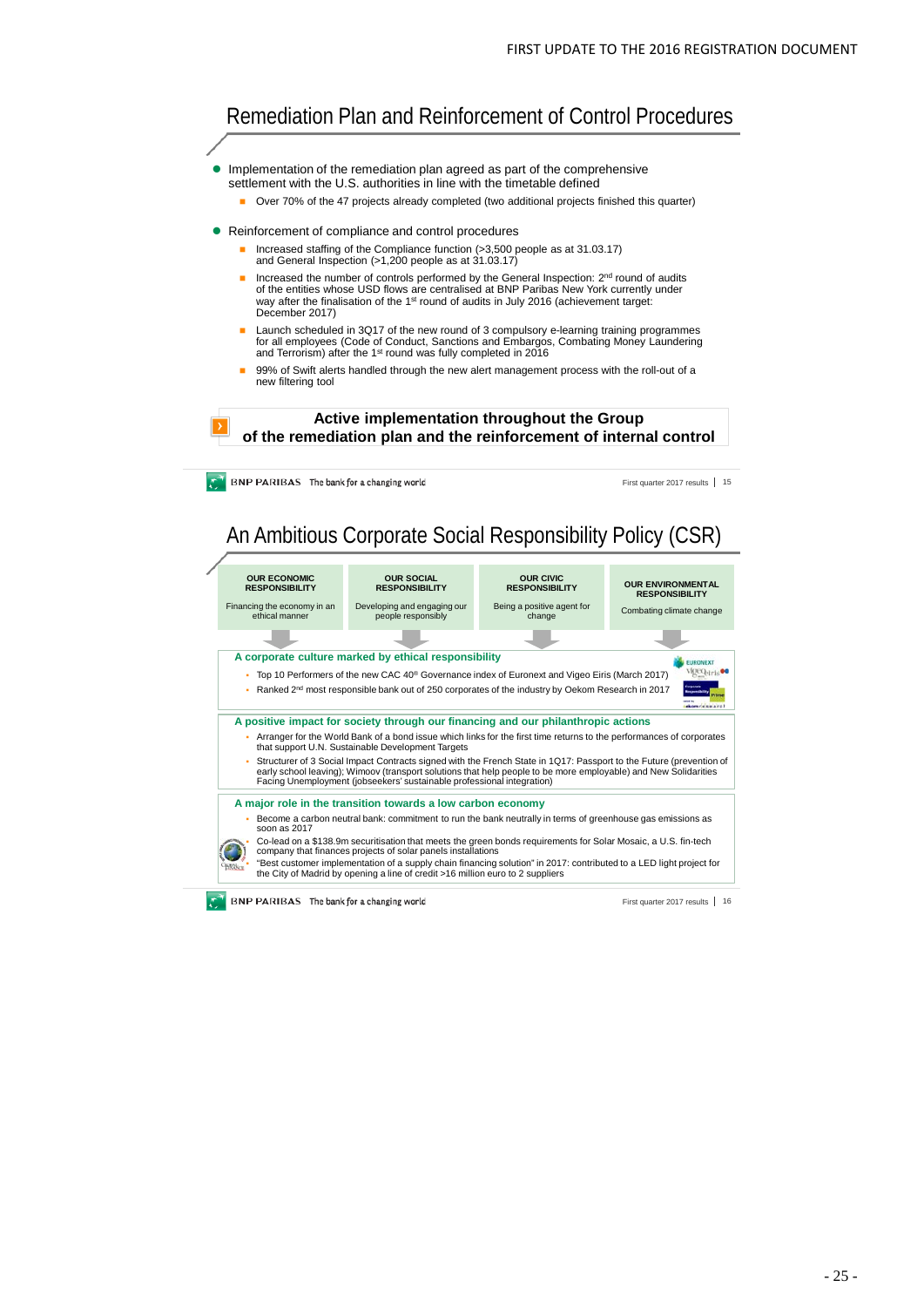## Remediation Plan and Reinforcement of Control Procedures

- Implementation of the remediation plan agreed as part of the comprehensive settlement with the U.S. authorities in line with the timetable defined
  - Over 70% of the 47 projects already completed (two additional projects finished this quarter)
- Reinforcement of compliance and control procedures
  - Increased staffing of the Compliance function (>3,500 people as at 31.03.17) and General Inspection (>1,200 people as at 31.03.17)
  - Increased the number of controls performed by the General Inspection: 2nd round of audits of the entities whose USD flows are centralised at BNP Paribas New York currently under way after the finalisation of the 1st round of audits in July 2016 (achievement target: December 2017)
  - Launch scheduled in 3Q17 of the new round of 3 compulsory e-learning training programmes for all employees (Code of Conduct, Sanctions and Embargos, Combating Money Laundering and Terrorism) after the 1st round was fully completed in 2016
  - 99% of Swift alerts handled through the new alert management process with the roll-out of a new filtering tool

**Active implementation throughout the Group of the remediation plan and the reinforcement of internal control**

BNP PARIBAS The bank for a changing world — First quarter 2017 results | 15

## An Ambitious Corporate Social Responsibility Policy (CSR)

| OUR ECONOMIC RESPONSIBILITY | OUR SOCIAL RESPONSIBILITY | OUR CIVIC RESPONSIBILITY | OUR ENVIRONMENTAL RESPONSIBILITY |
|---|---|---|---|
| Financing the economy in an ethical manner | Developing and engaging our people responsibly | Being a positive agent for change | Combating climate change |

**A corporate culture marked by ethical responsibility**

- Top 10 Performers of the new CAC 40® Governance index of Euronext and Vigeo Eiris (March 2017)
- Ranked 2nd most responsible bank out of 250 corporates of the industry by Oekom Research in 2017

**A positive impact for society through our financing and our philanthropic actions**

- Arranger for the World Bank of a bond issue which links for the first time returns to the performances of corporates that support U.N. Sustainable Development Targets
- Structurer of 3 Social Impact Contracts signed with the French State in 1Q17: Passport to the Future (prevention of early school leaving); Wimoov (transport solutions that help people to be more employable) and New Solidarities Facing Unemployment (jobseekers' sustainable professional integration)

**A major role in the transition towards a low carbon economy**

- Become a carbon neutral bank: commitment to run the bank neutrally in terms of greenhouse gas emissions as soon as 2017
- Co-lead on a $138.9m securitisation that meets the green bonds requirements for Solar Mosaic, a U.S. fin-tech company that finances projects of solar panels installations
- "Best customer implementation of a supply chain financing solution" in 2017: contributed to a LED light project for the City of Madrid by opening a line of credit >16 million euro to 2 suppliers

BNP PARIBAS The bank for a changing world — First quarter 2017 results | 16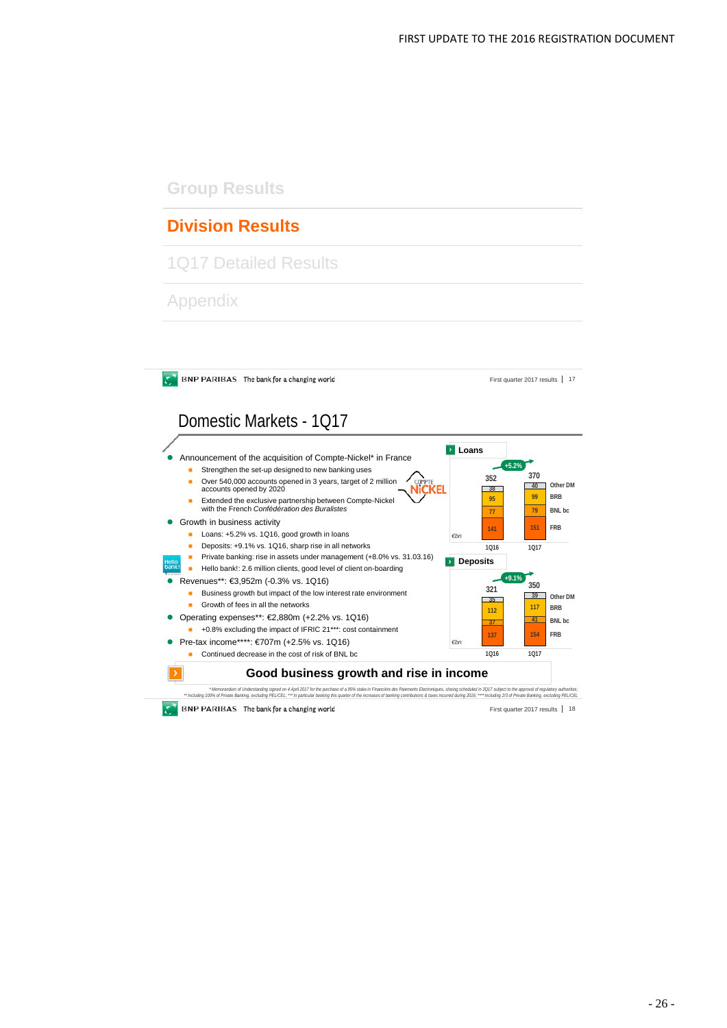Group Results

## Division Results

1Q17 Detailed Results

Appendix

# Domestic Markets - 1Q17

- Announcement of the acquisition of Compte-Nickel* in France
  - Strengthen the set-up designed to new banking uses
  - Over 540,000 accounts opened in 3 years, target of 2 million accounts opened by 2020
  - Extended the exclusive partnership between Compte-Nickel with the French *Confédération des Buralistes*
- Growth in business activity
  - Loans: +5.2% vs. 1Q16, good growth in loans
  - Deposits: +9.1% vs. 1Q16, sharp rise in all networks
  - Private banking: rise in assets under management (+8.0% vs. 31.03.16)
  - Hello bank!: 2.6 million clients, good level of client on-boarding
- Revenues**: €3,952m (-0.3% vs. 1Q16)
  - Business growth but impact of the low interest rate environment
  - Growth of fees in all the networks
- Operating expenses**: €2,880m (+2.2% vs. 1Q16)
  - +0.8% excluding the impact of IFRIC 21***: cost containment
- Pre-tax income****: €707m (+2.5% vs. 1Q16)
  - Continued decrease in the cost of risk of BNL bc

**Loans** (€bn) — +5.2%

| | 1Q16 | 1Q17 |
|---|---|---|
| Other DM | 38 | 40 |
| BRB | 95 | 99 |
| BNL bc | 77 | 79 |
| FRB | 141 | 151 |
| Total | 352 | 370 |

**Deposits** (€bn) — +9.1%

| | 1Q16 | 1Q17 |
|---|---|---|
| Other DM | 35 | 39 |
| BRB | 112 | 117 |
| BNL bc | 37 | 41 |
| FRB | 137 | 154 |
| Total | 321 | 350 |

**Good business growth and rise in income**

*\* Memorandum of Understanding signed on 4 April 2017 for the purchase of a 95% stake in Financière des Paiements Electroniques, closing scheduled in 2Q17 subject to the approval of regulatory authorities; \*\* Including 100% of Private Banking, excluding PEL/CEL; \*\*\* in particular booking this quarter of the increases of banking contributions & taxes incurred during 2016; \*\*\*\* Including 2/3 of Private Banking, excluding PEL/CEL*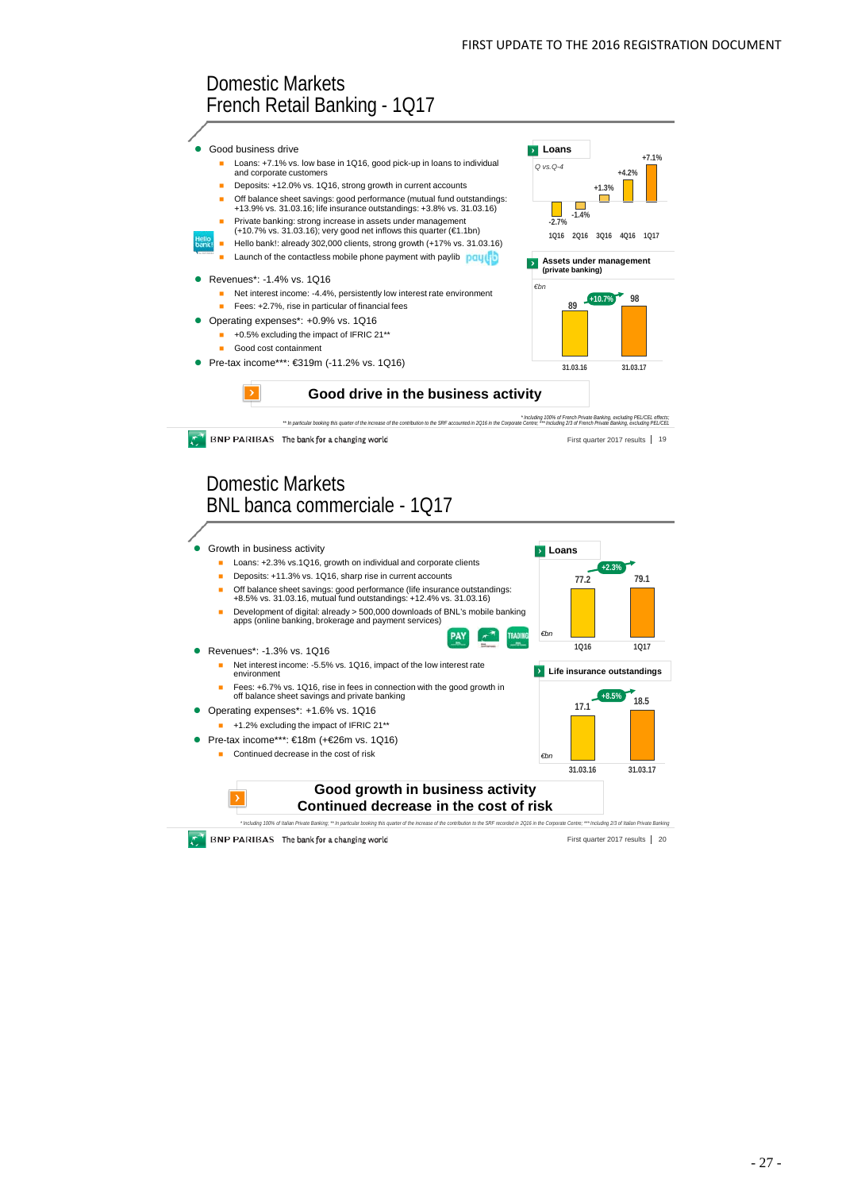# Domestic Markets
## French Retail Banking - 1Q17

- Good business drive
  - Loans: +7.1% vs. low base in 1Q16, good pick-up in loans to individual and corporate customers
  - Deposits: +12.0% vs. 1Q16, strong growth in current accounts
  - Off balance sheet savings: good performance (mutual fund outstandings: +13.9% vs. 31.03.16; life insurance outstandings: +3.8% vs. 31.03.16)
  - Private banking: strong increase in assets under management (+10.7% vs. 31.03.16); very good net inflows this quarter (€1.1bn)
  - Hello bank!: already 302,000 clients, strong growth (+17% vs. 31.03.16)
  - Launch of the contactless mobile phone payment with paylib
- Revenues*: -1.4% vs. 1Q16
  - Net interest income: -4.4%, persistently low interest rate environment
  - Fees: +2.7%, rise in particular of financial fees
- Operating expenses*: +0.9% vs. 1Q16
  - +0.5% excluding the impact of IFRIC 21**
  - Good cost containment
- Pre-tax income***: €319m (-11.2% vs. 1Q16)

**Loans** (Q vs.Q-4)

| 1Q16 | 2Q16 | 3Q16 | 4Q16 | 1Q17 |
|---|---|---|---|---|
| -2.7% | -1.4% | +1.3% | +4.2% | +7.1% |

**Assets under management (private banking)** (€bn)

| 31.03.16 | 31.03.17 |
|---|---|
| 89 | 98 |

+10.7%

**Good drive in the business activity**

*\* Including 100% of French Private Banking, excluding PEL/CEL effects; \*\* In particular booking this quarter of the increase of the contribution to the SRF accounted in 2Q16 in the Corporate Centre; \*\*\* Including 2/3 of French Private Banking, excluding PEL/CEL*

# Domestic Markets
## BNL banca commerciale - 1Q17

- Growth in business activity
  - Loans: +2.3% vs.1Q16, growth on individual and corporate clients
  - Deposits: +11.3% vs. 1Q16, sharp rise in current accounts
  - Off balance sheet savings: good performance (life insurance outstandings: +8.5% vs. 31.03.16, mutual fund outstandings: +12.4% vs. 31.03.16)
  - Development of digital: already > 500,000 downloads of BNL's mobile banking apps (online banking, brokerage and payment services)
- Revenues*: -1.3% vs. 1Q16
  - Net interest income: -5.5% vs. 1Q16, impact of the low interest rate environment
  - Fees: +6.7% vs. 1Q16, rise in fees in connection with the good growth in off balance sheet savings and private banking
- Operating expenses*: +1.6% vs. 1Q16
  - +1.2% excluding the impact of IFRIC 21**
- Pre-tax income***: €18m (+€26m vs. 1Q16)
  - Continued decrease in the cost of risk

**Loans** (€bn)

| 1Q16 | 1Q17 |
|---|---|
| 77.2 | 79.1 |

+2.3%

**Life insurance outstandings** (€bn)

| 31.03.16 | 31.03.17 |
|---|---|
| 17.1 | 18.5 |

+8.5%

**Good growth in business activity**
**Continued decrease in the cost of risk**

*\* Including 100% of Italian Private Banking; \*\* In particular booking this quarter of the increase of the contribution to the SRF recorded in 2Q16 in the Corporate Centre; \*\*\* Including 2/3 of Italian Private Banking*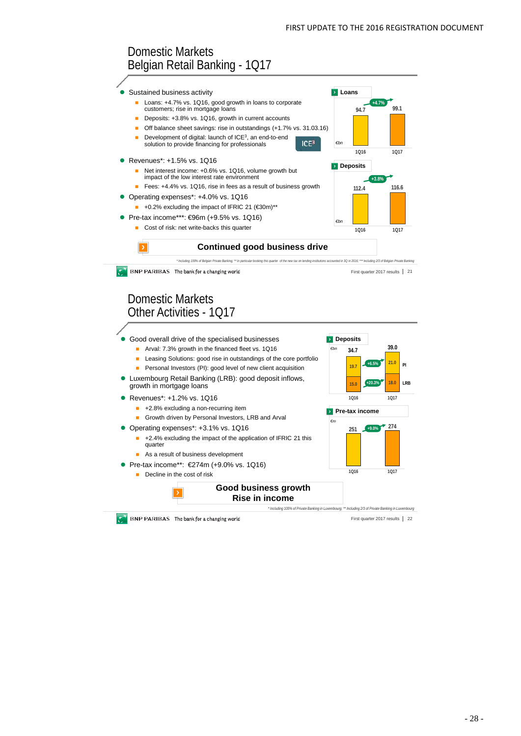## Domestic Markets
## Belgian Retail Banking - 1Q17

- Sustained business activity
  - Loans: +4.7% vs. 1Q16, good growth in loans to corporate customers; rise in mortgage loans
  - Deposits: +3.8% vs. 1Q16, growth in current accounts
  - Off balance sheet savings: rise in outstandings (+1.7% vs. 31.03.16)
  - Development of digital: launch of ICE[3], an end-to-end solution to provide financing for professionals
- Revenues*: +1.5% vs. 1Q16
  - Net interest income: +0.6% vs. 1Q16, volume growth but impact of the low interest rate environment
  - Fees: +4.4% vs. 1Q16, rise in fees as a result of business growth
- Operating expenses*: +4.0% vs. 1Q16
  - +0.2% excluding the impact of IFRIC 21 (€30m)**
- Pre-tax income***: €96m (+9.5% vs. 1Q16)
  - Cost of risk: net write-backs this quarter

**Loans** (€bn)

| | 1Q16 | 1Q17 |
|---|---|---|
| Loans | 94.7 | 99.1 (+4.7%) |

**Deposits** (€bn)

| | 1Q16 | 1Q17 |
|---|---|---|
| Deposits | 112.4 | 116.6 (+3.8%) |

**Continued good business drive**

*\* Including 100% of Belgian Private Banking; \*\* in particular booking this quarter of the new tax on lending institutions accounted in 3Q in 2016; \*\*\* Including 2/3 of Belgian Private Banking*

## Domestic Markets
## Other Activities - 1Q17

- Good overall drive of the specialised businesses
  - Arval: 7.3% growth in the financed fleet vs. 1Q16
  - Leasing Solutions: good rise in outstandings of the core portfolio
  - Personal Investors (PI): good level of new client acquisition
- Luxembourg Retail Banking (LRB): good deposit inflows, growth in mortgage loans
- Revenues*: +1.2% vs. 1Q16
  - +2.8% excluding a non-recurring item
  - Growth driven by Personal Investors, LRB and Arval
- Operating expenses*: +3.1% vs. 1Q16
  - +2.4% excluding the impact of the application of IFRIC 21 this quarter
  - As a result of business development
- Pre-tax income**: €274m (+9.0% vs. 1Q16)
  - Decline in the cost of risk

**Deposits** (€bn)

| | 1Q16 | 1Q17 |
|---|---|---|
| PI | 19.7 | 21.0 (+6.5%) |
| LRB | 15.0 | 18.0 (+20.3%) |
| Total | 34.7 | 39.0 |

**Pre-tax income** (€m)

| | 1Q16 | 1Q17 |
|---|---|---|
| Pre-tax income | 251 | 274 (+9.0%) |

**Good business growth**
**Rise in income**

*\* Including 100% of Private Banking in Luxembourg; \*\* Including 2/3 of Private Banking in Luxembourg*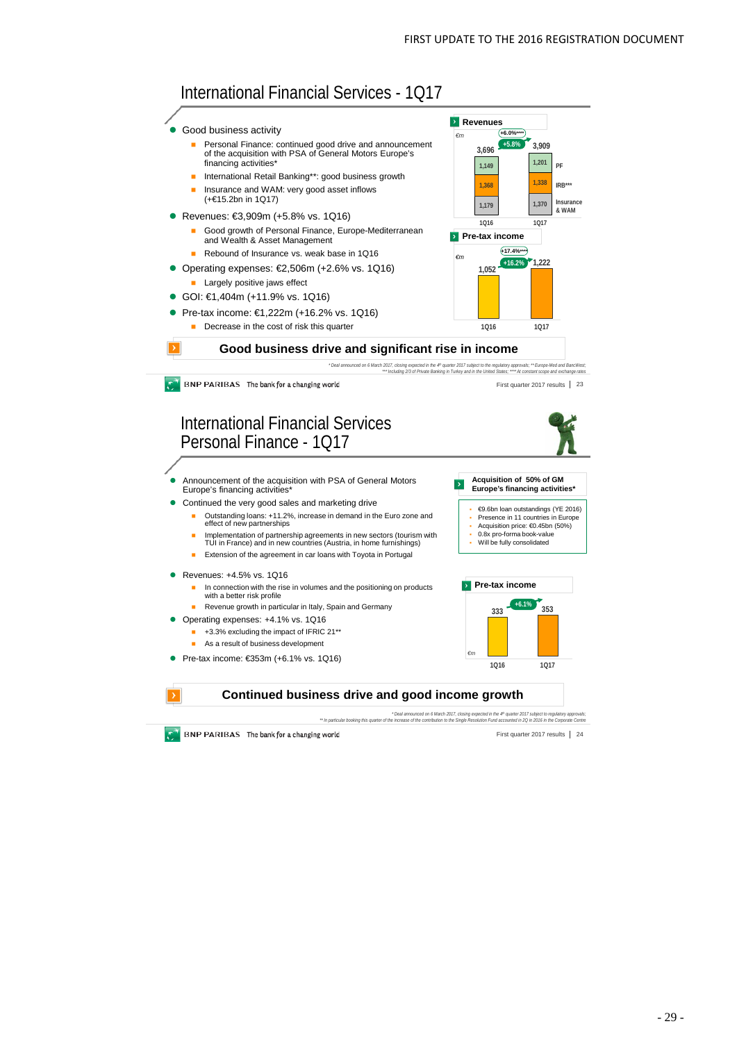## International Financial Services - 1Q17

- Good business activity
  - Personal Finance: continued good drive and announcement of the acquisition with PSA of General Motors Europe's financing activities*
  - International Retail Banking**: good business growth
  - Insurance and WAM: very good asset inflows (+€15.2bn in 1Q17)
- Revenues: €3,909m (+5.8% vs. 1Q16)
  - Good growth of Personal Finance, Europe-Mediterranean and Wealth & Asset Management
  - Rebound of Insurance vs. weak base in 1Q16
- Operating expenses: €2,506m (+2.6% vs. 1Q16)
  - Largely positive jaws effect
- GOI: €1,404m (+11.9% vs. 1Q16)
- Pre-tax income: €1,222m (+16.2% vs. 1Q16)
  - Decrease in the cost of risk this quarter

**Revenues** (€m)

| | 1Q16 | 1Q17 |
|---|---|---|
| PF | 1,149 | 1,201 |
| IRB*** | 1,368 | 1,338 |
| Insurance & WAM | 1,179 | 1,370 |
| Total | 3,696 | 3,909 |

+5.8% (+6.0%****)

**Pre-tax income** (€m)

| 1Q16 | 1Q17 |
|---|---|
| 1,052 | 1,222 |

+16.2% (+17.4%****)

**Good business drive and significant rise in income**

*\* Deal announced on 6 March 2017, closing expected in the 4th quarter 2017 subject to the regulatory approvals; \*\* Europe-Med and BancWest; \*\*\* Including 2/3 of Private Banking in Turkey and in the United States; \*\*\*\* At constant scope and exchange rates*

## International Financial Services Personal Finance - 1Q17

- Announcement of the acquisition with PSA of General Motors Europe's financing activities*
- Continued the very good sales and marketing drive
  - Outstanding loans: +11.2%, increase in demand in the Euro zone and effect of new partnerships
  - Implementation of partnership agreements in new sectors (tourism with TUI in France) and in new countries (Austria, in home furnishings)
  - Extension of the agreement in car loans with Toyota in Portugal
- Revenues: +4.5% vs. 1Q16
  - In connection with the rise in volumes and the positioning on products with a better risk profile
  - Revenue growth in particular in Italy, Spain and Germany
- Operating expenses: +4.1% vs. 1Q16
  - +3.3% excluding the impact of IFRIC 21**
  - As a result of business development
- Pre-tax income: €353m (+6.1% vs. 1Q16)

**Acquisition of 50% of GM Europe's financing activities***

- €9.6bn loan outstandings (YE 2016)
- Presence in 11 countries in Europe
- Acquisition price: €0.45bn (50%)
- 0.8x pro-forma book-value
- Will be fully consolidated

**Pre-tax income** (€m)

| 1Q16 | 1Q17 |
|---|---|
| 333 | 353 |

+6.1%

**Continued business drive and good income growth**

*\* Deal announced on 6 March 2017, closing expected in the 4th quarter 2017 subject to regulatory approvals; \*\* In particular booking this quarter of the increase of the contribution to the Single Resolution Fund accounted in 2Q in 2016 in the Corporate Centre*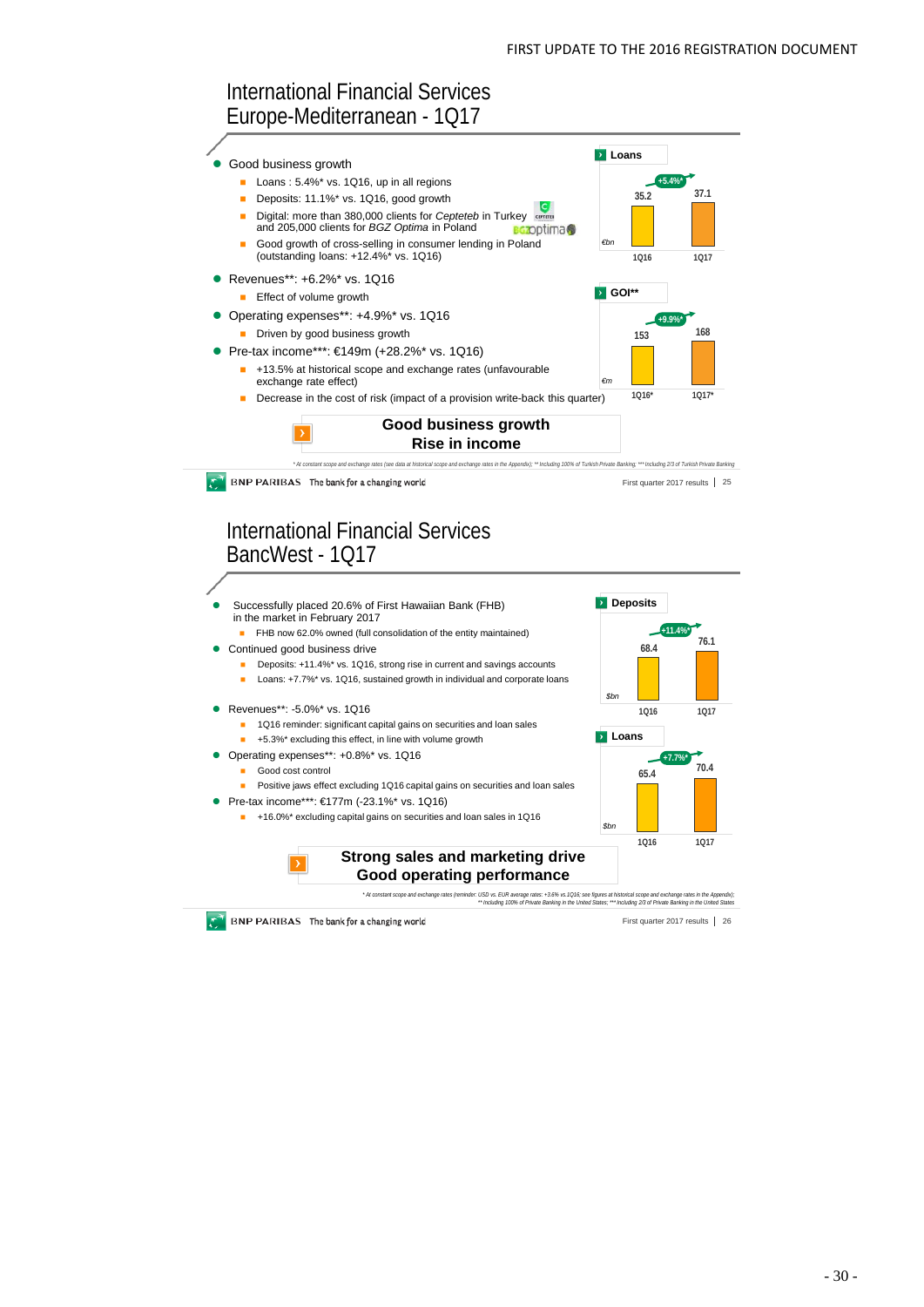# International Financial Services Europe-Mediterranean - 1Q17

- Good business growth
  - Loans : 5.4%* vs. 1Q16, up in all regions
  - Deposits: 11.1%* vs. 1Q16, good growth
  - Digital: more than 380,000 clients for *Cepteteb* in Turkey and 205,000 clients for *BGZ Optima* in Poland
  - Good growth of cross-selling in consumer lending in Poland (outstanding loans: +12.4%* vs. 1Q16)
- Revenues**: +6.2%* vs. 1Q16
  - Effect of volume growth
- Operating expenses**: +4.9%* vs. 1Q16
  - Driven by good business growth
- Pre-tax income***: €149m (+28.2%* vs. 1Q16)
  - +13.5% at historical scope and exchange rates (unfavourable exchange rate effect)
  - Decrease in the cost of risk (impact of a provision write-back this quarter)

**Loans** (€bn)

| | 1Q16 | 1Q17 |
|---|---|---|
| Loans | 35.2 | 37.1 |

+5.4%*

**GOI**** (€m)

| | 1Q16* | 1Q17* |
|---|---|---|
| GOI | 153 | 168 |

+9.9%*

**Good business growth**
**Rise in income**

\* At constant scope and exchange rates (see data at historical scope and exchange rates in the Appendix); ** Including 100% of Turkish Private Banking; *** Including 2/3 of Turkish Private Banking

# International Financial Services BancWest - 1Q17

- Successfully placed 20.6% of First Hawaiian Bank (FHB) in the market in February 2017
  - FHB now 62.0% owned (full consolidation of the entity maintained)
- Continued good business drive
  - Deposits: +11.4%* vs. 1Q16, strong rise in current and savings accounts
  - Loans: +7.7%* vs. 1Q16, sustained growth in individual and corporate loans
- Revenues**: -5.0%* vs. 1Q16
  - 1Q16 reminder: significant capital gains on securities and loan sales
  - +5.3%* excluding this effect, in line with volume growth
- Operating expenses**: +0.8%* vs. 1Q16
  - Good cost control
  - Positive jaws effect excluding 1Q16 capital gains on securities and loan sales
- Pre-tax income***: €177m (-23.1%* vs. 1Q16)
  - +16.0%* excluding capital gains on securities and loan sales in 1Q16

**Deposits** ($bn)

| | 1Q16 | 1Q17 |
|---|---|---|
| Deposits | 68.4 | 76.1 |

+11.4%*

**Loans** ($bn)

| | 1Q16 | 1Q17 |
|---|---|---|
| Loans | 65.4 | 70.4 |

+7.7%*

**Strong sales and marketing drive**
**Good operating performance**

\* At constant scope and exchange rates (reminder: USD vs. EUR average rates: +3.6% vs. 1Q16; see figures at historical scope and exchange rates in the Appendix);
** Including 100% of Private Banking in the United States; *** Including 2/3 of Private Banking in the United States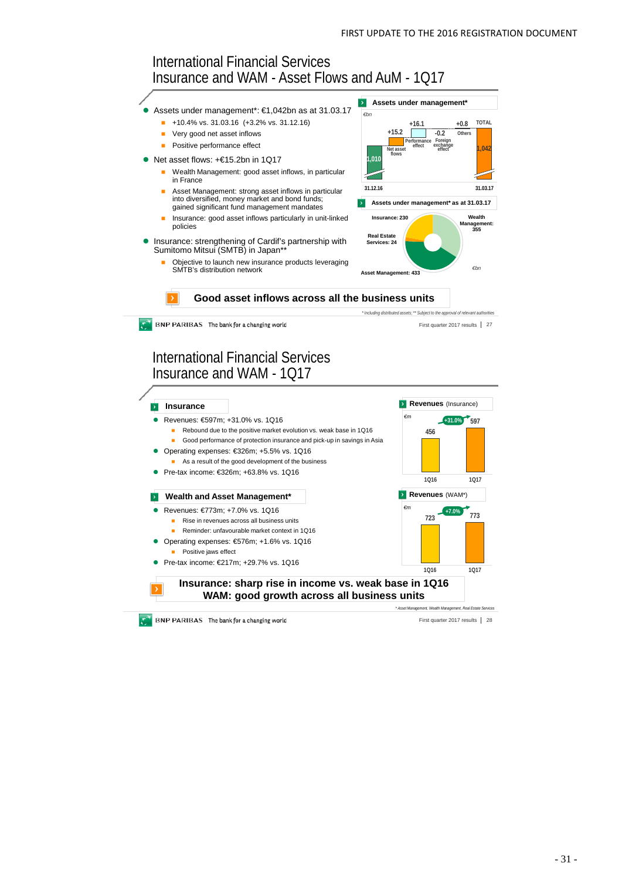# International Financial Services
## Insurance and WAM - Asset Flows and AuM - 1Q17

- Assets under management*: €1,042bn as at 31.03.17
  - +10.4% vs. 31.03.16 (+3.2% vs. 31.12.16)
  - Very good net asset inflows
  - Positive performance effect
- Net asset flows: +€15.2bn in 1Q17
  - Wealth Management: good asset inflows, in particular in France
  - Asset Management: strong asset inflows in particular into diversified, money market and bond funds; gained significant fund management mandates
  - Insurance: good asset inflows particularly in unit-linked policies
- Insurance: strengthening of Cardif's partnership with Sumitomo Mitsui (SMTB) in Japan**
  - Objective to launch new insurance products leveraging SMTB's distribution network

**Assets under management***

€bn

| 31.12.16 | Net asset flows | Performance effect | Foreign exchange effect | Others | TOTAL 31.03.17 |
|---|---|---|---|---|---|
| 1,010 | +15.2 | +16.1 | -0.2 | +0.8 | 1,042 |

**Assets under management* as at 31.03.17**

€bn

| Segment | € bn |
|---|---|
| Insurance | 230 |
| Wealth Management | 355 |
| Asset Management | 433 |
| Real Estate Services | 24 |

**Good asset inflows across all the business units**

*\* Including distributed assets; \*\* Subject to the approval of relevant authorities*

# International Financial Services
## Insurance and WAM - 1Q17

### Insurance

- Revenues: €597m; +31.0% vs. 1Q16
  - Rebound due to the positive market evolution vs. weak base in 1Q16
  - Good performance of protection insurance and pick-up in savings in Asia
- Operating expenses: €326m; +5.5% vs. 1Q16
  - As a result of the good development of the business
- Pre-tax income: €326m; +63.8% vs. 1Q16

**Revenues** (Insurance)

€m

| 1Q16 | 1Q17 |
|---|---|
| 456 | 597 (+31.0%) |

### Wealth and Asset Management*

- Revenues: €773m; +7.0% vs. 1Q16
  - Rise in revenues across all business units
  - Reminder: unfavourable market context in 1Q16
- Operating expenses: €576m; +1.6% vs. 1Q16
  - Positive jaws effect
- Pre-tax income: €217m; +29.7% vs. 1Q16

**Revenues** (WAM*)

€m

| 1Q16 | 1Q17 |
|---|---|
| 723 | 773 (+7.0%) |

**Insurance: sharp rise in income vs. weak base in 1Q16**
**WAM: good growth across all business units**

*\* Asset Management, Wealth Management, Real Estate Services*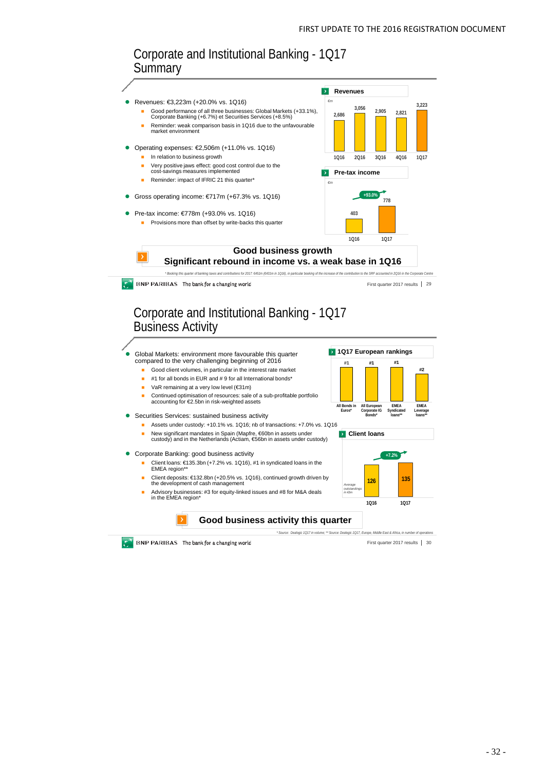# Corporate and Institutional Banking - 1Q17 Summary

- Revenues: €3,223m (+20.0% vs. 1Q16)
  - Good performance of all three businesses: Global Markets (+33.1%), Corporate Banking (+6.7%) et Securities Services (+8.5%)
  - Reminder: weak comparison basis in 1Q16 due to the unfavourable market environment
- Operating expenses: €2,506m (+11.0% vs. 1Q16)
  - In relation to business growth
  - Very positive jaws effect: good cost control due to the cost-savings measures implemented
  - Reminder: impact of IFRIC 21 this quarter*
- Gross operating income: €717m (+67.3% vs. 1Q16)
- Pre-tax income: €778m (+93.0% vs. 1Q16)
  - Provisions more than offset by write-backs this quarter

**Revenues** (€m)

| 1Q16 | 2Q16 | 3Q16 | 4Q16 | 1Q17 |
|---|---|---|---|---|
| 2,686 | 3,056 | 2,905 | 2,821 | 3,223 |

**Pre-tax income** (€m)

| 1Q16 | 1Q17 |
|---|---|
| 403 | 778 |

+93.0%

**Good business growth**
**Significant rebound in income vs. a weak base in 1Q16**

*\* Booking this quarter of banking taxes and contributions for 2017: €451m (€431m in 1Q16), in particular booking of the increase of the contribution to the SRF accounted in 1Q16 in the Corporate Centre*

# Corporate and Institutional Banking - 1Q17 Business Activity

- Global Markets: environment more favourable this quarter compared to the very challenging beginning of 2016
  - Good client volumes, in particular in the interest rate market
  - #1 for all bonds in EUR and # 9 for all International bonds*
  - VaR remaining at a very low level (€31m)
  - Continued optimisation of resources: sale of a sub-profitable portfolio accounting for €2.5bn in risk-weighted assets
- Securities Services: sustained business activity
  - Assets under custody: +10.1% vs. 1Q16; nb of transactions: +7.0% vs. 1Q16
  - New significant mandates in Spain (Mapfre, €60bn in assets under custody) and in the Netherlands (Actiam, €56bn in assets under custody)
- Corporate Banking: good business activity
  - Client loans: €135.3bn (+7.2% vs. 1Q16), #1 in syndicated loans in the EMEA region**
  - Client deposits: €132.8bn (+20.5% vs. 1Q16), continued growth driven by the development of cash management
  - Advisory businesses: #3 for equity-linked issues and #8 for M&A deals in the EMEA region*

**1Q17 European rankings**

| All Bonds in Euros* | All European Corporate IG Bonds* | EMEA Syndicated loans** | EMEA Leverage loans** |
|---|---|---|---|
| #1 | #1 | #1 | #2 |

**Client loans** (Average outstandings in €bn)

| 1Q16 | 1Q17 |
|---|---|
| 126 | 135 |

+7.2%

**Good business activity this quarter**

*\* Source: Dealogic 1Q17 in volume; \*\* Source: Dealogic 1Q17, Europe, Middle East & Africa, in number of operations*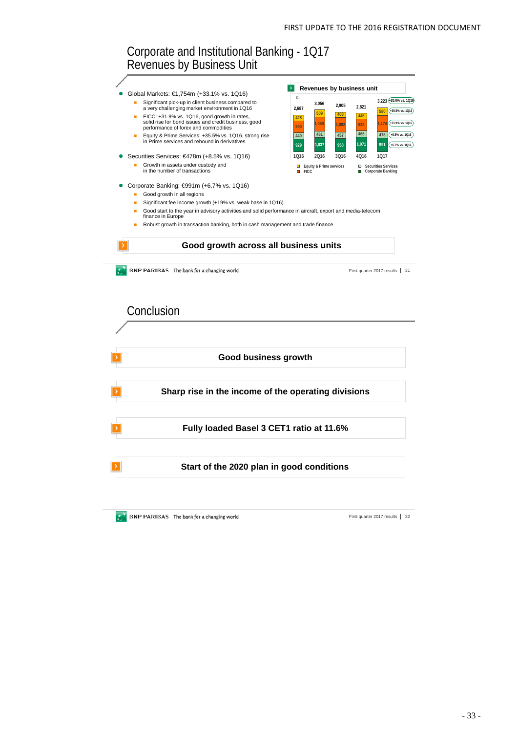# Corporate and Institutional Banking - 1Q17 Revenues by Business Unit

- Global Markets: €1,754m (+33.1% vs. 1Q16)
  - Significant pick-up in client business compared to a very challenging market environment in 1Q16
  - FICC: +31.9% vs. 1Q16, good growth in rates, solid rise for bond issues and credit business, good performance of forex and commodities
  - Equity & Prime Services: +35.5% vs. 1Q16, strong rise in Prime services and rebound in derivatives
- Securities Services: €478m (+8.5% vs. 1Q16)
  - Growth in assets under custody and in the number of transactions
- Corporate Banking: €991m (+6.7% vs. 1Q16)
  - Good growth in all regions
  - Significant fee income growth (+19% vs. weak base in 1Q16)
  - Good start to the year in advisory activities and solid performance in aircraft, export and media-telecom finance in Europe
  - Robust growth in transaction banking, both in cash management and trade finance

**Revenues by business unit**

€m

| | 1Q16 | 2Q16 | 3Q16 | 4Q16 | 1Q17 | |
|---|---|---|---|---|---|---|
| Equity & Prime services | 428 | 509 | 408 | 446 | 580 | +35.5% vs. 1Q16 |
| FICC | 890 | 1,050 | 1,082 | 838 | 1,174 | +31.9% vs. 1Q16 |
| Securities Services | 440 | 461 | 457 | 466 | 478 | +8.5% vs. 1Q16 |
| Corporate Banking | 929 | 1,037 | 958 | 1,071 | 991 | +6.7% vs. 1Q16 |
| Total | 2,687 | 3,056 | 2,905 | 2,821 | 3,223 | +20.0% vs. 1Q16 |

**Good growth across all business units**

# Conclusion

**Good business growth**

**Sharp rise in the income of the operating divisions**

**Fully loaded Basel 3 CET1 ratio at 11.6%**

**Start of the 2020 plan in good conditions**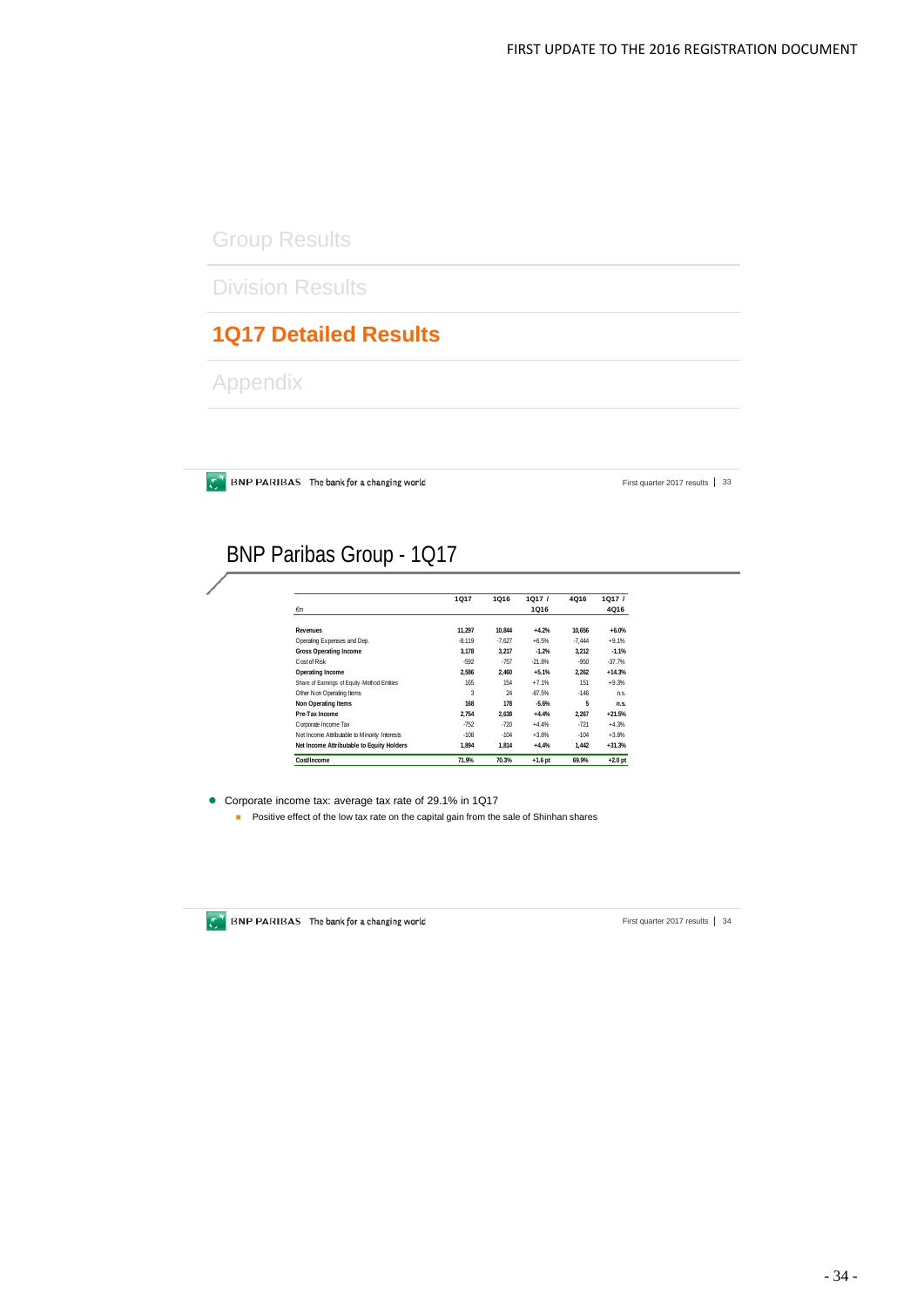Group Results

Division Results

**1Q17 Detailed Results**

Appendix

## BNP Paribas Group - 1Q17

| €m | 1Q17 | 1Q16 | 1Q17 / 1Q16 | 4Q16 | 1Q17 / 4Q16 |
|---|---|---|---|---|---|
| **Revenues** | **11,297** | **10,844** | **+4.2%** | **10,656** | **+6.0%** |
| Operating Expenses and Dep. | -8,119 | -7,627 | +6.5% | -7,444 | +9.1% |
| **Gross Operating Income** | **3,178** | **3,217** | **-1.2%** | **3,212** | **-1.1%** |
| Cost of Risk | -592 | -757 | -21.8% | -950 | -37.7% |
| **Operating Income** | **2,586** | **2,460** | **+5.1%** | **2,262** | **+14.3%** |
| Share of Earnings of Equity-Method Entities | 165 | 154 | +7.1% | 151 | +9.3% |
| Other Non Operating Items | 3 | 24 | -87.5% | -146 | n.s. |
| **Non Operating Items** | **168** | **178** | **-5.6%** | **5** | **n.s.** |
| **Pre-Tax Income** | **2,754** | **2,638** | **+4.4%** | **2,267** | **+21.5%** |
| Corporate Income Tax | -752 | -720 | +4.4% | -721 | +4.3% |
| Net Income Attributable to Minority Interests | -108 | -104 | +3.8% | -104 | +3.8% |
| **Net Income Attributable to Equity Holders** | **1,894** | **1,814** | **+4.4%** | **1,442** | **+31.3%** |
| **Cost/Income** | **71.9%** | **70.3%** | **+1.6 pt** | **69.9%** | **+2.0 pt** |

- Corporate income tax: average tax rate of 29.1% in 1Q17
  - Positive effect of the low tax rate on the capital gain from the sale of Shinhan shares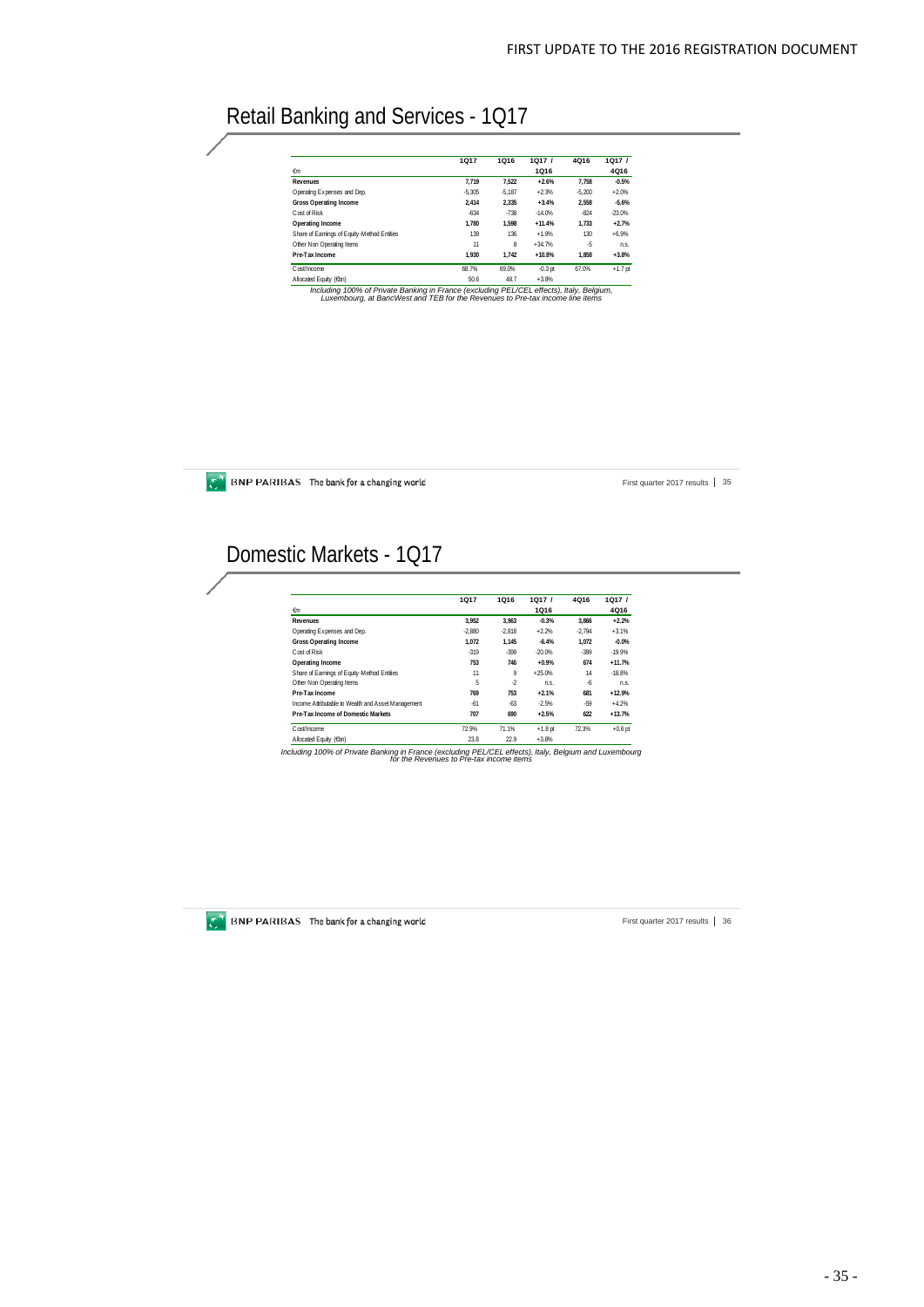## Retail Banking and Services - 1Q17

| €m | 1Q17 | 1Q16 | 1Q17 / 1Q16 | 4Q16 | 1Q17 / 4Q16 |
|---|---|---|---|---|---|
| **Revenues** | **7,719** | **7,522** | **+2.6%** | **7,758** | **-0.5%** |
| Operating Expenses and Dep. | -5,305 | -5,187 | +2.3% | -5,200 | +2.0% |
| **Gross Operating Income** | **2,414** | **2,335** | **+3.4%** | **2,558** | **-5.6%** |
| Cost of Risk | -634 | -738 | -14.0% | -824 | -23.0% |
| **Operating Income** | **1,780** | **1,598** | **+11.4%** | **1,733** | **+2.7%** |
| Share of Earnings of Equity-Method Entities | 139 | 136 | +1.9% | 130 | +6.9% |
| Other Non Operating Items | 11 | 8 | +34.7% | -5 | n.s. |
| **Pre-Tax Income** | **1,930** | **1,742** | **+10.8%** | **1,858** | **+3.8%** |
| Cost/Income | 68.7% | 69.0% | -0.3 pt | 67.0% | +1.7 pt |
| Allocated Equity (€bn) | 50.6 | 48.7 | +3.8% | | |

*Including 100% of Private Banking in France (excluding PEL/CEL effects), Italy, Belgium, Luxembourg, at BancWest and TEB for the Revenues to Pre-tax income line items*

## Domestic Markets - 1Q17

| €m | 1Q17 | 1Q16 | 1Q17 / 1Q16 | 4Q16 | 1Q17 / 4Q16 |
|---|---|---|---|---|---|
| **Revenues** | **3,952** | **3,963** | **-0.3%** | **3,866** | **+2.2%** |
| Operating Expenses and Dep. | -2,880 | -2,818 | +2.2% | -2,794 | +3.1% |
| **Gross Operating Income** | **1,072** | **1,145** | **-6.4%** | **1,072** | **-0.0%** |
| Cost of Risk | -319 | -399 | -20.0% | -399 | -19.9% |
| **Operating Income** | **753** | **746** | **+0.9%** | **674** | **+11.7%** |
| Share of Earnings of Equity-Method Entities | 11 | 9 | +25.0% | 14 | -18.8% |
| Other Non Operating Items | 5 | -2 | n.s. | -6 | n.s. |
| **Pre-Tax Income** | **769** | **753** | **+2.1%** | **681** | **+12.9%** |
| Income Attributable to Wealth and Asset Management | -61 | -63 | -2.5% | -59 | +4.2% |
| **Pre-Tax Income of Domestic Markets** | **707** | **690** | **+2.5%** | **622** | **+13.7%** |
| Cost/Income | 72.9% | 71.1% | +1.8 pt | 72.3% | +0.6 pt |
| Allocated Equity (€bn) | 23.8 | 22.9 | +3.8% | | |

*Including 100% of Private Banking in France (excluding PEL/CEL effects), Italy, Belgium and Luxembourg for the Revenues to Pre-tax income items*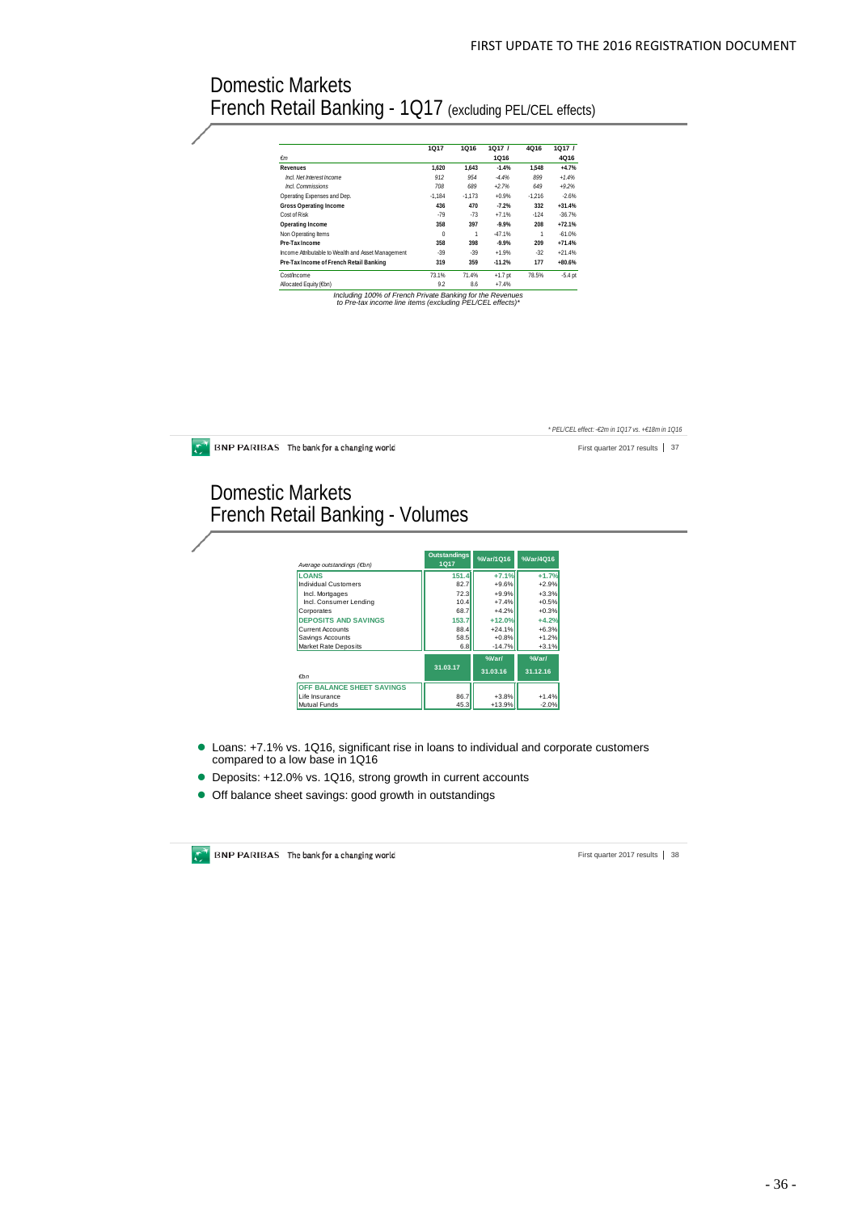# Domestic Markets
## French Retail Banking - 1Q17 (excluding PEL/CEL effects)

| €m | 1Q17 | 1Q16 | 1Q17 / 1Q16 | 4Q16 | 1Q17 / 4Q16 |
|---|---|---|---|---|---|
| **Revenues** | **1,620** | **1,643** | **-1.4%** | **1,548** | **+4.7%** |
| *Incl. Net Interest Income* | *912* | *954* | *-4.4%* | *899* | *+1.4%* |
| *Incl. Commissions* | *708* | *689* | *+2.7%* | *649* | *+9.2%* |
| Operating Expenses and Dep. | -1,184 | -1,173 | +0.9% | -1,216 | -2.6% |
| **Gross Operating Income** | **436** | **470** | **-7.2%** | **332** | **+31.4%** |
| Cost of Risk | -79 | -73 | +7.1% | -124 | -36.7% |
| **Operating Income** | **358** | **397** | **-9.9%** | **208** | **+72.1%** |
| Non Operating Items | 0 | 1 | -47.1% | 1 | -61.0% |
| **Pre-Tax Income** | **358** | **398** | **-9.9%** | **209** | **+71.4%** |
| Income Attributable to Wealth and Asset Management | -39 | -39 | +1.9% | -32 | +21.4% |
| **Pre-Tax Income of French Retail Banking** | **319** | **359** | **-11.2%** | **177** | **+80.6%** |
| Cost/Income | 73.1% | 71.4% | +1.7 pt | 78.5% | -5.4 pt |
| Allocated Equity (€bn) | 9.2 | 8.6 | +7.4% | | |

*Including 100% of French Private Banking for the Revenues to Pre-tax income line items (excluding PEL/CEL effects)**

*\* PEL/CEL effect: -€2m in 1Q17 vs. +€18m in 1Q16*

# Domestic Markets
## French Retail Banking - Volumes

| Average outstandings (€bn) | Outstandings 1Q17 | %Var/1Q16 | %Var/4Q16 |
|---|---|---|---|
| **LOANS** | **151.4** | **+7.1%** | **+1.7%** |
| Individual Customers | 82.7 | +9.6% | +2.9% |
| Incl. Mortgages | 72.3 | +9.9% | +3.3% |
| Incl. Consumer Lending | 10.4 | +7.4% | +0.5% |
| Corporates | 68.7 | +4.2% | +0.3% |
| **DEPOSITS AND SAVINGS** | **153.7** | **+12.0%** | **+4.2%** |
| Current Accounts | 88.4 | +24.1% | +6.3% |
| Savings Accounts | 58.5 | +0.8% | +1.2% |
| Market Rate Deposits | 6.8 | -14.7% | +3.1% |

| €bn | 31.03.17 | %Var/ 31.03.16 | %Var/ 31.12.16 |
|---|---|---|---|
| **OFF BALANCE SHEET SAVINGS** | | | |
| Life Insurance | 86.7 | +3.8% | +1.4% |
| Mutual Funds | 45.3 | +13.9% | -2.0% |

- Loans: +7.1% vs. 1Q16, significant rise in loans to individual and corporate customers compared to a low base in 1Q16
- Deposits: +12.0% vs. 1Q16, strong growth in current accounts
- Off balance sheet savings: good growth in outstandings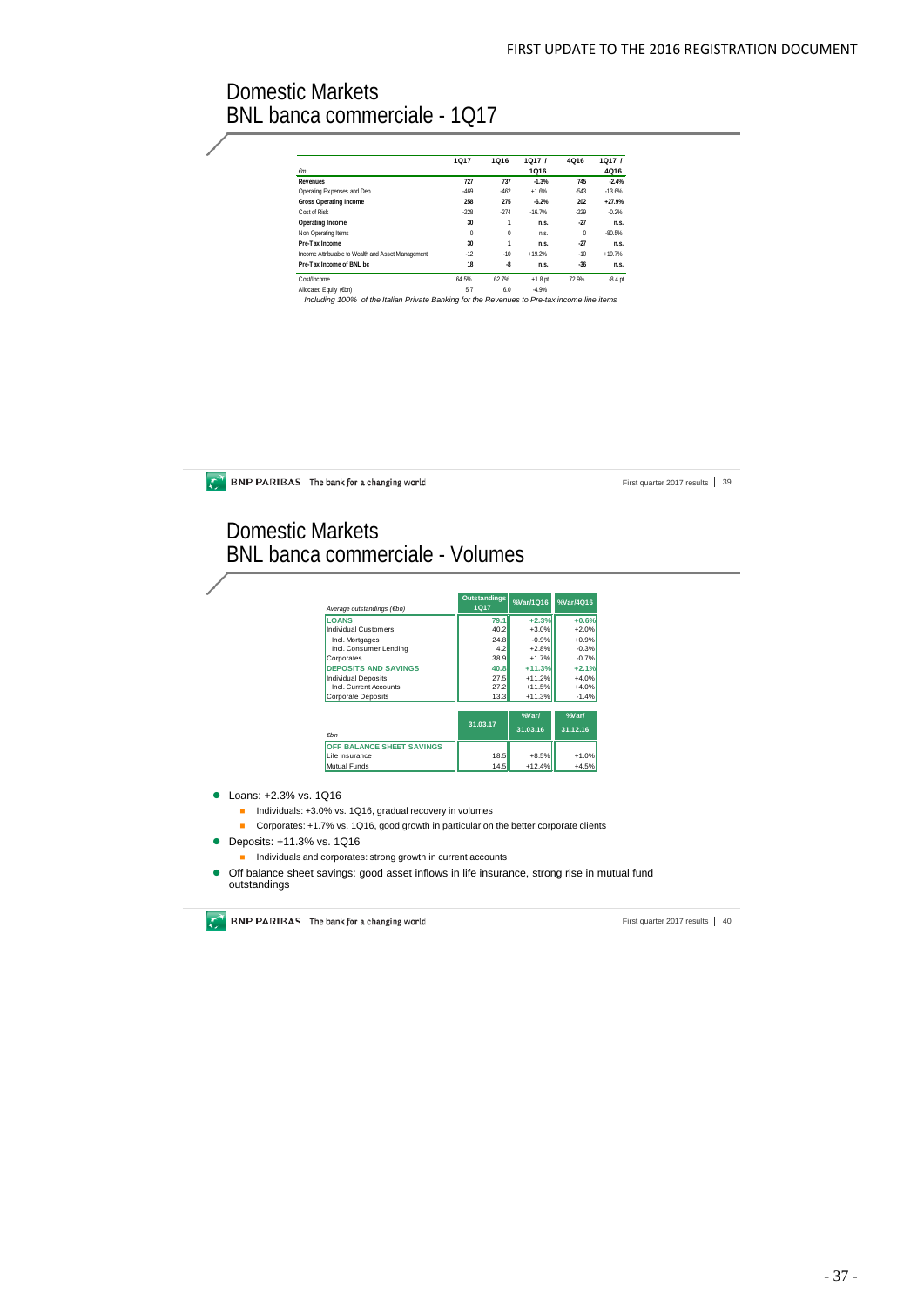# Domestic Markets
## BNL banca commerciale - 1Q17

| €m | 1Q17 | 1Q16 | 1Q17 / 1Q16 | 4Q16 | 1Q17 / 4Q16 |
|---|---|---|---|---|---|
| **Revenues** | **727** | **737** | **-1.3%** | **745** | **-2.4%** |
| Operating Expenses and Dep. | -469 | -462 | +1.6% | -543 | -13.6% |
| **Gross Operating Income** | **258** | **275** | **-6.2%** | **202** | **+27.9%** |
| Cost of Risk | -228 | -274 | -16.7% | -229 | -0.2% |
| **Operating Income** | **30** | **1** | **n.s.** | **-27** | **n.s.** |
| Non Operating Items | 0 | 0 | n.s. | 0 | -80.5% |
| **Pre-Tax Income** | **30** | **1** | **n.s.** | **-27** | **n.s.** |
| Income Attributable to Wealth and Asset Management | -12 | -10 | +19.2% | -10 | +19.7% |
| **Pre-Tax Income of BNL bc** | **18** | **-8** | **n.s.** | **-36** | **n.s.** |
| Cost/Income | 64.5% | 62.7% | +1.8 pt | 72.9% | -8.4 pt |
| Allocated Equity (€bn) | 5.7 | 6.0 | -4.9% | | |

*Including 100% of the Italian Private Banking for the Revenues to Pre-tax income line items*

# Domestic Markets
## BNL banca commerciale - Volumes

| Average outstandings (€bn) | Outstandings 1Q17 | %Var/1Q16 | %Var/4Q16 |
|---|---|---|---|
| **LOANS** | **79.1** | **+2.3%** | **+0.6%** |
| Individual Customers | 40.2 | +3.0% | +2.0% |
| Incl. Mortgages | 24.8 | -0.9% | +0.9% |
| Incl. Consumer Lending | 4.2 | +2.8% | -0.3% |
| Corporates | 38.9 | +1.7% | -0.7% |
| **DEPOSITS AND SAVINGS** | **40.8** | **+11.3%** | **+2.1%** |
| Individual Deposits | 27.5 | +11.2% | +4.0% |
| Incl. Current Accounts | 27.2 | +11.5% | +4.0% |
| Corporate Deposits | 13.3 | +11.3% | -1.4% |

| €bn | 31.03.17 | %Var/ 31.03.16 | %Var/ 31.12.16 |
|---|---|---|---|
| **OFF BALANCE SHEET SAVINGS** | | | |
| Life Insurance | 18.5 | +8.5% | +1.0% |
| Mutual Funds | 14.5 | +12.4% | +4.5% |

- Loans: +2.3% vs. 1Q16
  - Individuals: +3.0% vs. 1Q16, gradual recovery in volumes
  - Corporates: +1.7% vs. 1Q16, good growth in particular on the better corporate clients
- Deposits: +11.3% vs. 1Q16
  - Individuals and corporates: strong growth in current accounts
- Off balance sheet savings: good asset inflows in life insurance, strong rise in mutual fund outstandings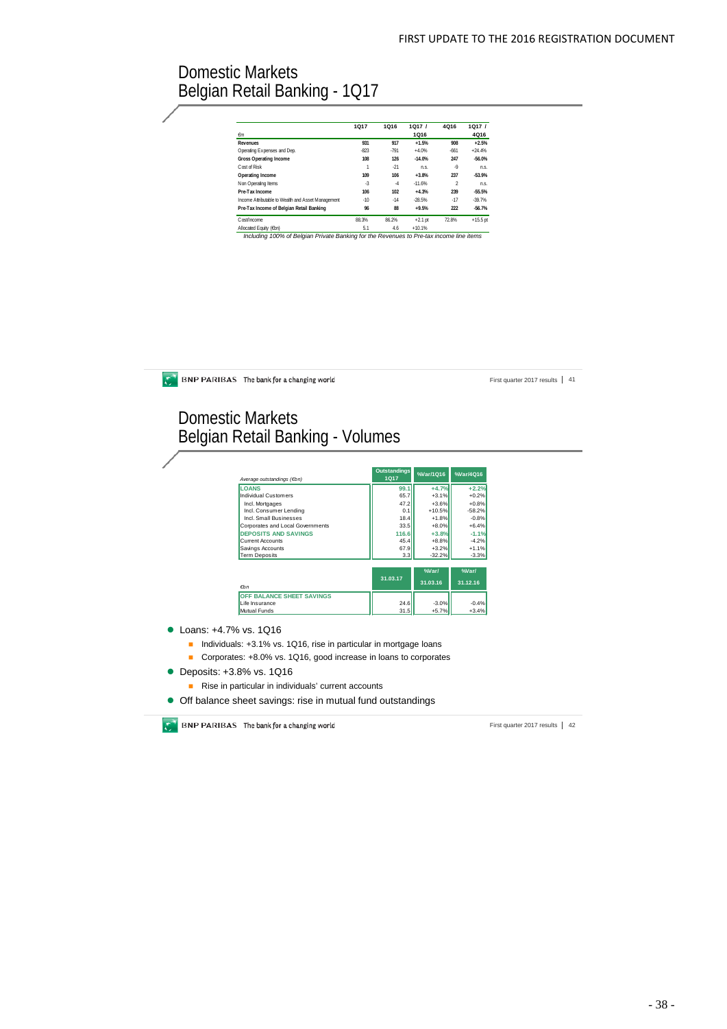# Domestic Markets
## Belgian Retail Banking - 1Q17

| €m | 1Q17 | 1Q16 | 1Q17 / 1Q16 | 4Q16 | 1Q17 / 4Q16 |
|---|---|---|---|---|---|
| **Revenues** | **931** | **917** | **+1.5%** | **908** | **+2.5%** |
| Operating Expenses and Dep. | -823 | -791 | +4.0% | -661 | +24.4% |
| **Gross Operating Income** | **108** | **126** | **-14.0%** | **247** | **-56.0%** |
| Cost of Risk | 1 | -21 | n.s. | -9 | n.s. |
| **Operating Income** | **109** | **106** | **+3.8%** | **237** | **-53.9%** |
| Non Operating Items | -3 | -4 | -11.6% | 2 | n.s. |
| **Pre-Tax Income** | **106** | **102** | **+4.3%** | **239** | **-55.5%** |
| Income Attributable to Wealth and Asset Management | -10 | -14 | -28.5% | -17 | -39.7% |
| **Pre-Tax Income of Belgian Retail Banking** | **96** | **88** | **+9.5%** | **222** | **-56.7%** |
| Cost/Income | 88.3% | 86.2% | +2.1 pt | 72.8% | +15.5 pt |
| Allocated Equity (€bn) | 5.1 | 4.6 | +10.1% | | |

*Including 100% of Belgian Private Banking for the Revenues to Pre-tax income line items*

# Domestic Markets
## Belgian Retail Banking - Volumes

| Average outstandings (€bn) | Outstandings 1Q17 | %Var/1Q16 | %Var/4Q16 |
|---|---|---|---|
| **LOANS** | **99.1** | **+4.7%** | **+2.2%** |
| Individual Customers | 65.7 | +3.1% | +0.2% |
| Incl. Mortgages | 47.2 | +3.6% | +0.8% |
| Incl. Consumer Lending | 0.1 | +10.5% | -58.2% |
| Incl. Small Businesses | 18.4 | +1.8% | -0.8% |
| Corporates and Local Governments | 33.5 | +8.0% | +6.4% |
| **DEPOSITS AND SAVINGS** | **116.6** | **+3.8%** | **-1.1%** |
| Current Accounts | 45.4 | +8.8% | -4.2% |
| Savings Accounts | 67.9 | +3.2% | +1.1% |
| Term Deposits | 3.3 | -32.2% | -3.3% |

| €bn | 31.03.17 | %Var/ 31.03.16 | %Var/ 31.12.16 |
|---|---|---|---|
| **OFF BALANCE SHEET SAVINGS** | | | |
| Life Insurance | 24.6 | -3.0% | -0.4% |
| Mutual Funds | 31.5 | +5.7% | +3.4% |

- Loans: +4.7% vs. 1Q16
  - Individuals: +3.1% vs. 1Q16, rise in particular in mortgage loans
  - Corporates: +8.0% vs. 1Q16, good increase in loans to corporates
- Deposits: +3.8% vs. 1Q16
  - Rise in particular in individuals' current accounts
- Off balance sheet savings: rise in mutual fund outstandings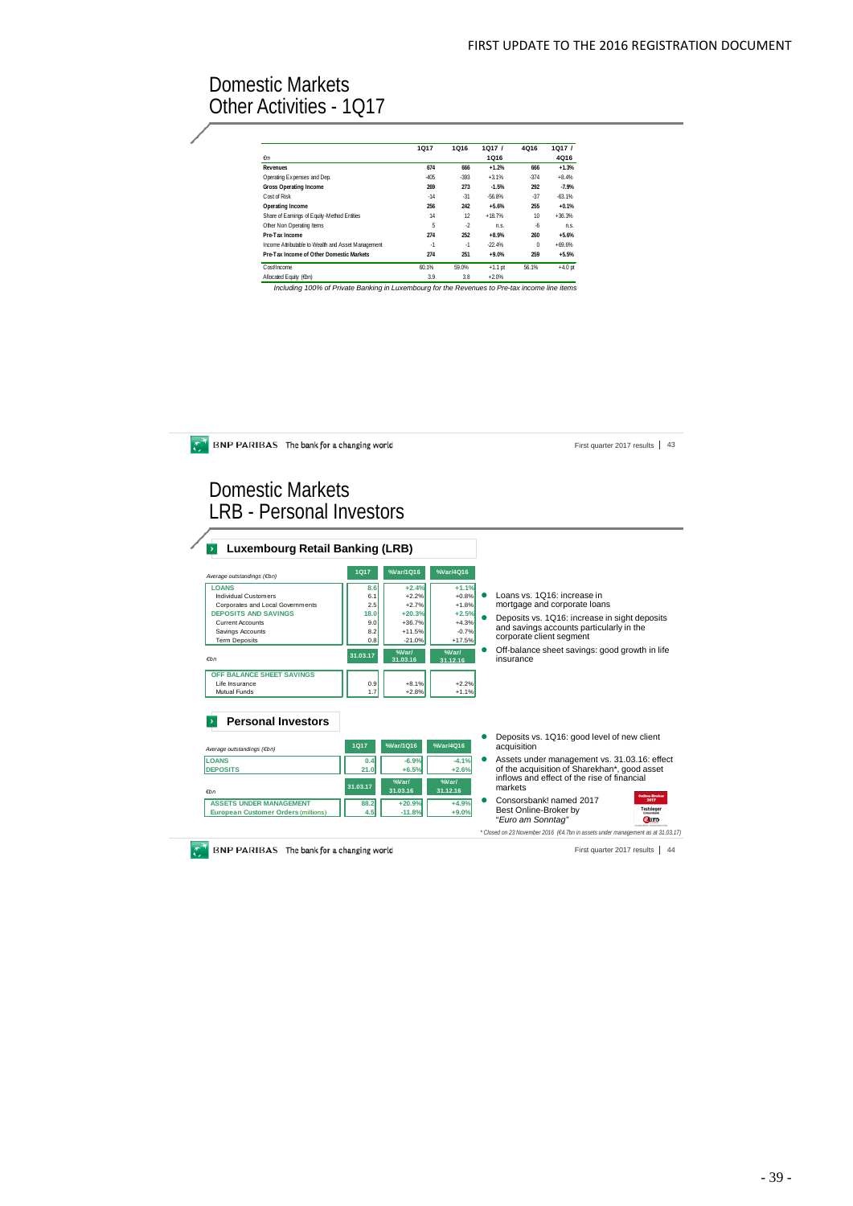# Domestic Markets
## Other Activities - 1Q17

| €m | 1Q17 | 1Q16 | 1Q17 / 1Q16 | 4Q16 | 1Q17 / 4Q16 |
|---|---|---|---|---|---|
| **Revenues** | **674** | **666** | **+1.2%** | **666** | **+1.3%** |
| Operating Expenses and Dep. | -405 | -393 | +3.1% | -374 | +8.4% |
| **Gross Operating Income** | **269** | **273** | **-1.5%** | **292** | **-7.9%** |
| Cost of Risk | -14 | -31 | -56.8% | -37 | -63.1% |
| **Operating Income** | **256** | **242** | **+5.6%** | **255** | **+0.1%** |
| Share of Earnings of Equity-Method Entities | 14 | 12 | +18.7% | 10 | +36.3% |
| Other Non Operating Items | 5 | -2 | n.s. | -6 | n.s. |
| **Pre-Tax Income** | **274** | **252** | **+8.9%** | **260** | **+5.6%** |
| Income Attributable to Wealth and Asset Management | -1 | -1 | -22.4% | 0 | +69.6% |
| **Pre-Tax Income of Other Domestic Markets** | **274** | **251** | **+9.0%** | **259** | **+5.5%** |
| Cost/Income | 60.1% | 59.0% | +1.1 pt | 56.1% | +4.0 pt |
| Allocated Equity (€bn) | 3.9 | 3.8 | +2.0% | | |

*Including 100% of Private Banking in Luxembourg for the Revenues to Pre-tax income line items*

# Domestic Markets
## LRB - Personal Investors

### Luxembourg Retail Banking (LRB)

| Average outstandings (€bn) | 1Q17 | %Var/1Q16 | %Var/4Q16 |
|---|---|---|---|
| LOANS | 8.6 | +2.4% | +1.1% |
| Individual Customers | 6.1 | +2.2% | +0.8% |
| Corporates and Local Governments | 2.5 | +2.7% | +1.8% |
| DEPOSITS AND SAVINGS | 18.0 | +20.3% | +2.5% |
| Current Accounts | 9.0 | +36.7% | +4.3% |
| Savings Accounts | 8.2 | +11.5% | -0.7% |
| Term Deposits | 0.8 | -21.0% | +17.5% |

| €bn | 31.03.17 | %Var/ 31.03.16 | %Var/ 31.12.16 |
|---|---|---|---|
| OFF BALANCE SHEET SAVINGS | | | |
| Life Insurance | 0.9 | +8.1% | +2.2% |
| Mutual Funds | 1.7 | +2.8% | +1.1% |

- Loans vs. 1Q16: increase in mortgage and corporate loans
- Deposits vs. 1Q16: increase in sight deposits and savings accounts particularly in the corporate client segment
- Off-balance sheet savings: good growth in life insurance

### Personal Investors

| Average outstandings (€bn) | 1Q17 | %Var/1Q16 | %Var/4Q16 |
|---|---|---|---|
| LOANS | 0.4 | -6.9% | -4.1% |
| DEPOSITS | 21.0 | +6.5% | +2.6% |

| €bn | 31.03.17 | %Var/ 31.03.16 | %Var/ 31.12.16 |
|---|---|---|---|
| ASSETS UNDER MANAGEMENT | 88.2 | +20.9% | +4.9% |
| European Customer Orders (millions) | 4.5 | -11.8% | +9.0% |

- Deposits vs. 1Q16: good level of new client acquisition
- Assets under management vs. 31.03.16: effect of the acquisition of Sharekhan*, good asset inflows and effect of the rise of financial markets
- Consorsbank! named 2017 Best Online-Broker by "*Euro am Sonntag*"

*\* Closed on 23 November 2016 (€4.7bn in assets under management as at 31.03.17)*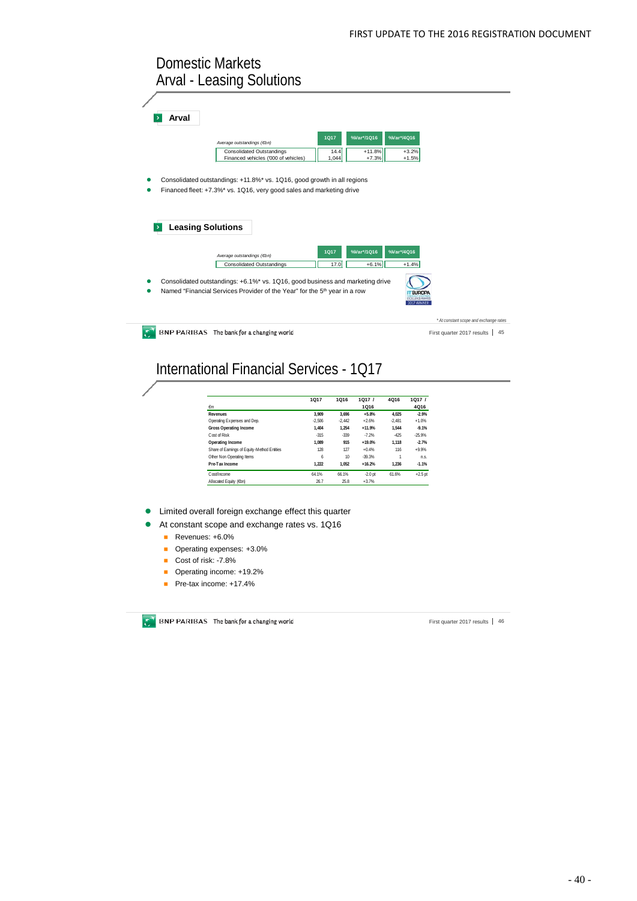# Domestic Markets
## Arval - Leasing Solutions

### Arval

| *Average outstandings (€bn)* | 1Q17 | %Var*/1Q16 | %Var*/4Q16 |
|---|---|---|---|
| Consolidated Outstandings | 14.4 | +11.8% | +3.2% |
| Financed vehicles ('000 of vehicles) | 1,044 | +7.3% | +1.5% |

- Consolidated outstandings: +11.8%* vs. 1Q16, good growth in all regions
- Financed fleet: +7.3%* vs. 1Q16, very good sales and marketing drive

### Leasing Solutions

| *Average outstandings (€bn)* | 1Q17 | %Var*/1Q16 | %Var*/4Q16 |
|---|---|---|---|
| Consolidated Outstandings | 17.0 | +6.1% | +1.4% |

- Consolidated outstandings: +6.1%* vs. 1Q16, good business and marketing drive
- Named "Financial Services Provider of the Year" for the 5th year in a row

*\* At constant scope and exchange rates*

# International Financial Services - 1Q17

| €m | 1Q17 | 1Q16 | 1Q17 / 1Q16 | 4Q16 | 1Q17 / 4Q16 |
|---|---|---|---|---|---|
| **Revenues** | **3,909** | **3,696** | **+5.8%** | **4,025** | **-2.9%** |
| Operating Expenses and Dep. | -2,506 | -2,442 | +2.6% | -2,481 | +1.0% |
| **Gross Operating Income** | **1,404** | **1,254** | **+11.9%** | **1,544** | **-9.1%** |
| Cost of Risk | -315 | -339 | -7.2% | -425 | -25.9% |
| **Operating Income** | **1,089** | **915** | **+19.0%** | **1,118** | **-2.7%** |
| Share of Earnings of Equity-Method Entities | 128 | 127 | +0.4% | 116 | +9.9% |
| Other Non Operating Items | 6 | 10 | -39.3% | 1 | n.s. |
| **Pre-Tax Income** | **1,222** | **1,052** | **+16.2%** | **1,236** | **-1.1%** |
| Cost/Income | 64.1% | 66.1% | -2.0 pt | 61.6% | +2.5 pt |
| Allocated Equity (€bn) | 26.7 | 25.8 | +3.7% | | |

- Limited overall foreign exchange effect this quarter
- At constant scope and exchange rates vs. 1Q16
  - Revenues: +6.0%
  - Operating expenses: +3.0%
  - Cost of risk: -7.8%
  - Operating income: +19.2%
  - Pre-tax income: +17.4%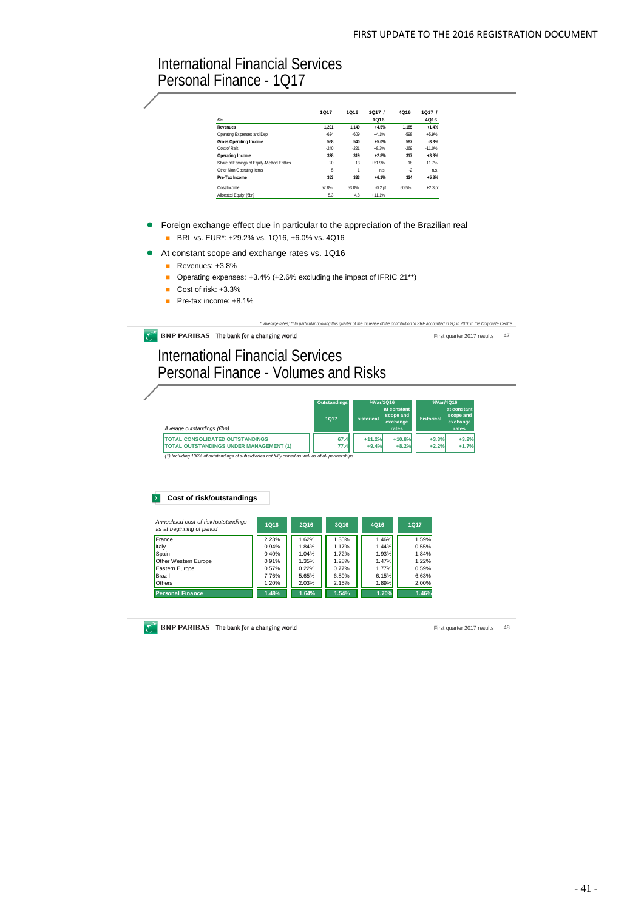# International Financial Services
## Personal Finance - 1Q17

| €m | 1Q17 | 1Q16 | 1Q17 / 1Q16 | 4Q16 | 1Q17 / 4Q16 |
|---|---|---|---|---|---|
| **Revenues** | **1,201** | **1,149** | **+4.5%** | **1,185** | **+1.4%** |
| Operating Expenses and Dep. | -634 | -609 | +4.1% | -598 | +5.9% |
| **Gross Operating Income** | **568** | **540** | **+5.0%** | **587** | **-3.3%** |
| Cost of Risk | -240 | -221 | +8.3% | -269 | -11.0% |
| **Operating Income** | **328** | **319** | **+2.8%** | **317** | **+3.3%** |
| Share of Earnings of Equity-Method Entities | 20 | 13 | +51.9% | 18 | +11.7% |
| Other Non Operating Items | 5 | 1 | n.s. | -2 | n.s. |
| **Pre-Tax Income** | **353** | **333** | **+6.1%** | **334** | **+5.8%** |
| Cost/Income | 52.8% | 53.0% | -0.2 pt | 50.5% | +2.3 pt |
| Allocated Equity (€bn) | 5.3 | 4.8 | +11.1% | | |

- Foreign exchange effect due in particular to the appreciation of the Brazilian real
  - BRL vs. EUR*: +29.2% vs. 1Q16, +6.0% vs. 4Q16
- At constant scope and exchange rates vs. 1Q16
  - Revenues: +3.8%
  - Operating expenses: +3.4% (+2.6% excluding the impact of IFRIC 21**)
  - Cost of risk: +3.3%
  - Pre-tax income: +8.1%

*\* Average rates; \*\* In particular booking this quarter of the increase of the contribution to SRF accounted in 2Q in 2016 in the Corporate Centre*

# International Financial Services
## Personal Finance - Volumes and Risks

| Average outstandings (€bn) | Outstandings 1Q17 | %Var/1Q16 historical | %Var/1Q16 at constant scope and exchange rates | %Var/4Q16 historical | %Var/4Q16 at constant scope and exchange rates |
|---|---|---|---|---|---|
| TOTAL CONSOLIDATED OUTSTANDINGS | 67.4 | +11.2% | +10.8% | +3.3% | +3.2% |
| TOTAL OUTSTANDINGS UNDER MANAGEMENT (1) | 77.4 | +9.4% | +8.2% | +2.2% | +1.7% |

*(1) Including 100% of outstandings of subsidiaries not fully owned as well as of all partnerships*

### Cost of risk/outstandings

| *Annualised cost of risk/outstandings as at beginning of period* | 1Q16 | 2Q16 | 3Q16 | 4Q16 | 1Q17 |
|---|---|---|---|---|---|
| France | 2.23% | 1.62% | 1.35% | 1.46% | 1.59% |
| Italy | 0.94% | 1.84% | 1.17% | 1.44% | 0.55% |
| Spain | 0.40% | 1.04% | 1.72% | 1.93% | 1.84% |
| Other Western Europe | 0.91% | 1.35% | 1.28% | 1.47% | 1.22% |
| Eastern Europe | 0.57% | 0.22% | 0.77% | 1.77% | 0.59% |
| Brazil | 7.76% | 5.65% | 6.89% | 6.15% | 6.63% |
| Others | 1.20% | 2.03% | 2.15% | 1.89% | 2.00% |
| **Personal Finance** | **1.49%** | **1.64%** | **1.54%** | **1.70%** | **1.46%** |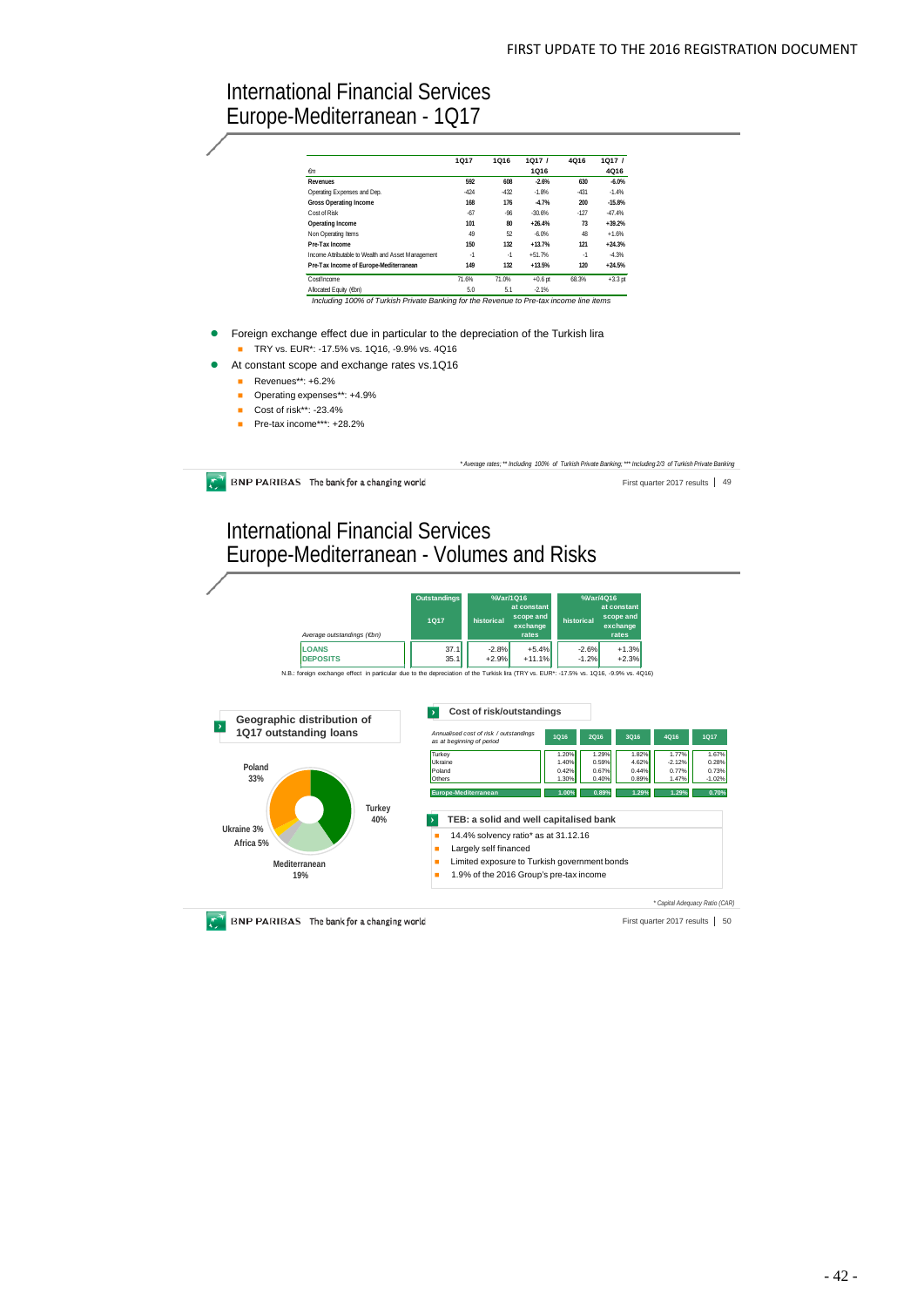# International Financial Services Europe-Mediterranean - 1Q17

| €m | 1Q17 | 1Q16 | 1Q17 / 1Q16 | 4Q16 | 1Q17 / 4Q16 |
|---|---|---|---|---|---|
| **Revenues** | **592** | **608** | **-2.6%** | **630** | **-6.0%** |
| Operating Expenses and Dep. | -424 | -432 | -1.8% | -431 | -1.4% |
| **Gross Operating Income** | **168** | **176** | **-4.7%** | **200** | **-15.8%** |
| Cost of Risk | -67 | -96 | -30.6% | -127 | -47.4% |
| **Operating Income** | **101** | **80** | **+26.4%** | **73** | **+39.2%** |
| Non Operating Items | 49 | 52 | -6.0% | 48 | +1.6% |
| **Pre-Tax Income** | **150** | **132** | **+13.7%** | **121** | **+24.3%** |
| Income Attributable to Wealth and Asset Management | -1 | -1 | +51.7% | -1 | -4.3% |
| **Pre-Tax Income of Europe-Mediterranean** | **149** | **132** | **+13.5%** | **120** | **+24.5%** |
| Cost/Income | 71.6% | 71.0% | +0.6 pt | 68.3% | +3.3 pt |
| Allocated Equity (€bn) | 5.0 | 5.1 | -2.1% | | |

*Including 100% of Turkish Private Banking for the Revenue to Pre-tax income line items*

- Foreign exchange effect due in particular to the depreciation of the Turkish lira
  - TRY vs. EUR*: -17.5% vs. 1Q16, -9.9% vs. 4Q16
- At constant scope and exchange rates vs.1Q16
  - Revenues**: +6.2%
  - Operating expenses**: +4.9%
  - Cost of risk**: -23.4%
  - Pre-tax income***: +28.2%

*\* Average rates; \*\* Including 100% of Turkish Private Banking; \*\*\* Including 2/3 of Turkish Private Banking*

# International Financial Services Europe-Mediterranean - Volumes and Risks

| Average outstandings (€bn) | Outstandings 1Q17 | %Var/1Q16 historical | %Var/1Q16 at constant scope and exchange rates | %Var/4Q16 historical | %Var/4Q16 at constant scope and exchange rates |
|---|---|---|---|---|---|
| LOANS | 37.1 | -2.8% | +5.4% | -2.6% | +1.3% |
| DEPOSITS | 35.1 | +2.9% | +11.1% | -1.2% | +2.3% |

N.B.: foreign exchange effect in particular due to the depreciation of the Turkish lira (TRY vs. EUR*: -17.5% vs. 1Q16, -9.9% vs. 4Q16)

**Geographic distribution of 1Q17 outstanding loans**

- Turkey 40%
- Poland 33%
- Mediterranean 19%
- Africa 5%
- Ukraine 3%

**Cost of risk/outstandings**

| Annualised cost of risk / outstandings as at beginning of period | 1Q16 | 2Q16 | 3Q16 | 4Q16 | 1Q17 |
|---|---|---|---|---|---|
| Turkey | 1.20% | 1.29% | 1.82% | 1.77% | 1.67% |
| Ukraine | 1.40% | 0.59% | 4.62% | -2.12% | 0.28% |
| Poland | 0.42% | 0.67% | 0.44% | 0.77% | 0.73% |
| Others | 1.30% | 0.40% | 0.89% | 1.47% | -1.02% |
| **Europe-Mediterranean** | **1.00%** | **0.89%** | **1.29%** | **1.29%** | **0.70%** |

**TEB: a solid and well capitalised bank**

- 14.4% solvency ratio* as at 31.12.16
- Largely self financed
- Limited exposure to Turkish government bonds
- 1.9% of the 2016 Group's pre-tax income

*\* Capital Adequacy Ratio (CAR)*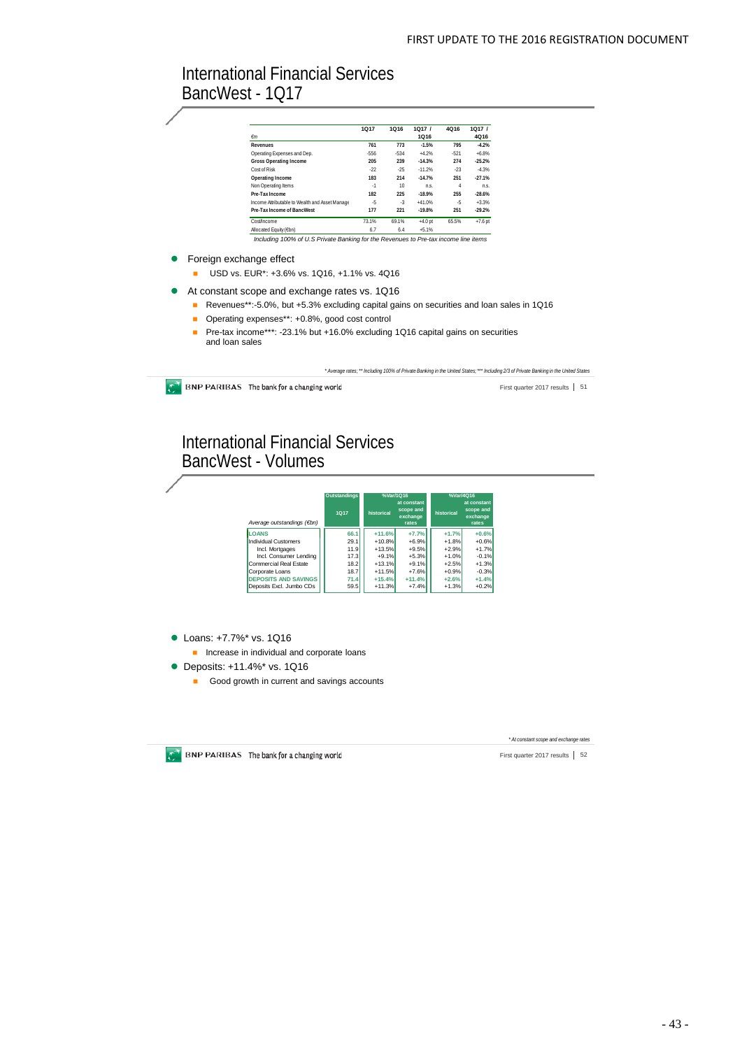# International Financial Services
## BancWest - 1Q17

| €m | 1Q17 | 1Q16 | 1Q17 / 1Q16 | 4Q16 | 1Q17 / 4Q16 |
|---|---|---|---|---|---|
| **Revenues** | **761** | **773** | **-1.5%** | **795** | **-4.2%** |
| Operating Expenses and Dep. | -556 | -534 | +4.2% | -521 | +6.8% |
| **Gross Operating Income** | **205** | **239** | **-14.3%** | **274** | **-25.2%** |
| Cost of Risk | -22 | -25 | -11.2% | -23 | -4.3% |
| **Operating Income** | **183** | **214** | **-14.7%** | **251** | **-27.1%** |
| Non Operating Items | -1 | 10 | n.s. | 4 | n.s. |
| **Pre-Tax Income** | **182** | **225** | **-18.9%** | **255** | **-28.6%** |
| Income Attributable to Wealth and Asset Manage | -5 | -3 | +41.0% | -5 | +3.3% |
| **Pre-Tax Income of BancWest** | **177** | **221** | **-19.8%** | **251** | **-29.2%** |
| Cost/Income | 73.1% | 69.1% | +4.0 pt | 65.5% | +7.6 pt |
| Allocated Equity (€bn) | 6.7 | 6.4 | +5.1% | | |

*Including 100% of U.S Private Banking for the Revenues to Pre-tax income line items*

- Foreign exchange effect
  - USD vs. EUR*: +3.6% vs. 1Q16, +1.1% vs. 4Q16
- At constant scope and exchange rates vs. 1Q16
  - Revenues**:-5.0%, but +5.3% excluding capital gains on securities and loan sales in 1Q16
  - Operating expenses**: +0.8%, good cost control
  - Pre-tax income***: -23.1% but +16.0% excluding 1Q16 capital gains on securities and loan sales

*\* Average rates; \*\* Including 100% of Private Banking in the United States; \*\*\* Including 2/3 of Private Banking in the United States*

# International Financial Services
## BancWest - Volumes

| Average outstandings (€bn) | Outstandings 1Q17 | %Var/1Q16 historical | %Var/1Q16 at constant scope and exchange rates | %Var/4Q16 historical | %Var/4Q16 at constant scope and exchange rates |
|---|---|---|---|---|---|
| **LOANS** | **66.1** | **+11.6%** | **+7.7%** | **+1.7%** | **+0.6%** |
| Individual Customers | 29.1 | +10.8% | +6.9% | +1.8% | +0.6% |
| Incl. Mortgages | 11.9 | +13.5% | +9.5% | +2.9% | +1.7% |
| Incl. Consumer Lending | 17.3 | +9.1% | +5.3% | +1.0% | -0.1% |
| Commercial Real Estate | 18.2 | +13.1% | +9.1% | +2.5% | +1.3% |
| Corporate Loans | 18.7 | +11.5% | +7.6% | +0.9% | -0.3% |
| **DEPOSITS AND SAVINGS** | **71.4** | **+15.4%** | **+11.4%** | **+2.6%** | **+1.4%** |
| Deposits Excl. Jumbo CDs | 59.5 | +11.3% | +7.4% | +1.3% | +0.2% |

- Loans: +7.7%* vs. 1Q16
  - Increase in individual and corporate loans
- Deposits: +11.4%* vs. 1Q16
  - Good growth in current and savings accounts

*\* At constant scope and exchange rates*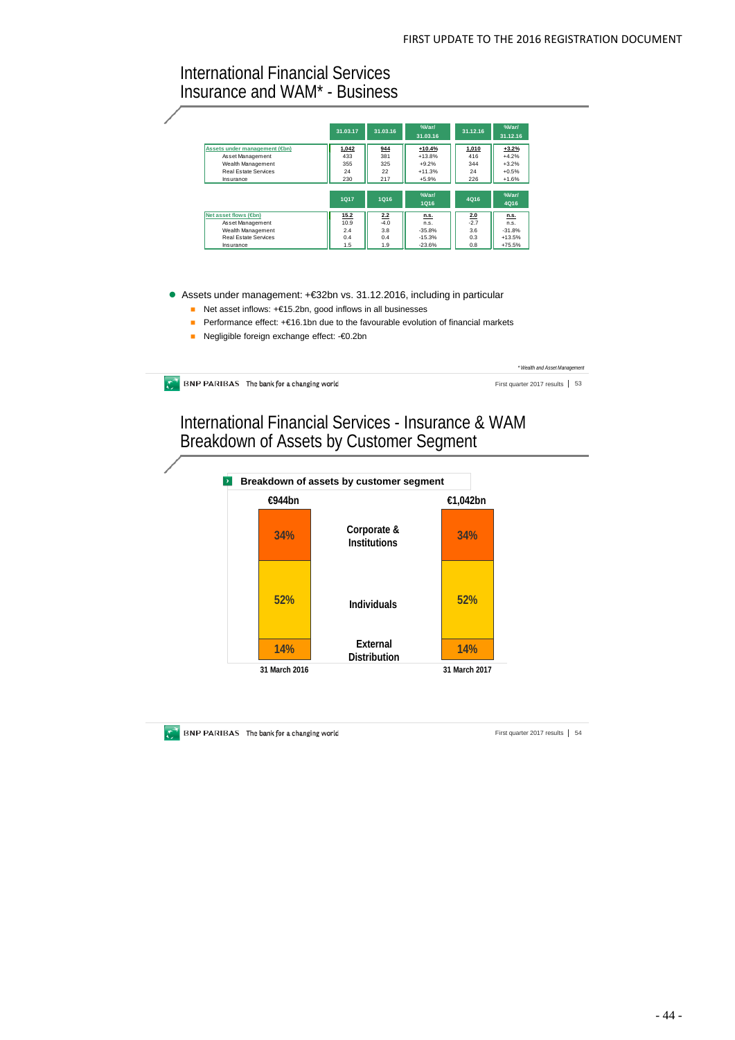# International Financial Services Insurance and WAM* - Business

| | 31.03.17 | 31.03.16 | %Var/ 31.03.16 | 31.12.16 | %Var/ 31.12.16 |
|---|---|---|---|---|---|
| **Assets under management (€bn)** | **1,042** | **944** | **+10.4%** | **1,010** | **+3.2%** |
| Asset Management | 433 | 381 | +13.8% | 416 | +4.2% |
| Wealth Management | 355 | 325 | +9.2% | 344 | +3.2% |
| Real Estate Services | 24 | 22 | +11.3% | 24 | +0.5% |
| Insurance | 230 | 217 | +5.9% | 226 | +1.6% |

| | 1Q17 | 1Q16 | %Var/ 1Q16 | 4Q16 | %Var/ 4Q16 |
|---|---|---|---|---|---|
| **Net asset flows (€bn)** | **15.2** | **2.2** | **n.s.** | **2.0** | **n.s.** |
| Asset Management | 10.9 | -4.0 | n.s. | -2.7 | n.s. |
| Wealth Management | 2.4 | 3.8 | -35.8% | 3.6 | -31.8% |
| Real Estate Services | 0.4 | 0.4 | -15.3% | 0.3 | +13.5% |
| Insurance | 1.5 | 1.9 | -23.6% | 0.8 | +75.5% |

- Assets under management: +€32bn vs. 31.12.2016, including in particular
  - Net asset inflows: +€15.2bn, good inflows in all businesses
  - Performance effect: +€16.1bn due to the favourable evolution of financial markets
  - Negligible foreign exchange effect: -€0.2bn

*\* Wealth and Asset Management*

BNP PARIBAS The bank for a changing world — First quarter 2017 results | 53

# International Financial Services - Insurance & WAM Breakdown of Assets by Customer Segment

**Breakdown of assets by customer segment**

| | 31 March 2016 (€944bn) | 31 March 2017 (€1,042bn) |
|---|---|---|
| Corporate & Institutions | 34% | 34% |
| Individuals | 52% | 52% |
| External Distribution | 14% | 14% |

BNP PARIBAS The bank for a changing world — First quarter 2017 results | 54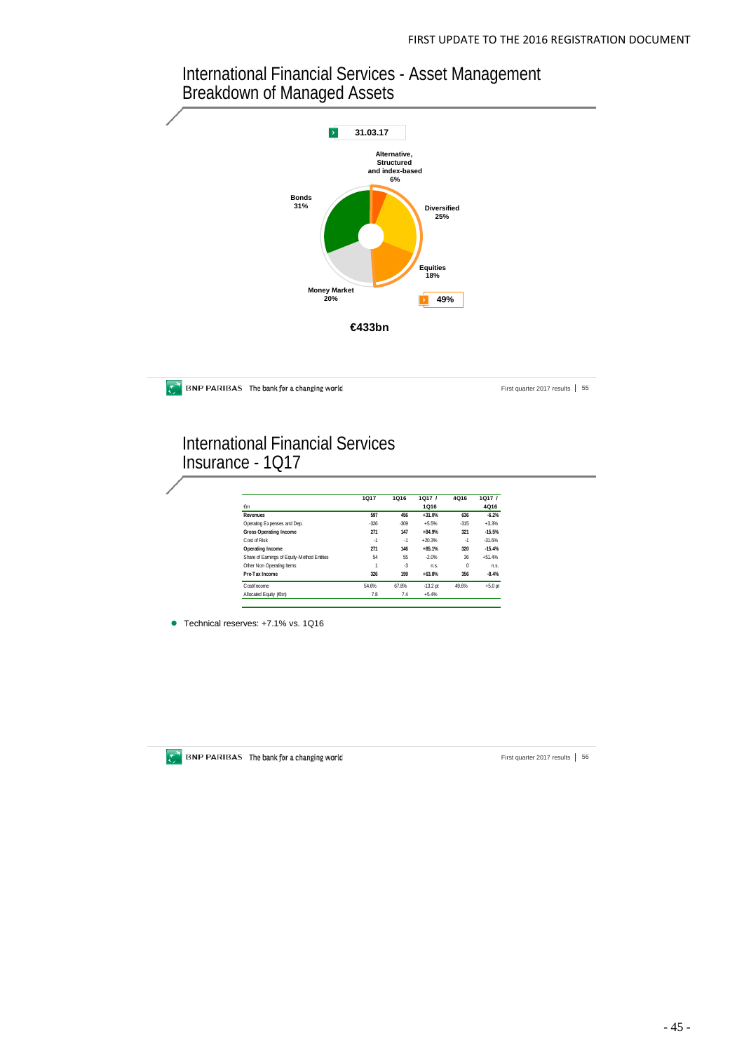# International Financial Services - Asset Management
## Breakdown of Managed Assets

31.03.17

- Alternative, Structured and index-based 6%
- Diversified 25%
- Equities 18%
- Money Market 20%
- Bonds 31%

49%

€433bn

# International Financial Services
## Insurance - 1Q17

| €m | 1Q17 | 1Q16 | 1Q17 / 1Q16 | 4Q16 | 1Q17 / 4Q16 |
|---|---|---|---|---|---|
| **Revenues** | **597** | **456** | **+31.0%** | **636** | **-6.2%** |
| Operating Expenses and Dep. | -326 | -309 | +5.5% | -315 | +3.3% |
| **Gross Operating Income** | **271** | **147** | **+84.9%** | **321** | **-15.5%** |
| Cost of Risk | -1 | -1 | +20.3% | -1 | -31.6% |
| **Operating Income** | **271** | **146** | **+85.1%** | **320** | **-15.4%** |
| Share of Earnings of Equity-Method Entities | 54 | 55 | -2.0% | 36 | +51.4% |
| Other Non Operating Items | 1 | -3 | n.s. | 0 | n.s. |
| **Pre-Tax Income** | **326** | **199** | **+63.8%** | **356** | **-8.4%** |
| Cost/Income | 54.6% | 67.8% | -13.2 pt | 49.6% | +5.0 pt |
| Allocated Equity (€bn) | 7.8 | 7.4 | +5.4% | | |

- Technical reserves: +7.1% vs. 1Q16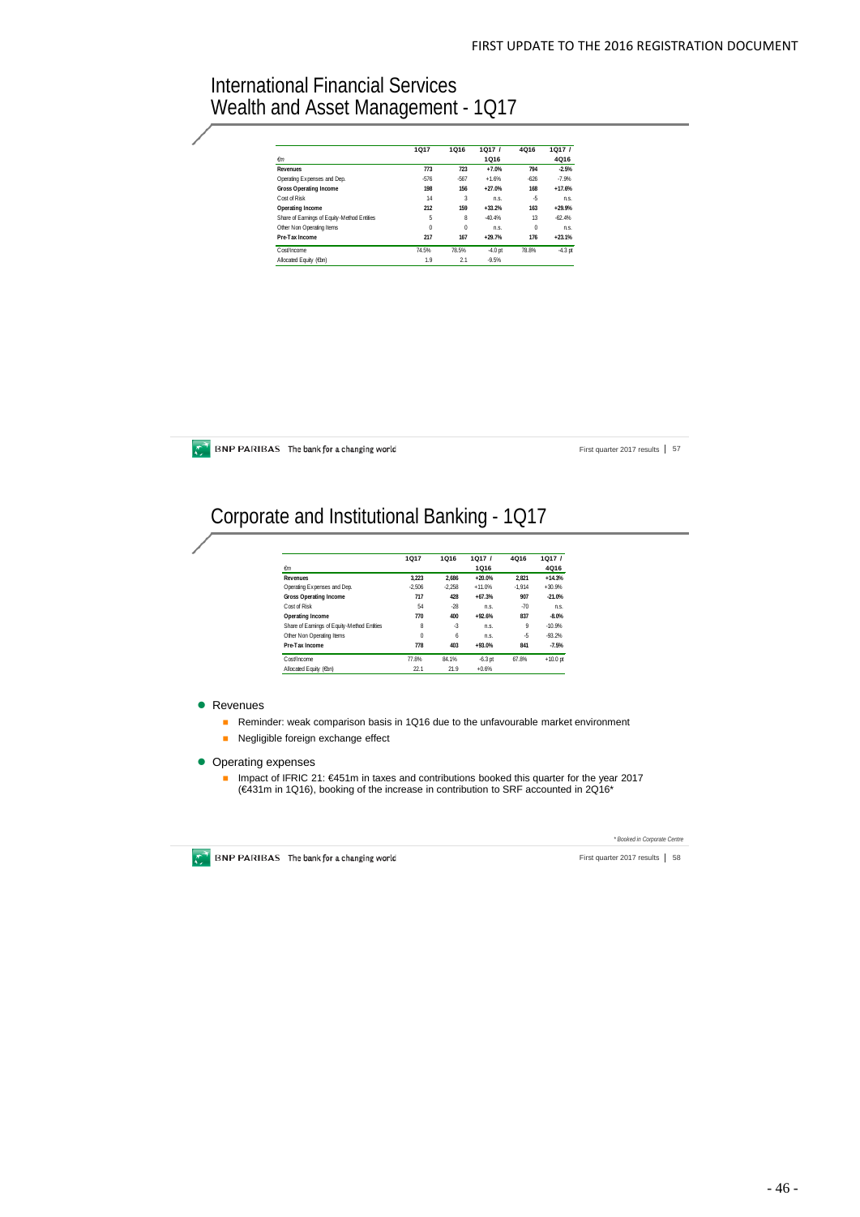# International Financial Services
## Wealth and Asset Management - 1Q17

| €m | 1Q17 | 1Q16 | 1Q17 / 1Q16 | 4Q16 | 1Q17 / 4Q16 |
|---|---|---|---|---|---|
| **Revenues** | **773** | **723** | **+7.0%** | **794** | **-2.5%** |
| Operating Expenses and Dep. | -576 | -567 | +1.6% | -626 | -7.9% |
| **Gross Operating Income** | **198** | **156** | **+27.0%** | **168** | **+17.6%** |
| Cost of Risk | 14 | 3 | n.s. | -5 | n.s. |
| **Operating Income** | **212** | **159** | **+33.2%** | **163** | **+29.9%** |
| Share of Earnings of Equity-Method Entities | 5 | 8 | -40.4% | 13 | -62.4% |
| Other Non Operating Items | 0 | 0 | n.s. | 0 | n.s. |
| **Pre-Tax Income** | **217** | **167** | **+29.7%** | **176** | **+23.1%** |
| Cost/Income | 74.5% | 78.5% | -4.0 pt | 78.8% | -4.3 pt |
| Allocated Equity (€bn) | 1.9 | 2.1 | -9.5% | | |

# Corporate and Institutional Banking - 1Q17

| €m | 1Q17 | 1Q16 | 1Q17 / 1Q16 | 4Q16 | 1Q17 / 4Q16 |
|---|---|---|---|---|---|
| **Revenues** | **3,223** | **2,686** | **+20.0%** | **2,821** | **+14.3%** |
| Operating Expenses and Dep. | -2,506 | -2,258 | +11.0% | -1,914 | +30.9% |
| **Gross Operating Income** | **717** | **428** | **+67.3%** | **907** | **-21.0%** |
| Cost of Risk | 54 | -28 | n.s. | -70 | n.s. |
| **Operating Income** | **770** | **400** | **+92.6%** | **837** | **-8.0%** |
| Share of Earnings of Equity-Method Entities | 8 | -3 | n.s. | 9 | -10.9% |
| Other Non Operating Items | 0 | 6 | n.s. | -5 | -93.2% |
| **Pre-Tax Income** | **778** | **403** | **+93.0%** | **841** | **-7.5%** |
| Cost/Income | 77.8% | 84.1% | -6.3 pt | 67.8% | +10.0 pt |
| Allocated Equity (€bn) | 22.1 | 21.9 | +0.6% | | |

- Revenues
  - Reminder: weak comparison basis in 1Q16 due to the unfavourable market environment
  - Negligible foreign exchange effect
- Operating expenses
  - Impact of IFRIC 21: €451m in taxes and contributions booked this quarter for the year 2017 (€431m in 1Q16), booking of the increase in contribution to SRF accounted in 2Q16*

*\* Booked in Corporate Centre*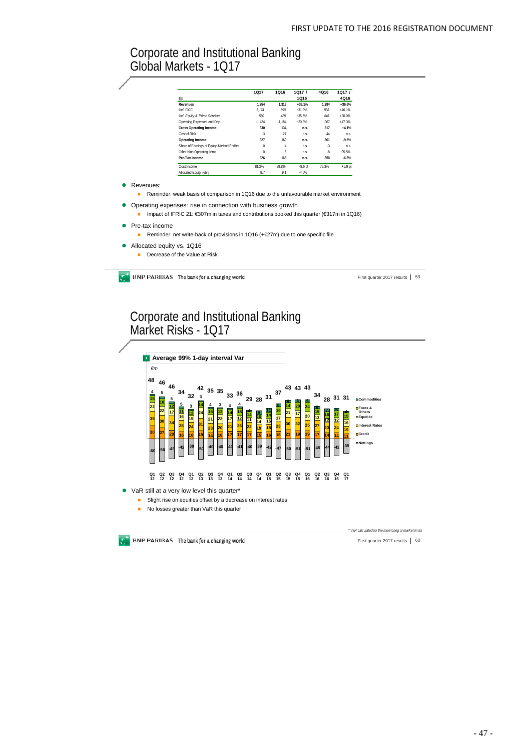## Corporate and Institutional Banking
## Global Markets - 1Q17

| €m | 1Q17 | 1Q16 | 1Q17 / 1Q16 | 4Q16 | 1Q17 / 4Q16 |
|---|---|---|---|---|---|
| **Revenues** | **1,754** | **1,318** | **+33.1%** | **1,284** | **+36.6%** |
| *incl. FICC* | *1,174* | *890* | *+31.9%* | *838* | *+40.1%* |
| *incl. Equity & Prime Services* | *580* | *428* | *+35.5%* | *446* | *+30.0%* |
| Operating Expenses and Dep. | -1,424 | -1,184 | +20.3% | -967 | +47.3% |
| **Gross Operating Income** | **330** | **134** | **n.s.** | **317** | **+4.1%** |
| Cost of Risk | -3 | 27 | n.s. | 44 | n.s. |
| **Operating Income** | **327** | **160** | **n.s.** | **361** | **-9.6%** |
| Share of Earnings of Equity-Method Entities | 0 | -4 | n.s. | -3 | n.s. |
| Other Non Operating Items | 0 | 6 | n.s. | -8 | -95.5% |
| **Pre-Tax Income** | **326** | **163** | **n.s.** | **350** | **-6.8%** |
| Cost/Income | 81.2% | 89.8% | -8.6 pt | 75.3% | +5.9 pt |
| Allocated Equity (€bn) | 8.7 | 9.1 | -4.0% | | |

- Revenues:
  - Reminder: weak basis of comparison in 1Q16 due to the unfavourable market environment
- Operating expenses: rise in connection with business growth
  - Impact of IFRIC 21: €307m in taxes and contributions booked this quarter (€317m in 1Q16)
- Pre-tax income
  - Reminder: net write-back of provisions in 1Q16 (+€27m) due to one specific file
- Allocated equity vs. 1Q16
  - Decrease of the Value at Risk

## Corporate and Institutional Banking
## Market Risks - 1Q17

**Average 99% 1-day interval Var**

€m

| Quarter | Total | Commodities | Forex & Others | Equities | Interest Rates | Credit | Nettings |
|---|---|---|---|---|---|---|---|
| Q1 12 | 48 | 4 | 15 | 22 | 35 | 30 | -60 |
| Q2 12 | 46 | 5 | 18 | 22 | 30 | 27 | -56 |
| Q3 12 | 46 | 5 | 12 | 17 | 34 | 20 | -49 |
| Q4 12 | 34 | 5 | 11 | 16 | 28 | 16 | -42 |
| Q1 13 | 32 | 3 | 12 | 15 | 24 | 16 | -39 |
| Q2 13 | 42 | 3 | 14 | 24 | 31 | 19 | -50 |
| Q3 13 | 35 | 4 | 15 | 21 | 23 | 14 | -40 |
| Q4 13 | 35 | 3 | 13 | 22 | 20 | 16 | -40 |
| Q1 14 | 33 | 4 | 14 | 17 | 21 | 17 | -40 |
| Q2 14 | 36 | 4 | 18 | 12 | 26 | 17 | -41 |
| Q3 14 | 29 | | 14 | 11 | 22 | 17 | -40 |
| Q4 14 | 28 | | 10 | 14 | 19 | 15 | -39 |
| Q1 15 | 31 | | 14 | 15 | 18 | 16 | -42 |
| Q2 15 | 37 | | 19 | 17 | 23 | 18 | -47 |
| Q3 15 | 43 | | 14 | 21 | 30 | 21 | -50 |
| Q4 15 | 43 | | 20 | 17 | 32 | 19 | -51 |
| Q1 16 | 43 | | 24 | 20 | 25 | 19 | -51 |
| Q2 16 | 34 | | 15 | 13 | 27 | 17 | -45 |
| Q3 16 | 28 | | 16 | 12 | 23 | 14 | -44 |
| Q4 16 | 31 | | 17 | 12 | 24 | 14 | -42 |
| Q1 17 | 31 | | 15 | 16 | 19 | 11 | -35 |

- VaR still at a very low level this quarter*
  - Slight rise on equities offset by a decrease on interest rates
  - No losses greater than VaR this quarter

*\* VaR calculated for the monitoring of market limits*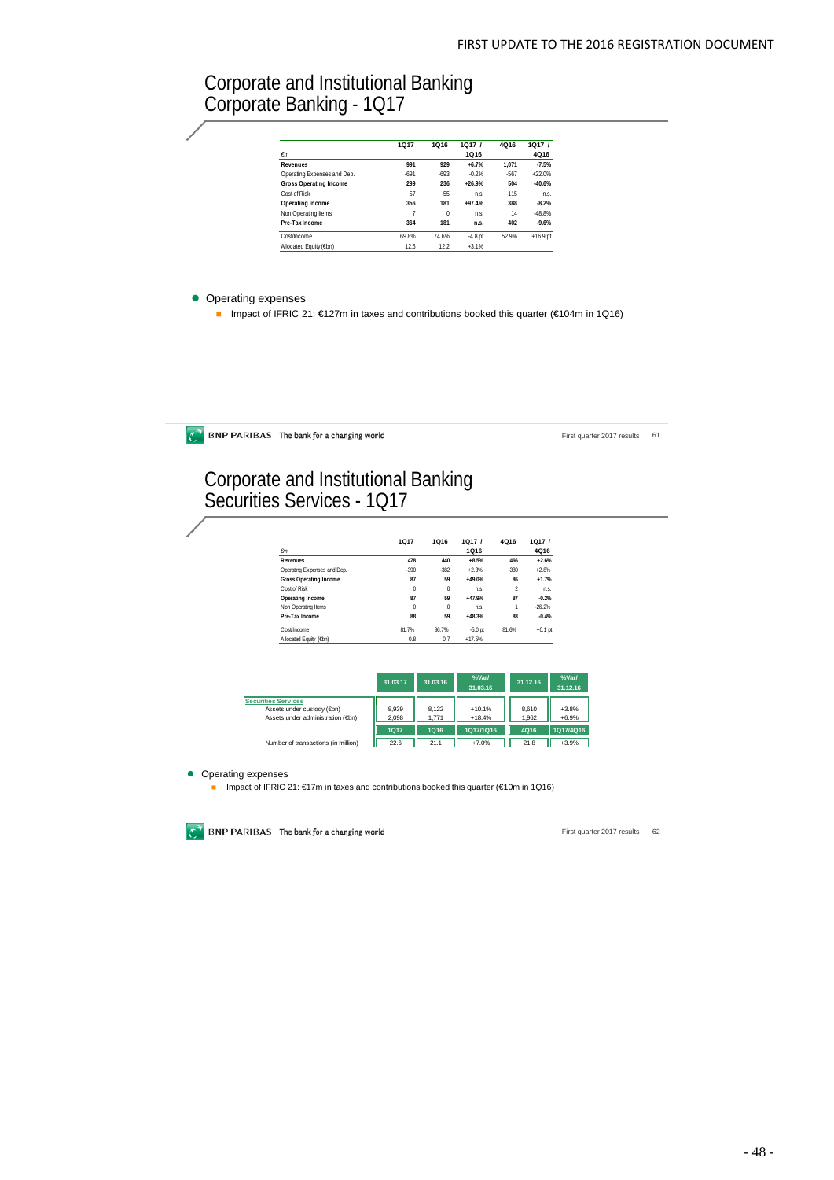# Corporate and Institutional Banking
## Corporate Banking - 1Q17

| €m | 1Q17 | 1Q16 | 1Q17 / 1Q16 | 4Q16 | 1Q17 / 4Q16 |
|---|---|---|---|---|---|
| **Revenues** | **991** | **929** | **+6.7%** | **1,071** | **-7.5%** |
| Operating Expenses and Dep. | -691 | -693 | -0.2% | -567 | +22.0% |
| **Gross Operating Income** | **299** | **236** | **+26.9%** | **504** | **-40.6%** |
| Cost of Risk | 57 | -55 | n.s. | -115 | n.s. |
| **Operating Income** | **356** | **181** | **+97.4%** | **388** | **-8.2%** |
| Non Operating Items | 7 | 0 | n.s. | 14 | -48.8% |
| **Pre-Tax Income** | **364** | **181** | **n.s.** | **402** | **-9.6%** |
| Cost/Income | 69.8% | 74.6% | -4.8 pt | 52.9% | +16.9 pt |
| Allocated Equity (€bn) | 12.6 | 12.2 | +3.1% | | |

- Operating expenses
  - Impact of IFRIC 21: €127m in taxes and contributions booked this quarter (€104m in 1Q16)

# Corporate and Institutional Banking
## Securities Services - 1Q17

| €m | 1Q17 | 1Q16 | 1Q17 / 1Q16 | 4Q16 | 1Q17 / 4Q16 |
|---|---|---|---|---|---|
| **Revenues** | **478** | **440** | **+8.5%** | **466** | **+2.6%** |
| Operating Expenses and Dep. | -390 | -382 | +2.3% | -380 | +2.8% |
| **Gross Operating Income** | **87** | **59** | **+49.0%** | **86** | **+1.7%** |
| Cost of Risk | 0 | 0 | n.s. | 2 | n.s. |
| **Operating Income** | **87** | **59** | **+47.9%** | **87** | **-0.2%** |
| Non Operating Items | 0 | 0 | n.s. | 1 | -26.2% |
| **Pre-Tax Income** | **88** | **59** | **+48.3%** | **88** | **-0.4%** |
| Cost/Income | 81.7% | 86.7% | -5.0 pt | 81.6% | +0.1 pt |
| Allocated Equity (€bn) | 0.8 | 0.7 | +17.5% | | |

| | 31.03.17 | 31.03.16 | %Var/ 31.03.16 | 31.12.16 | %Var/ 31.12.16 |
|---|---|---|---|---|---|
| **Securities Services** | | | | | |
| Assets under custody (€bn) | 8,939 | 8,122 | +10.1% | 8,610 | +3.8% |
| Assets under administration (€bn) | 2,098 | 1,771 | +18.4% | 1,962 | +6.9% |
| | **1Q17** | **1Q16** | **1Q17/1Q16** | **4Q16** | **1Q17/4Q16** |
| Number of transactions (in million) | 22.6 | 21.1 | +7.0% | 21.8 | +3.9% |

- Operating expenses
  - Impact of IFRIC 21: €17m in taxes and contributions booked this quarter (€10m in 1Q16)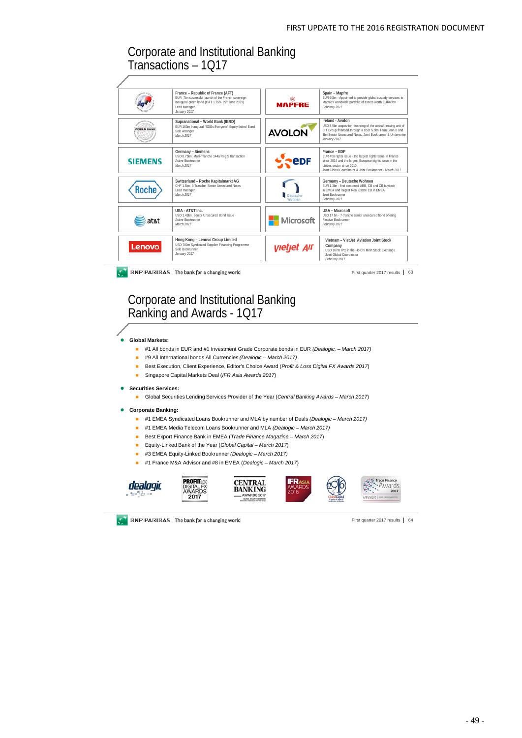## Corporate and Institutional Banking Transactions – 1Q17

| | | | |
|---|---|---|---|
| | **France – Republic of France (AFT)** EUR 7bn successful launch of the French sovereign inaugural green bond (OAT 1.75% 25th June 2039) Lead Manager *January 2017* | MAPFRE | **Spain – Mapfre** EUR 60bn - Appointed to provide global custody services to Mapfre's worldwide portfolio of assets worth EUR60bn *February 2017* |
| WORLD BANK | **Supranational – World Bank (IBRD)** EUR 163m Inaugural "SDGs Everyone" Equity-linked Bond Sole Arranger *March 2017* | AVOLON | **Ireland - Avolon** USD 8.5bn acquisition financing of the aircraft leasing unit of CIT Group financed through a USD 5.5bn Term Loan B and 3bn Senior Unsecured Notes. Joint Bookrunner & Underwriter *January 2017* |
| SIEMENS | **Germany – Siemens** USD 8.75bn, Multi-Tranche 144a/Reg S transaction Active Bookrunner *March 2017* | EDF | **France – EDF** EUR 4bn rights issue - the largest rights Issue in France since 2014 and the largest European rights issue in the utilities sector since 2010 Joint Global Coordinator & Joint Bookrunner - *March 2017* |
| Roche | **Switzerland – Roche Kapitalmarkt AG** CHF 1.5bn, 3-Tranche, Senior Unsecured Notes Lead manager *March 2017* | Deutsche Wohnen | **Germany – Deutsche Wohnen** EUR 1.3bn - first combined ABB, CB and CB buyback in EMEA and largest Real Estate CB in EMEA Joint Bookrunner *February 2017* |
| at&t | **USA - AT&T Inc.** USD 1.43bn, Senior Unsecured Bond Issue Active Bookrunner *March 2017* | Microsoft | **USA – Microsoft** USD 17 bn - 7-tranche senior unsecured bond offering Passive Bookrunner *February 2017* |
| Lenovo | **Hong Kong – Lenovo Group Limited** USD 700m Syndicated Supplier Financing Programme Sole Bookrunner *January 2017* | vietjet Air | **Vietnam – VietJet Aviation Joint Stock Company** USD 167m IPO in the Ho Chi Minh Stock Exchange Joint Global Coordinator *February 2017* |

BNP PARIBAS The bank for a changing world — First quarter 2017 results | 63

## Corporate and Institutional Banking Ranking and Awards - 1Q17

- **Global Markets:**
  - #1 All bonds in EUR and #1 Investment Grade Corporate bonds in EUR *(Dealogic, – March 2017)*
  - #9 All International bonds All Currencies *(Dealogic – March 2017)*
  - Best Execution, Client Experience, Editor's Choice Award (*Profit & Loss Digital FX Awards 2017*)
  - Singapore Capital Markets Deal (*IFR Asia Awards 2017*)
- **Securities Services:**
  - Global Securities Lending Services Provider of the Year (*Central Banking Awards – March 2017*)
- **Corporate Banking:**
  - #1 EMEA Syndicated Loans Bookrunner and MLA by number of Deals *(Dealogic – March 2017)*
  - #1 EMEA Media Telecom Loans Bookrunner and MLA *(Dealogic – March 2017)*
  - Best Export Finance Bank in EMEA (*Trade Finance Magazine – March 2017*)
  - Equity-Linked Bank of the Year (*Global Capital – March 2017*)
  - #3 EMEA Equity-Linked Bookrunner *(Dealogic – March 2017)*
  - #1 France M&A Advisor and #8 in EMEA (*Dealogic – March 2017*)

dealogic | PROFIT&LOSS DIGITAL FX AWARDS 2017 | CENTRAL BANKING AWARDS 2017 | IFR ASIA AWARDS 2016 | GlobalCapital 2016 | Trade Finance Awards 2017 WINNER

BNP PARIBAS The bank for a changing world — First quarter 2017 results | 64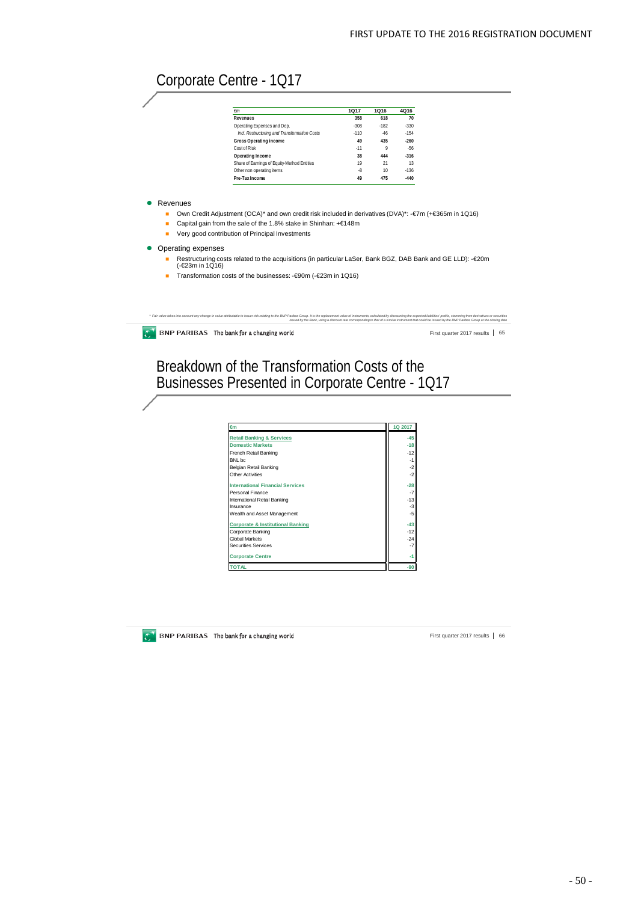# Corporate Centre - 1Q17

| €m | 1Q17 | 1Q16 | 4Q16 |
|---|---|---|---|
| **Revenues** | **358** | **618** | **70** |
| Operating Expenses and Dep. | -308 | -182 | -330 |
| *Incl. Restructuring and Transformation Costs* | *-110* | *-46* | *-154* |
| **Gross Operating income** | **49** | **435** | **-260** |
| Cost of Risk | -11 | 9 | -56 |
| **Operating Income** | **38** | **444** | **-316** |
| Share of Earnings of Equity-Method Entities | 19 | 21 | 13 |
| Other non operating items | -8 | 10 | -136 |
| **Pre-Tax Income** | **49** | **475** | **-440** |

- Revenues
  - Own Credit Adjustment (OCA)* and own credit risk included in derivatives (DVA)*: -€7m (+€365m in 1Q16)
  - Capital gain from the sale of the 1.8% stake in Shinhan: +€148m
  - Very good contribution of Principal Investments
- Operating expenses
  - Restructuring costs related to the acquisitions (in particular LaSer, Bank BGZ, DAB Bank and GE LLD): -€20m (-€23m in 1Q16)
  - Transformation costs of the businesses: -€90m (-€23m in 1Q16)

*\* Fair value takes into account any change in value attributable to issuer risk relating to the BNP Paribas Group. It is the replacement value of instruments, calculated by discounting the expected liabilities' profile, stemming from derivatives or securities issued by the Bank, using a discount rate corresponding to that of a similar instrument that could be issued by the BNP Paribas Group at the closing date*

# Breakdown of the Transformation Costs of the Businesses Presented in Corporate Centre - 1Q17

| €m | 1Q 2017 |
|---|---|
| **Retail Banking & Services** | **-45** |
| **Domestic Markets** | **-18** |
| French Retail Banking | -12 |
| BNL bc | -1 |
| Belgian Retail Banking | -2 |
| Other Activities | -2 |
| **International Financial Services** | **-28** |
| Personal Finance | -7 |
| International Retail Banking | -13 |
| Insurance | -3 |
| Wealth and Asset Management | -5 |
| **Corporate & Institutional Banking** | **-43** |
| Corporate Banking | -12 |
| Global Markets | -24 |
| Securities Services | -7 |
| **Corporate Centre** | **-1** |
| **TOTAL** | **-90** |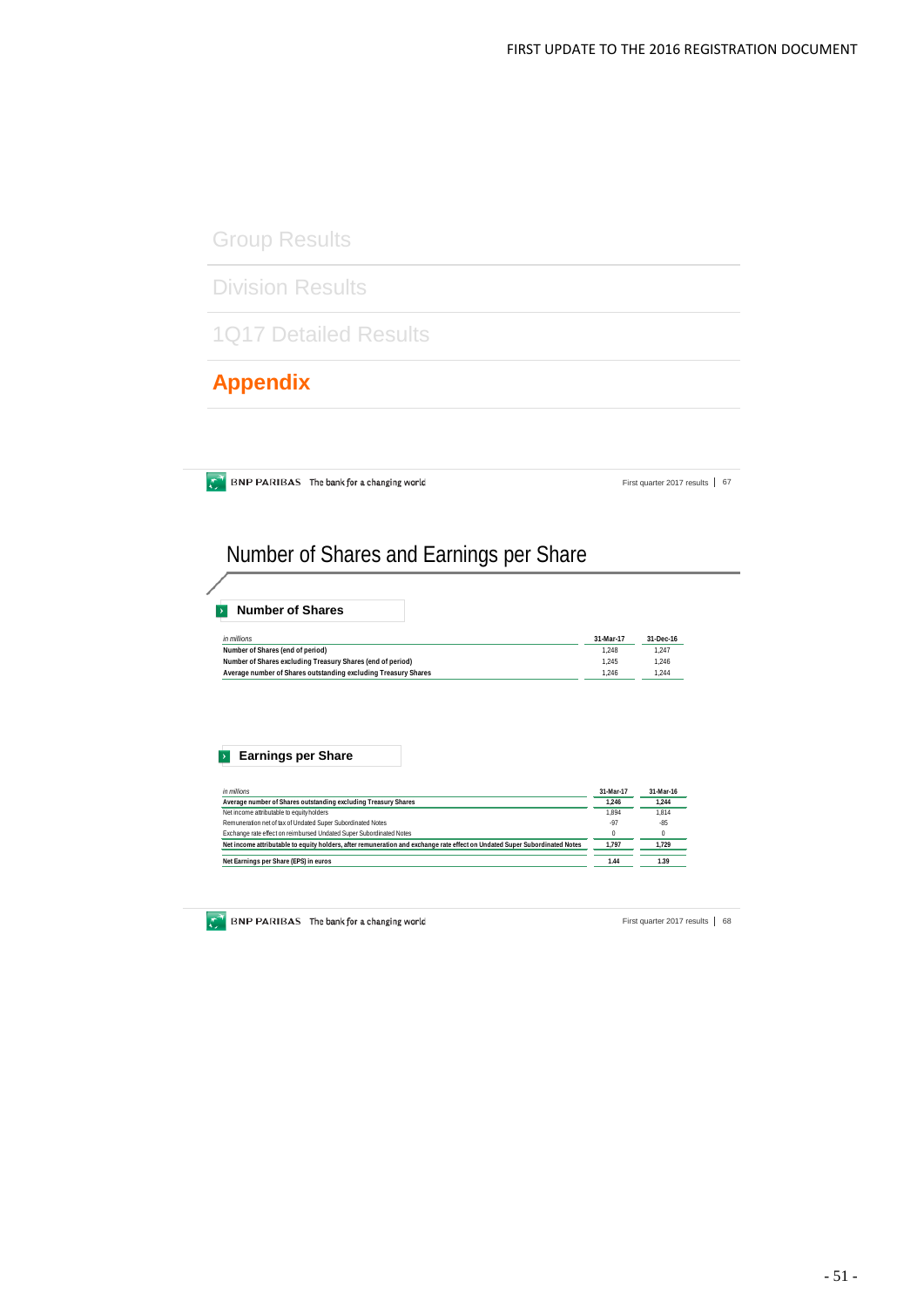Group Results

Division Results

1Q17 Detailed Results

## Appendix

# Number of Shares and Earnings per Share

### Number of Shares

| *in millions* | 31-Mar-17 | 31-Dec-16 |
|---|---|---|
| **Number of Shares (end of period)** | 1,248 | 1,247 |
| **Number of Shares excluding Treasury Shares (end of period)** | 1,245 | 1,246 |
| **Average number of Shares outstanding excluding Treasury Shares** | 1,246 | 1,244 |

### Earnings per Share

| *in millions* | 31-Mar-17 | 31-Mar-16 |
|---|---|---|
| **Average number of Shares outstanding excluding Treasury Shares** | **1,246** | **1,244** |
| Net income attributable to equity holders | 1,894 | 1,814 |
| Remuneration net of tax of Undated Super Subordinated Notes | -97 | -85 |
| Exchange rate effect on reimbursed Undated Super Subordinated Notes | 0 | 0 |
| **Net income attributable to equity holders, after remuneration and exchange rate effect on Undated Super Subordinated Notes** | **1,797** | **1,729** |
| **Net Earnings per Share (EPS) in euros** | **1.44** | **1.39** |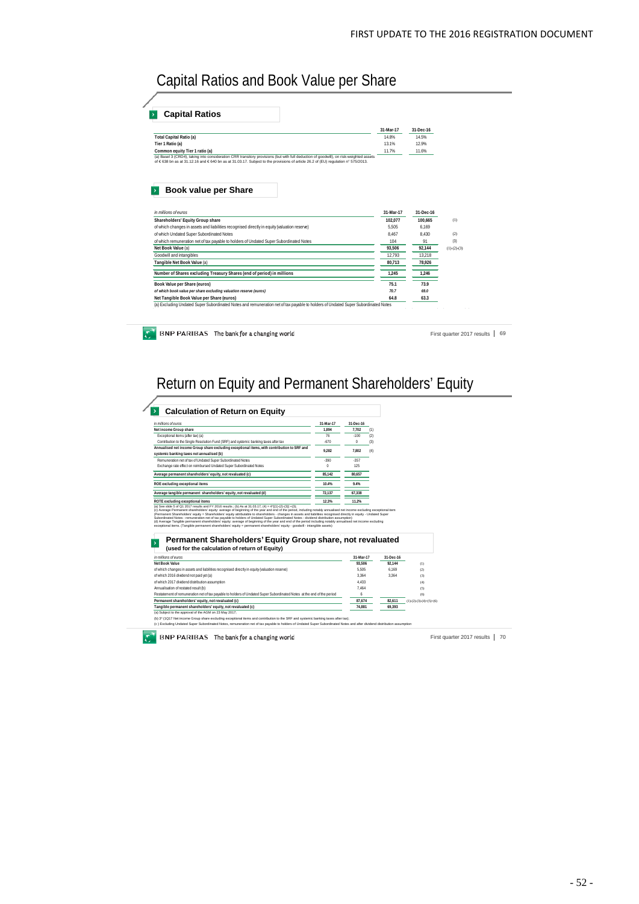# Capital Ratios and Book Value per Share

## Capital Ratios

| | 31-Mar-17 | 31-Dec-16 |
|---|---|---|
| **Total Capital Ratio (a)** | 14.8% | 14.5% |
| **Tier 1 Ratio (a)** | 13.1% | 12.9% |
| **Common equity Tier 1 ratio (a)** | 11.7% | 11.6% |

(a) Basel 3 (CRD4), taking into consideration CRR transitory provisions (but with full deduction of goodwill), on risk-weighted assets of € 638 bn as at 31.12.16 and € 640 bn as at 31.03.17. Subject to the provisions of article 26.2 of (EU) regulation n° 575/2013.

## Book value per Share

| *in millions of euros* | 31-Mar-17 | 31-Dec-16 | |
|---|---|---|---|
| **Shareholders' Equity Group share** | **102,077** | **100,665** | (1) |
| of which changes in assets and liabilities recognised directly in equity (valuation reserve) | 5,505 | 6,169 | |
| of which Undated Super Subordinated Notes | 8,467 | 8,430 | (2) |
| of which remuneration net of tax payable to holders of Undated Super Subordinated Notes | 104 | 91 | (3) |
| **Net Book Value** (a) | **93,506** | **92,144** | (1)-(2)-(3) |
| Goodwill and intangibles | 12,793 | 13,218 | |
| **Tangible Net Book Value** (a) | **80,713** | **78,926** | |
| **Number of Shares excluding Treasury Shares (end of period) in millions** | **1,245** | **1,246** | |
| **Book Value per Share (euros)** | **75.1** | **73.9** | |
| ***of which book value per share excluding valuation reserve (euros)*** | ***70.7*** | ***69.0*** | |
| **Net Tangible Book Value per Share (euros)** | **64.8** | **63.3** | |

(a) Excluding Undated Super Subordinated Notes and remuneration net of tax payable to holders of Undated Super Subordinated Notes

# Return on Equity and Permanent Shareholders' Equity

## Calculation of Return on Equity

| *in millions of euros* | 31-Mar-17 | 31-Dec-16 | |
|---|---|---|---|
| **Net income Group share** | **1,894** | **7,702** | (1) |
| Exceptional items (after tax) (a) | 76 | -100 | (2) |
| Contribution to the Single Resolution Fund (SRF) and systemic banking taxes after tax | -670 | 0 | (3) |
| **Annualised net income Group share excluding exceptional items, with contribution to SRF and systemic banking taxes not annualised (b)** | **9,282** | **7,802** | (4) |
| Remuneration net of tax of Undated Super Subordinated Notes | -390 | -357 | |
| Exchange rate effect on reimbursed Undated Super Subordinated Notes | 0 | 125 | |
| **Average permanent shareholders' equity, not revaluated (c)** | **85,142** | **80,657** | |
| **ROE excluding exceptional items** | **10.4%** | **9.4%** | |
| **Average tangible permanent shareholders' equity, not revaluated (d)** | **72,137** | **67,338** | |
| **ROTE excluding exceptional items** | **12.3%** | **11.2%** | |

(a) See slide 5 of Q1 2017 results and FY 2016 results ; (b) As at 31.03.17, (4) = 4*[(1)-(2)-(3)] +(3);
(c) Average Permanent shareholders' equity: average of beginning of the year and end of the period, including notably annualised net income excluding exceptional items (Permanent Shareholders' equity = Shareholders' equity attributable to shareholders - changes in assets and liabilities recognised directly in equity - Undated Super Subordinated Notes - remuneration net of tax payable to holders of Undated Super Subordinated Notes - dividend distribution assumption)
(d) Average Tangible permanent shareholders' equity: average of beginning of the year and end of the period including notably annualised net income excluding exceptional items. (Tangible permanent shareholders' equity = permanent shareholders' equity - goodwill - intangible assets)

## Permanent Shareholders' Equity Group share, not revaluated (used for the calculation of return of Equity)

| *in millions of euros* | 31-Mar-17 | 31-Dec-16 | |
|---|---|---|---|
| **Net Book Value** | **93,506** | **92,144** | (1) |
| of which changes in assets and liabilities recognised directly in equity (valuation reserve) | 5,505 | 6,169 | (2) |
| of which 2016 dividend not paid yet (a) | 3,364 | 3,364 | (3) |
| of which 2017 dividend distribution assumption | 4,433 | | (4) |
| Annualisation of restated result (b) | 7,464 | | (5) |
| Restatement of remuneration net of tax payable to holders of Undated Super Subordinated Notes at the end of the period | 6 | | (6) |
| **Permanent shareholders' equity, not revaluated (c)** | **87,674** | **82,611** | (1)-(2)-(3)-(4)+(5)+(6) |
| **Tangible permanent shareholders' equity, not revaluated (c)** | **74,881** | **69,393** | |

(a) Subject to the approval of the AGM on 23 May 2017;
(b) 3* (1Q17 Net income Group share excluding exceptional items and contribution to the SRF and systemic banking taxes after tax);
(c) Excluding Undated Super Subordinated Notes, remuneration net of tax payable to holders of Undated Super Subordinated Notes and after dividend distribution assumption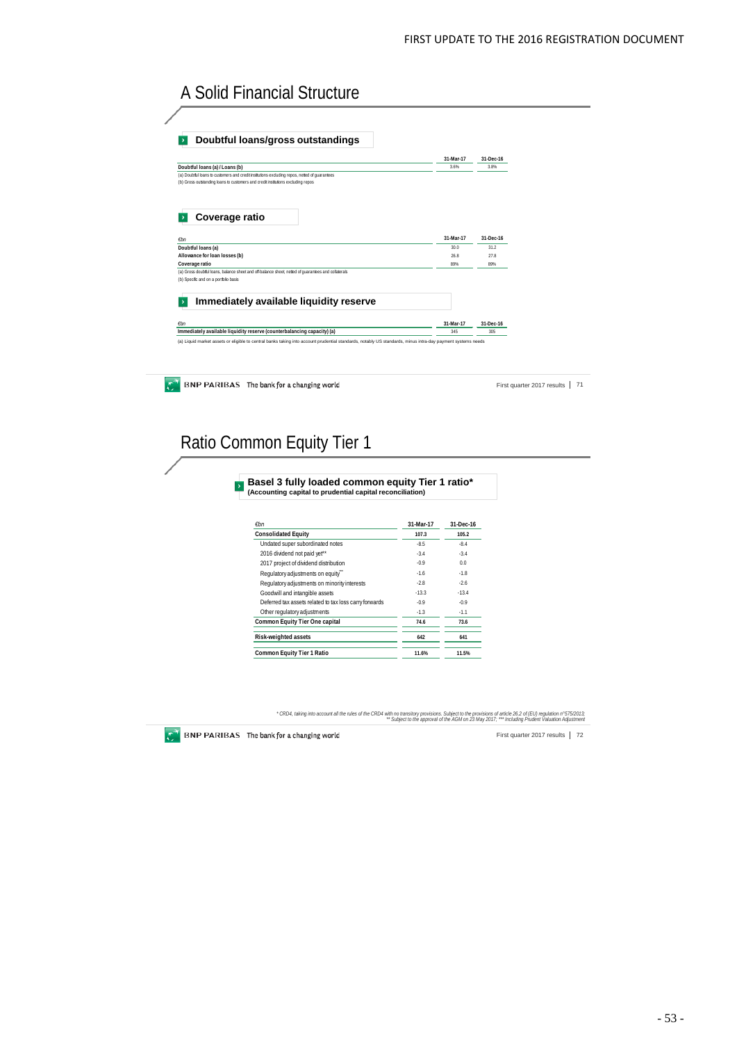# A Solid Financial Structure

## Doubtful loans/gross outstandings

| | 31-Mar-17 | 31-Dec-16 |
|---|---|---|
| **Doubtful loans (a) / Loans (b)** | 3.6% | 3.8% |

(a) Doubtful loans to customers and credit institutions excluding repos, netted of guarantees
(b) Gross outstanding loans to customers and credit institutions excluding repos

## Coverage ratio

| €bn | 31-Mar-17 | 31-Dec-16 |
|---|---|---|
| **Doubtful loans (a)** | 30.0 | 31.2 |
| **Allowance for loan losses (b)** | 26.8 | 27.8 |
| **Coverage ratio** | 89% | 89% |

(a) Gross doubtful loans, balance sheet and off-balance sheet, netted of guarantees and collaterals
(b) Specific and on a portfolio basis

## Immediately available liquidity reserve

| €bn | 31-Mar-17 | 31-Dec-16 |
|---|---|---|
| **Immediately available liquidity reserve (counterbalancing capacity) (a)** | 345 | 305 |

(a) Liquid market assets or eligible to central banks taking into account prudential standards, notably US standards, minus intra-day payment systems needs

BNP PARIBAS The bank for a changing world — First quarter 2017 results | 71

# Ratio Common Equity Tier 1

## Basel 3 fully loaded common equity Tier 1 ratio*
**(Accounting capital to prudential capital reconciliation)**

| €bn | 31-Mar-17 | 31-Dec-16 |
|---|---|---|
| **Consolidated Equity** | 107.3 | 105.2 |
| Undated super subordinated notes | -8.5 | -8.4 |
| 2016 dividend not paid yet** | -3.4 | -3.4 |
| 2017 project of dividend distribution | -0.9 | 0.0 |
| Regulatory adjustments on equity*** | -1.6 | -1.8 |
| Regulatory adjustments on minority interests | -2.8 | -2.6 |
| Goodwill and intangible assets | -13.3 | -13.4 |
| Deferred tax assets related to tax loss carry forwards | -0.9 | -0.9 |
| Other regulatory adjustments | -1.3 | -1.1 |
| **Common Equity Tier One capital** | 74.6 | 73.6 |
| **Risk-weighted assets** | 642 | 641 |
| **Common Equity Tier 1 Ratio** | 11.6% | 11.5% |

* CRD4, taking into account all the rules of the CRD4 with no transitory provisions. Subject to the provisions of article 26.2 of (EU) regulation n°575/2013; ** Subject to the approval of the AGM on 23 May 2017; *** Including Prudent Valuation Adjustment

BNP PARIBAS The bank for a changing world — First quarter 2017 results | 72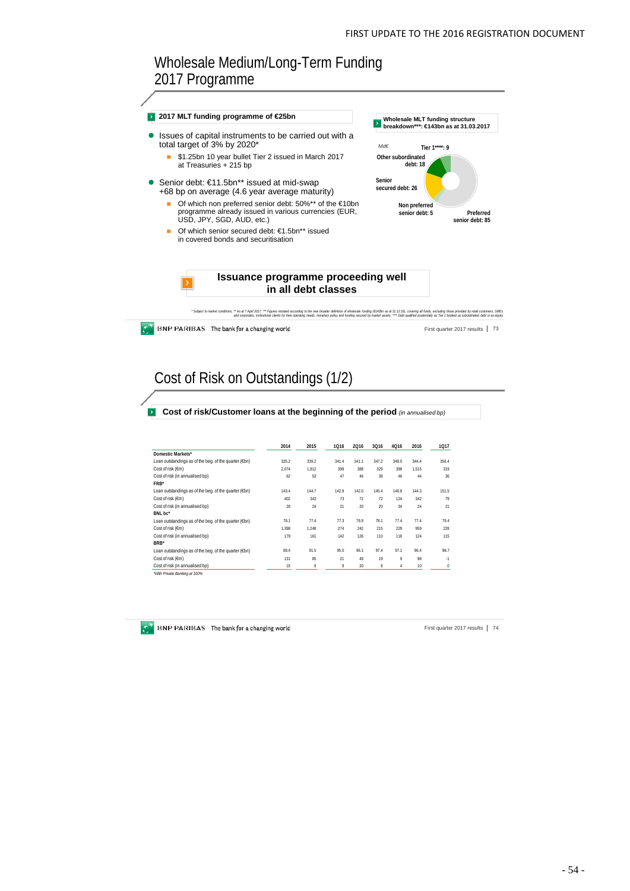# Wholesale Medium/Long-Term Funding 2017 Programme

**2017 MLT funding programme of €25bn**

- Issues of capital instruments to be carried out with a total target of 3% by 2020*
  - $1.25bn 10 year bullet Tier 2 issued in March 2017 at Treasuries + 215 bp
- Senior debt: €11.5bn** issued at mid-swap +68 bp on average (4.6 year average maturity)
  - Of which non preferred senior debt: 50%** of the €10bn programme already issued in various currencies (EUR, USD, JPY, SGD, AUD, etc.)
  - Of which senior secured debt: €1.5bn** issued in covered bonds and securitisation

**Wholesale MLT funding structure breakdown***: €143bn as at 31.03.2017**

*Md€*

- Tier 1****: 9
- Other subordinated debt: 18
- Senior secured debt: 26
- Non preferred senior debt: 5
- Preferred senior debt: 85

**Issuance programme proceeding well in all debt classes**

* Subject to market conditions, ** As at 7 April 2017; *** Figures restated according to the new broader definition of wholesale funding (€143bn as at 31.12.16), covering all funds, excluding those provided by retail customers, SMEs and corporates, institutional clients for their operating needs, monetary policy and funding secured by market assets; **** Debt qualified prudentially as Tier 1 booked as subordinated debt or as equity

# Cost of Risk on Outstandings (1/2)

**Cost of risk/Customer loans at the beginning of the period** *(in annualised bp)*

| | 2014 | 2015 | 1Q16 | 2Q16 | 3Q16 | 4Q16 | 2016 | 1Q17 |
|---|---|---|---|---|---|---|---|---|
| **Domestic Markets*** | | | | | | | | |
| Loan outstandings as of the beg. of the quarter (€bn) | 335.2 | 339.2 | 341.4 | 341.1 | 347.2 | 348.0 | 344.4 | 356.4 |
| Cost of risk (€m) | 2,074 | 1,812 | 399 | 388 | 329 | 399 | 1,515 | 319 |
| Cost of risk (in annualised bp) | 62 | 53 | 47 | 46 | 38 | 46 | 44 | 36 |
| **FRB*** | | | | | | | | |
| Loan outstandings as of the beg. of the quarter (€bn) | 143.4 | 144.7 | 142.9 | 142.0 | 145.4 | 146.8 | 144.3 | 151.5 |
| Cost of risk (€m) | 402 | 343 | 73 | 72 | 72 | 124 | 342 | 79 |
| Cost of risk (in annualised bp) | 28 | 24 | 21 | 20 | 20 | 34 | 24 | 21 |
| **BNL bc*** | | | | | | | | |
| Loan outstandings as of the beg. of the quarter (€bn) | 78.1 | 77.4 | 77.3 | 76.9 | 78.1 | 77.4 | 77.4 | 79.4 |
| Cost of risk (€m) | 1,398 | 1,248 | 274 | 242 | 215 | 229 | 959 | 228 |
| Cost of risk (in annualised bp) | 179 | 161 | 142 | 126 | 110 | 118 | 124 | 115 |
| **BRB*** | | | | | | | | |
| Loan outstandings as of the beg. of the quarter (€bn) | 88.4 | 91.5 | 95.0 | 96.1 | 97.4 | 97.1 | 96.4 | 98.7 |
| Cost of risk (€m) | 131 | 85 | 21 | 49 | 19 | 9 | 98 | -1 |
| Cost of risk (in annualised bp) | 15 | 9 | 9 | 20 | 8 | 4 | 10 | 0 |

*With Private Banking at 100%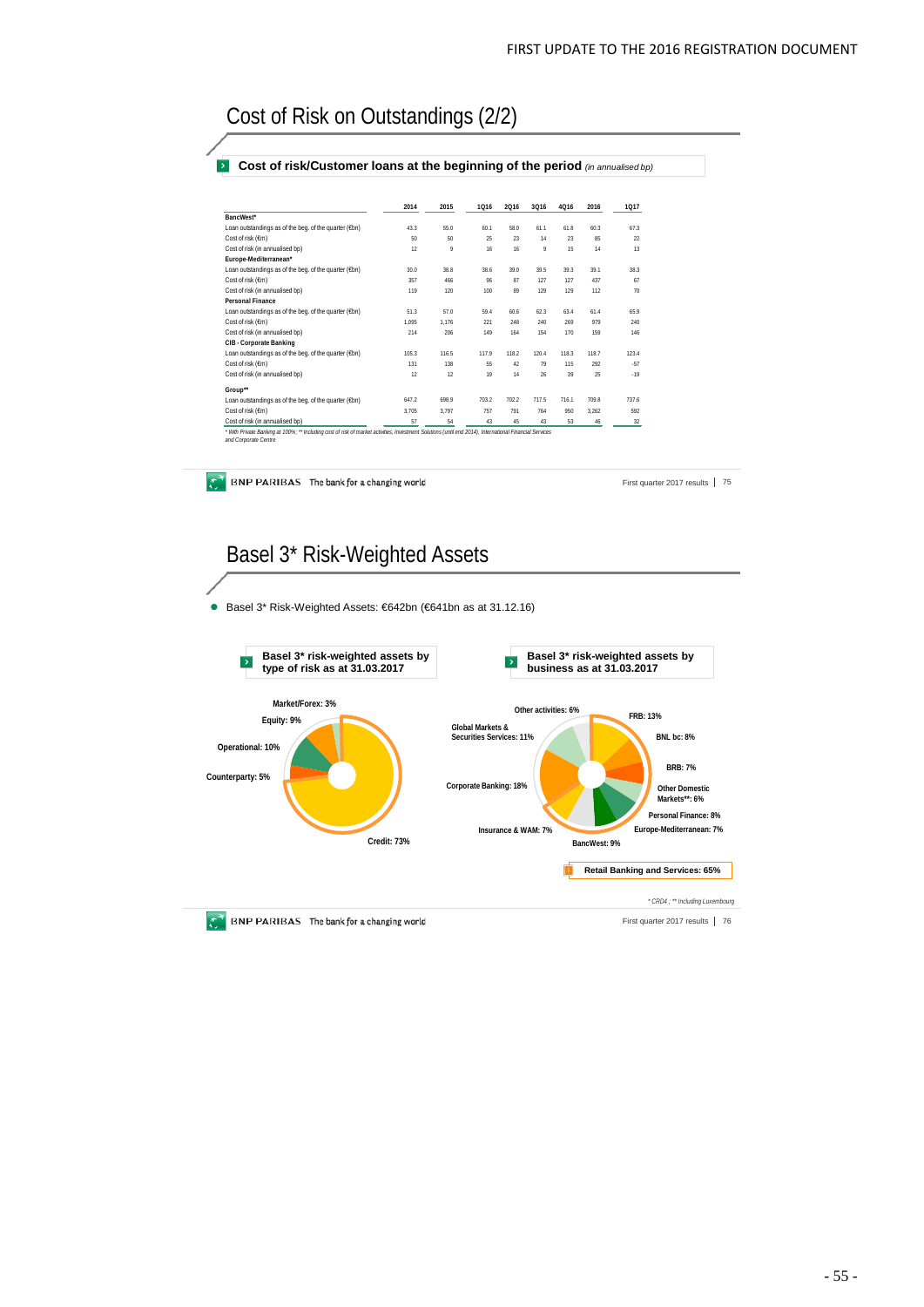# Cost of Risk on Outstandings (2/2)

## Cost of risk/Customer loans at the beginning of the period *(in annualised bp)*

| | 2014 | 2015 | 1Q16 | 2Q16 | 3Q16 | 4Q16 | 2016 | 1Q17 |
|---|---|---|---|---|---|---|---|---|
| **BancWest*** | | | | | | | | |
| Loan outstandings as of the beg. of the quarter (€bn) | 43.3 | 55.0 | 60.1 | 58.0 | 61.1 | 61.8 | 60.3 | 67.3 |
| Cost of risk (€m) | 50 | 50 | 25 | 23 | 14 | 23 | 85 | 22 |
| Cost of risk (in annualised bp) | 12 | 9 | 16 | 16 | 9 | 15 | 14 | 13 |
| **Europe-Mediterranean*** | | | | | | | | |
| Loan outstandings as of the beg. of the quarter (€bn) | 30.0 | 38.8 | 38.6 | 39.0 | 39.5 | 39.3 | 39.1 | 38.3 |
| Cost of risk (€m) | 357 | 466 | 96 | 87 | 127 | 127 | 437 | 67 |
| Cost of risk (in annualised bp) | 119 | 120 | 100 | 89 | 129 | 129 | 112 | 70 |
| **Personal Finance** | | | | | | | | |
| Loan outstandings as of the beg. of the quarter (€bn) | 51.3 | 57.0 | 59.4 | 60.6 | 62.3 | 63.4 | 61.4 | 65.9 |
| Cost of risk (€m) | 1,095 | 1,176 | 221 | 248 | 240 | 269 | 979 | 240 |
| Cost of risk (in annualised bp) | 214 | 206 | 149 | 164 | 154 | 170 | 159 | 146 |
| **CIB - Corporate Banking** | | | | | | | | |
| Loan outstandings as of the beg. of the quarter (€bn) | 105.3 | 116.5 | 117.9 | 118.2 | 120.4 | 118.3 | 118.7 | 123.4 |
| Cost of risk (€m) | 131 | 138 | 55 | 42 | 79 | 115 | 292 | -57 |
| Cost of risk (in annualised bp) | 12 | 12 | 19 | 14 | 26 | 39 | 25 | -19 |
| **Group**** | | | | | | | | |
| Loan outstandings as of the beg. of the quarter (€bn) | 647.2 | 698.9 | 703.2 | 702.2 | 717.5 | 716.1 | 709.8 | 737.6 |
| Cost of risk (€m) | 3,705 | 3,797 | 757 | 791 | 764 | 950 | 3,262 | 592 |
| Cost of risk (in annualised bp) | 57 | 54 | 43 | 45 | 43 | 53 | 46 | 32 |

*\* With Private Banking at 100%; \*\* Including cost of risk of market activities, Investment Solutions (until end 2014), International Financial Services and Corporate Centre*

# Basel 3* Risk-Weighted Assets

- Basel 3* Risk-Weighted Assets: €642bn (€641bn as at 31.12.16)

**Basel 3* risk-weighted assets by type of risk as at 31.03.2017**

Market/Forex: 3%; Equity: 9%; Operational: 10%; Counterparty: 5%; Credit: 73%

**Basel 3* risk-weighted assets by business as at 31.03.2017**

Other activities: 6%; FRB: 13%; BNL bc: 8%; BRB: 7%; Other Domestic Markets**: 6%; Personal Finance: 8%; Europe-Mediterranean: 7%; BancWest: 9%; Insurance & WAM: 7%; Corporate Banking: 18%; Global Markets & Securities Services: 11%

**Retail Banking and Services: 65%**

*\* CRD4 ; \*\* Including Luxembourg*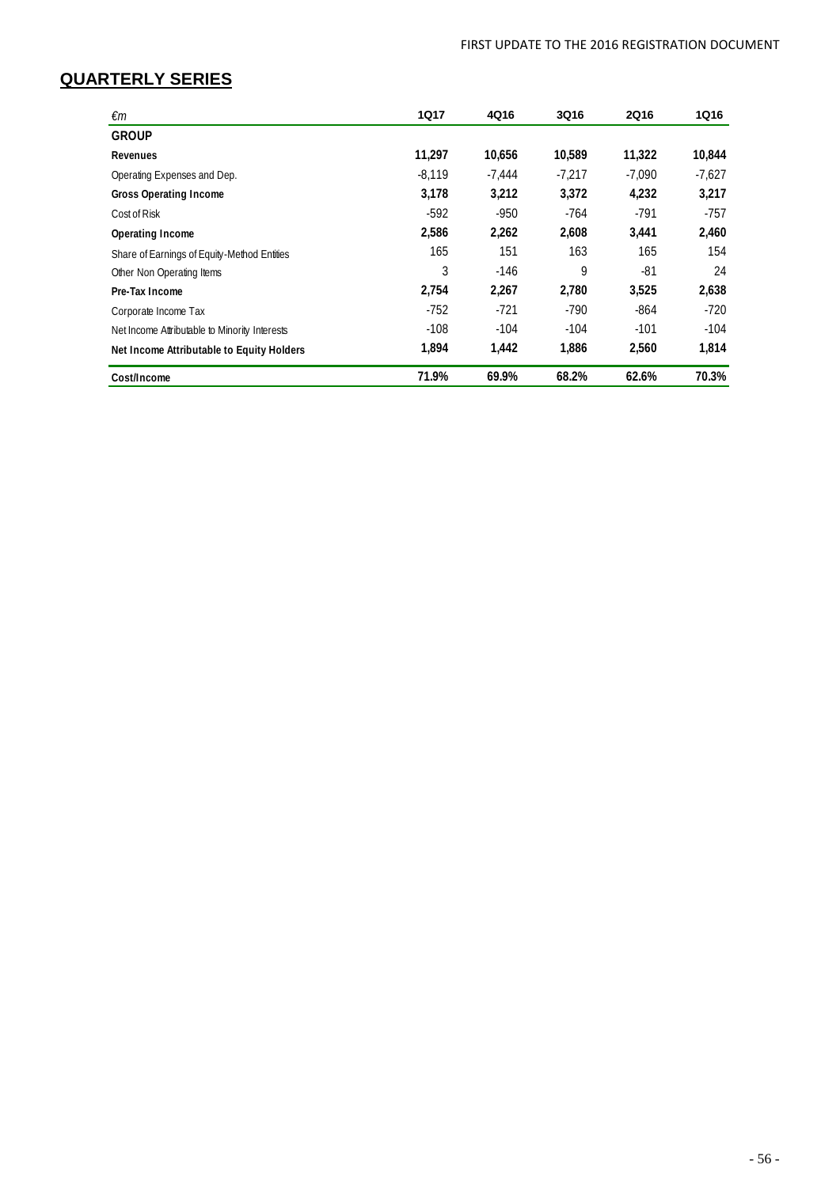## QUARTERLY SERIES

| *€m* | 1Q17 | 4Q16 | 3Q16 | 2Q16 | 1Q16 |
|---|---|---|---|---|---|
| **GROUP** | | | | | |
| **Revenues** | **11,297** | **10,656** | **10,589** | **11,322** | **10,844** |
| Operating Expenses and Dep. | -8,119 | -7,444 | -7,217 | -7,090 | -7,627 |
| **Gross Operating Income** | **3,178** | **3,212** | **3,372** | **4,232** | **3,217** |
| Cost of Risk | -592 | -950 | -764 | -791 | -757 |
| **Operating Income** | **2,586** | **2,262** | **2,608** | **3,441** | **2,460** |
| Share of Earnings of Equity-Method Entities | 165 | 151 | 163 | 165 | 154 |
| Other Non Operating Items | 3 | -146 | 9 | -81 | 24 |
| **Pre-Tax Income** | **2,754** | **2,267** | **2,780** | **3,525** | **2,638** |
| Corporate Income Tax | -752 | -721 | -790 | -864 | -720 |
| Net Income Attributable to Minority Interests | -108 | -104 | -104 | -101 | -104 |
| **Net Income Attributable to Equity Holders** | **1,894** | **1,442** | **1,886** | **2,560** | **1,814** |
| **Cost/Income** | **71.9%** | **69.9%** | **68.2%** | **62.6%** | **70.3%** |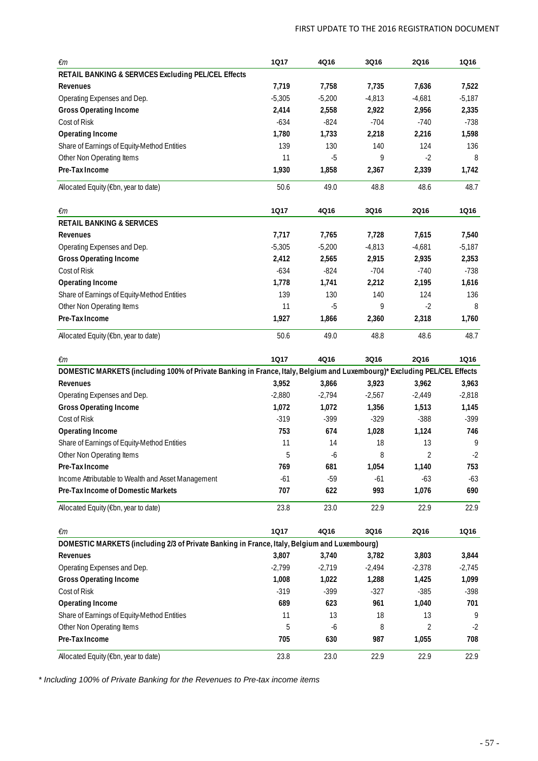| €m | 1Q17 | 4Q16 | 3Q16 | 2Q16 | 1Q16 |
|---|---|---|---|---|---|
| **RETAIL BANKING & SERVICES Excluding PEL/CEL Effects** | | | | | |
| **Revenues** | **7,719** | **7,758** | **7,735** | **7,636** | **7,522** |
| Operating Expenses and Dep. | -5,305 | -5,200 | -4,813 | -4,681 | -5,187 |
| **Gross Operating Income** | **2,414** | **2,558** | **2,922** | **2,956** | **2,335** |
| Cost of Risk | -634 | -824 | -704 | -740 | -738 |
| **Operating Income** | **1,780** | **1,733** | **2,218** | **2,216** | **1,598** |
| Share of Earnings of Equity-Method Entities | 139 | 130 | 140 | 124 | 136 |
| Other Non Operating Items | 11 | -5 | 9 | -2 | 8 |
| **Pre-Tax Income** | **1,930** | **1,858** | **2,367** | **2,339** | **1,742** |
| Allocated Equity (€bn, year to date) | 50.6 | 49.0 | 48.8 | 48.6 | 48.7 |

| €m | 1Q17 | 4Q16 | 3Q16 | 2Q16 | 1Q16 |
|---|---|---|---|---|---|
| **RETAIL BANKING & SERVICES** | | | | | |
| **Revenues** | **7,717** | **7,765** | **7,728** | **7,615** | **7,540** |
| Operating Expenses and Dep. | -5,305 | -5,200 | -4,813 | -4,681 | -5,187 |
| **Gross Operating Income** | **2,412** | **2,565** | **2,915** | **2,935** | **2,353** |
| Cost of Risk | -634 | -824 | -704 | -740 | -738 |
| **Operating Income** | **1,778** | **1,741** | **2,212** | **2,195** | **1,616** |
| Share of Earnings of Equity-Method Entities | 139 | 130 | 140 | 124 | 136 |
| Other Non Operating Items | 11 | -5 | 9 | -2 | 8 |
| **Pre-Tax Income** | **1,927** | **1,866** | **2,360** | **2,318** | **1,760** |
| Allocated Equity (€bn, year to date) | 50.6 | 49.0 | 48.8 | 48.6 | 48.7 |

| €m | 1Q17 | 4Q16 | 3Q16 | 2Q16 | 1Q16 |
|---|---|---|---|---|---|
| **DOMESTIC MARKETS (including 100% of Private Banking in France, Italy, Belgium and Luxembourg)* Excluding PEL/CEL Effects** | | | | | |
| **Revenues** | **3,952** | **3,866** | **3,923** | **3,962** | **3,963** |
| Operating Expenses and Dep. | -2,880 | -2,794 | -2,567 | -2,449 | -2,818 |
| **Gross Operating Income** | **1,072** | **1,072** | **1,356** | **1,513** | **1,145** |
| Cost of Risk | -319 | -399 | -329 | -388 | -399 |
| **Operating Income** | **753** | **674** | **1,028** | **1,124** | **746** |
| Share of Earnings of Equity-Method Entities | 11 | 14 | 18 | 13 | 9 |
| Other Non Operating Items | 5 | -6 | 8 | 2 | -2 |
| **Pre-Tax Income** | **769** | **681** | **1,054** | **1,140** | **753** |
| Income Attributable to Wealth and Asset Management | -61 | -59 | -61 | -63 | -63 |
| **Pre-Tax Income of Domestic Markets** | **707** | **622** | **993** | **1,076** | **690** |
| Allocated Equity (€bn, year to date) | 23.8 | 23.0 | 22.9 | 22.9 | 22.9 |

| €m | 1Q17 | 4Q16 | 3Q16 | 2Q16 | 1Q16 |
|---|---|---|---|---|---|
| **DOMESTIC MARKETS (including 2/3 of Private Banking in France, Italy, Belgium and Luxembourg)** | | | | | |
| **Revenues** | **3,807** | **3,740** | **3,782** | **3,803** | **3,844** |
| Operating Expenses and Dep. | -2,799 | -2,719 | -2,494 | -2,378 | -2,745 |
| **Gross Operating Income** | **1,008** | **1,022** | **1,288** | **1,425** | **1,099** |
| Cost of Risk | -319 | -399 | -327 | -385 | -398 |
| **Operating Income** | **689** | **623** | **961** | **1,040** | **701** |
| Share of Earnings of Equity-Method Entities | 11 | 13 | 18 | 13 | 9 |
| Other Non Operating Items | 5 | -6 | 8 | 2 | -2 |
| **Pre-Tax Income** | **705** | **630** | **987** | **1,055** | **708** |
| Allocated Equity (€bn, year to date) | 23.8 | 23.0 | 22.9 | 22.9 | 22.9 |

*\* Including 100% of Private Banking for the Revenues to Pre-tax income items*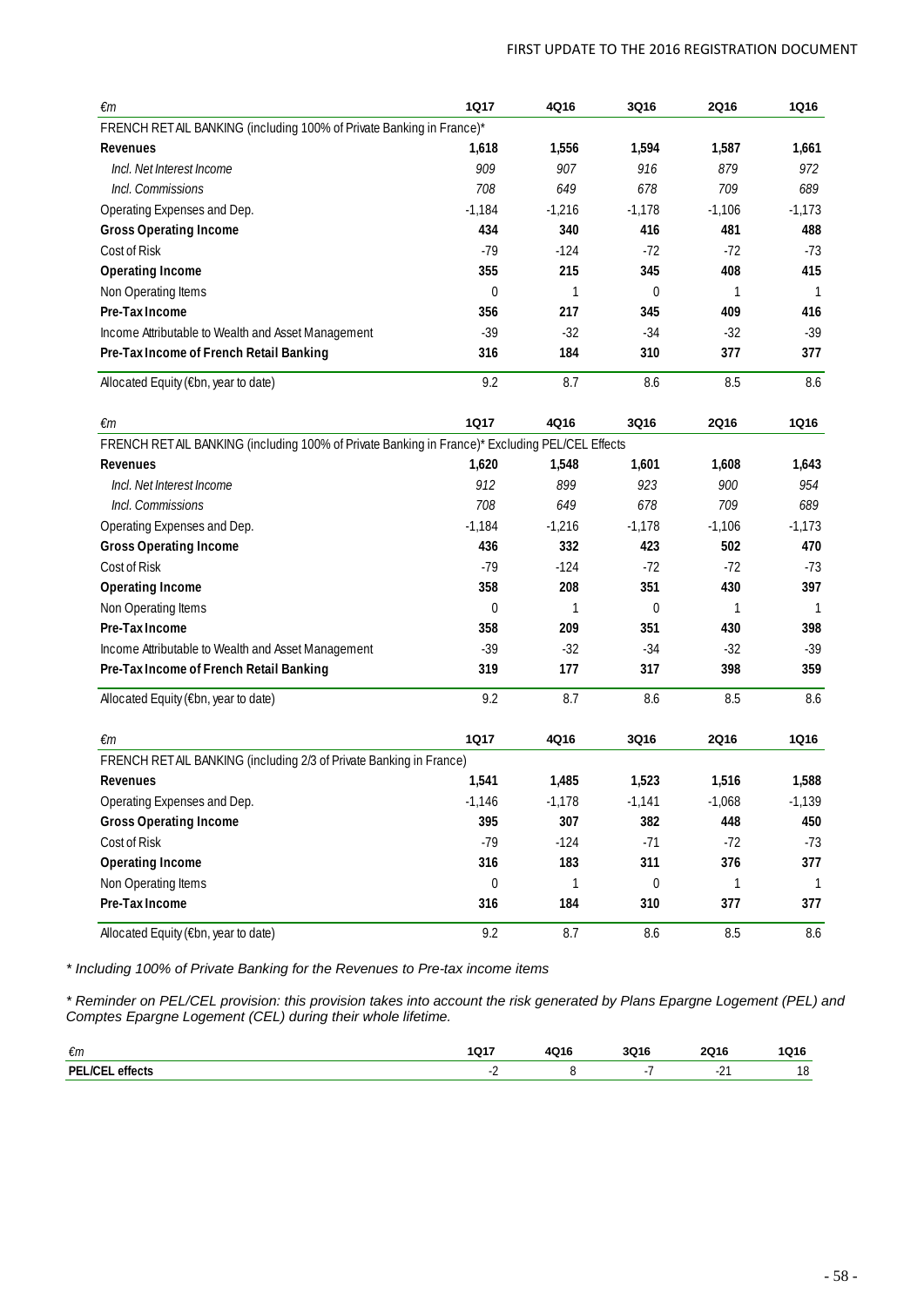| €m | 1Q17 | 4Q16 | 3Q16 | 2Q16 | 1Q16 |
|---|---|---|---|---|---|
| FRENCH RETAIL BANKING (including 100% of Private Banking in France)* | | | | | |
| **Revenues** | **1,618** | **1,556** | **1,594** | **1,587** | **1,661** |
| *Incl. Net Interest Income* | *909* | *907* | *916* | *879* | *972* |
| *Incl. Commissions* | *708* | *649* | *678* | *709* | *689* |
| Operating Expenses and Dep. | -1,184 | -1,216 | -1,178 | -1,106 | -1,173 |
| **Gross Operating Income** | **434** | **340** | **416** | **481** | **488** |
| Cost of Risk | -79 | -124 | -72 | -72 | -73 |
| **Operating Income** | **355** | **215** | **345** | **408** | **415** |
| Non Operating Items | 0 | 1 | 0 | 1 | 1 |
| **Pre-Tax Income** | **356** | **217** | **345** | **409** | **416** |
| Income Attributable to Wealth and Asset Management | -39 | -32 | -34 | -32 | -39 |
| **Pre-Tax Income of French Retail Banking** | **316** | **184** | **310** | **377** | **377** |
| Allocated Equity (€bn, year to date) | 9.2 | 8.7 | 8.6 | 8.5 | 8.6 |

| €m | 1Q17 | 4Q16 | 3Q16 | 2Q16 | 1Q16 |
|---|---|---|---|---|---|
| FRENCH RETAIL BANKING (including 100% of Private Banking in France)* Excluding PEL/CEL Effects | | | | | |
| **Revenues** | **1,620** | **1,548** | **1,601** | **1,608** | **1,643** |
| *Incl. Net Interest Income* | *912* | *899* | *923* | *900* | *954* |
| *Incl. Commissions* | *708* | *649* | *678* | *709* | *689* |
| Operating Expenses and Dep. | -1,184 | -1,216 | -1,178 | -1,106 | -1,173 |
| **Gross Operating Income** | **436** | **332** | **423** | **502** | **470** |
| Cost of Risk | -79 | -124 | -72 | -72 | -73 |
| **Operating Income** | **358** | **208** | **351** | **430** | **397** |
| Non Operating Items | 0 | 1 | 0 | 1 | 1 |
| **Pre-Tax Income** | **358** | **209** | **351** | **430** | **398** |
| Income Attributable to Wealth and Asset Management | -39 | -32 | -34 | -32 | -39 |
| **Pre-Tax Income of French Retail Banking** | **319** | **177** | **317** | **398** | **359** |
| Allocated Equity (€bn, year to date) | 9.2 | 8.7 | 8.6 | 8.5 | 8.6 |

| €m | 1Q17 | 4Q16 | 3Q16 | 2Q16 | 1Q16 |
|---|---|---|---|---|---|
| FRENCH RETAIL BANKING (including 2/3 of Private Banking in France) | | | | | |
| **Revenues** | **1,541** | **1,485** | **1,523** | **1,516** | **1,588** |
| Operating Expenses and Dep. | -1,146 | -1,178 | -1,141 | -1,068 | -1,139 |
| **Gross Operating Income** | **395** | **307** | **382** | **448** | **450** |
| Cost of Risk | -79 | -124 | -71 | -72 | -73 |
| **Operating Income** | **316** | **183** | **311** | **376** | **377** |
| Non Operating Items | 0 | 1 | 0 | 1 | 1 |
| **Pre-Tax Income** | **316** | **184** | **310** | **377** | **377** |
| Allocated Equity (€bn, year to date) | 9.2 | 8.7 | 8.6 | 8.5 | 8.6 |

*\* Including 100% of Private Banking for the Revenues to Pre-tax income items*

*\* Reminder on PEL/CEL provision: this provision takes into account the risk generated by Plans Epargne Logement (PEL) and Comptes Epargne Logement (CEL) during their whole lifetime.*

| €m | 1Q17 | 4Q16 | 3Q16 | 2Q16 | 1Q16 |
|---|---|---|---|---|---|
| **PEL/CEL effects** | -2 | 8 | -7 | -21 | 18 |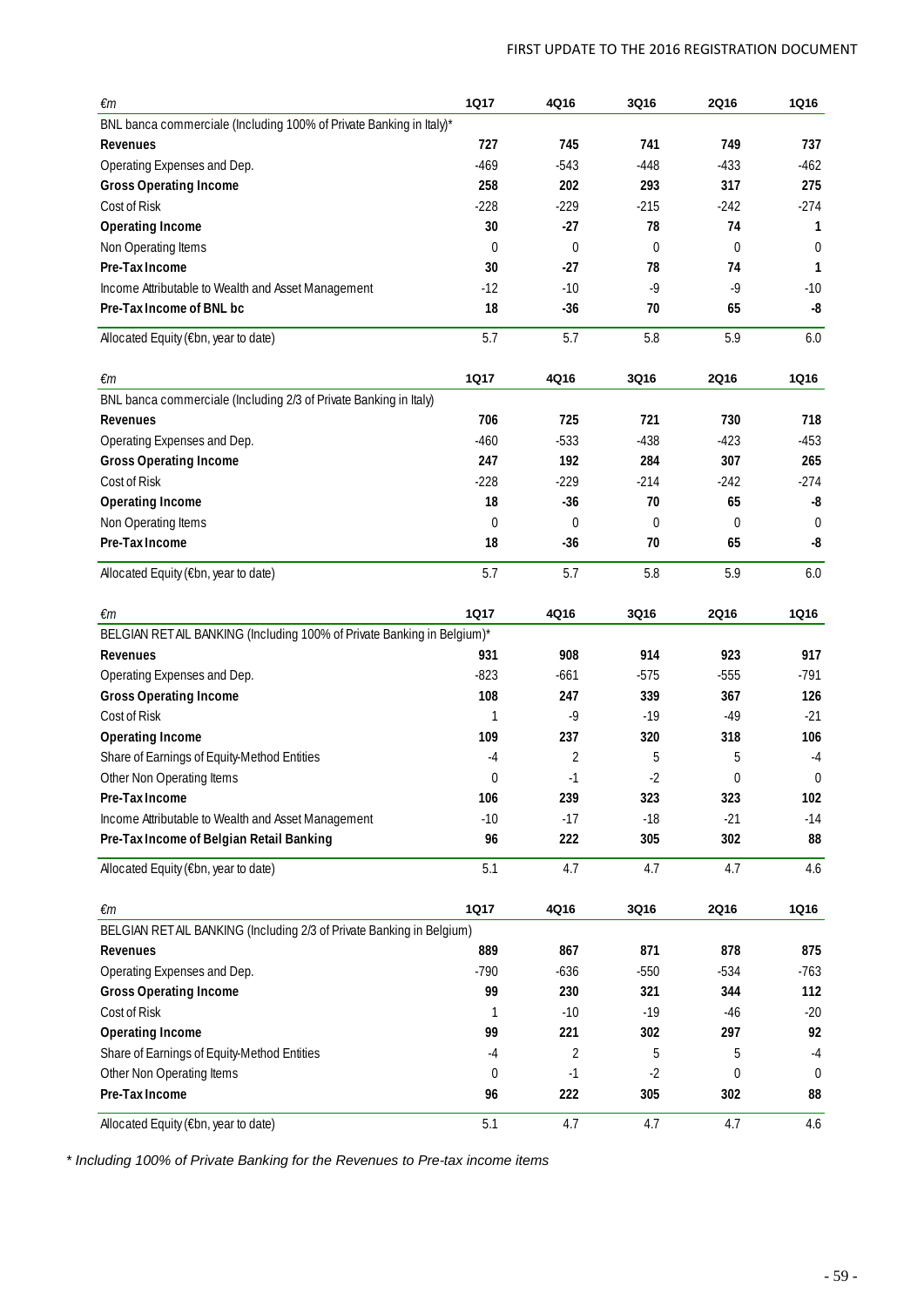| €m | 1Q17 | 4Q16 | 3Q16 | 2Q16 | 1Q16 |
|---|---|---|---|---|---|
| BNL banca commerciale (Including 100% of Private Banking in Italy)* | | | | | |
| **Revenues** | **727** | **745** | **741** | **749** | **737** |
| Operating Expenses and Dep. | -469 | -543 | -448 | -433 | -462 |
| **Gross Operating Income** | **258** | **202** | **293** | **317** | **275** |
| Cost of Risk | -228 | -229 | -215 | -242 | -274 |
| **Operating Income** | **30** | **-27** | **78** | **74** | **1** |
| Non Operating Items | 0 | 0 | 0 | 0 | 0 |
| **Pre-Tax Income** | **30** | **-27** | **78** | **74** | **1** |
| Income Attributable to Wealth and Asset Management | -12 | -10 | -9 | -9 | -10 |
| **Pre-Tax Income of BNL bc** | **18** | **-36** | **70** | **65** | **-8** |
| Allocated Equity (€bn, year to date) | 5.7 | 5.7 | 5.8 | 5.9 | 6.0 |

| €m | 1Q17 | 4Q16 | 3Q16 | 2Q16 | 1Q16 |
|---|---|---|---|---|---|
| BNL banca commerciale (Including 2/3 of Private Banking in Italy) | | | | | |
| **Revenues** | **706** | **725** | **721** | **730** | **718** |
| Operating Expenses and Dep. | -460 | -533 | -438 | -423 | -453 |
| **Gross Operating Income** | **247** | **192** | **284** | **307** | **265** |
| Cost of Risk | -228 | -229 | -214 | -242 | -274 |
| **Operating Income** | **18** | **-36** | **70** | **65** | **-8** |
| Non Operating Items | 0 | 0 | 0 | 0 | 0 |
| **Pre-Tax Income** | **18** | **-36** | **70** | **65** | **-8** |
| Allocated Equity (€bn, year to date) | 5.7 | 5.7 | 5.8 | 5.9 | 6.0 |

| €m | 1Q17 | 4Q16 | 3Q16 | 2Q16 | 1Q16 |
|---|---|---|---|---|---|
| BELGIAN RETAIL BANKING (Including 100% of Private Banking in Belgium)* | | | | | |
| **Revenues** | **931** | **908** | **914** | **923** | **917** |
| Operating Expenses and Dep. | -823 | -661 | -575 | -555 | -791 |
| **Gross Operating Income** | **108** | **247** | **339** | **367** | **126** |
| Cost of Risk | 1 | -9 | -19 | -49 | -21 |
| **Operating Income** | **109** | **237** | **320** | **318** | **106** |
| Share of Earnings of Equity-Method Entities | -4 | 2 | 5 | 5 | -4 |
| Other Non Operating Items | 0 | -1 | -2 | 0 | 0 |
| **Pre-Tax Income** | **106** | **239** | **323** | **323** | **102** |
| Income Attributable to Wealth and Asset Management | -10 | -17 | -18 | -21 | -14 |
| **Pre-Tax Income of Belgian Retail Banking** | **96** | **222** | **305** | **302** | **88** |
| Allocated Equity (€bn, year to date) | 5.1 | 4.7 | 4.7 | 4.7 | 4.6 |

| €m | 1Q17 | 4Q16 | 3Q16 | 2Q16 | 1Q16 |
|---|---|---|---|---|---|
| BELGIAN RETAIL BANKING (Including 2/3 of Private Banking in Belgium) | | | | | |
| **Revenues** | **889** | **867** | **871** | **878** | **875** |
| Operating Expenses and Dep. | -790 | -636 | -550 | -534 | -763 |
| **Gross Operating Income** | **99** | **230** | **321** | **344** | **112** |
| Cost of Risk | 1 | -10 | -19 | -46 | -20 |
| **Operating Income** | **99** | **221** | **302** | **297** | **92** |
| Share of Earnings of Equity-Method Entities | -4 | 2 | 5 | 5 | -4 |
| Other Non Operating Items | 0 | -1 | -2 | 0 | 0 |
| **Pre-Tax Income** | **96** | **222** | **305** | **302** | **88** |
| Allocated Equity (€bn, year to date) | 5.1 | 4.7 | 4.7 | 4.7 | 4.6 |

*\* Including 100% of Private Banking for the Revenues to Pre-tax income items*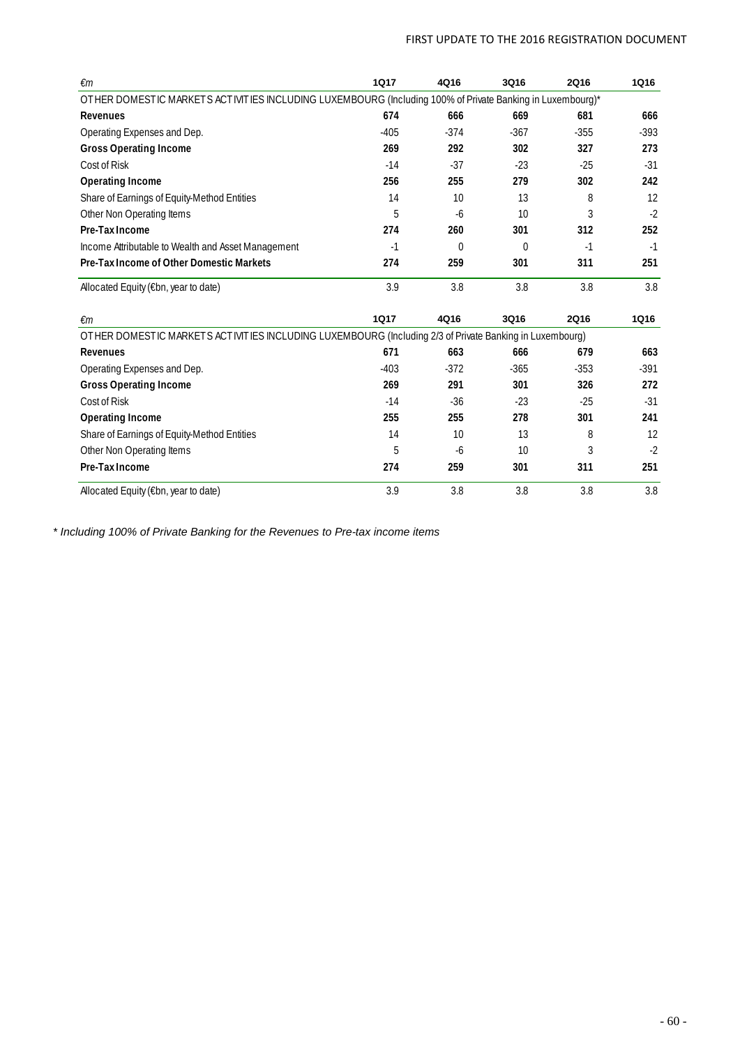| €m | 1Q17 | 4Q16 | 3Q16 | 2Q16 | 1Q16 |
|---|---|---|---|---|---|
| OTHER DOMESTIC MARKETS ACTIVITIES INCLUDING LUXEMBOURG (Including 100% of Private Banking in Luxembourg)* | | | | | |
| **Revenues** | **674** | **666** | **669** | **681** | **666** |
| Operating Expenses and Dep. | -405 | -374 | -367 | -355 | -393 |
| **Gross Operating Income** | **269** | **292** | **302** | **327** | **273** |
| Cost of Risk | -14 | -37 | -23 | -25 | -31 |
| **Operating Income** | **256** | **255** | **279** | **302** | **242** |
| Share of Earnings of Equity-Method Entities | 14 | 10 | 13 | 8 | 12 |
| Other Non Operating Items | 5 | -6 | 10 | 3 | -2 |
| **Pre-Tax Income** | **274** | **260** | **301** | **312** | **252** |
| Income Attributable to Wealth and Asset Management | -1 | 0 | 0 | -1 | -1 |
| **Pre-Tax Income of Other Domestic Markets** | **274** | **259** | **301** | **311** | **251** |
| Allocated Equity (€bn, year to date) | 3.9 | 3.8 | 3.8 | 3.8 | 3.8 |

| €m | 1Q17 | 4Q16 | 3Q16 | 2Q16 | 1Q16 |
|---|---|---|---|---|---|
| OTHER DOMESTIC MARKETS ACTIVITIES INCLUDING LUXEMBOURG (Including 2/3 of Private Banking in Luxembourg) | | | | | |
| **Revenues** | **671** | **663** | **666** | **679** | **663** |
| Operating Expenses and Dep. | -403 | -372 | -365 | -353 | -391 |
| **Gross Operating Income** | **269** | **291** | **301** | **326** | **272** |
| Cost of Risk | -14 | -36 | -23 | -25 | -31 |
| **Operating Income** | **255** | **255** | **278** | **301** | **241** |
| Share of Earnings of Equity-Method Entities | 14 | 10 | 13 | 8 | 12 |
| Other Non Operating Items | 5 | -6 | 10 | 3 | -2 |
| **Pre-Tax Income** | **274** | **259** | **301** | **311** | **251** |
| Allocated Equity (€bn, year to date) | 3.9 | 3.8 | 3.8 | 3.8 | 3.8 |

*\* Including 100% of Private Banking for the Revenues to Pre-tax income items*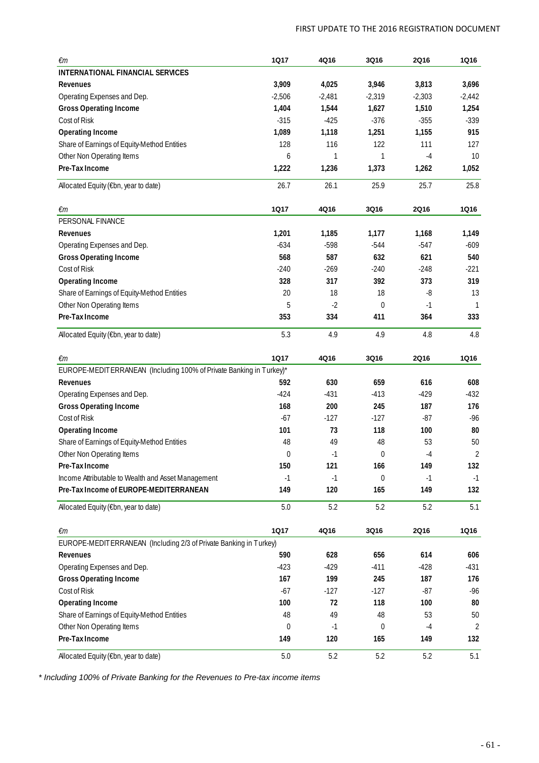| €m | 1Q17 | 4Q16 | 3Q16 | 2Q16 | 1Q16 |
|---|---|---|---|---|---|
| **INTERNATIONAL FINANCIAL SERVICES** | | | | | |
| **Revenues** | **3,909** | **4,025** | **3,946** | **3,813** | **3,696** |
| Operating Expenses and Dep. | -2,506 | -2,481 | -2,319 | -2,303 | -2,442 |
| **Gross Operating Income** | **1,404** | **1,544** | **1,627** | **1,510** | **1,254** |
| Cost of Risk | -315 | -425 | -376 | -355 | -339 |
| **Operating Income** | **1,089** | **1,118** | **1,251** | **1,155** | **915** |
| Share of Earnings of Equity-Method Entities | 128 | 116 | 122 | 111 | 127 |
| Other Non Operating Items | 6 | 1 | 1 | -4 | 10 |
| **Pre-Tax Income** | **1,222** | **1,236** | **1,373** | **1,262** | **1,052** |
| Allocated Equity (€bn, year to date) | 26.7 | 26.1 | 25.9 | 25.7 | 25.8 |

| €m | 1Q17 | 4Q16 | 3Q16 | 2Q16 | 1Q16 |
|---|---|---|---|---|---|
| PERSONAL FINANCE | | | | | |
| **Revenues** | **1,201** | **1,185** | **1,177** | **1,168** | **1,149** |
| Operating Expenses and Dep. | -634 | -598 | -544 | -547 | -609 |
| **Gross Operating Income** | **568** | **587** | **632** | **621** | **540** |
| Cost of Risk | -240 | -269 | -240 | -248 | -221 |
| **Operating Income** | **328** | **317** | **392** | **373** | **319** |
| Share of Earnings of Equity-Method Entities | 20 | 18 | 18 | -8 | 13 |
| Other Non Operating Items | 5 | -2 | 0 | -1 | 1 |
| **Pre-Tax Income** | **353** | **334** | **411** | **364** | **333** |
| Allocated Equity (€bn, year to date) | 5.3 | 4.9 | 4.9 | 4.8 | 4.8 |

| €m | 1Q17 | 4Q16 | 3Q16 | 2Q16 | 1Q16 |
|---|---|---|---|---|---|
| EUROPE-MEDITERRANEAN (Including 100% of Private Banking in Turkey)* | | | | | |
| **Revenues** | **592** | **630** | **659** | **616** | **608** |
| Operating Expenses and Dep. | -424 | -431 | -413 | -429 | -432 |
| **Gross Operating Income** | **168** | **200** | **245** | **187** | **176** |
| Cost of Risk | -67 | -127 | -127 | -87 | -96 |
| **Operating Income** | **101** | **73** | **118** | **100** | **80** |
| Share of Earnings of Equity-Method Entities | 48 | 49 | 48 | 53 | 50 |
| Other Non Operating Items | 0 | -1 | 0 | -4 | 2 |
| **Pre-Tax Income** | **150** | **121** | **166** | **149** | **132** |
| Income Attributable to Wealth and Asset Management | -1 | -1 | 0 | -1 | -1 |
| **Pre-Tax Income of EUROPE-MEDITERRANEAN** | **149** | **120** | **165** | **149** | **132** |
| Allocated Equity (€bn, year to date) | 5.0 | 5.2 | 5.2 | 5.2 | 5.1 |

| €m | 1Q17 | 4Q16 | 3Q16 | 2Q16 | 1Q16 |
|---|---|---|---|---|---|
| EUROPE-MEDITERRANEAN (Including 2/3 of Private Banking in Turkey) | | | | | |
| **Revenues** | **590** | **628** | **656** | **614** | **606** |
| Operating Expenses and Dep. | -423 | -429 | -411 | -428 | -431 |
| **Gross Operating Income** | **167** | **199** | **245** | **187** | **176** |
| Cost of Risk | -67 | -127 | -127 | -87 | -96 |
| **Operating Income** | **100** | **72** | **118** | **100** | **80** |
| Share of Earnings of Equity-Method Entities | 48 | 49 | 48 | 53 | 50 |
| Other Non Operating Items | 0 | -1 | 0 | -4 | 2 |
| **Pre-Tax Income** | **149** | **120** | **165** | **149** | **132** |
| Allocated Equity (€bn, year to date) | 5.0 | 5.2 | 5.2 | 5.2 | 5.1 |

*\* Including 100% of Private Banking for the Revenues to Pre-tax income items*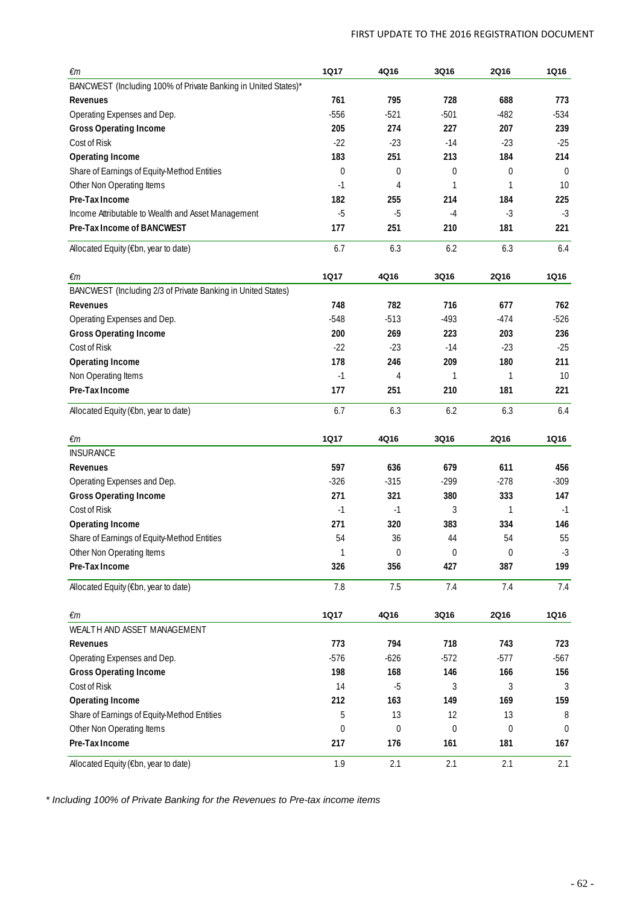| €m | 1Q17 | 4Q16 | 3Q16 | 2Q16 | 1Q16 |
|---|---|---|---|---|---|
| BANCWEST (Including 100% of Private Banking in United States)* | | | | | |
| **Revenues** | **761** | **795** | **728** | **688** | **773** |
| Operating Expenses and Dep. | -556 | -521 | -501 | -482 | -534 |
| **Gross Operating Income** | **205** | **274** | **227** | **207** | **239** |
| Cost of Risk | -22 | -23 | -14 | -23 | -25 |
| **Operating Income** | **183** | **251** | **213** | **184** | **214** |
| Share of Earnings of Equity-Method Entities | 0 | 0 | 0 | 0 | 0 |
| Other Non Operating Items | -1 | 4 | 1 | 1 | 10 |
| **Pre-Tax Income** | **182** | **255** | **214** | **184** | **225** |
| Income Attributable to Wealth and Asset Management | -5 | -5 | -4 | -3 | -3 |
| **Pre-Tax Income of BANCWEST** | **177** | **251** | **210** | **181** | **221** |
| Allocated Equity (€bn, year to date) | 6.7 | 6.3 | 6.2 | 6.3 | 6.4 |

| €m | 1Q17 | 4Q16 | 3Q16 | 2Q16 | 1Q16 |
|---|---|---|---|---|---|
| BANCWEST (Including 2/3 of Private Banking in United States) | | | | | |
| **Revenues** | **748** | **782** | **716** | **677** | **762** |
| Operating Expenses and Dep. | -548 | -513 | -493 | -474 | -526 |
| **Gross Operating Income** | **200** | **269** | **223** | **203** | **236** |
| Cost of Risk | -22 | -23 | -14 | -23 | -25 |
| **Operating Income** | **178** | **246** | **209** | **180** | **211** |
| Non Operating Items | -1 | 4 | 1 | 1 | 10 |
| **Pre-Tax Income** | **177** | **251** | **210** | **181** | **221** |
| Allocated Equity (€bn, year to date) | 6.7 | 6.3 | 6.2 | 6.3 | 6.4 |

| €m | 1Q17 | 4Q16 | 3Q16 | 2Q16 | 1Q16 |
|---|---|---|---|---|---|
| INSURANCE | | | | | |
| **Revenues** | **597** | **636** | **679** | **611** | **456** |
| Operating Expenses and Dep. | -326 | -315 | -299 | -278 | -309 |
| **Gross Operating Income** | **271** | **321** | **380** | **333** | **147** |
| Cost of Risk | -1 | -1 | 3 | 1 | -1 |
| **Operating Income** | **271** | **320** | **383** | **334** | **146** |
| Share of Earnings of Equity-Method Entities | 54 | 36 | 44 | 54 | 55 |
| Other Non Operating Items | 1 | 0 | 0 | 0 | -3 |
| **Pre-Tax Income** | **326** | **356** | **427** | **387** | **199** |
| Allocated Equity (€bn, year to date) | 7.8 | 7.5 | 7.4 | 7.4 | 7.4 |

| €m | 1Q17 | 4Q16 | 3Q16 | 2Q16 | 1Q16 |
|---|---|---|---|---|---|
| WEALTH AND ASSET MANAGEMENT | | | | | |
| **Revenues** | **773** | **794** | **718** | **743** | **723** |
| Operating Expenses and Dep. | -576 | -626 | -572 | -577 | -567 |
| **Gross Operating Income** | **198** | **168** | **146** | **166** | **156** |
| Cost of Risk | 14 | -5 | 3 | 3 | 3 |
| **Operating Income** | **212** | **163** | **149** | **169** | **159** |
| Share of Earnings of Equity-Method Entities | 5 | 13 | 12 | 13 | 8 |
| Other Non Operating Items | 0 | 0 | 0 | 0 | 0 |
| **Pre-Tax Income** | **217** | **176** | **161** | **181** | **167** |
| Allocated Equity (€bn, year to date) | 1.9 | 2.1 | 2.1 | 2.1 | 2.1 |

*\* Including 100% of Private Banking for the Revenues to Pre-tax income items*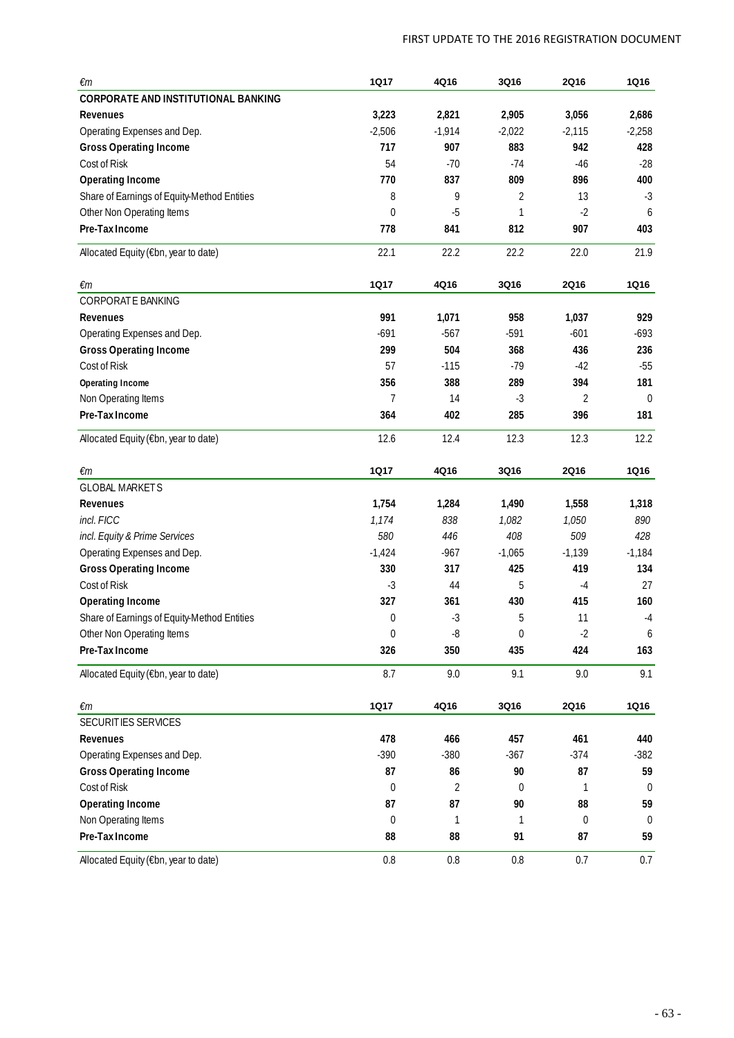| €m | 1Q17 | 4Q16 | 3Q16 | 2Q16 | 1Q16 |
|---|---|---|---|---|---|
| **CORPORATE AND INSTITUTIONAL BANKING** | | | | | |
| **Revenues** | **3,223** | **2,821** | **2,905** | **3,056** | **2,686** |
| Operating Expenses and Dep. | -2,506 | -1,914 | -2,022 | -2,115 | -2,258 |
| **Gross Operating Income** | **717** | **907** | **883** | **942** | **428** |
| Cost of Risk | 54 | -70 | -74 | -46 | -28 |
| **Operating Income** | **770** | **837** | **809** | **896** | **400** |
| Share of Earnings of Equity-Method Entities | 8 | 9 | 2 | 13 | -3 |
| Other Non Operating Items | 0 | -5 | 1 | -2 | 6 |
| **Pre-Tax Income** | **778** | **841** | **812** | **907** | **403** |
| Allocated Equity (€bn, year to date) | 22.1 | 22.2 | 22.2 | 22.0 | 21.9 |

| €m | 1Q17 | 4Q16 | 3Q16 | 2Q16 | 1Q16 |
|---|---|---|---|---|---|
| CORPORATE BANKING | | | | | |
| **Revenues** | **991** | **1,071** | **958** | **1,037** | **929** |
| Operating Expenses and Dep. | -691 | -567 | -591 | -601 | -693 |
| **Gross Operating Income** | **299** | **504** | **368** | **436** | **236** |
| Cost of Risk | 57 | -115 | -79 | -42 | -55 |
| **Operating Income** | **356** | **388** | **289** | **394** | **181** |
| Non Operating Items | 7 | 14 | -3 | 2 | 0 |
| **Pre-Tax Income** | **364** | **402** | **285** | **396** | **181** |
| Allocated Equity (€bn, year to date) | 12.6 | 12.4 | 12.3 | 12.3 | 12.2 |

| €m | 1Q17 | 4Q16 | 3Q16 | 2Q16 | 1Q16 |
|---|---|---|---|---|---|
| GLOBAL MARKETS | | | | | |
| **Revenues** | **1,754** | **1,284** | **1,490** | **1,558** | **1,318** |
| *incl. FICC* | *1,174* | *838* | *1,082* | *1,050* | *890* |
| *incl. Equity & Prime Services* | *580* | *446* | *408* | *509* | *428* |
| Operating Expenses and Dep. | -1,424 | -967 | -1,065 | -1,139 | -1,184 |
| **Gross Operating Income** | **330** | **317** | **425** | **419** | **134** |
| Cost of Risk | -3 | 44 | 5 | -4 | 27 |
| **Operating Income** | **327** | **361** | **430** | **415** | **160** |
| Share of Earnings of Equity-Method Entities | 0 | -3 | 5 | 11 | -4 |
| Other Non Operating Items | 0 | -8 | 0 | -2 | 6 |
| **Pre-Tax Income** | **326** | **350** | **435** | **424** | **163** |
| Allocated Equity (€bn, year to date) | 8.7 | 9.0 | 9.1 | 9.0 | 9.1 |

| €m | 1Q17 | 4Q16 | 3Q16 | 2Q16 | 1Q16 |
|---|---|---|---|---|---|
| SECURITIES SERVICES | | | | | |
| **Revenues** | **478** | **466** | **457** | **461** | **440** |
| Operating Expenses and Dep. | -390 | -380 | -367 | -374 | -382 |
| **Gross Operating Income** | **87** | **86** | **90** | **87** | **59** |
| Cost of Risk | 0 | 2 | 0 | 1 | 0 |
| **Operating Income** | **87** | **87** | **90** | **88** | **59** |
| Non Operating Items | 0 | 1 | 1 | 0 | 0 |
| **Pre-Tax Income** | **88** | **88** | **91** | **87** | **59** |
| Allocated Equity (€bn, year to date) | 0.8 | 0.8 | 0.8 | 0.7 | 0.7 |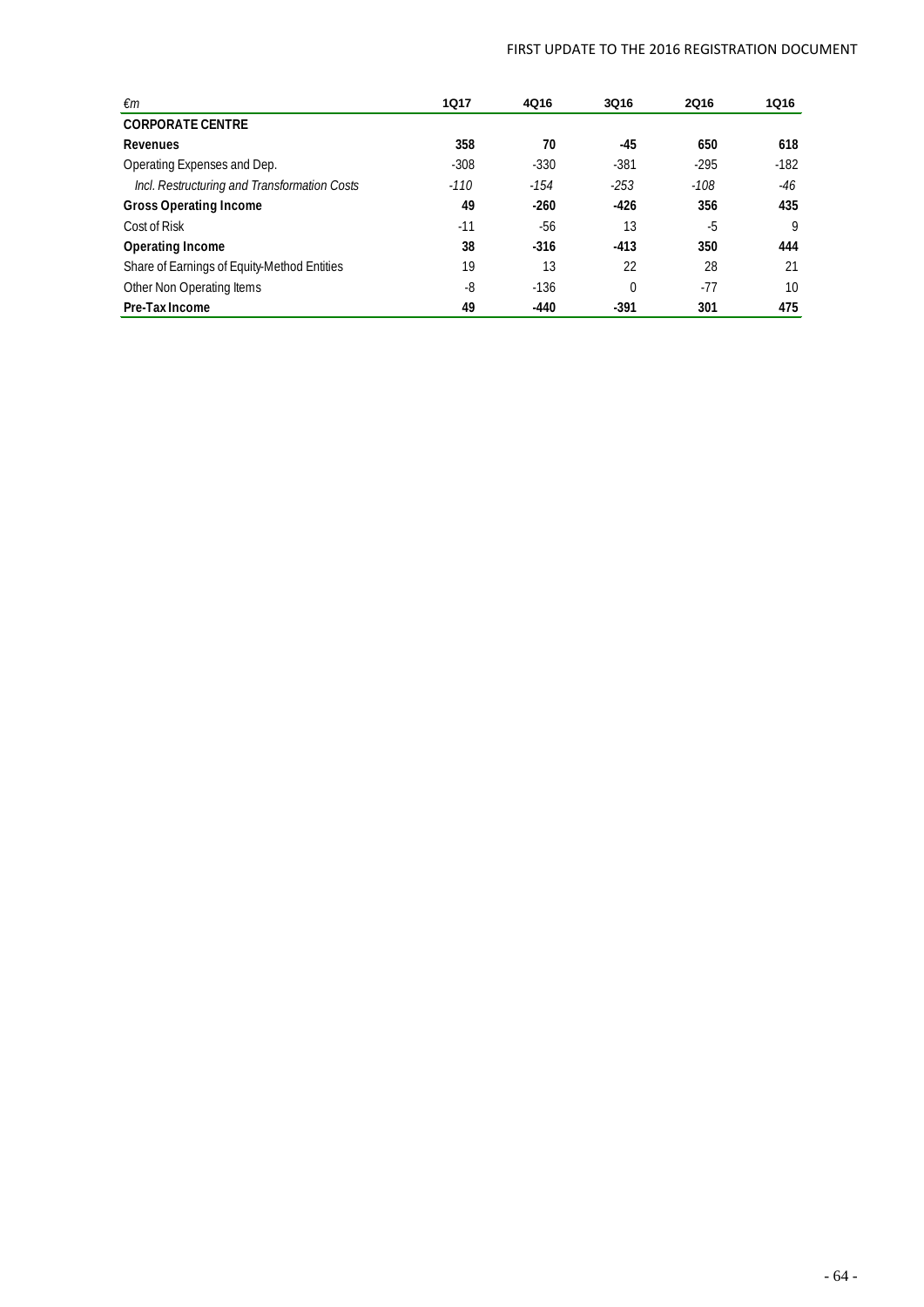| *€m* | 1Q17 | 4Q16 | 3Q16 | 2Q16 | 1Q16 |
|---|---|---|---|---|---|
| **CORPORATE CENTRE** | | | | | |
| **Revenues** | **358** | **70** | **-45** | **650** | **618** |
| Operating Expenses and Dep. | -308 | -330 | -381 | -295 | -182 |
| *Incl. Restructuring and Transformation Costs* | *-110* | *-154* | *-253* | *-108* | *-46* |
| **Gross Operating Income** | **49** | **-260** | **-426** | **356** | **435** |
| Cost of Risk | -11 | -56 | 13 | -5 | 9 |
| **Operating Income** | **38** | **-316** | **-413** | **350** | **444** |
| Share of Earnings of Equity-Method Entities | 19 | 13 | 22 | 28 | 21 |
| Other Non Operating Items | -8 | -136 | 0 | -77 | 10 |
| **Pre-Tax Income** | **49** | **-440** | **-391** | **301** | **475** |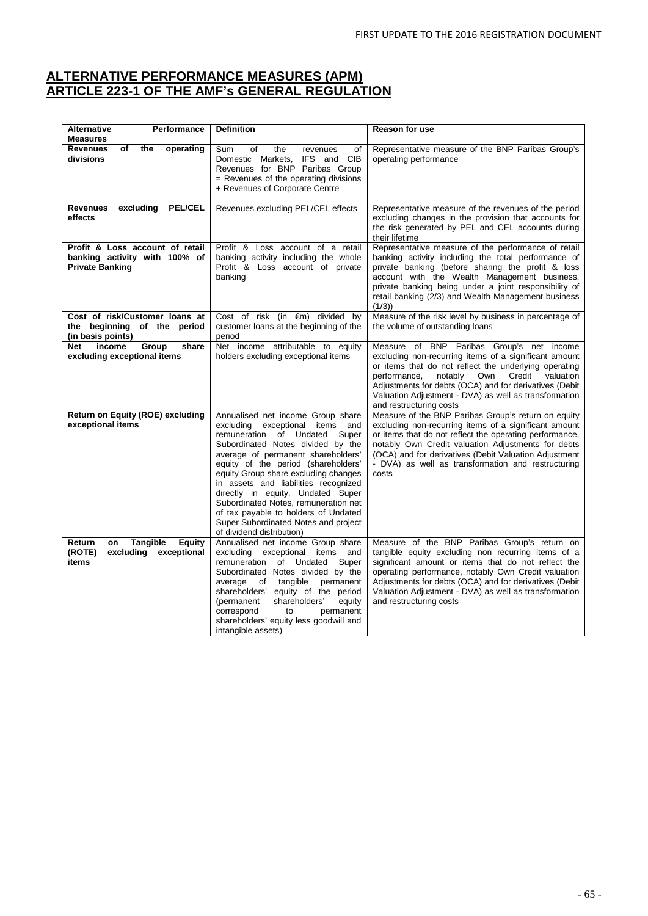# ALTERNATIVE PERFORMANCE MEASURES (APM)
# ARTICLE 223-1 OF THE AMF's GENERAL REGULATION

| Alternative Performance Measures | Definition | Reason for use |
|---|---|---|
| **Revenues of the operating divisions** | Sum of the revenues of Domestic Markets, IFS and CIB<br>Revenues for BNP Paribas Group = Revenues of the operating divisions + Revenues of Corporate Centre | Representative measure of the BNP Paribas Group's operating performance |
| **Revenues excluding PEL/CEL effects** | Revenues excluding PEL/CEL effects | Representative measure of the revenues of the period excluding changes in the provision that accounts for the risk generated by PEL and CEL accounts during their lifetime |
| **Profit & Loss account of retail banking activity with 100% of Private Banking** | Profit & Loss account of a retail banking activity including the whole Profit & Loss account of private banking | Representative measure of the performance of retail banking activity including the total performance of private banking (before sharing the profit & loss account with the Wealth Management business, private banking being under a joint responsibility of retail banking (2/3) and Wealth Management business (1/3)) |
| **Cost of risk/Customer loans at the beginning of the period (in basis points)** | Cost of risk (in €m) divided by customer loans at the beginning of the period | Measure of the risk level by business in percentage of the volume of outstanding loans |
| **Net income Group share excluding exceptional items** | Net income attributable to equity holders excluding exceptional items | Measure of BNP Paribas Group's net income excluding non-recurring items of a significant amount or items that do not reflect the underlying operating performance, notably Own Credit valuation Adjustments for debts (OCA) and for derivatives (Debit Valuation Adjustment - DVA) as well as transformation and restructuring costs |
| **Return on Equity (ROE) excluding exceptional items** | Annualised net income Group share excluding exceptional items and remuneration of Undated Super Subordinated Notes divided by the average of permanent shareholders' equity of the period (shareholders' equity Group share excluding changes in assets and liabilities recognized directly in equity, Undated Super Subordinated Notes, remuneration net of tax payable to holders of Undated Super Subordinated Notes and project of dividend distribution) | Measure of the BNP Paribas Group's return on equity excluding non-recurring items of a significant amount or items that do not reflect the operating performance, notably Own Credit valuation Adjustments for debts (OCA) and for derivatives (Debit Valuation Adjustment - DVA) as well as transformation and restructuring costs |
| **Return on Tangible Equity (ROTE) excluding exceptional items** | Annualised net income Group share excluding exceptional items and remuneration of Undated Super Subordinated Notes divided by the average of tangible permanent shareholders' equity of the period (permanent shareholders' equity correspond to permanent shareholders' equity less goodwill and intangible assets) | Measure of the BNP Paribas Group's return on tangible equity excluding non recurring items of a significant amount or items that do not reflect the operating performance, notably Own Credit valuation Adjustments for debts (OCA) and for derivatives (Debit Valuation Adjustment - DVA) as well as transformation and restructuring costs |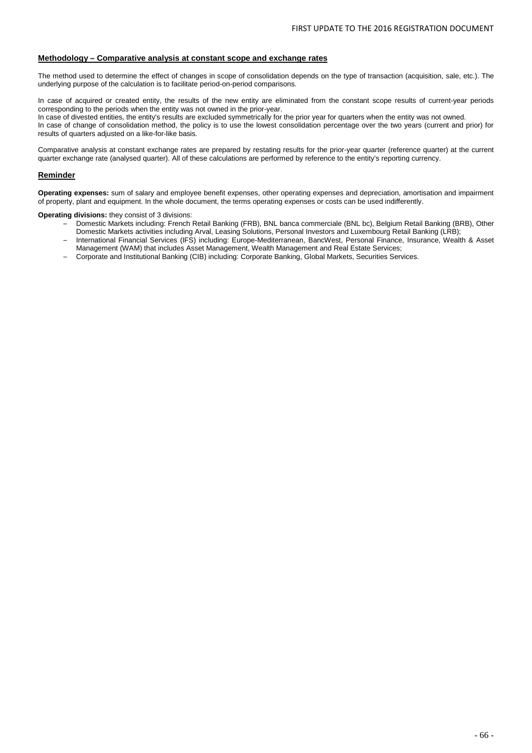## Methodology – Comparative analysis at constant scope and exchange rates

The method used to determine the effect of changes in scope of consolidation depends on the type of transaction (acquisition, sale, etc.). The underlying purpose of the calculation is to facilitate period-on-period comparisons.

In case of acquired or created entity, the results of the new entity are eliminated from the constant scope results of current-year periods corresponding to the periods when the entity was not owned in the prior-year.
In case of divested entities, the entity's results are excluded symmetrically for the prior year for quarters when the entity was not owned.
In case of change of consolidation method, the policy is to use the lowest consolidation percentage over the two years (current and prior) for results of quarters adjusted on a like-for-like basis.

Comparative analysis at constant exchange rates are prepared by restating results for the prior-year quarter (reference quarter) at the current quarter exchange rate (analysed quarter). All of these calculations are performed by reference to the entity's reporting currency.

## Reminder

**Operating expenses:** sum of salary and employee benefit expenses, other operating expenses and depreciation, amortisation and impairment of property, plant and equipment. In the whole document, the terms operating expenses or costs can be used indifferently.

**Operating divisions:** they consist of 3 divisions:

- Domestic Markets including: French Retail Banking (FRB), BNL banca commerciale (BNL bc), Belgium Retail Banking (BRB), Other Domestic Markets activities including Arval, Leasing Solutions, Personal Investors and Luxembourg Retail Banking (LRB);
- International Financial Services (IFS) including: Europe-Mediterranean, BancWest, Personal Finance, Insurance, Wealth & Asset Management (WAM) that includes Asset Management, Wealth Management and Real Estate Services;
- Corporate and Institutional Banking (CIB) including: Corporate Banking, Global Markets, Securities Services.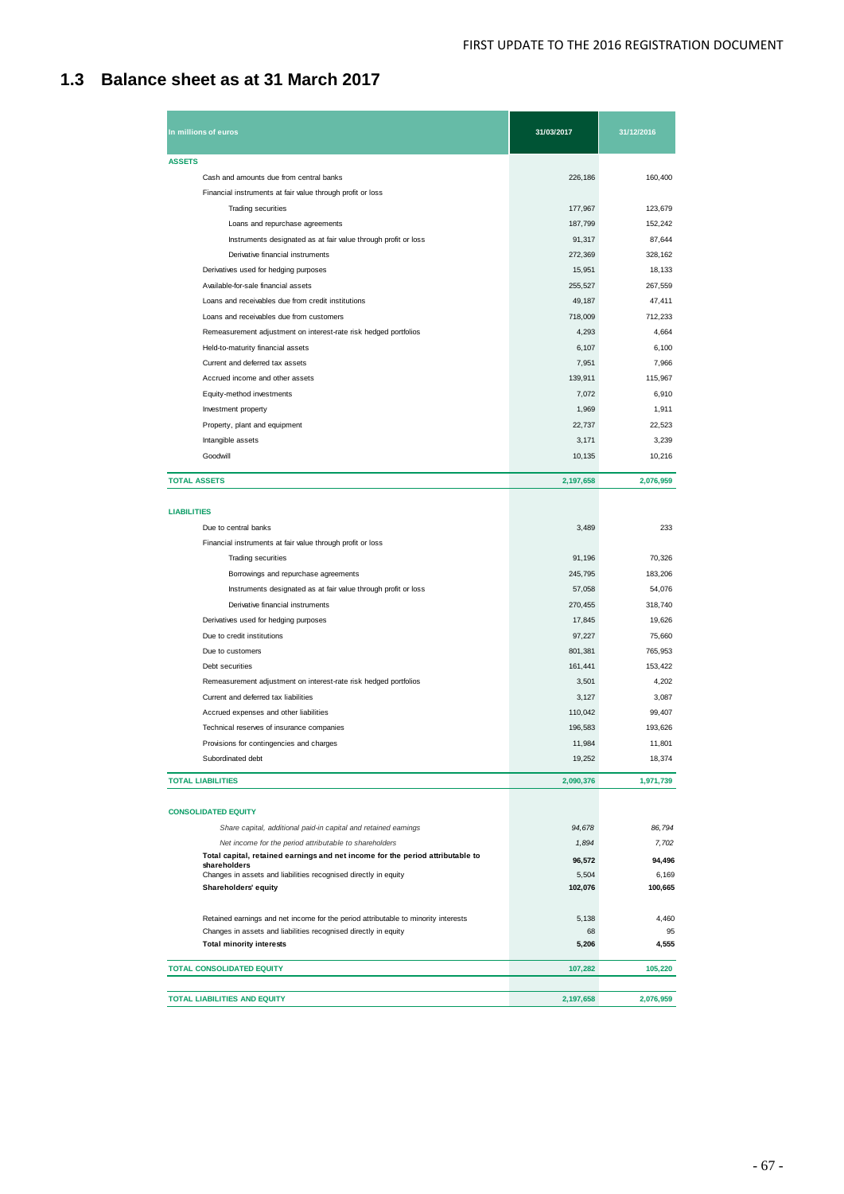## 1.3 Balance sheet as at 31 March 2017

| In millions of euros | 31/03/2017 | 31/12/2016 |
|---|---|---|
| **ASSETS** | | |
| Cash and amounts due from central banks | 226,186 | 160,400 |
| Financial instruments at fair value through profit or loss | | |
| Trading securities | 177,967 | 123,679 |
| Loans and repurchase agreements | 187,799 | 152,242 |
| Instruments designated as at fair value through profit or loss | 91,317 | 87,644 |
| Derivative financial instruments | 272,369 | 328,162 |
| Derivatives used for hedging purposes | 15,951 | 18,133 |
| Available-for-sale financial assets | 255,527 | 267,559 |
| Loans and receivables due from credit institutions | 49,187 | 47,411 |
| Loans and receivables due from customers | 718,009 | 712,233 |
| Remeasurement adjustment on interest-rate risk hedged portfolios | 4,293 | 4,664 |
| Held-to-maturity financial assets | 6,107 | 6,100 |
| Current and deferred tax assets | 7,951 | 7,966 |
| Accrued income and other assets | 139,911 | 115,967 |
| Equity-method investments | 7,072 | 6,910 |
| Investment property | 1,969 | 1,911 |
| Property, plant and equipment | 22,737 | 22,523 |
| Intangible assets | 3,171 | 3,239 |
| Goodwill | 10,135 | 10,216 |
| **TOTAL ASSETS** | **2,197,658** | **2,076,959** |
| **LIABILITIES** | | |
| Due to central banks | 3,489 | 233 |
| Financial instruments at fair value through profit or loss | | |
| Trading securities | 91,196 | 70,326 |
| Borrowings and repurchase agreements | 245,795 | 183,206 |
| Instruments designated as at fair value through profit or loss | 57,058 | 54,076 |
| Derivative financial instruments | 270,455 | 318,740 |
| Derivatives used for hedging purposes | 17,845 | 19,626 |
| Due to credit institutions | 97,227 | 75,660 |
| Due to customers | 801,381 | 765,953 |
| Debt securities | 161,441 | 153,422 |
| Remeasurement adjustment on interest-rate risk hedged portfolios | 3,501 | 4,202 |
| Current and deferred tax liabilities | 3,127 | 3,087 |
| Accrued expenses and other liabilities | 110,042 | 99,407 |
| Technical reserves of insurance companies | 196,583 | 193,626 |
| Provisions for contingencies and charges | 11,984 | 11,801 |
| Subordinated debt | 19,252 | 18,374 |
| **TOTAL LIABILITIES** | **2,090,376** | **1,971,739** |
| **CONSOLIDATED EQUITY** | | |
| *Share capital, additional paid-in capital and retained earnings* | *94,678* | *86,794* |
| *Net income for the period attributable to shareholders* | *1,894* | *7,702* |
| **Total capital, retained earnings and net income for the period attributable to shareholders** | **96,572** | **94,496** |
| Changes in assets and liabilities recognised directly in equity | 5,504 | 6,169 |
| **Shareholders' equity** | **102,076** | **100,665** |
| Retained earnings and net income for the period attributable to minority interests | 5,138 | 4,460 |
| Changes in assets and liabilities recognised directly in equity | 68 | 95 |
| **Total minority interests** | **5,206** | **4,555** |
| **TOTAL CONSOLIDATED EQUITY** | **107,282** | **105,220** |
| **TOTAL LIABILITIES AND EQUITY** | **2,197,658** | **2,076,959** |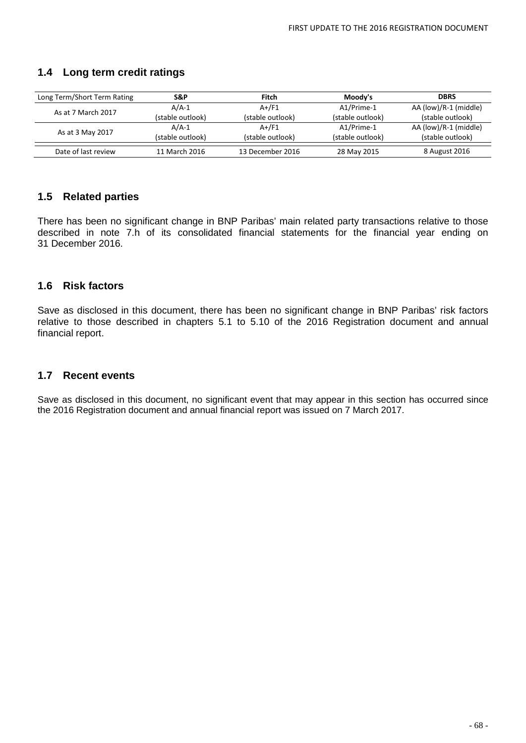## 1.4 Long term credit ratings

| Long Term/Short Term Rating | S&P | Fitch | Moody's | DBRS |
|---|---|---|---|---|
| As at 7 March 2017 | A/A-1 (stable outlook) | A+/F1 (stable outlook) | A1/Prime-1 (stable outlook) | AA (low)/R-1 (middle) (stable outlook) |
| As at 3 May 2017 | A/A-1 (stable outlook) | A+/F1 (stable outlook) | A1/Prime-1 (stable outlook) | AA (low)/R-1 (middle) (stable outlook) |
| Date of last review | 11 March 2016 | 13 December 2016 | 28 May 2015 | 8 August 2016 |

## 1.5 Related parties

There has been no significant change in BNP Paribas' main related party transactions relative to those described in note 7.h of its consolidated financial statements for the financial year ending on 31 December 2016.

## 1.6 Risk factors

Save as disclosed in this document, there has been no significant change in BNP Paribas' risk factors relative to those described in chapters 5.1 to 5.10 of the 2016 Registration document and annual financial report.

## 1.7 Recent events

Save as disclosed in this document, no significant event that may appear in this section has occurred since the 2016 Registration document and annual financial report was issued on 7 March 2017.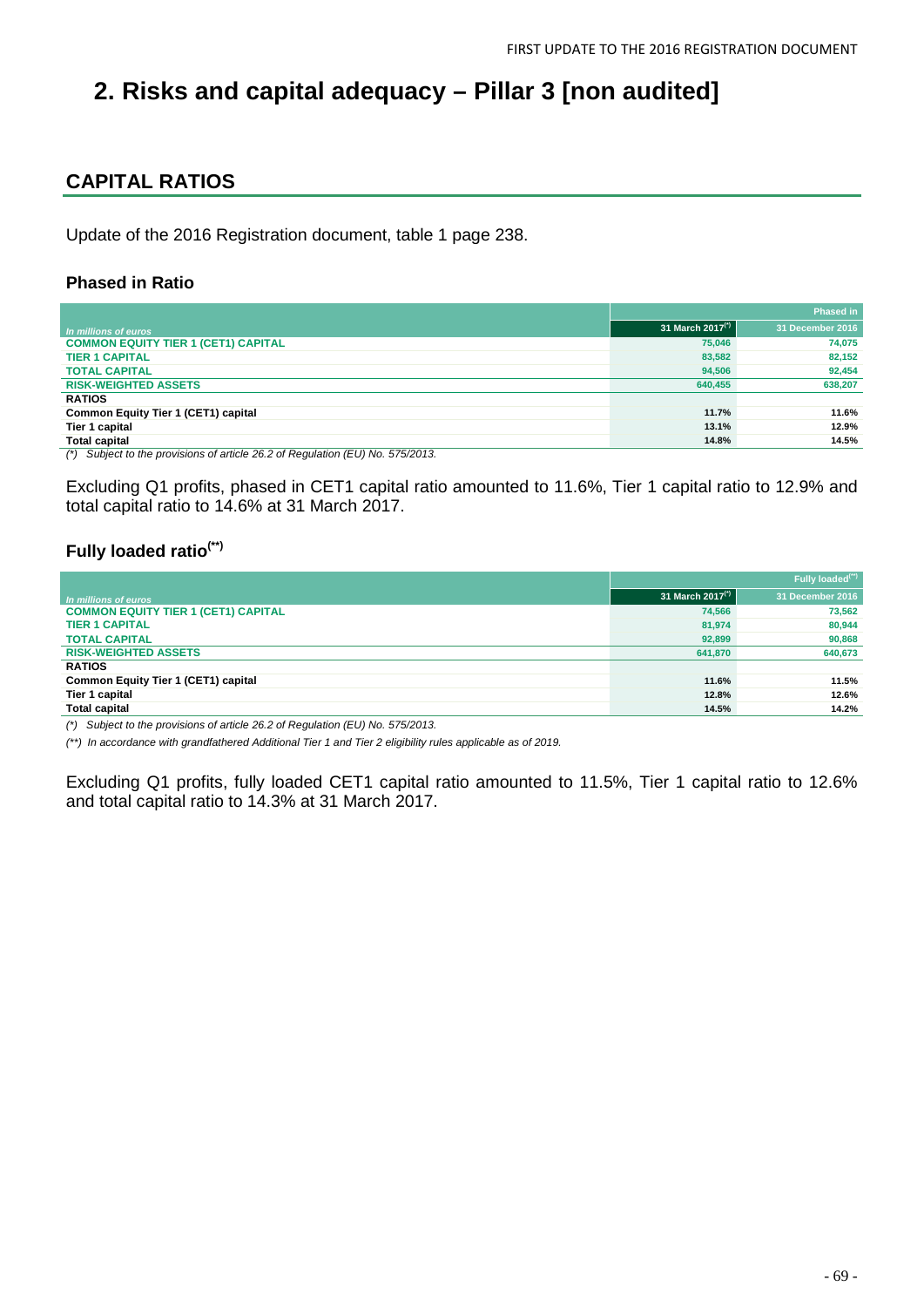# 2. Risks and capital adequacy – Pillar 3 [non audited]

## CAPITAL RATIOS

Update of the 2016 Registration document, table 1 page 238.

### Phased in Ratio

| | Phased in | |
|---|---|---|
| *In millions of euros* | 31 March 2017(*) | 31 December 2016 |
| **COMMON EQUITY TIER 1 (CET1) CAPITAL** | 75,046 | 74,075 |
| **TIER 1 CAPITAL** | 83,582 | 82,152 |
| **TOTAL CAPITAL** | 94,506 | 92,454 |
| **RISK-WEIGHTED ASSETS** | 640,455 | 638,207 |
| **RATIOS** | | |
| **Common Equity Tier 1 (CET1) capital** | 11.7% | 11.6% |
| **Tier 1 capital** | 13.1% | 12.9% |
| **Total capital** | 14.8% | 14.5% |

*(\*) Subject to the provisions of article 26.2 of Regulation (EU) No. 575/2013.*

Excluding Q1 profits, phased in CET1 capital ratio amounted to 11.6%, Tier 1 capital ratio to 12.9% and total capital ratio to 14.6% at 31 March 2017.

### Fully loaded ratio(**)

| | Fully loaded(**) | |
|---|---|---|
| *In millions of euros* | 31 March 2017(*) | 31 December 2016 |
| **COMMON EQUITY TIER 1 (CET1) CAPITAL** | 74,566 | 73,562 |
| **TIER 1 CAPITAL** | 81,974 | 80,944 |
| **TOTAL CAPITAL** | 92,899 | 90,868 |
| **RISK-WEIGHTED ASSETS** | 641,870 | 640,673 |
| **RATIOS** | | |
| **Common Equity Tier 1 (CET1) capital** | 11.6% | 11.5% |
| **Tier 1 capital** | 12.8% | 12.6% |
| **Total capital** | 14.5% | 14.2% |

*(\*) Subject to the provisions of article 26.2 of Regulation (EU) No. 575/2013.*

*(\*\*) In accordance with grandfathered Additional Tier 1 and Tier 2 eligibility rules applicable as of 2019.*

Excluding Q1 profits, fully loaded CET1 capital ratio amounted to 11.5%, Tier 1 capital ratio to 12.6% and total capital ratio to 14.3% at 31 March 2017.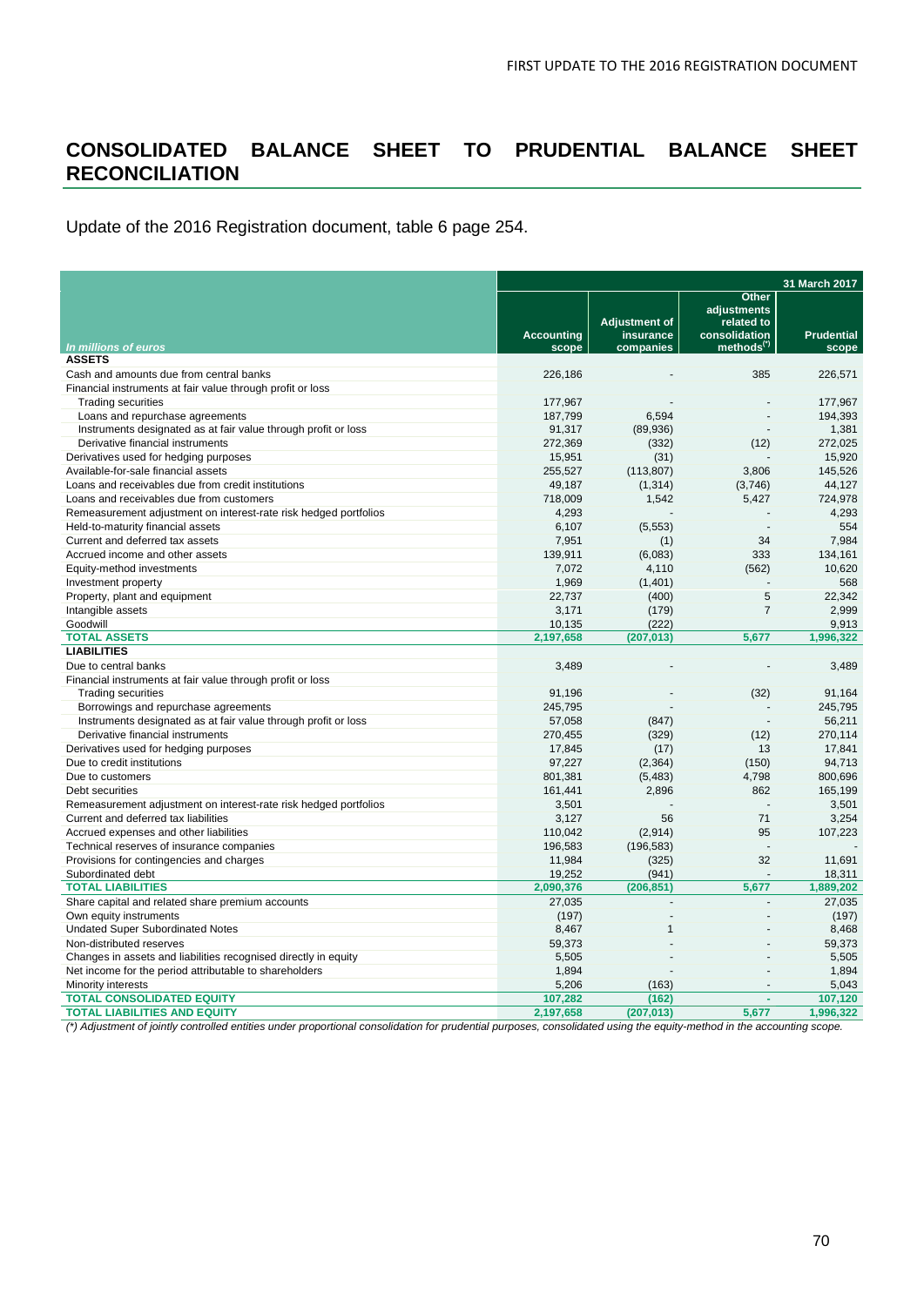## CONSOLIDATED BALANCE SHEET TO PRUDENTIAL BALANCE SHEET RECONCILIATION

Update of the 2016 Registration document, table 6 page 254.

| | 31 March 2017 | | | |
|---|---|---|---|---|
| *In millions of euros* | Accounting scope | Adjustment of insurance companies | Other adjustments related to consolidation methods(*) | Prudential scope |
| **ASSETS** | | | | |
| Cash and amounts due from central banks | 226,186 | - | 385 | 226,571 |
| Financial instruments at fair value through profit or loss | | | | |
| Trading securities | 177,967 | - | - | 177,967 |
| Loans and repurchase agreements | 187,799 | 6,594 | - | 194,393 |
| Instruments designated as at fair value through profit or loss | 91,317 | (89,936) | - | 1,381 |
| Derivative financial instruments | 272,369 | (332) | (12) | 272,025 |
| Derivatives used for hedging purposes | 15,951 | (31) | - | 15,920 |
| Available-for-sale financial assets | 255,527 | (113,807) | 3,806 | 145,526 |
| Loans and receivables due from credit institutions | 49,187 | (1,314) | (3,746) | 44,127 |
| Loans and receivables due from customers | 718,009 | 1,542 | 5,427 | 724,978 |
| Remeasurement adjustment on interest-rate risk hedged portfolios | 4,293 | - | - | 4,293 |
| Held-to-maturity financial assets | 6,107 | (5,553) | - | 554 |
| Current and deferred tax assets | 7,951 | (1) | 34 | 7,984 |
| Accrued income and other assets | 139,911 | (6,083) | 333 | 134,161 |
| Equity-method investments | 7,072 | 4,110 | (562) | 10,620 |
| Investment property | 1,969 | (1,401) | - | 568 |
| Property, plant and equipment | 22,737 | (400) | 5 | 22,342 |
| Intangible assets | 3,171 | (179) | 7 | 2,999 |
| Goodwill | 10,135 | (222) | | 9,913 |
| **TOTAL ASSETS** | **2,197,658** | **(207,013)** | **5,677** | **1,996,322** |
| **LIABILITIES** | | | | |
| Due to central banks | 3,489 | - | - | 3,489 |
| Financial instruments at fair value through profit or loss | | | | |
| Trading securities | 91,196 | - | (32) | 91,164 |
| Borrowings and repurchase agreements | 245,795 | - | - | 245,795 |
| Instruments designated as at fair value through profit or loss | 57,058 | (847) | - | 56,211 |
| Derivative financial instruments | 270,455 | (329) | (12) | 270,114 |
| Derivatives used for hedging purposes | 17,845 | (17) | 13 | 17,841 |
| Due to credit institutions | 97,227 | (2,364) | (150) | 94,713 |
| Due to customers | 801,381 | (5,483) | 4,798 | 800,696 |
| Debt securities | 161,441 | 2,896 | 862 | 165,199 |
| Remeasurement adjustment on interest-rate risk hedged portfolios | 3,501 | - | - | 3,501 |
| Current and deferred tax liabilities | 3,127 | 56 | 71 | 3,254 |
| Accrued expenses and other liabilities | 110,042 | (2,914) | 95 | 107,223 |
| Technical reserves of insurance companies | 196,583 | (196,583) | - | - |
| Provisions for contingencies and charges | 11,984 | (325) | 32 | 11,691 |
| Subordinated debt | 19,252 | (941) | - | 18,311 |
| **TOTAL LIABILITIES** | **2,090,376** | **(206,851)** | **5,677** | **1,889,202** |
| Share capital and related share premium accounts | 27,035 | - | - | 27,035 |
| Own equity instruments | (197) | - | - | (197) |
| Undated Super Subordinated Notes | 8,467 | 1 | - | 8,468 |
| Non-distributed reserves | 59,373 | - | - | 59,373 |
| Changes in assets and liabilities recognised directly in equity | 5,505 | - | - | 5,505 |
| Net income for the period attributable to shareholders | 1,894 | - | - | 1,894 |
| Minority interests | 5,206 | (163) | - | 5,043 |
| **TOTAL CONSOLIDATED EQUITY** | **107,282** | **(162)** | **-** | **107,120** |
| **TOTAL LIABILITIES AND EQUITY** | **2,197,658** | **(207,013)** | **5,677** | **1,996,322** |

*(\*) Adjustment of jointly controlled entities under proportional consolidation for prudential purposes, consolidated using the equity-method in the accounting scope.*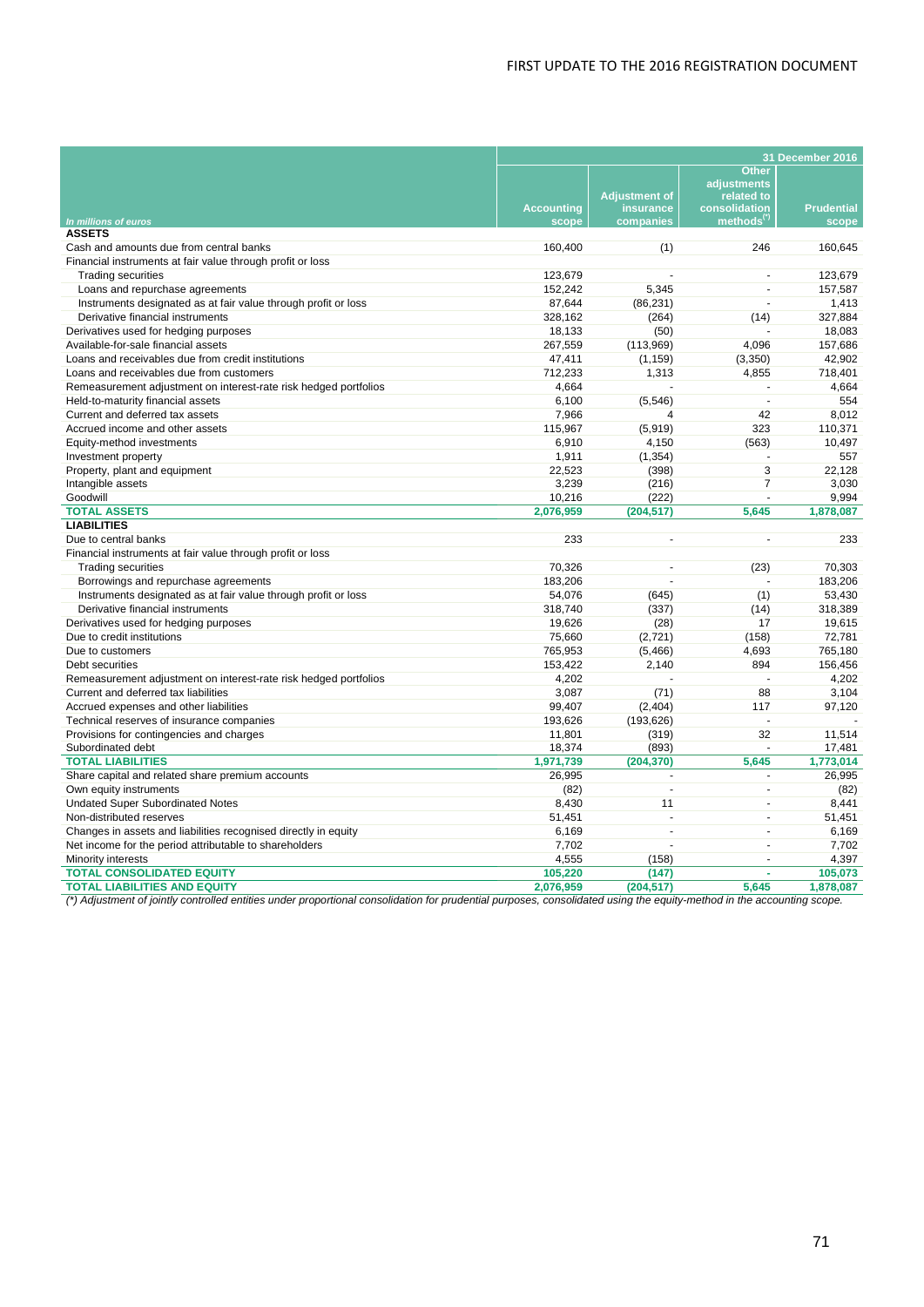| In millions of euros | 31 December 2016 | | | |
|---|---|---|---|---|
| | Accounting scope | Adjustment of insurance companies | Other adjustments related to consolidation methods(*) | Prudential scope |
| **ASSETS** | | | | |
| Cash and amounts due from central banks | 160,400 | (1) | 246 | 160,645 |
| Financial instruments at fair value through profit or loss | | | | |
| Trading securities | 123,679 | - | - | 123,679 |
| Loans and repurchase agreements | 152,242 | 5,345 | - | 157,587 |
| Instruments designated as at fair value through profit or loss | 87,644 | (86,231) | - | 1,413 |
| Derivative financial instruments | 328,162 | (264) | (14) | 327,884 |
| Derivatives used for hedging purposes | 18,133 | (50) | - | 18,083 |
| Available-for-sale financial assets | 267,559 | (113,969) | 4,096 | 157,686 |
| Loans and receivables due from credit institutions | 47,411 | (1,159) | (3,350) | 42,902 |
| Loans and receivables due from customers | 712,233 | 1,313 | 4,855 | 718,401 |
| Remeasurement adjustment on interest-rate risk hedged portfolios | 4,664 | - | - | 4,664 |
| Held-to-maturity financial assets | 6,100 | (5,546) | - | 554 |
| Current and deferred tax assets | 7,966 | 4 | 42 | 8,012 |
| Accrued income and other assets | 115,967 | (5,919) | 323 | 110,371 |
| Equity-method investments | 6,910 | 4,150 | (563) | 10,497 |
| Investment property | 1,911 | (1,354) | - | 557 |
| Property, plant and equipment | 22,523 | (398) | 3 | 22,128 |
| Intangible assets | 3,239 | (216) | 7 | 3,030 |
| Goodwill | 10,216 | (222) | - | 9,994 |
| **TOTAL ASSETS** | **2,076,959** | **(204,517)** | **5,645** | **1,878,087** |
| **LIABILITIES** | | | | |
| Due to central banks | 233 | - | - | 233 |
| Financial instruments at fair value through profit or loss | | | | |
| Trading securities | 70,326 | - | (23) | 70,303 |
| Borrowings and repurchase agreements | 183,206 | - | - | 183,206 |
| Instruments designated as at fair value through profit or loss | 54,076 | (645) | (1) | 53,430 |
| Derivative financial instruments | 318,740 | (337) | (14) | 318,389 |
| Derivatives used for hedging purposes | 19,626 | (28) | 17 | 19,615 |
| Due to credit institutions | 75,660 | (2,721) | (158) | 72,781 |
| Due to customers | 765,953 | (5,466) | 4,693 | 765,180 |
| Debt securities | 153,422 | 2,140 | 894 | 156,456 |
| Remeasurement adjustment on interest-rate risk hedged portfolios | 4,202 | - | - | 4,202 |
| Current and deferred tax liabilities | 3,087 | (71) | 88 | 3,104 |
| Accrued expenses and other liabilities | 99,407 | (2,404) | 117 | 97,120 |
| Technical reserves of insurance companies | 193,626 | (193,626) | - | - |
| Provisions for contingencies and charges | 11,801 | (319) | 32 | 11,514 |
| Subordinated debt | 18,374 | (893) | - | 17,481 |
| **TOTAL LIABILITIES** | **1,971,739** | **(204,370)** | **5,645** | **1,773,014** |
| Share capital and related share premium accounts | 26,995 | - | - | 26,995 |
| Own equity instruments | (82) | - | - | (82) |
| Undated Super Subordinated Notes | 8,430 | 11 | - | 8,441 |
| Non-distributed reserves | 51,451 | - | - | 51,451 |
| Changes in assets and liabilities recognised directly in equity | 6,169 | - | - | 6,169 |
| Net income for the period attributable to shareholders | 7,702 | - | - | 7,702 |
| Minority interests | 4,555 | (158) | - | 4,397 |
| **TOTAL CONSOLIDATED EQUITY** | **105,220** | **(147)** | **-** | **105,073** |
| **TOTAL LIABILITIES AND EQUITY** | **2,076,959** | **(204,517)** | **5,645** | **1,878,087** |

*(\*) Adjustment of jointly controlled entities under proportional consolidation for prudential purposes, consolidated using the equity-method in the accounting scope.*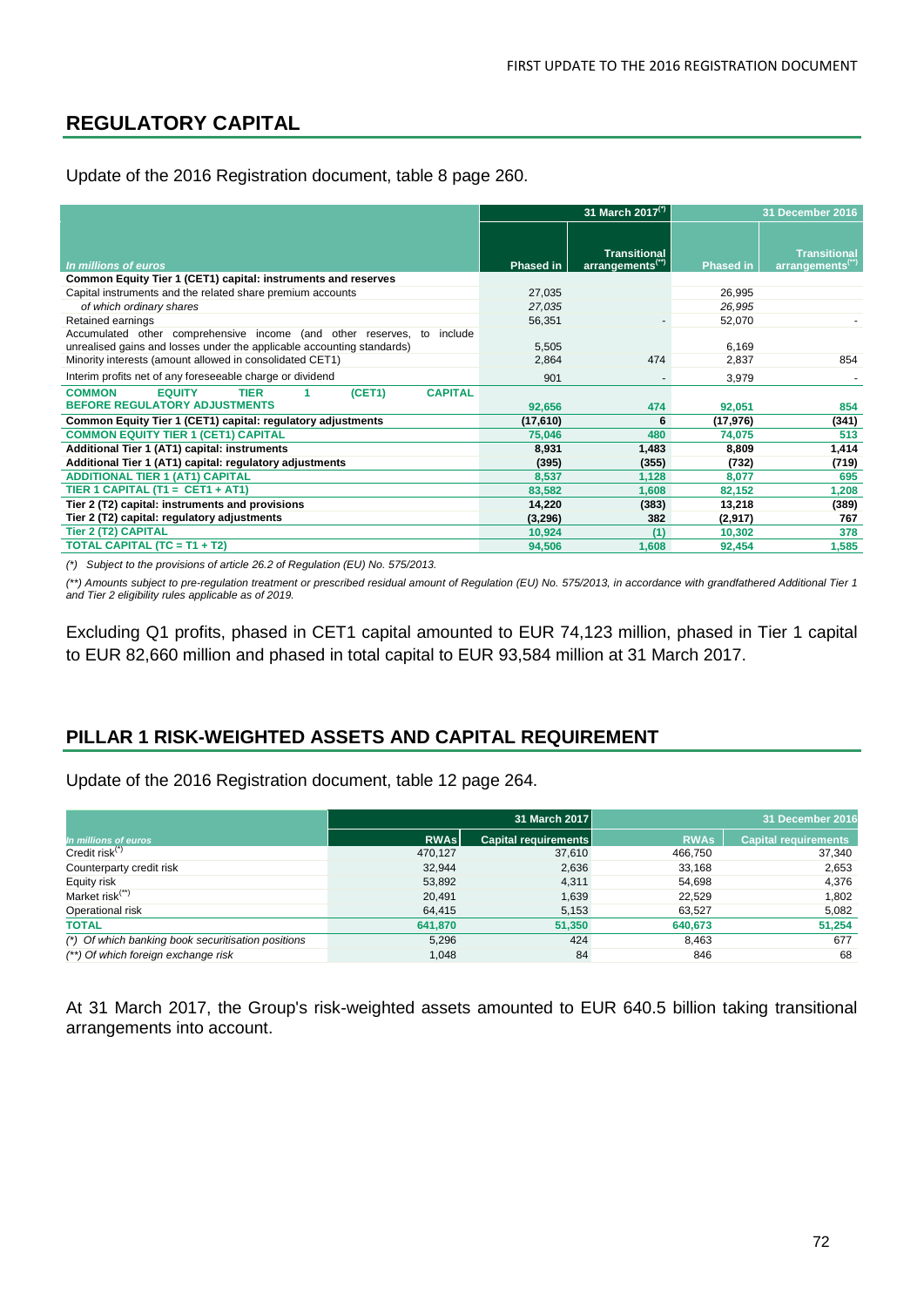## REGULATORY CAPITAL

Update of the 2016 Registration document, table 8 page 260.

| *In millions of euros* | 31 March 2017(*) | | 31 December 2016 | |
|---|---|---|---|---|
| | Phased in | Transitional arrangements(**) | Phased in | Transitional arrangements(**) |
| **Common Equity Tier 1 (CET1) capital: instruments and reserves** | | | | |
| Capital instruments and the related share premium accounts | 27,035 | | 26,995 | |
| *of which ordinary shares* | *27,035* | | *26,995* | |
| Retained earnings | 56,351 | - | 52,070 | - |
| Accumulated other comprehensive income (and other reserves, to include unrealised gains and losses under the applicable accounting standards) | 5,505 | | 6,169 | |
| Minority interests (amount allowed in consolidated CET1) | 2,864 | 474 | 2,837 | 854 |
| Interim profits net of any foreseeable charge or dividend | 901 | - | 3,979 | - |
| **COMMON EQUITY TIER 1 (CET1) CAPITAL BEFORE REGULATORY ADJUSTMENTS** | **92,656** | **474** | **92,051** | **854** |
| **Common Equity Tier 1 (CET1) capital: regulatory adjustments** | **(17,610)** | **6** | **(17,976)** | **(341)** |
| **COMMON EQUITY TIER 1 (CET1) CAPITAL** | **75,046** | **480** | **74,075** | **513** |
| **Additional Tier 1 (AT1) capital: instruments** | **8,931** | **1,483** | **8,809** | **1,414** |
| **Additional Tier 1 (AT1) capital: regulatory adjustments** | **(395)** | **(355)** | **(732)** | **(719)** |
| **ADDITIONAL TIER 1 (AT1) CAPITAL** | **8,537** | **1,128** | **8,077** | **695** |
| **TIER 1 CAPITAL (T1 = CET1 + AT1)** | **83,582** | **1,608** | **82,152** | **1,208** |
| **Tier 2 (T2) capital: instruments and provisions** | **14,220** | **(383)** | **13,218** | **(389)** |
| **Tier 2 (T2) capital: regulatory adjustments** | **(3,296)** | **382** | **(2,917)** | **767** |
| **Tier 2 (T2) CAPITAL** | **10,924** | **(1)** | **10,302** | **378** |
| **TOTAL CAPITAL (TC = T1 + T2)** | **94,506** | **1,608** | **92,454** | **1,585** |

*(\*) Subject to the provisions of article 26.2 of Regulation (EU) No. 575/2013.*

*(\*\*) Amounts subject to pre-regulation treatment or prescribed residual amount of Regulation (EU) No. 575/2013, in accordance with grandfathered Additional Tier 1 and Tier 2 eligibility rules applicable as of 2019.*

Excluding Q1 profits, phased in CET1 capital amounted to EUR 74,123 million, phased in Tier 1 capital to EUR 82,660 million and phased in total capital to EUR 93,584 million at 31 March 2017.

## PILLAR 1 RISK-WEIGHTED ASSETS AND CAPITAL REQUIREMENT

Update of the 2016 Registration document, table 12 page 264.

| *In millions of euros* | 31 March 2017 | | 31 December 2016 | |
|---|---|---|---|---|
| | RWAs | Capital requirements | RWAs | Capital requirements |
| Credit risk(*) | 470,127 | 37,610 | 466,750 | 37,340 |
| Counterparty credit risk | 32,944 | 2,636 | 33,168 | 2,653 |
| Equity risk | 53,892 | 4,311 | 54,698 | 4,376 |
| Market risk(**) | 20,491 | 1,639 | 22,529 | 1,802 |
| Operational risk | 64,415 | 5,153 | 63,527 | 5,082 |
| **TOTAL** | **641,870** | **51,350** | **640,673** | **51,254** |
| *(\*) Of which banking book securitisation positions* | 5,296 | 424 | 8,463 | 677 |
| *(\*\*) Of which foreign exchange risk* | 1,048 | 84 | 846 | 68 |

At 31 March 2017, the Group's risk-weighted assets amounted to EUR 640.5 billion taking transitional arrangements into account.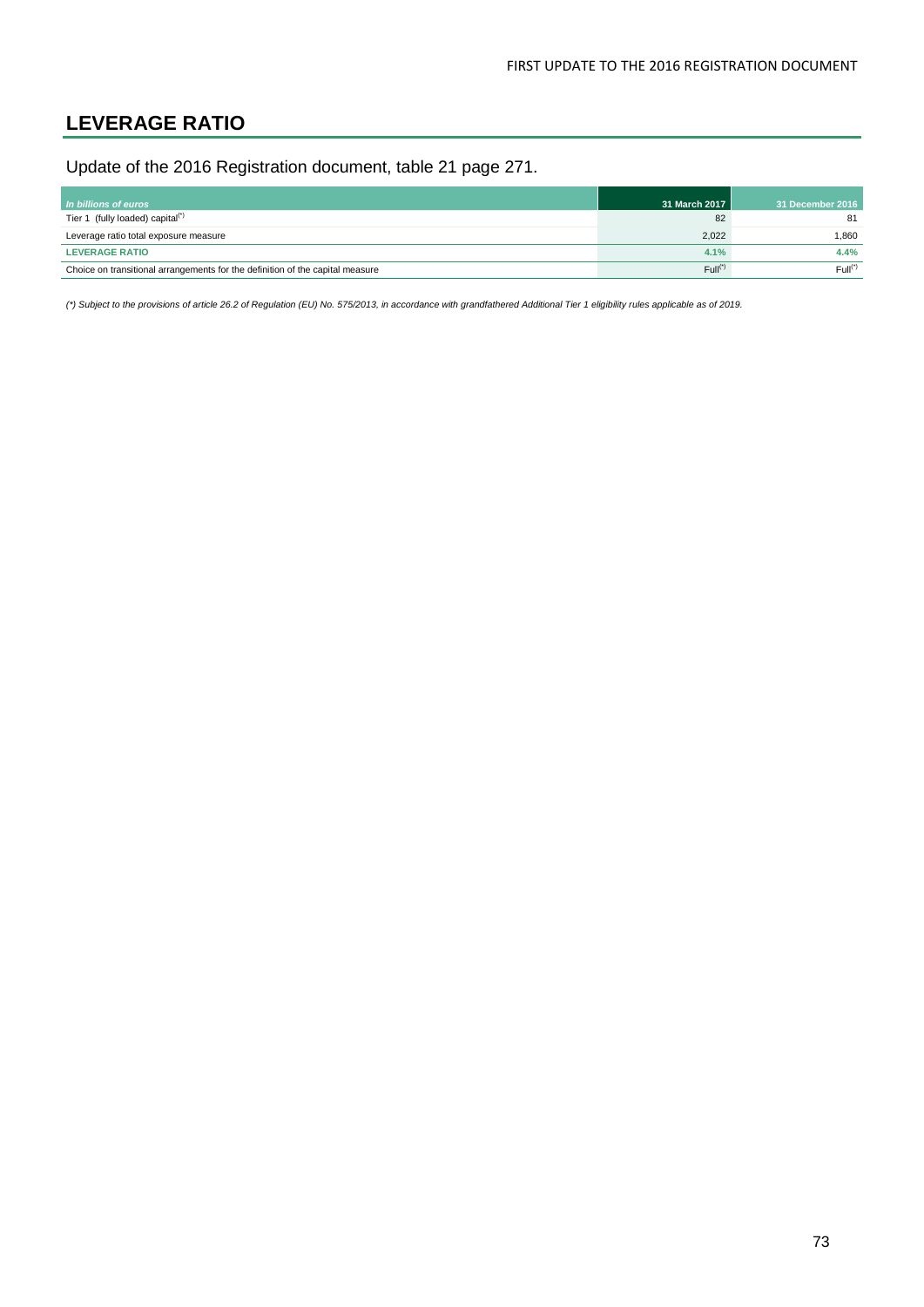## LEVERAGE RATIO

Update of the 2016 Registration document, table 21 page 271.

| *In billions of euros* | 31 March 2017 | 31 December 2016 |
|---|---|---|
| Tier 1 (fully loaded) capital(*) | 82 | 81 |
| Leverage ratio total exposure measure | 2,022 | 1,860 |
| **LEVERAGE RATIO** | **4.1%** | **4.4%** |
| Choice on transitional arrangements for the definition of the capital measure | Full(*) | Full(*) |

*(\*) Subject to the provisions of article 26.2 of Regulation (EU) No. 575/2013, in accordance with grandfathered Additional Tier 1 eligibility rules applicable as of 2019.*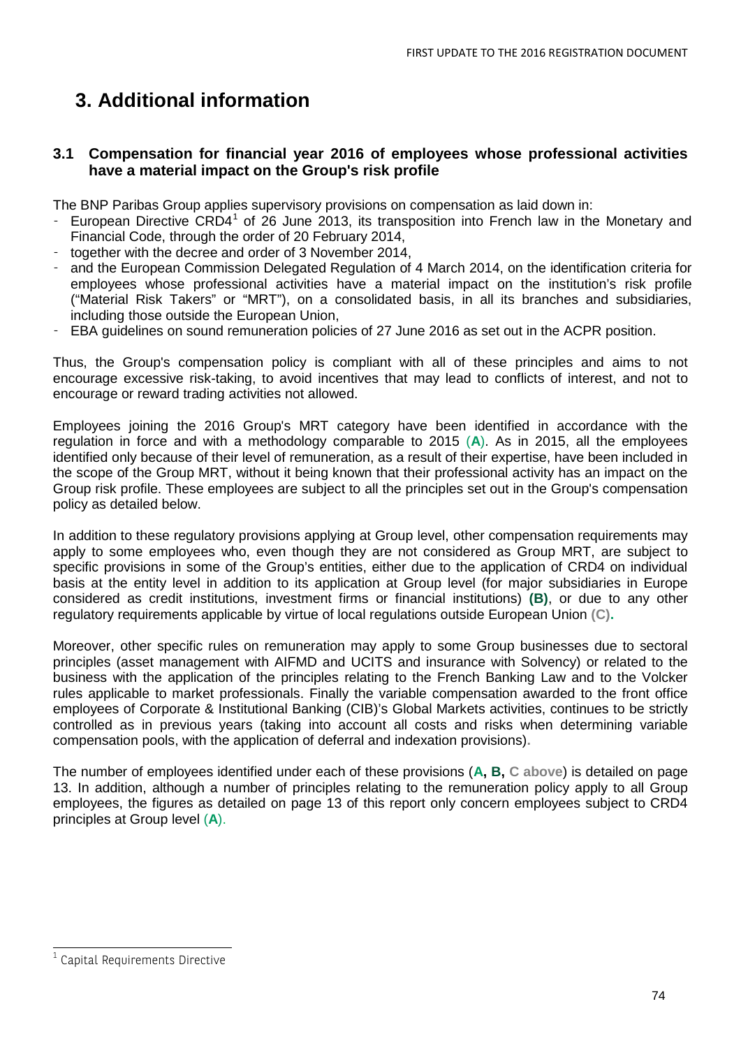# 3. Additional information

## 3.1 Compensation for financial year 2016 of employees whose professional activities have a material impact on the Group's risk profile

The BNP Paribas Group applies supervisory provisions on compensation as laid down in:

- European Directive CRD4[1] of 26 June 2013, its transposition into French law in the Monetary and Financial Code, through the order of 20 February 2014,
- together with the decree and order of 3 November 2014,
- and the European Commission Delegated Regulation of 4 March 2014, on the identification criteria for employees whose professional activities have a material impact on the institution's risk profile ("Material Risk Takers" or "MRT"), on a consolidated basis, in all its branches and subsidiaries, including those outside the European Union,
- EBA guidelines on sound remuneration policies of 27 June 2016 as set out in the ACPR position.

Thus, the Group's compensation policy is compliant with all of these principles and aims to not encourage excessive risk-taking, to avoid incentives that may lead to conflicts of interest, and not to encourage or reward trading activities not allowed.

Employees joining the 2016 Group's MRT category have been identified in accordance with the regulation in force and with a methodology comparable to 2015 (**A**). As in 2015, all the employees identified only because of their level of remuneration, as a result of their expertise, have been included in the scope of the Group MRT, without it being known that their professional activity has an impact on the Group risk profile. These employees are subject to all the principles set out in the Group's compensation policy as detailed below.

In addition to these regulatory provisions applying at Group level, other compensation requirements may apply to some employees who, even though they are not considered as Group MRT, are subject to specific provisions in some of the Group's entities, either due to the application of CRD4 on individual basis at the entity level in addition to its application at Group level (for major subsidiaries in Europe considered as credit institutions, investment firms or financial institutions) **(B)**, or due to any other regulatory requirements applicable by virtue of local regulations outside European Union **(C)**.

Moreover, other specific rules on remuneration may apply to some Group businesses due to sectoral principles (asset management with AIFMD and UCITS and insurance with Solvency) or related to the business with the application of the principles relating to the French Banking Law and to the Volcker rules applicable to market professionals. Finally the variable compensation awarded to the front office employees of Corporate & Institutional Banking (CIB)'s Global Markets activities, continues to be strictly controlled as in previous years (taking into account all costs and risks when determining variable compensation pools, with the application of deferral and indexation provisions).

The number of employees identified under each of these provisions (**A, B, C above**) is detailed on page 13. In addition, although a number of principles relating to the remuneration policy apply to all Group employees, the figures as detailed on page 13 of this report only concern employees subject to CRD4 principles at Group level (**A**).

[1] Capital Requirements Directive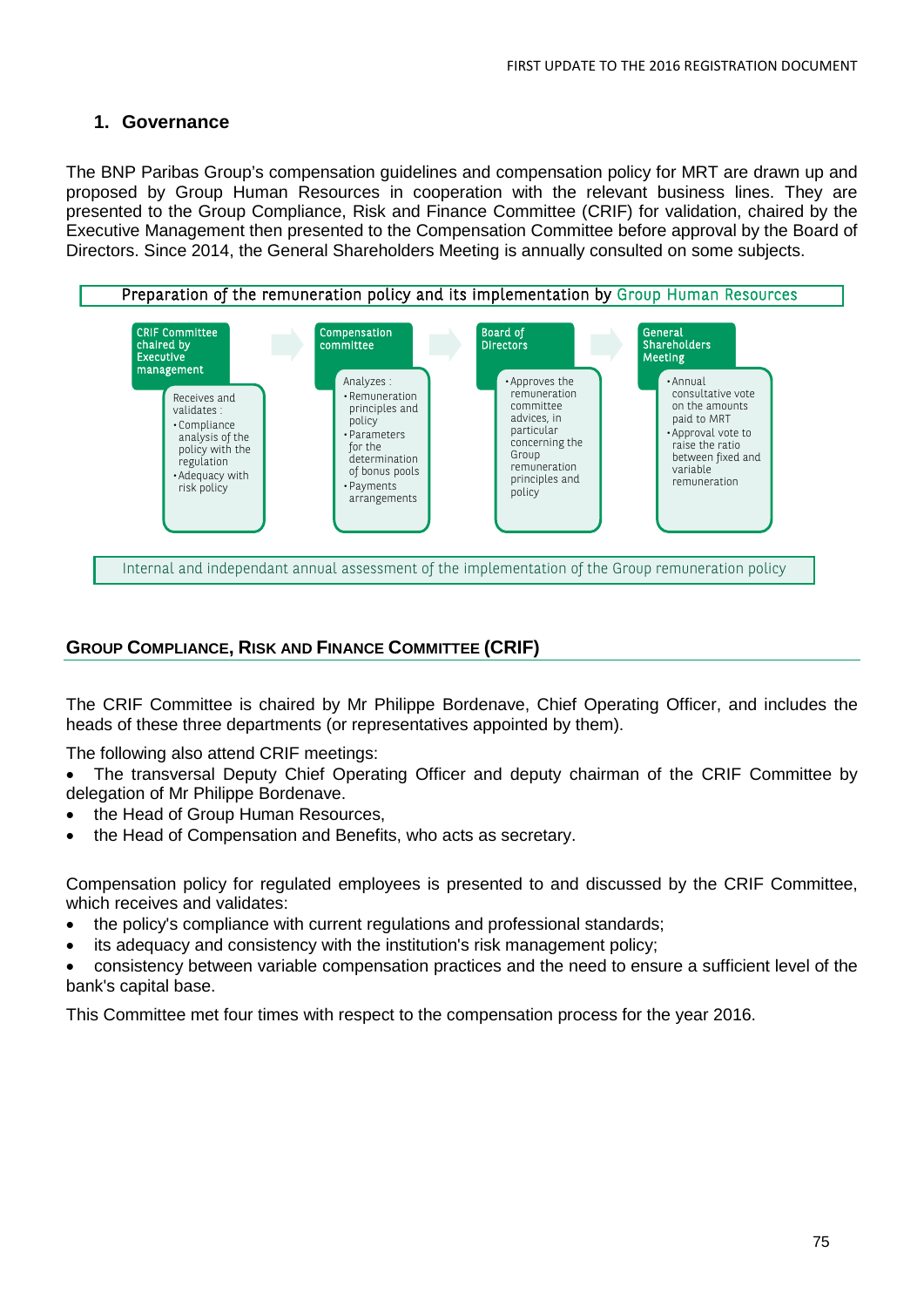## 1. Governance

The BNP Paribas Group's compensation guidelines and compensation policy for MRT are drawn up and proposed by Group Human Resources in cooperation with the relevant business lines. They are presented to the Group Compliance, Risk and Finance Committee (CRIF) for validation, chaired by the Executive Management then presented to the Compensation Committee before approval by the Board of Directors. Since 2014, the General Shareholders Meeting is annually consulted on some subjects.

Preparation of the remuneration policy and its implementation by Group Human Resources

**CRIF Committee chaired by Executive management**

Receives and validates :
- Compliance analysis of the policy with the regulation
- Adequacy with risk policy

**Compensation committee**

Analyzes :
- Remuneration principles and policy
- Parameters for the determination of bonus pools
- Payments arrangements

**Board of Directors**

- Approves the remuneration committee advices, in particular concerning the Group remuneration principles and policy

**General Shareholders Meeting**

- Annual consultative vote on the amounts paid to MRT
- Approval vote to raise the ratio between fixed and variable remuneration

Internal and independant annual assessment of the implementation of the Group remuneration policy

### Group Compliance, Risk and Finance Committee (CRIF)

The CRIF Committee is chaired by Mr Philippe Bordenave, Chief Operating Officer, and includes the heads of these three departments (or representatives appointed by them).

The following also attend CRIF meetings:

- The transversal Deputy Chief Operating Officer and deputy chairman of the CRIF Committee by delegation of Mr Philippe Bordenave.
- the Head of Group Human Resources,
- the Head of Compensation and Benefits, who acts as secretary.

Compensation policy for regulated employees is presented to and discussed by the CRIF Committee, which receives and validates:

- the policy's compliance with current regulations and professional standards;
- its adequacy and consistency with the institution's risk management policy;
- consistency between variable compensation practices and the need to ensure a sufficient level of the bank's capital base.

This Committee met four times with respect to the compensation process for the year 2016.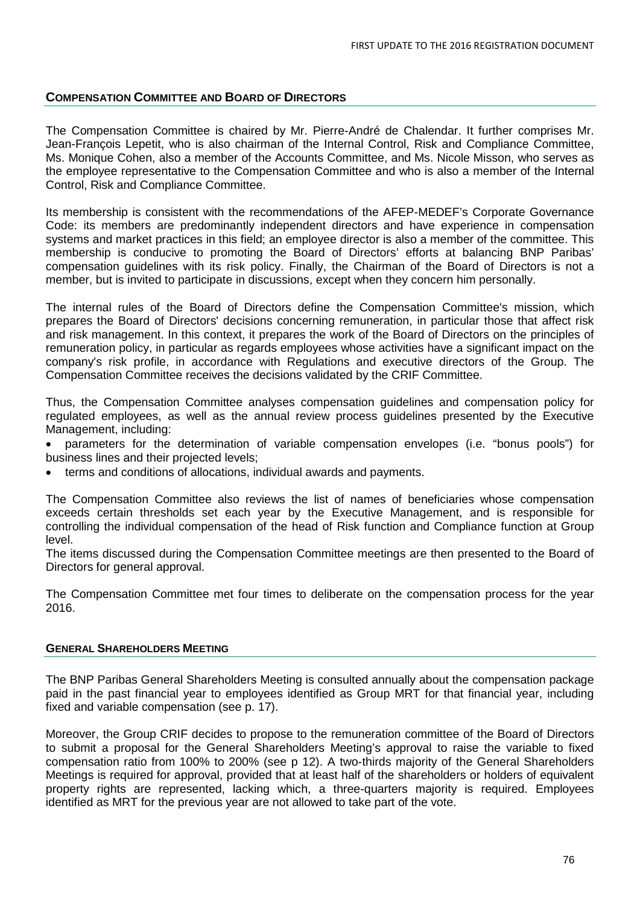## Compensation Committee and Board of Directors

The Compensation Committee is chaired by Mr. Pierre-André de Chalendar. It further comprises Mr. Jean-François Lepetit, who is also chairman of the Internal Control, Risk and Compliance Committee, Ms. Monique Cohen, also a member of the Accounts Committee, and Ms. Nicole Misson, who serves as the employee representative to the Compensation Committee and who is also a member of the Internal Control, Risk and Compliance Committee.

Its membership is consistent with the recommendations of the AFEP-MEDEF's Corporate Governance Code: its members are predominantly independent directors and have experience in compensation systems and market practices in this field; an employee director is also a member of the committee. This membership is conducive to promoting the Board of Directors' efforts at balancing BNP Paribas' compensation guidelines with its risk policy. Finally, the Chairman of the Board of Directors is not a member, but is invited to participate in discussions, except when they concern him personally.

The internal rules of the Board of Directors define the Compensation Committee's mission, which prepares the Board of Directors' decisions concerning remuneration, in particular those that affect risk and risk management. In this context, it prepares the work of the Board of Directors on the principles of remuneration policy, in particular as regards employees whose activities have a significant impact on the company's risk profile, in accordance with Regulations and executive directors of the Group. The Compensation Committee receives the decisions validated by the CRIF Committee.

Thus, the Compensation Committee analyses compensation guidelines and compensation policy for regulated employees, as well as the annual review process guidelines presented by the Executive Management, including:

- parameters for the determination of variable compensation envelopes (i.e. "bonus pools") for business lines and their projected levels;
- terms and conditions of allocations, individual awards and payments.

The Compensation Committee also reviews the list of names of beneficiaries whose compensation exceeds certain thresholds set each year by the Executive Management, and is responsible for controlling the individual compensation of the head of Risk function and Compliance function at Group level.

The items discussed during the Compensation Committee meetings are then presented to the Board of Directors for general approval.

The Compensation Committee met four times to deliberate on the compensation process for the year 2016.

## General Shareholders Meeting

The BNP Paribas General Shareholders Meeting is consulted annually about the compensation package paid in the past financial year to employees identified as Group MRT for that financial year, including fixed and variable compensation (see p. 17).

Moreover, the Group CRIF decides to propose to the remuneration committee of the Board of Directors to submit a proposal for the General Shareholders Meeting's approval to raise the variable to fixed compensation ratio from 100% to 200% (see p 12). A two-thirds majority of the General Shareholders Meetings is required for approval, provided that at least half of the shareholders or holders of equivalent property rights are represented, lacking which, a three-quarters majority is required. Employees identified as MRT for the previous year are not allowed to take part of the vote.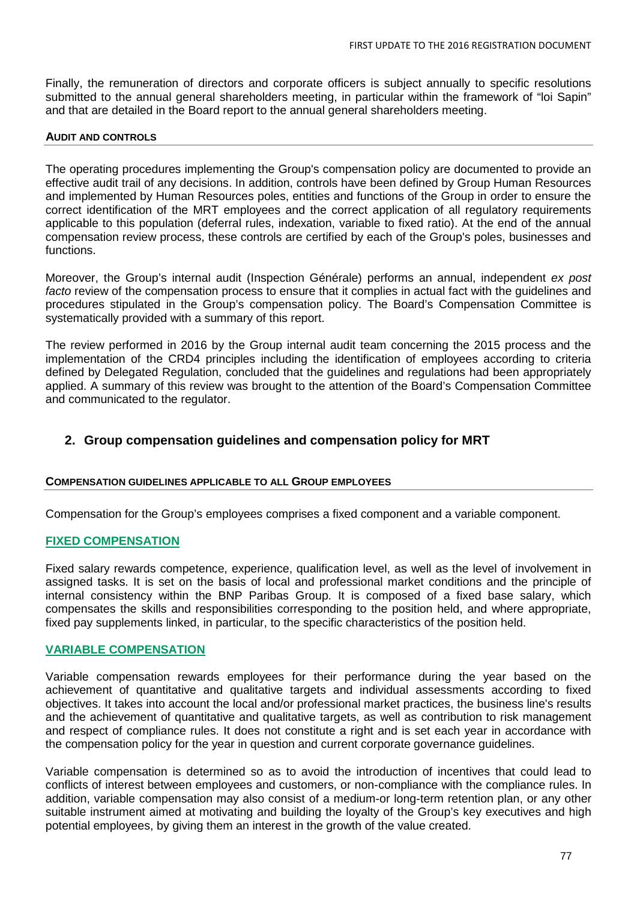Finally, the remuneration of directors and corporate officers is subject annually to specific resolutions submitted to the annual general shareholders meeting, in particular within the framework of "loi Sapin" and that are detailed in the Board report to the annual general shareholders meeting.

#### AUDIT AND CONTROLS

The operating procedures implementing the Group's compensation policy are documented to provide an effective audit trail of any decisions. In addition, controls have been defined by Group Human Resources and implemented by Human Resources poles, entities and functions of the Group in order to ensure the correct identification of the MRT employees and the correct application of all regulatory requirements applicable to this population (deferral rules, indexation, variable to fixed ratio). At the end of the annual compensation review process, these controls are certified by each of the Group's poles, businesses and functions.

Moreover, the Group's internal audit (Inspection Générale) performs an annual, independent *ex post facto* review of the compensation process to ensure that it complies in actual fact with the guidelines and procedures stipulated in the Group's compensation policy. The Board's Compensation Committee is systematically provided with a summary of this report.

The review performed in 2016 by the Group internal audit team concerning the 2015 process and the implementation of the CRD4 principles including the identification of employees according to criteria defined by Delegated Regulation, concluded that the guidelines and regulations had been appropriately applied. A summary of this review was brought to the attention of the Board's Compensation Committee and communicated to the regulator.

## 2. Group compensation guidelines and compensation policy for MRT

#### COMPENSATION GUIDELINES APPLICABLE TO ALL GROUP EMPLOYEES

Compensation for the Group's employees comprises a fixed component and a variable component.

### FIXED COMPENSATION

Fixed salary rewards competence, experience, qualification level, as well as the level of involvement in assigned tasks. It is set on the basis of local and professional market conditions and the principle of internal consistency within the BNP Paribas Group. It is composed of a fixed base salary, which compensates the skills and responsibilities corresponding to the position held, and where appropriate, fixed pay supplements linked, in particular, to the specific characteristics of the position held.

### VARIABLE COMPENSATION

Variable compensation rewards employees for their performance during the year based on the achievement of quantitative and qualitative targets and individual assessments according to fixed objectives. It takes into account the local and/or professional market practices, the business line's results and the achievement of quantitative and qualitative targets, as well as contribution to risk management and respect of compliance rules. It does not constitute a right and is set each year in accordance with the compensation policy for the year in question and current corporate governance guidelines.

Variable compensation is determined so as to avoid the introduction of incentives that could lead to conflicts of interest between employees and customers, or non-compliance with the compliance rules. In addition, variable compensation may also consist of a medium-or long-term retention plan, or any other suitable instrument aimed at motivating and building the loyalty of the Group's key executives and high potential employees, by giving them an interest in the growth of the value created.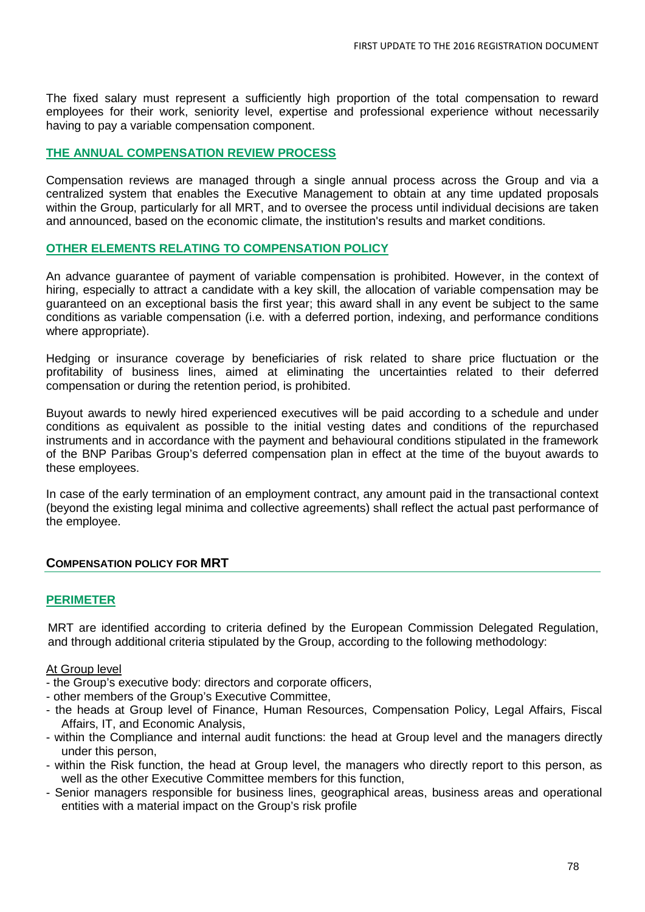The fixed salary must represent a sufficiently high proportion of the total compensation to reward employees for their work, seniority level, expertise and professional experience without necessarily having to pay a variable compensation component.

### THE ANNUAL COMPENSATION REVIEW PROCESS

Compensation reviews are managed through a single annual process across the Group and via a centralized system that enables the Executive Management to obtain at any time updated proposals within the Group, particularly for all MRT, and to oversee the process until individual decisions are taken and announced, based on the economic climate, the institution's results and market conditions.

### OTHER ELEMENTS RELATING TO COMPENSATION POLICY

An advance guarantee of payment of variable compensation is prohibited. However, in the context of hiring, especially to attract a candidate with a key skill, the allocation of variable compensation may be guaranteed on an exceptional basis the first year; this award shall in any event be subject to the same conditions as variable compensation (i.e. with a deferred portion, indexing, and performance conditions where appropriate).

Hedging or insurance coverage by beneficiaries of risk related to share price fluctuation or the profitability of business lines, aimed at eliminating the uncertainties related to their deferred compensation or during the retention period, is prohibited.

Buyout awards to newly hired experienced executives will be paid according to a schedule and under conditions as equivalent as possible to the initial vesting dates and conditions of the repurchased instruments and in accordance with the payment and behavioural conditions stipulated in the framework of the BNP Paribas Group's deferred compensation plan in effect at the time of the buyout awards to these employees.

In case of the early termination of an employment contract, any amount paid in the transactional context (beyond the existing legal minima and collective agreements) shall reflect the actual past performance of the employee.

## COMPENSATION POLICY FOR MRT

### PERIMETER

MRT are identified according to criteria defined by the European Commission Delegated Regulation, and through additional criteria stipulated by the Group, according to the following methodology:

At Group level

- the Group's executive body: directors and corporate officers,
- other members of the Group's Executive Committee,
- the heads at Group level of Finance, Human Resources, Compensation Policy, Legal Affairs, Fiscal Affairs, IT, and Economic Analysis,
- within the Compliance and internal audit functions: the head at Group level and the managers directly under this person,
- within the Risk function, the head at Group level, the managers who directly report to this person, as well as the other Executive Committee members for this function,
- Senior managers responsible for business lines, geographical areas, business areas and operational entities with a material impact on the Group's risk profile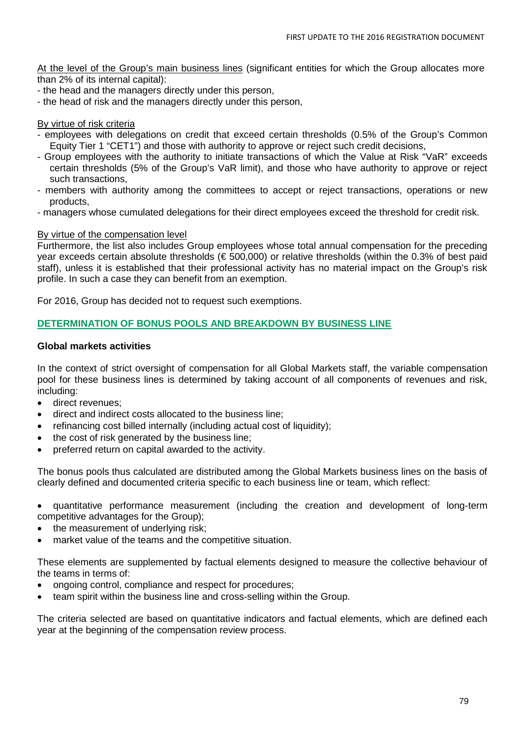At the level of the Group's main business lines (significant entities for which the Group allocates more than 2% of its internal capital):

- the head and the managers directly under this person,
- the head of risk and the managers directly under this person,

By virtue of risk criteria

- employees with delegations on credit that exceed certain thresholds (0.5% of the Group's Common Equity Tier 1 "CET1") and those with authority to approve or reject such credit decisions,
- Group employees with the authority to initiate transactions of which the Value at Risk "VaR" exceeds certain thresholds (5% of the Group's VaR limit), and those who have authority to approve or reject such transactions,
- members with authority among the committees to accept or reject transactions, operations or new products,
- managers whose cumulated delegations for their direct employees exceed the threshold for credit risk.

By virtue of the compensation level

Furthermore, the list also includes Group employees whose total annual compensation for the preceding year exceeds certain absolute thresholds (€ 500,000) or relative thresholds (within the 0.3% of best paid staff), unless it is established that their professional activity has no material impact on the Group's risk profile. In such a case they can benefit from an exemption.

For 2016, Group has decided not to request such exemptions.

## DETERMINATION OF BONUS POOLS AND BREAKDOWN BY BUSINESS LINE

### Global markets activities

In the context of strict oversight of compensation for all Global Markets staff, the variable compensation pool for these business lines is determined by taking account of all components of revenues and risk, including:

- direct revenues;
- direct and indirect costs allocated to the business line;
- refinancing cost billed internally (including actual cost of liquidity);
- the cost of risk generated by the business line;
- preferred return on capital awarded to the activity.

The bonus pools thus calculated are distributed among the Global Markets business lines on the basis of clearly defined and documented criteria specific to each business line or team, which reflect:

- quantitative performance measurement (including the creation and development of long-term competitive advantages for the Group);
- the measurement of underlying risk;
- market value of the teams and the competitive situation.

These elements are supplemented by factual elements designed to measure the collective behaviour of the teams in terms of:

- ongoing control, compliance and respect for procedures;
- team spirit within the business line and cross-selling within the Group.

The criteria selected are based on quantitative indicators and factual elements, which are defined each year at the beginning of the compensation review process.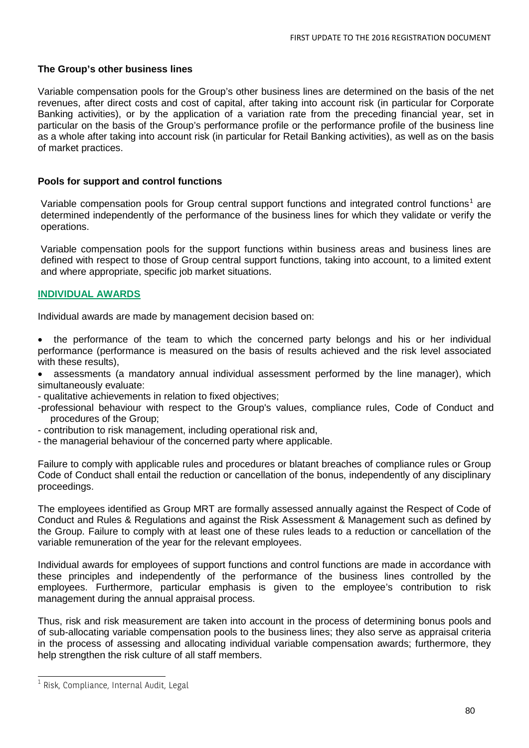**The Group's other business lines**

Variable compensation pools for the Group's other business lines are determined on the basis of the net revenues, after direct costs and cost of capital, after taking into account risk (in particular for Corporate Banking activities), or by the application of a variation rate from the preceding financial year, set in particular on the basis of the Group's performance profile or the performance profile of the business line as a whole after taking into account risk (in particular for Retail Banking activities), as well as on the basis of market practices.

**Pools for support and control functions**

Variable compensation pools for Group central support functions and integrated control functions[1] are determined independently of the performance of the business lines for which they validate or verify the operations.

Variable compensation pools for the support functions within business areas and business lines are defined with respect to those of Group central support functions, taking into account, to a limited extent and where appropriate, specific job market situations.

## INDIVIDUAL AWARDS

Individual awards are made by management decision based on:

- the performance of the team to which the concerned party belongs and his or her individual performance (performance is measured on the basis of results achieved and the risk level associated with these results),
- assessments (a mandatory annual individual assessment performed by the line manager), which simultaneously evaluate:
  - qualitative achievements in relation to fixed objectives;
  - professional behaviour with respect to the Group's values, compliance rules, Code of Conduct and procedures of the Group;
  - contribution to risk management, including operational risk and,
  - the managerial behaviour of the concerned party where applicable.

Failure to comply with applicable rules and procedures or blatant breaches of compliance rules or Group Code of Conduct shall entail the reduction or cancellation of the bonus, independently of any disciplinary proceedings.

The employees identified as Group MRT are formally assessed annually against the Respect of Code of Conduct and Rules & Regulations and against the Risk Assessment & Management such as defined by the Group. Failure to comply with at least one of these rules leads to a reduction or cancellation of the variable remuneration of the year for the relevant employees.

Individual awards for employees of support functions and control functions are made in accordance with these principles and independently of the performance of the business lines controlled by the employees. Furthermore, particular emphasis is given to the employee's contribution to risk management during the annual appraisal process.

Thus, risk and risk measurement are taken into account in the process of determining bonus pools and of sub-allocating variable compensation pools to the business lines; they also serve as appraisal criteria in the process of assessing and allocating individual variable compensation awards; furthermore, they help strengthen the risk culture of all staff members.

[1] Risk, Compliance, Internal Audit, Legal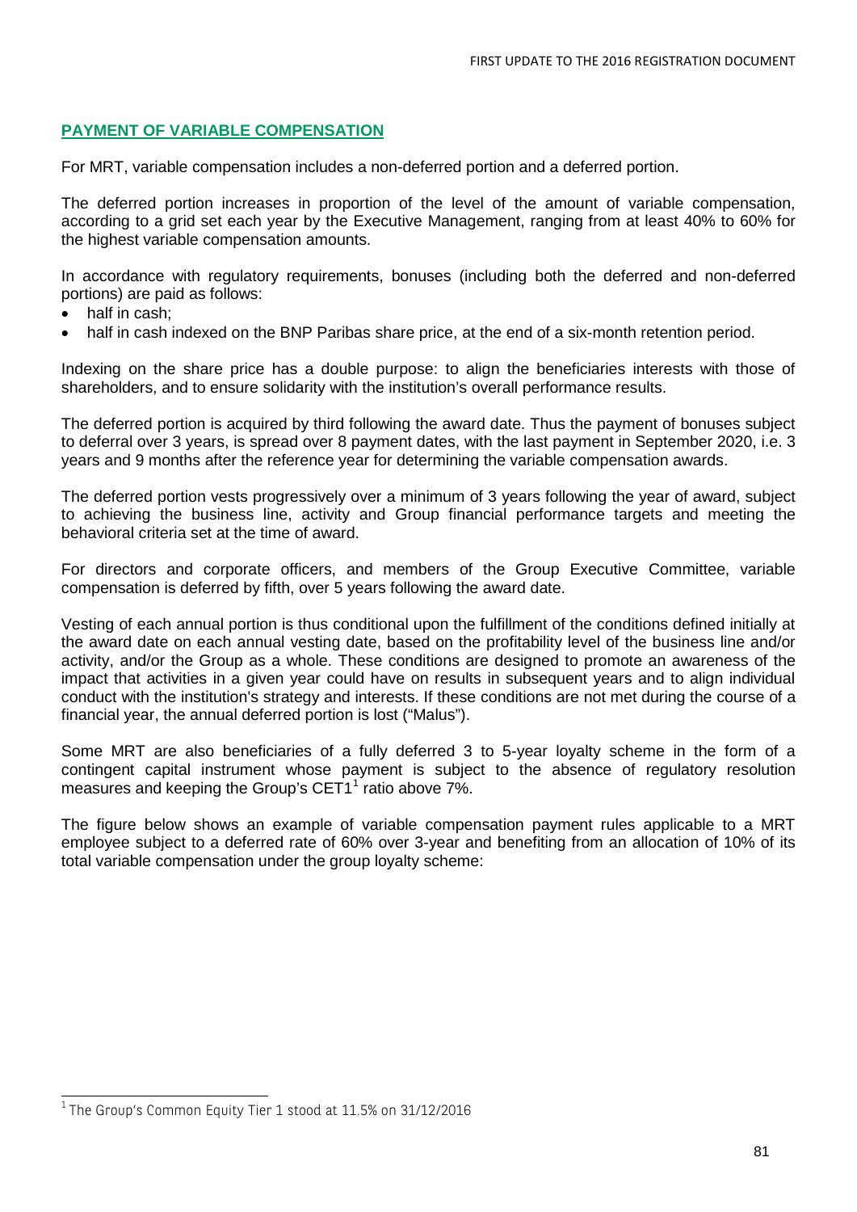## PAYMENT OF VARIABLE COMPENSATION

For MRT, variable compensation includes a non-deferred portion and a deferred portion.

The deferred portion increases in proportion of the level of the amount of variable compensation, according to a grid set each year by the Executive Management, ranging from at least 40% to 60% for the highest variable compensation amounts.

In accordance with regulatory requirements, bonuses (including both the deferred and non-deferred portions) are paid as follows:

- half in cash;
- half in cash indexed on the BNP Paribas share price, at the end of a six-month retention period.

Indexing on the share price has a double purpose: to align the beneficiaries interests with those of shareholders, and to ensure solidarity with the institution's overall performance results.

The deferred portion is acquired by third following the award date. Thus the payment of bonuses subject to deferral over 3 years, is spread over 8 payment dates, with the last payment in September 2020, i.e. 3 years and 9 months after the reference year for determining the variable compensation awards.

The deferred portion vests progressively over a minimum of 3 years following the year of award, subject to achieving the business line, activity and Group financial performance targets and meeting the behavioral criteria set at the time of award.

For directors and corporate officers, and members of the Group Executive Committee, variable compensation is deferred by fifth, over 5 years following the award date.

Vesting of each annual portion is thus conditional upon the fulfillment of the conditions defined initially at the award date on each annual vesting date, based on the profitability level of the business line and/or activity, and/or the Group as a whole. These conditions are designed to promote an awareness of the impact that activities in a given year could have on results in subsequent years and to align individual conduct with the institution's strategy and interests. If these conditions are not met during the course of a financial year, the annual deferred portion is lost ("Malus").

Some MRT are also beneficiaries of a fully deferred 3 to 5-year loyalty scheme in the form of a contingent capital instrument whose payment is subject to the absence of regulatory resolution measures and keeping the Group's CET1[1] ratio above 7%.

The figure below shows an example of variable compensation payment rules applicable to a MRT employee subject to a deferred rate of 60% over 3-year and benefiting from an allocation of 10% of its total variable compensation under the group loyalty scheme:

[1] The Group's Common Equity Tier 1 stood at 11.5% on 31/12/2016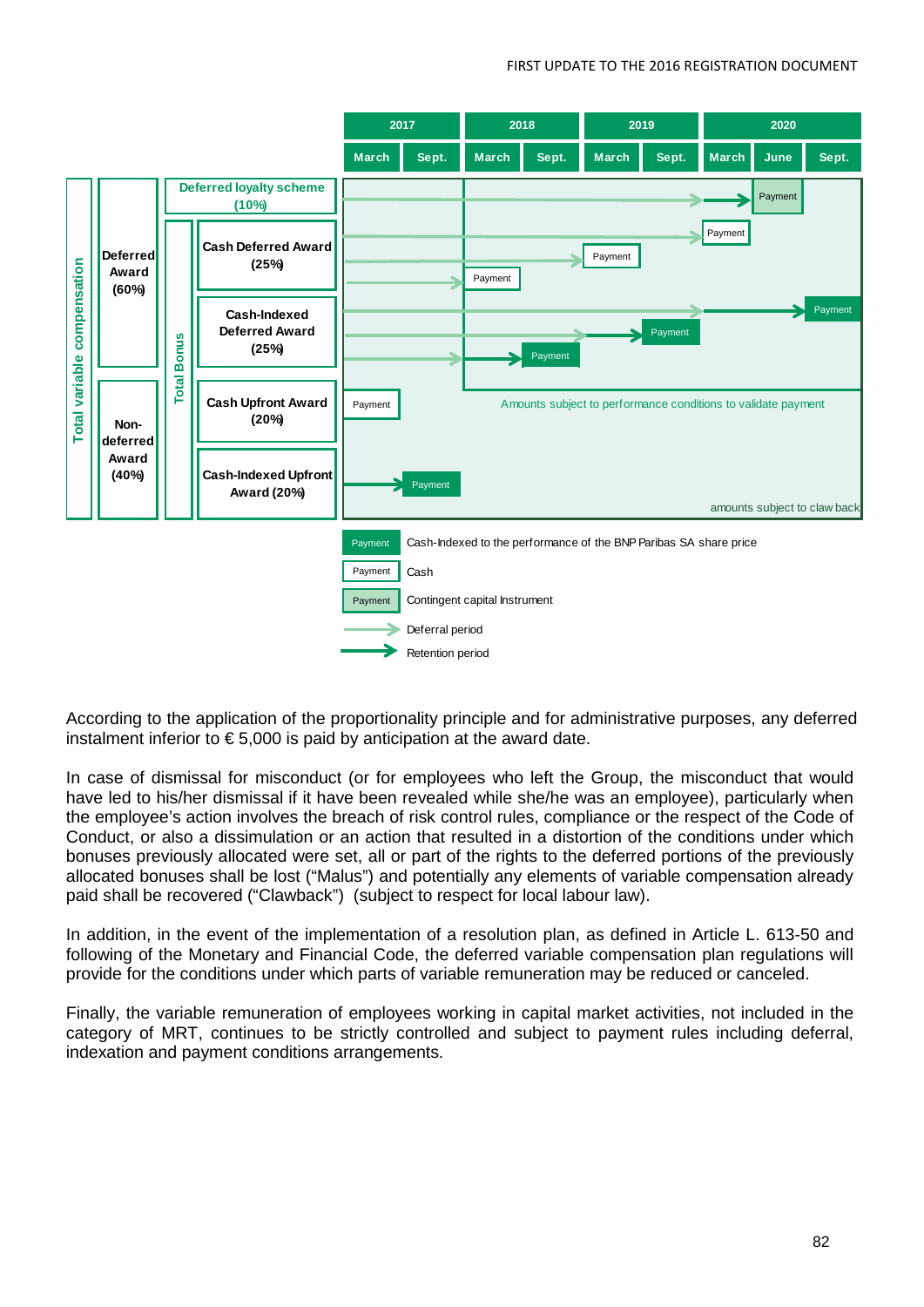| | | | 2017 | | 2018 | | 2019 | | 2020 | | |
|---|---|---|---|---|---|---|---|---|---|---|---|
| | | | March | Sept. | March | Sept. | March | Sept. | March | June | Sept. |
| Total variable compensation | Deferred Award (60%) | Deferred loyalty scheme (10%) | | | | | | | | Payment | |
| | | Total Bonus — Cash Deferred Award (25%) | | | Payment | | Payment | | Payment | | |
| | | Total Bonus — Cash-Indexed Deferred Award (25%) | | | | Payment | | Payment | | | Payment |
| | Non-deferred Award (40%) | Total Bonus — Cash Upfront Award (20%) | Payment | | | | | | | | |
| | | Total Bonus — Cash-Indexed Upfront Award (20%) | | Payment | | | | | | | |

Amounts subject to performance conditions to validate payment

amounts subject to claw back

Legend:
- Payment: Cash-Indexed to the performance of the BNP Paribas SA share price
- Payment: Cash
- Payment: Contingent capital Instrument
- Deferral period
- Retention period

According to the application of the proportionality principle and for administrative purposes, any deferred instalment inferior to € 5,000 is paid by anticipation at the award date.

In case of dismissal for misconduct (or for employees who left the Group, the misconduct that would have led to his/her dismissal if it have been revealed while she/he was an employee), particularly when the employee's action involves the breach of risk control rules, compliance or the respect of the Code of Conduct, or also a dissimulation or an action that resulted in a distortion of the conditions under which bonuses previously allocated were set, all or part of the rights to the deferred portions of the previously allocated bonuses shall be lost ("Malus") and potentially any elements of variable compensation already paid shall be recovered ("Clawback") (subject to respect for local labour law).

In addition, in the event of the implementation of a resolution plan, as defined in Article L. 613-50 and following of the Monetary and Financial Code, the deferred variable compensation plan regulations will provide for the conditions under which parts of variable remuneration may be reduced or canceled.

Finally, the variable remuneration of employees working in capital market activities, not included in the category of MRT, continues to be strictly controlled and subject to payment rules including deferral, indexation and payment conditions arrangements.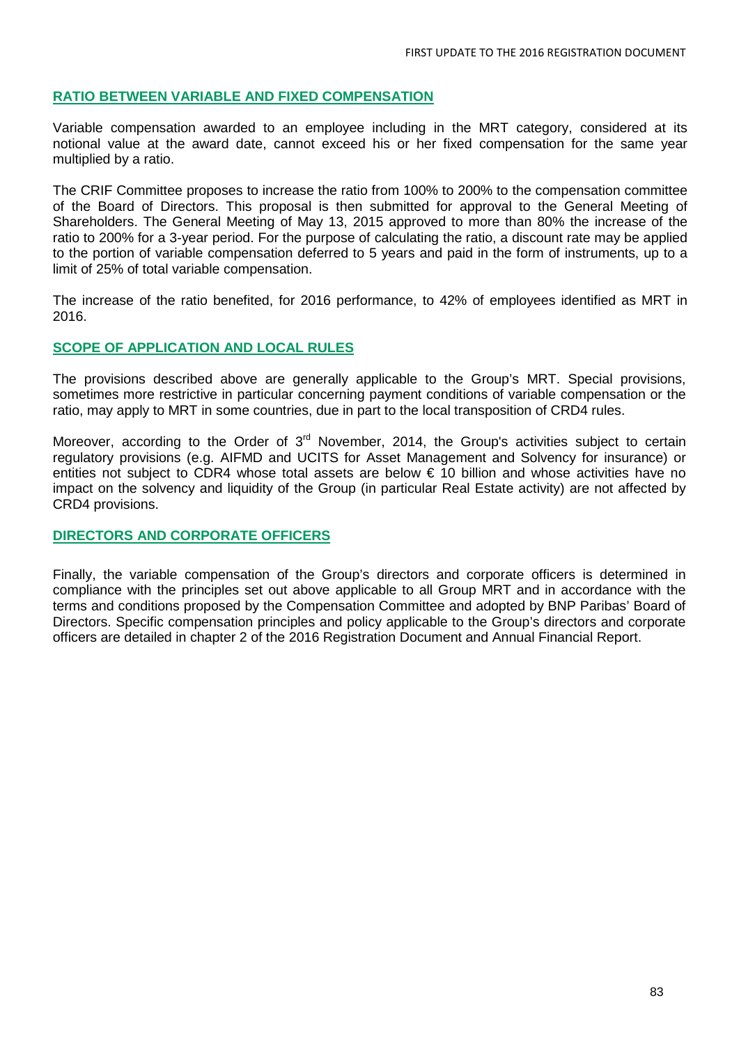## RATIO BETWEEN VARIABLE AND FIXED COMPENSATION

Variable compensation awarded to an employee including in the MRT category, considered at its notional value at the award date, cannot exceed his or her fixed compensation for the same year multiplied by a ratio.

The CRIF Committee proposes to increase the ratio from 100% to 200% to the compensation committee of the Board of Directors. This proposal is then submitted for approval to the General Meeting of Shareholders. The General Meeting of May 13, 2015 approved to more than 80% the increase of the ratio to 200% for a 3-year period. For the purpose of calculating the ratio, a discount rate may be applied to the portion of variable compensation deferred to 5 years and paid in the form of instruments, up to a limit of 25% of total variable compensation.

The increase of the ratio benefited, for 2016 performance, to 42% of employees identified as MRT in 2016.

## SCOPE OF APPLICATION AND LOCAL RULES

The provisions described above are generally applicable to the Group's MRT. Special provisions, sometimes more restrictive in particular concerning payment conditions of variable compensation or the ratio, may apply to MRT in some countries, due in part to the local transposition of CRD4 rules.

Moreover, according to the Order of 3rd November, 2014, the Group's activities subject to certain regulatory provisions (e.g. AIFMD and UCITS for Asset Management and Solvency for insurance) or entities not subject to CDR4 whose total assets are below € 10 billion and whose activities have no impact on the solvency and liquidity of the Group (in particular Real Estate activity) are not affected by CRD4 provisions.

## DIRECTORS AND CORPORATE OFFICERS

Finally, the variable compensation of the Group's directors and corporate officers is determined in compliance with the principles set out above applicable to all Group MRT and in accordance with the terms and conditions proposed by the Compensation Committee and adopted by BNP Paribas' Board of Directors. Specific compensation principles and policy applicable to the Group's directors and corporate officers are detailed in chapter 2 of the 2016 Registration Document and Annual Financial Report.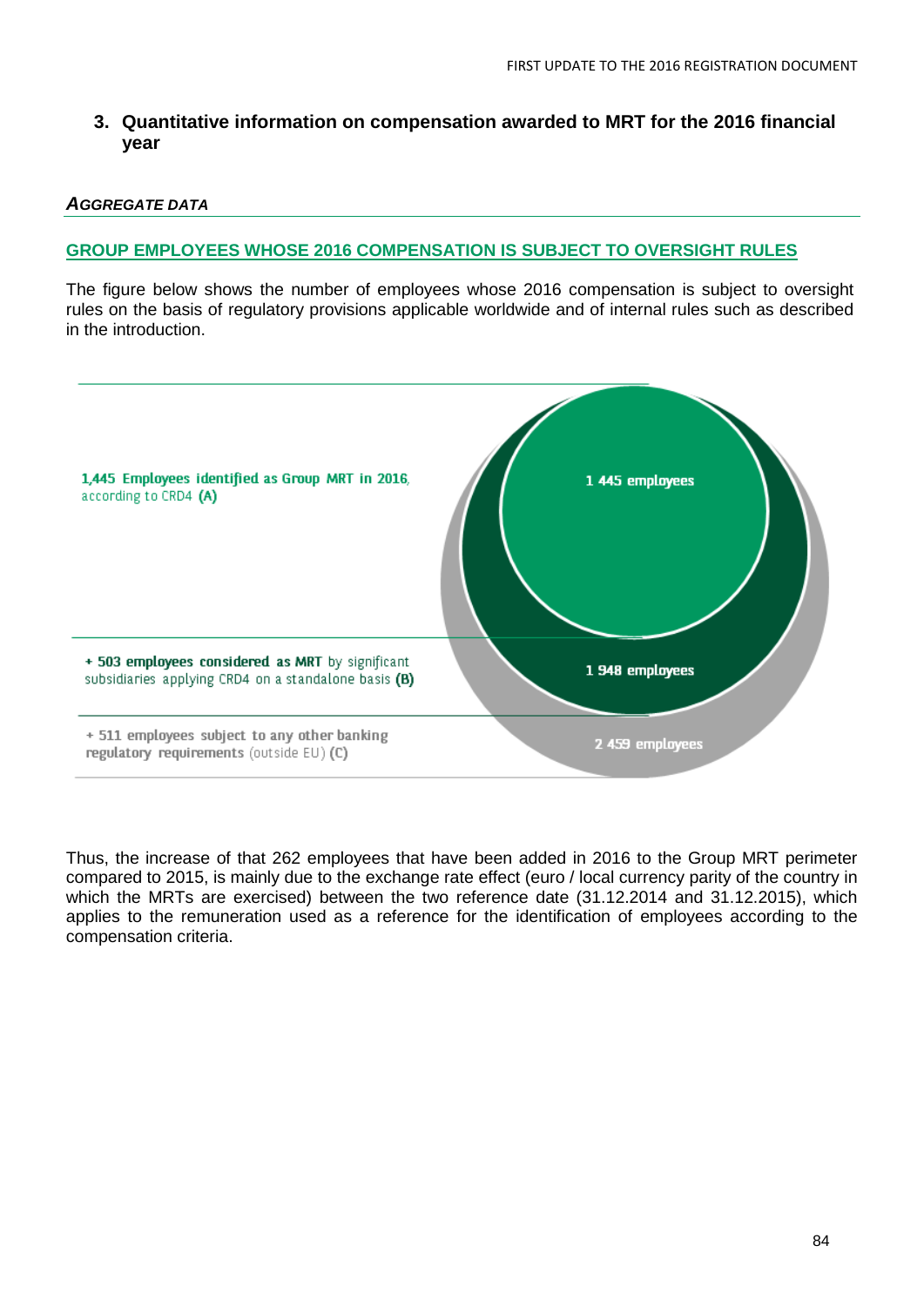### 3. Quantitative information on compensation awarded to MRT for the 2016 financial year

#### *AGGREGATE DATA*

**GROUP EMPLOYEES WHOSE 2016 COMPENSATION IS SUBJECT TO OVERSIGHT RULES**

The figure below shows the number of employees whose 2016 compensation is subject to oversight rules on the basis of regulatory provisions applicable worldwide and of internal rules such as described in the introduction.

| | |
|---|---|
| **1,445 Employees identified as Group MRT in 2016**, according to CRD4 **(A)** | 1 445 employees |
| **+ 503 employees considered as MRT** by significant subsidiaries applying CRD4 on a standalone basis **(B)** | 1 948 employees |
| + 511 employees subject to any other banking regulatory requirements (outside EU) **(C)** | 2 459 employees |

Thus, the increase of that 262 employees that have been added in 2016 to the Group MRT perimeter compared to 2015, is mainly due to the exchange rate effect (euro / local currency parity of the country in which the MRTs are exercised) between the two reference date (31.12.2014 and 31.12.2015), which applies to the remuneration used as a reference for the identification of employees according to the compensation criteria.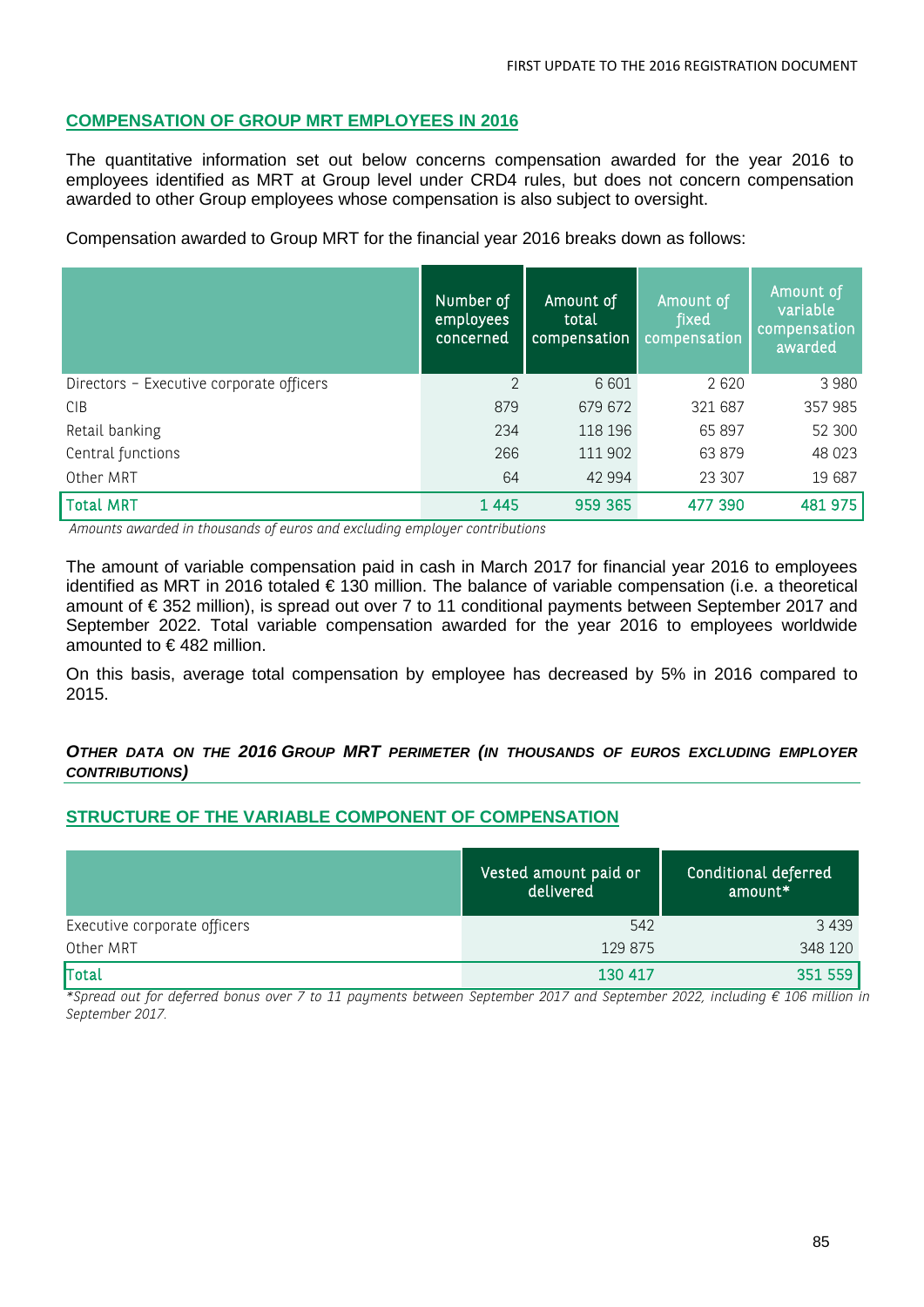## COMPENSATION OF GROUP MRT EMPLOYEES IN 2016

The quantitative information set out below concerns compensation awarded for the year 2016 to employees identified as MRT at Group level under CRD4 rules, but does not concern compensation awarded to other Group employees whose compensation is also subject to oversight.

Compensation awarded to Group MRT for the financial year 2016 breaks down as follows:

| | Number of employees concerned | Amount of total compensation | Amount of fixed compensation | Amount of variable compensation awarded |
|---|---|---|---|---|
| Directors – Executive corporate officers | 2 | 6 601 | 2 620 | 3 980 |
| CIB | 879 | 679 672 | 321 687 | 357 985 |
| Retail banking | 234 | 118 196 | 65 897 | 52 300 |
| Central functions | 266 | 111 902 | 63 879 | 48 023 |
| Other MRT | 64 | 42 994 | 23 307 | 19 687 |
| **Total MRT** | **1 445** | **959 365** | **477 390** | **481 975** |

*Amounts awarded in thousands of euros and excluding employer contributions*

The amount of variable compensation paid in cash in March 2017 for financial year 2016 to employees identified as MRT in 2016 totaled € 130 million. The balance of variable compensation (i.e. a theoretical amount of € 352 million), is spread out over 7 to 11 conditional payments between September 2017 and September 2022. Total variable compensation awarded for the year 2016 to employees worldwide amounted to € 482 million.

On this basis, average total compensation by employee has decreased by 5% in 2016 compared to 2015.

### *OTHER DATA ON THE 2016 GROUP MRT PERIMETER (IN THOUSANDS OF EUROS EXCLUDING EMPLOYER CONTRIBUTIONS)*

## STRUCTURE OF THE VARIABLE COMPONENT OF COMPENSATION

| | Vested amount paid or delivered | Conditional deferred amount* |
|---|---|---|
| Executive corporate officers | 542 | 3 439 |
| Other MRT | 129 875 | 348 120 |
| **Total** | **130 417** | **351 559** |

*\*Spread out for deferred bonus over 7 to 11 payments between September 2017 and September 2022, including € 106 million in September 2017.*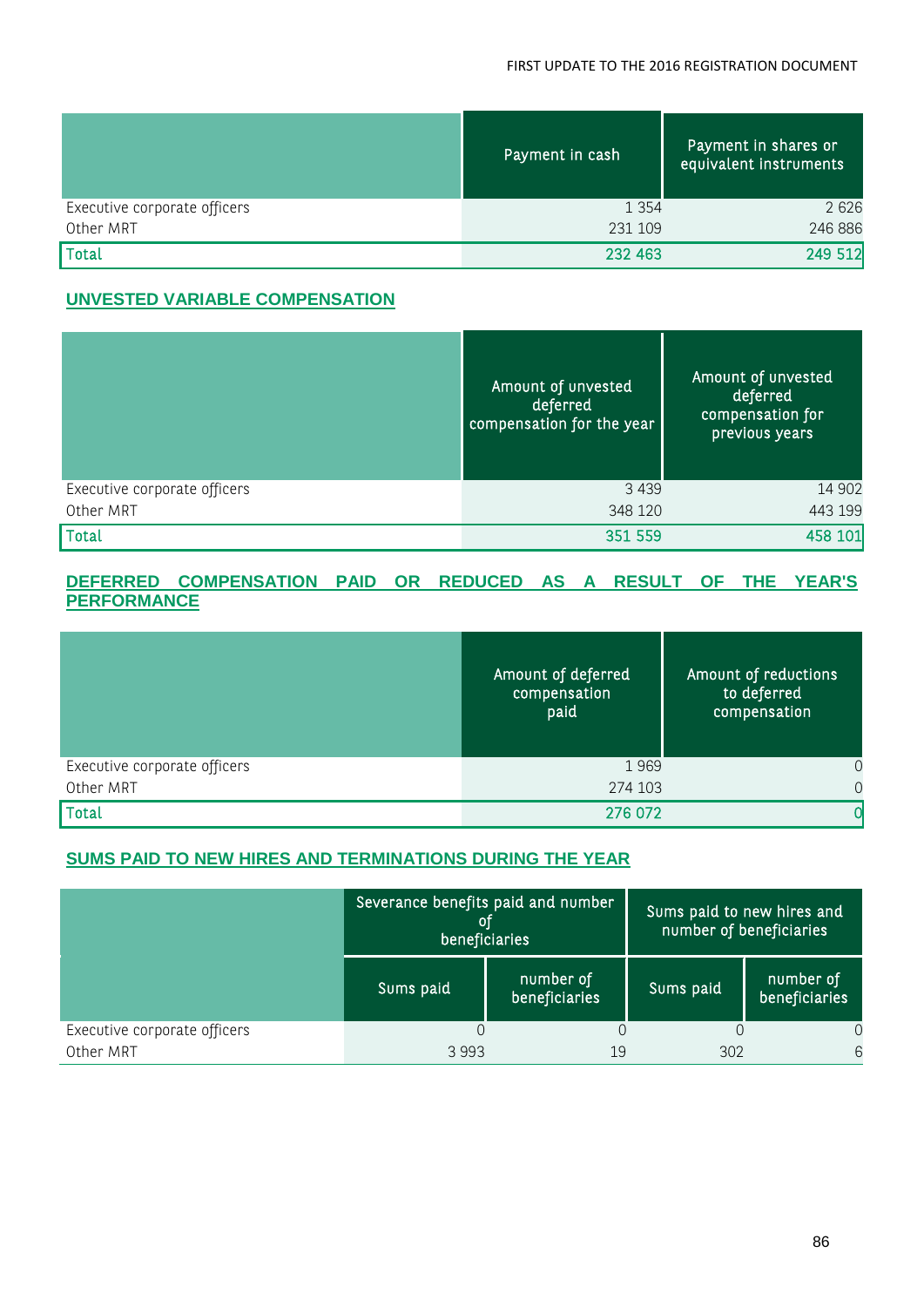| | Payment in cash | Payment in shares or equivalent instruments |
|---|---|---|
| Executive corporate officers | 1 354 | 2 626 |
| Other MRT | 231 109 | 246 886 |
| Total | 232 463 | 249 512 |

## UNVESTED VARIABLE COMPENSATION

| | Amount of unvested deferred compensation for the year | Amount of unvested deferred compensation for previous years |
|---|---|---|
| Executive corporate officers | 3 439 | 14 902 |
| Other MRT | 348 120 | 443 199 |
| Total | 351 559 | 458 101 |

## DEFERRED COMPENSATION PAID OR REDUCED AS A RESULT OF THE YEAR'S PERFORMANCE

| | Amount of deferred compensation paid | Amount of reductions to deferred compensation |
|---|---|---|
| Executive corporate officers | 1 969 | 0 |
| Other MRT | 274 103 | 0 |
| Total | 276 072 | 0 |

## SUMS PAID TO NEW HIRES AND TERMINATIONS DURING THE YEAR

| | Severance benefits paid and number of beneficiaries | | Sums paid to new hires and number of beneficiaries | |
|---|---|---|---|---|
| | Sums paid | number of beneficiaries | Sums paid | number of beneficiaries |
| Executive corporate officers | 0 | 0 | 0 | 0 |
| Other MRT | 3 993 | 19 | 302 | 6 |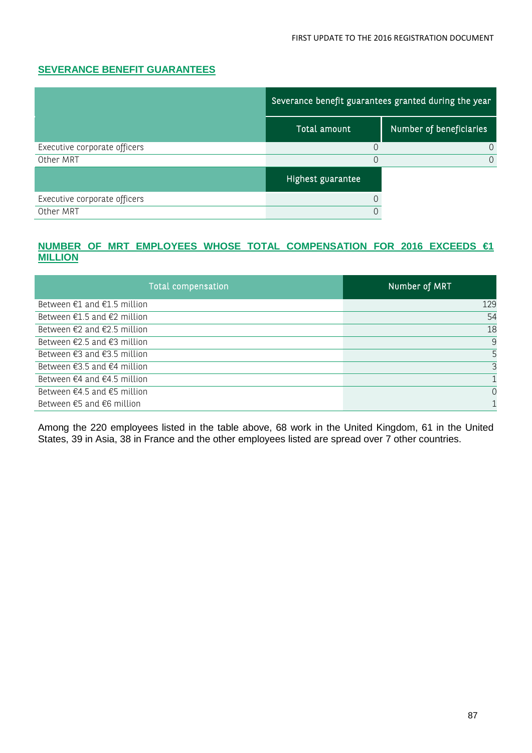## SEVERANCE BENEFIT GUARANTEES

| | Severance benefit guarantees granted during the year | |
|---|---|---|
| | Total amount | Number of beneficiaries |
| Executive corporate officers | 0 | 0 |
| Other MRT | 0 | 0 |
| | Highest guarantee | |
| Executive corporate officers | 0 | |
| Other MRT | 0 | |

## NUMBER OF MRT EMPLOYEES WHOSE TOTAL COMPENSATION FOR 2016 EXCEEDS €1 MILLION

| Total compensation | Number of MRT |
|---|---|
| Between €1 and €1.5 million | 129 |
| Between €1.5 and €2 million | 54 |
| Between €2 and €2.5 million | 18 |
| Between €2.5 and €3 million | 9 |
| Between €3 and €3.5 million | 5 |
| Between €3.5 and €4 million | 3 |
| Between €4 and €4.5 million | 1 |
| Between €4.5 and €5 million | 0 |
| Between €5 and €6 million | 1 |

Among the 220 employees listed in the table above, 68 work in the United Kingdom, 61 in the United States, 39 in Asia, 38 in France and the other employees listed are spread over 7 other countries.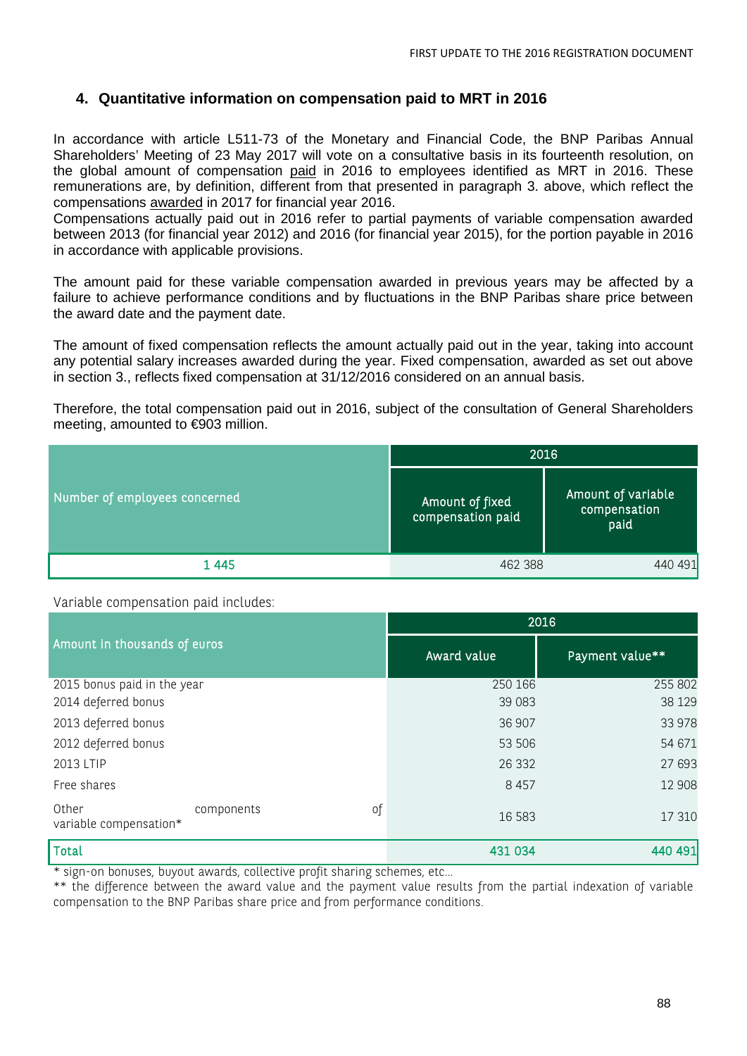## 4. Quantitative information on compensation paid to MRT in 2016

In accordance with article L511-73 of the Monetary and Financial Code, the BNP Paribas Annual Shareholders' Meeting of 23 May 2017 will vote on a consultative basis in its fourteenth resolution, on the global amount of compensation paid in 2016 to employees identified as MRT in 2016. These remunerations are, by definition, different from that presented in paragraph 3. above, which reflect the compensations awarded in 2017 for financial year 2016.
Compensations actually paid out in 2016 refer to partial payments of variable compensation awarded between 2013 (for financial year 2012) and 2016 (for financial year 2015), for the portion payable in 2016 in accordance with applicable provisions.

The amount paid for these variable compensation awarded in previous years may be affected by a failure to achieve performance conditions and by fluctuations in the BNP Paribas share price between the award date and the payment date.

The amount of fixed compensation reflects the amount actually paid out in the year, taking into account any potential salary increases awarded during the year. Fixed compensation, awarded as set out above in section 3., reflects fixed compensation at 31/12/2016 considered on an annual basis.

Therefore, the total compensation paid out in 2016, subject of the consultation of General Shareholders meeting, amounted to €903 million.

| Number of employees concerned | 2016 | |
|---|---|---|
| | Amount of fixed compensation paid | Amount of variable compensation paid |
| 1 445 | 462 388 | 440 491 |

Variable compensation paid includes:

| Amount in thousands of euros | 2016 | |
|---|---|---|
| | Award value | Payment value** |
| 2015 bonus paid in the year | 250 166 | 255 802 |
| 2014 deferred bonus | 39 083 | 38 129 |
| 2013 deferred bonus | 36 907 | 33 978 |
| 2012 deferred bonus | 53 506 | 54 671 |
| 2013 LTIP | 26 332 | 27 693 |
| Free shares | 8 457 | 12 908 |
| Other components of variable compensation* | 16 583 | 17 310 |
| **Total** | **431 034** | **440 491** |

* sign-on bonuses, buyout awards, collective profit sharing schemes, etc...
** the difference between the award value and the payment value results from the partial indexation of variable compensation to the BNP Paribas share price and from performance conditions.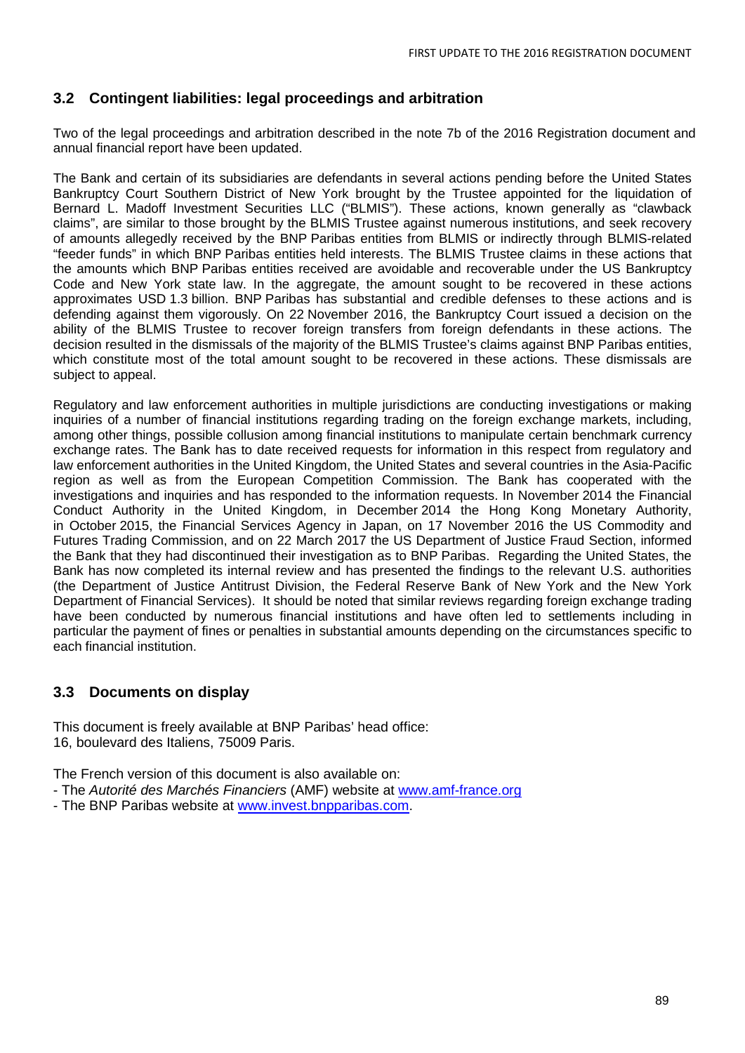## 3.2 Contingent liabilities: legal proceedings and arbitration

Two of the legal proceedings and arbitration described in the note 7b of the 2016 Registration document and annual financial report have been updated.

The Bank and certain of its subsidiaries are defendants in several actions pending before the United States Bankruptcy Court Southern District of New York brought by the Trustee appointed for the liquidation of Bernard L. Madoff Investment Securities LLC ("BLMIS"). These actions, known generally as "clawback claims", are similar to those brought by the BLMIS Trustee against numerous institutions, and seek recovery of amounts allegedly received by the BNP Paribas entities from BLMIS or indirectly through BLMIS-related "feeder funds" in which BNP Paribas entities held interests. The BLMIS Trustee claims in these actions that the amounts which BNP Paribas entities received are avoidable and recoverable under the US Bankruptcy Code and New York state law. In the aggregate, the amount sought to be recovered in these actions approximates USD 1.3 billion. BNP Paribas has substantial and credible defenses to these actions and is defending against them vigorously. On 22 November 2016, the Bankruptcy Court issued a decision on the ability of the BLMIS Trustee to recover foreign transfers from foreign defendants in these actions. The decision resulted in the dismissals of the majority of the BLMIS Trustee's claims against BNP Paribas entities, which constitute most of the total amount sought to be recovered in these actions. These dismissals are subject to appeal.

Regulatory and law enforcement authorities in multiple jurisdictions are conducting investigations or making inquiries of a number of financial institutions regarding trading on the foreign exchange markets, including, among other things, possible collusion among financial institutions to manipulate certain benchmark currency exchange rates. The Bank has to date received requests for information in this respect from regulatory and law enforcement authorities in the United Kingdom, the United States and several countries in the Asia-Pacific region as well as from the European Competition Commission. The Bank has cooperated with the investigations and inquiries and has responded to the information requests. In November 2014 the Financial Conduct Authority in the United Kingdom, in December 2014 the Hong Kong Monetary Authority, in October 2015, the Financial Services Agency in Japan, on 17 November 2016 the US Commodity and Futures Trading Commission, and on 22 March 2017 the US Department of Justice Fraud Section, informed the Bank that they had discontinued their investigation as to BNP Paribas. Regarding the United States, the Bank has now completed its internal review and has presented the findings to the relevant U.S. authorities (the Department of Justice Antitrust Division, the Federal Reserve Bank of New York and the New York Department of Financial Services). It should be noted that similar reviews regarding foreign exchange trading have been conducted by numerous financial institutions and have often led to settlements including in particular the payment of fines or penalties in substantial amounts depending on the circumstances specific to each financial institution.

## 3.3 Documents on display

This document is freely available at BNP Paribas' head office:
16, boulevard des Italiens, 75009 Paris.

The French version of this document is also available on:
- The *Autorité des Marchés Financiers* (AMF) website at www.amf-france.org
- The BNP Paribas website at www.invest.bnpparibas.com.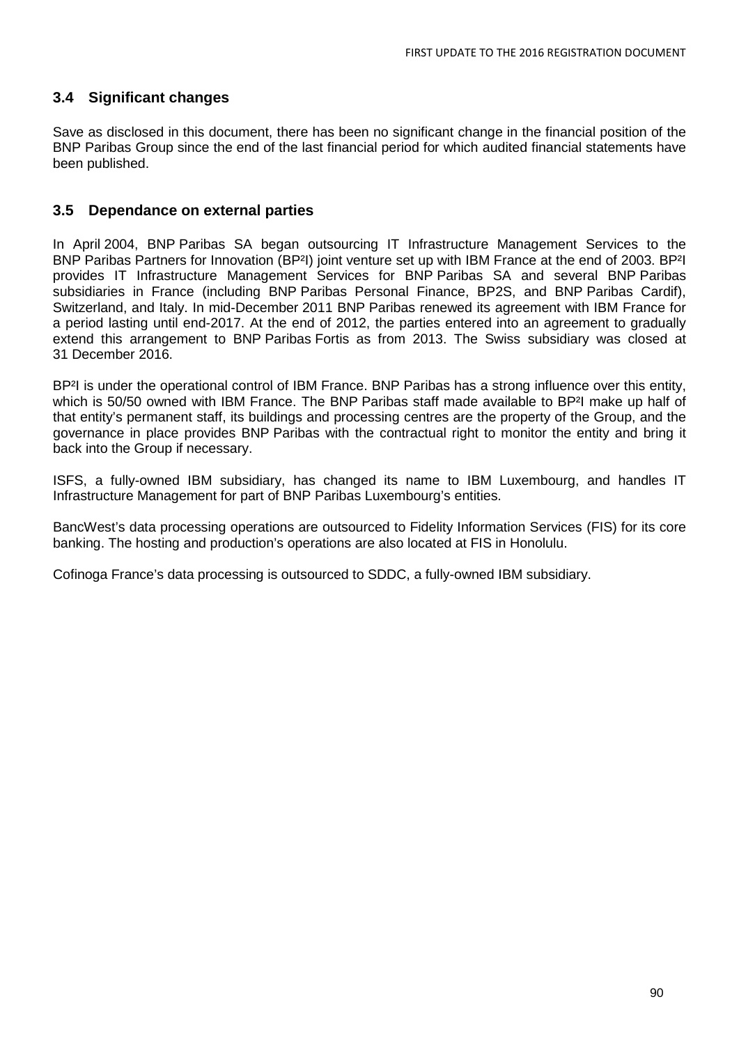## 3.4 Significant changes

Save as disclosed in this document, there has been no significant change in the financial position of the BNP Paribas Group since the end of the last financial period for which audited financial statements have been published.

## 3.5 Dependance on external parties

In April 2004, BNP Paribas SA began outsourcing IT Infrastructure Management Services to the BNP Paribas Partners for Innovation (BP²I) joint venture set up with IBM France at the end of 2003. BP²I provides IT Infrastructure Management Services for BNP Paribas SA and several BNP Paribas subsidiaries in France (including BNP Paribas Personal Finance, BP2S, and BNP Paribas Cardif), Switzerland, and Italy. In mid-December 2011 BNP Paribas renewed its agreement with IBM France for a period lasting until end-2017. At the end of 2012, the parties entered into an agreement to gradually extend this arrangement to BNP Paribas Fortis as from 2013. The Swiss subsidiary was closed at 31 December 2016.

BP²I is under the operational control of IBM France. BNP Paribas has a strong influence over this entity, which is 50/50 owned with IBM France. The BNP Paribas staff made available to BP²I make up half of that entity's permanent staff, its buildings and processing centres are the property of the Group, and the governance in place provides BNP Paribas with the contractual right to monitor the entity and bring it back into the Group if necessary.

ISFS, a fully-owned IBM subsidiary, has changed its name to IBM Luxembourg, and handles IT Infrastructure Management for part of BNP Paribas Luxembourg's entities.

BancWest's data processing operations are outsourced to Fidelity Information Services (FIS) for its core banking. The hosting and production's operations are also located at FIS in Honolulu.

Cofinoga France's data processing is outsourced to SDDC, a fully-owned IBM subsidiary.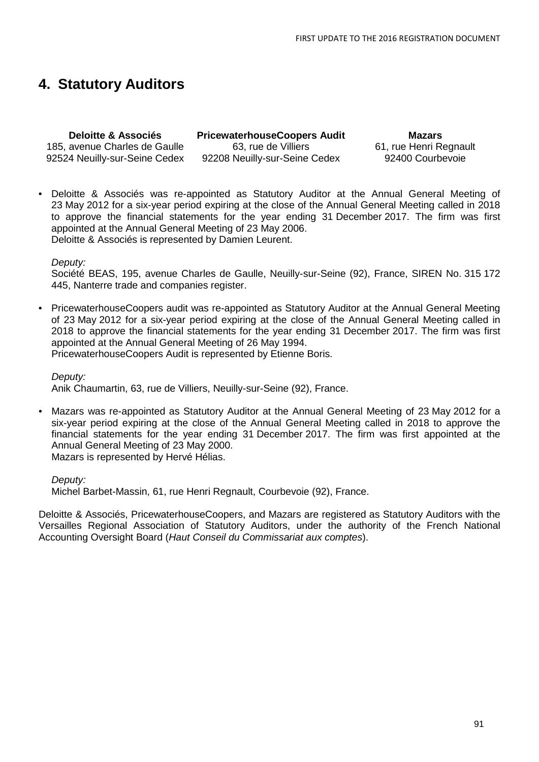# 4. Statutory Auditors

| **Deloitte & Associés** | **PricewaterhouseCoopers Audit** | **Mazars** |
|---|---|---|
| 185, avenue Charles de Gaulle | 63, rue de Villiers | 61, rue Henri Regnault |
| 92524 Neuilly-sur-Seine Cedex | 92208 Neuilly-sur-Seine Cedex | 92400 Courbevoie |

- Deloitte & Associés was re-appointed as Statutory Auditor at the Annual General Meeting of 23 May 2012 for a six-year period expiring at the close of the Annual General Meeting called in 2018 to approve the financial statements for the year ending 31 December 2017. The firm was first appointed at the Annual General Meeting of 23 May 2006.
  Deloitte & Associés is represented by Damien Leurent.

  *Deputy:*
  Société BEAS, 195, avenue Charles de Gaulle, Neuilly-sur-Seine (92), France, SIREN No. 315 172 445, Nanterre trade and companies register.

- PricewaterhouseCoopers audit was re-appointed as Statutory Auditor at the Annual General Meeting of 23 May 2012 for a six-year period expiring at the close of the Annual General Meeting called in 2018 to approve the financial statements for the year ending 31 December 2017. The firm was first appointed at the Annual General Meeting of 26 May 1994.
  PricewaterhouseCoopers Audit is represented by Etienne Boris.

  *Deputy:*
  Anik Chaumartin, 63, rue de Villiers, Neuilly-sur-Seine (92), France.

- Mazars was re-appointed as Statutory Auditor at the Annual General Meeting of 23 May 2012 for a six-year period expiring at the close of the Annual General Meeting called in 2018 to approve the financial statements for the year ending 31 December 2017. The firm was first appointed at the Annual General Meeting of 23 May 2000.
  Mazars is represented by Hervé Hélias.

  *Deputy:*
  Michel Barbet-Massin, 61, rue Henri Regnault, Courbevoie (92), France.

Deloitte & Associés, PricewaterhouseCoopers, and Mazars are registered as Statutory Auditors with the Versailles Regional Association of Statutory Auditors, under the authority of the French National Accounting Oversight Board (*Haut Conseil du Commissariat aux comptes*).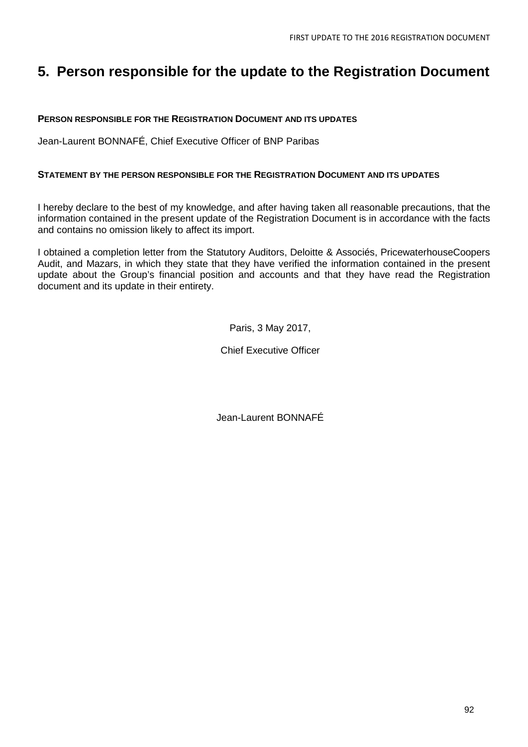# 5. Person responsible for the update to the Registration Document

**PERSON RESPONSIBLE FOR THE REGISTRATION DOCUMENT AND ITS UPDATES**

Jean-Laurent BONNAFÉ, Chief Executive Officer of BNP Paribas

**STATEMENT BY THE PERSON RESPONSIBLE FOR THE REGISTRATION DOCUMENT AND ITS UPDATES**

I hereby declare to the best of my knowledge, and after having taken all reasonable precautions, that the information contained in the present update of the Registration Document is in accordance with the facts and contains no omission likely to affect its import.

I obtained a completion letter from the Statutory Auditors, Deloitte & Associés, PricewaterhouseCoopers Audit, and Mazars, in which they state that they have verified the information contained in the present update about the Group's financial position and accounts and that they have read the Registration document and its update in their entirety.

Paris, 3 May 2017,

Chief Executive Officer

Jean-Laurent BONNAFÉ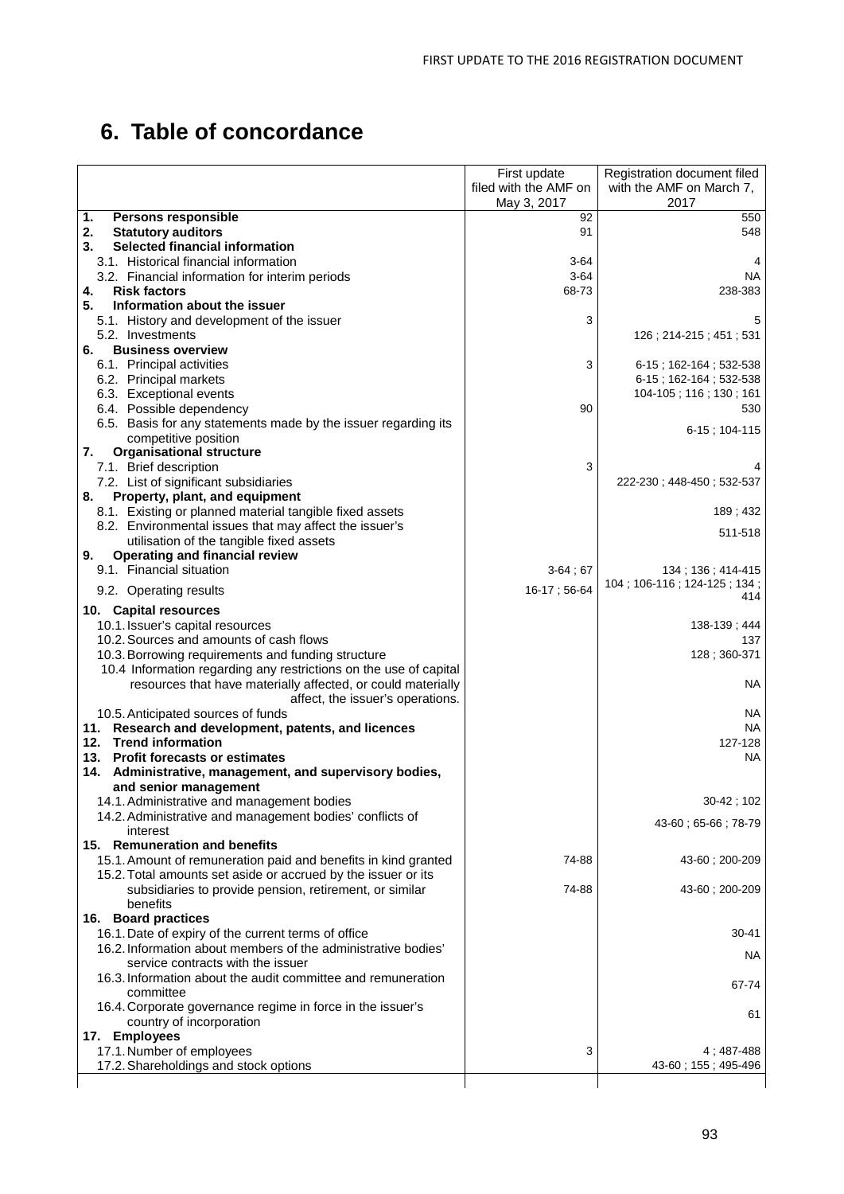# 6. Table of concordance

| | First update filed with the AMF on May 3, 2017 | Registration document filed with the AMF on March 7, 2017 |
|---|---|---|
| **1. Persons responsible** | 92 | 550 |
| **2. Statutory auditors** | 91 | 548 |
| **3. Selected financial information** | | |
| 3.1. Historical financial information | 3-64 | 4 |
| 3.2. Financial information for interim periods | 3-64 | NA |
| **4. Risk factors** | 68-73 | 238-383 |
| **5. Information about the issuer** | | |
| 5.1. History and development of the issuer | 3 | 5 |
| 5.2. Investments | | 126 ; 214-215 ; 451 ; 531 |
| **6. Business overview** | | |
| 6.1. Principal activities | 3 | 6-15 ; 162-164 ; 532-538 |
| 6.2. Principal markets | | 6-15 ; 162-164 ; 532-538 |
| 6.3. Exceptional events | | 104-105 ; 116 ; 130 ; 161 |
| 6.4. Possible dependency | 90 | 530 |
| 6.5. Basis for any statements made by the issuer regarding its competitive position | | 6-15 ; 104-115 |
| **7. Organisational structure** | | |
| 7.1. Brief description | 3 | 4 |
| 7.2. List of significant subsidiaries | | 222-230 ; 448-450 ; 532-537 |
| **8. Property, plant, and equipment** | | |
| 8.1. Existing or planned material tangible fixed assets | | 189 ; 432 |
| 8.2. Environmental issues that may affect the issuer's utilisation of the tangible fixed assets | | 511-518 |
| **9. Operating and financial review** | | |
| 9.1. Financial situation | 3-64 ; 67 | 134 ; 136 ; 414-415 |
| 9.2. Operating results | 16-17 ; 56-64 | 104 ; 106-116 ; 124-125 ; 134 ; 414 |
| **10. Capital resources** | | |
| 10.1. Issuer's capital resources | | 138-139 ; 444 |
| 10.2. Sources and amounts of cash flows | | 137 |
| 10.3. Borrowing requirements and funding structure | | 128 ; 360-371 |
| 10.4 Information regarding any restrictions on the use of capital resources that have materially affected, or could materially affect, the issuer's operations. | | NA |
| 10.5. Anticipated sources of funds | | NA |
| **11. Research and development, patents, and licences** | | NA |
| **12. Trend information** | | 127-128 |
| **13. Profit forecasts or estimates** | | NA |
| **14. Administrative, management, and supervisory bodies, and senior management** | | |
| 14.1. Administrative and management bodies | | 30-42 ; 102 |
| 14.2. Administrative and management bodies' conflicts of interest | | 43-60 ; 65-66 ; 78-79 |
| **15. Remuneration and benefits** | | |
| 15.1. Amount of remuneration paid and benefits in kind granted | 74-88 | 43-60 ; 200-209 |
| 15.2. Total amounts set aside or accrued by the issuer or its subsidiaries to provide pension, retirement, or similar benefits | 74-88 | 43-60 ; 200-209 |
| **16. Board practices** | | |
| 16.1. Date of expiry of the current terms of office | | 30-41 |
| 16.2. Information about members of the administrative bodies' service contracts with the issuer | | NA |
| 16.3. Information about the audit committee and remuneration committee | | 67-74 |
| 16.4. Corporate governance regime in force in the issuer's country of incorporation | | 61 |
| **17. Employees** | | |
| 17.1. Number of employees | 3 | 4 ; 487-488 |
| 17.2. Shareholdings and stock options | | 43-60 ; 155 ; 495-496 |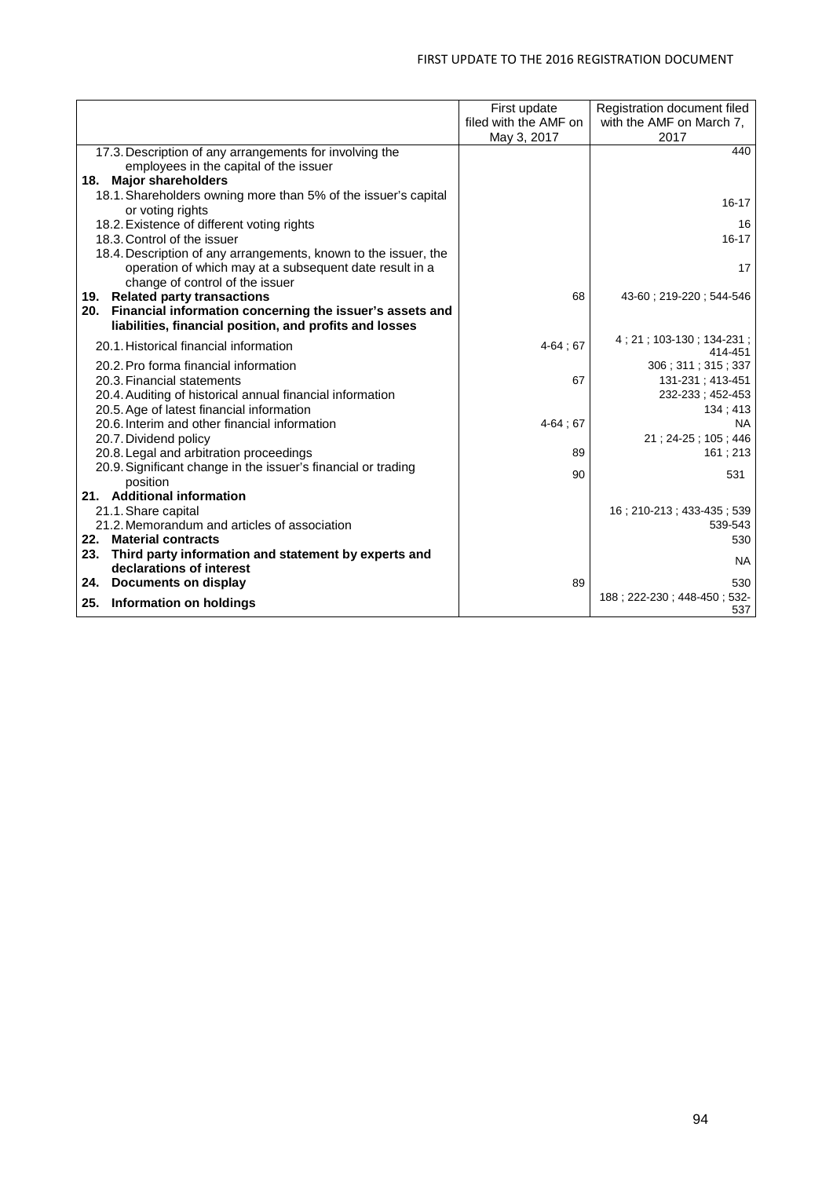| | First update filed with the AMF on May 3, 2017 | Registration document filed with the AMF on March 7, 2017 |
|---|---|---|
| 17.3. Description of any arrangements for involving the employees in the capital of the issuer | | 440 |
| **18. Major shareholders** | | |
| 18.1. Shareholders owning more than 5% of the issuer's capital or voting rights | | 16-17 |
| 18.2. Existence of different voting rights | | 16 |
| 18.3. Control of the issuer | | 16-17 |
| 18.4. Description of any arrangements, known to the issuer, the operation of which may at a subsequent date result in a change of control of the issuer | | 17 |
| **19. Related party transactions** | 68 | 43-60 ; 219-220 ; 544-546 |
| **20. Financial information concerning the issuer's assets and liabilities, financial position, and profits and losses** | | |
| 20.1. Historical financial information | 4-64 ; 67 | 4 ; 21 ; 103-130 ; 134-231 ; 414-451 |
| 20.2. Pro forma financial information | | 306 ; 311 ; 315 ; 337 |
| 20.3. Financial statements | 67 | 131-231 ; 413-451 |
| 20.4. Auditing of historical annual financial information | | 232-233 ; 452-453 |
| 20.5. Age of latest financial information | | 134 ; 413 |
| 20.6. Interim and other financial information | 4-64 ; 67 | NA |
| 20.7. Dividend policy | | 21 ; 24-25 ; 105 ; 446 |
| 20.8. Legal and arbitration proceedings | 89 | 161 ; 213 |
| 20.9. Significant change in the issuer's financial or trading position | 90 | 531 |
| **21. Additional information** | | |
| 21.1. Share capital | | 16 ; 210-213 ; 433-435 ; 539 |
| 21.2. Memorandum and articles of association | | 539-543 |
| **22. Material contracts** | | 530 |
| **23. Third party information and statement by experts and declarations of interest** | | NA |
| **24. Documents on display** | 89 | 530 |
| **25. Information on holdings** | | 188 ; 222-230 ; 448-450 ; 532-537 |